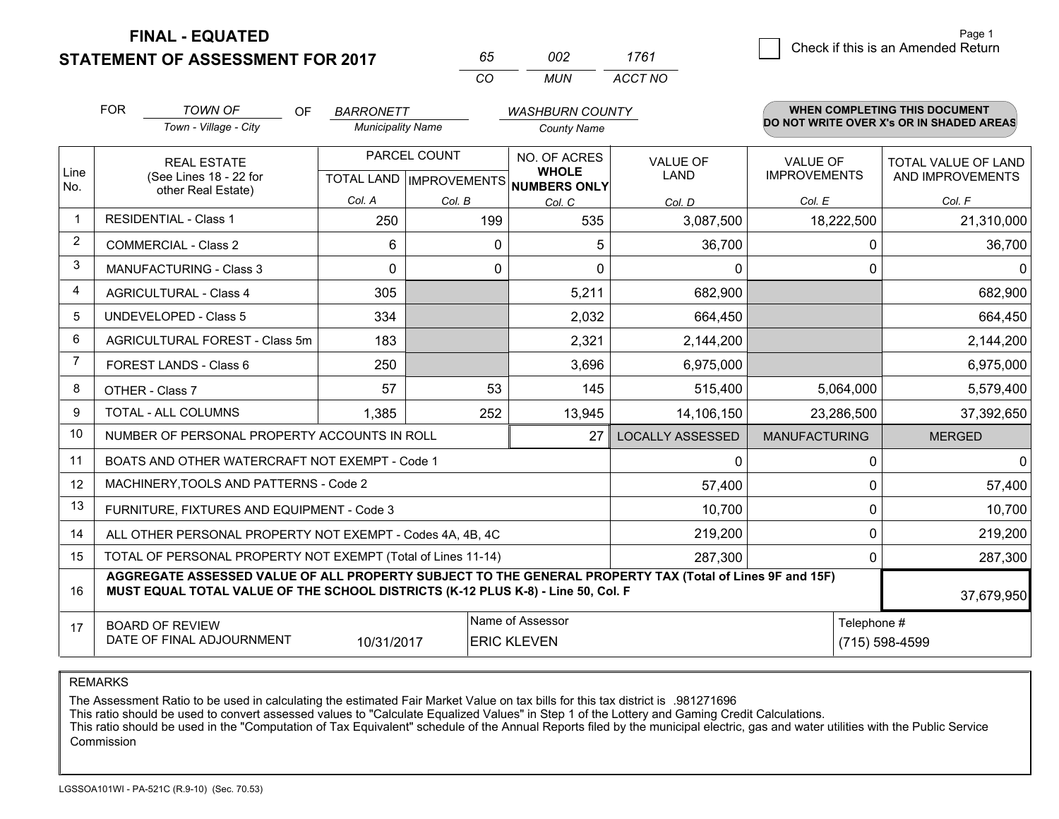# FINAL - EQUATED
## STATEMENT OF ASSESSMENT FOR 2017

| 65 | 002 | 1761 |
|---|---|---|
| CO | MUN | ACCT NO |

Page 1

☐ Check if this is an Amended Return

FOR *TOWN OF* (Town - Village - City) OF *BARRONETT* (Municipality Name) *WASHBURN COUNTY* (County Name)

**WHEN COMPLETING THIS DOCUMENT DO NOT WRITE OVER X's OR IN SHADED AREAS**

| Line No. | REAL ESTATE (See Lines 18 - 22 for other Real Estate) | PARCEL COUNT TOTAL LAND Col. A | PARCEL COUNT IMPROVEMENTS Col. B | NO. OF ACRES WHOLE NUMBERS ONLY Col. C | VALUE OF LAND Col. D | VALUE OF IMPROVEMENTS Col. E | TOTAL VALUE OF LAND AND IMPROVEMENTS Col. F |
|---|---|---|---|---|---|---|---|
| 1 | RESIDENTIAL - Class 1 | 250 | 199 | 535 | 3,087,500 | 18,222,500 | 21,310,000 |
| 2 | COMMERCIAL - Class 2 | 6 | 0 | 5 | 36,700 | 0 | 36,700 |
| 3 | MANUFACTURING - Class 3 | 0 | 0 | 0 | 0 | 0 | 0 |
| 4 | AGRICULTURAL - Class 4 | 305 | | 5,211 | 682,900 | | 682,900 |
| 5 | UNDEVELOPED - Class 5 | 334 | | 2,032 | 664,450 | | 664,450 |
| 6 | AGRICULTURAL FOREST - Class 5m | 183 | | 2,321 | 2,144,200 | | 2,144,200 |
| 7 | FOREST LANDS - Class 6 | 250 | | 3,696 | 6,975,000 | | 6,975,000 |
| 8 | OTHER - Class 7 | 57 | 53 | 145 | 515,400 | 5,064,000 | 5,579,400 |
| 9 | TOTAL - ALL COLUMNS | 1,385 | 252 | 13,945 | 14,106,150 | 23,286,500 | 37,392,650 |
| 10 | NUMBER OF PERSONAL PROPERTY ACCOUNTS IN ROLL | | | 27 | LOCALLY ASSESSED | MANUFACTURING | MERGED |
| 11 | BOATS AND OTHER WATERCRAFT NOT EXEMPT - Code 1 | | | | 0 | 0 | 0 |
| 12 | MACHINERY,TOOLS AND PATTERNS - Code 2 | | | | 57,400 | 0 | 57,400 |
| 13 | FURNITURE, FIXTURES AND EQUIPMENT - Code 3 | | | | 10,700 | 0 | 10,700 |
| 14 | ALL OTHER PERSONAL PROPERTY NOT EXEMPT - Codes 4A, 4B, 4C | | | | 219,200 | 0 | 219,200 |
| 15 | TOTAL OF PERSONAL PROPERTY NOT EXEMPT (Total of Lines 11-14) | | | | 287,300 | 0 | 287,300 |
| 16 | **AGGREGATE ASSESSED VALUE OF ALL PROPERTY SUBJECT TO THE GENERAL PROPERTY TAX (Total of Lines 9F and 15F) MUST EQUAL TOTAL VALUE OF THE SCHOOL DISTRICTS (K-12 PLUS K-8) - Line 50, Col. F** | | | | | | 37,679,950 |
| 17 | BOARD OF REVIEW DATE OF FINAL ADJOURNMENT | 10/31/2017 | Name of Assessor: ERIC KLEVEN | | | Telephone #: (715) 598-4599 | |

REMARKS

The Assessment Ratio to be used in calculating the estimated Fair Market Value on tax bills for this tax district is .981271696
This ratio should be used to convert assessed values to "Calculate Equalized Values" in Step 1 of the Lottery and Gaming Credit Calculations.
This ratio should be used in the "Computation of Tax Equivalent" schedule of the Annual Reports filed by the municipal electric, gas and water utilities with the Public Service Commission

LGSSOA101WI - PA-521C (R.9-10) (Sec. 70.53)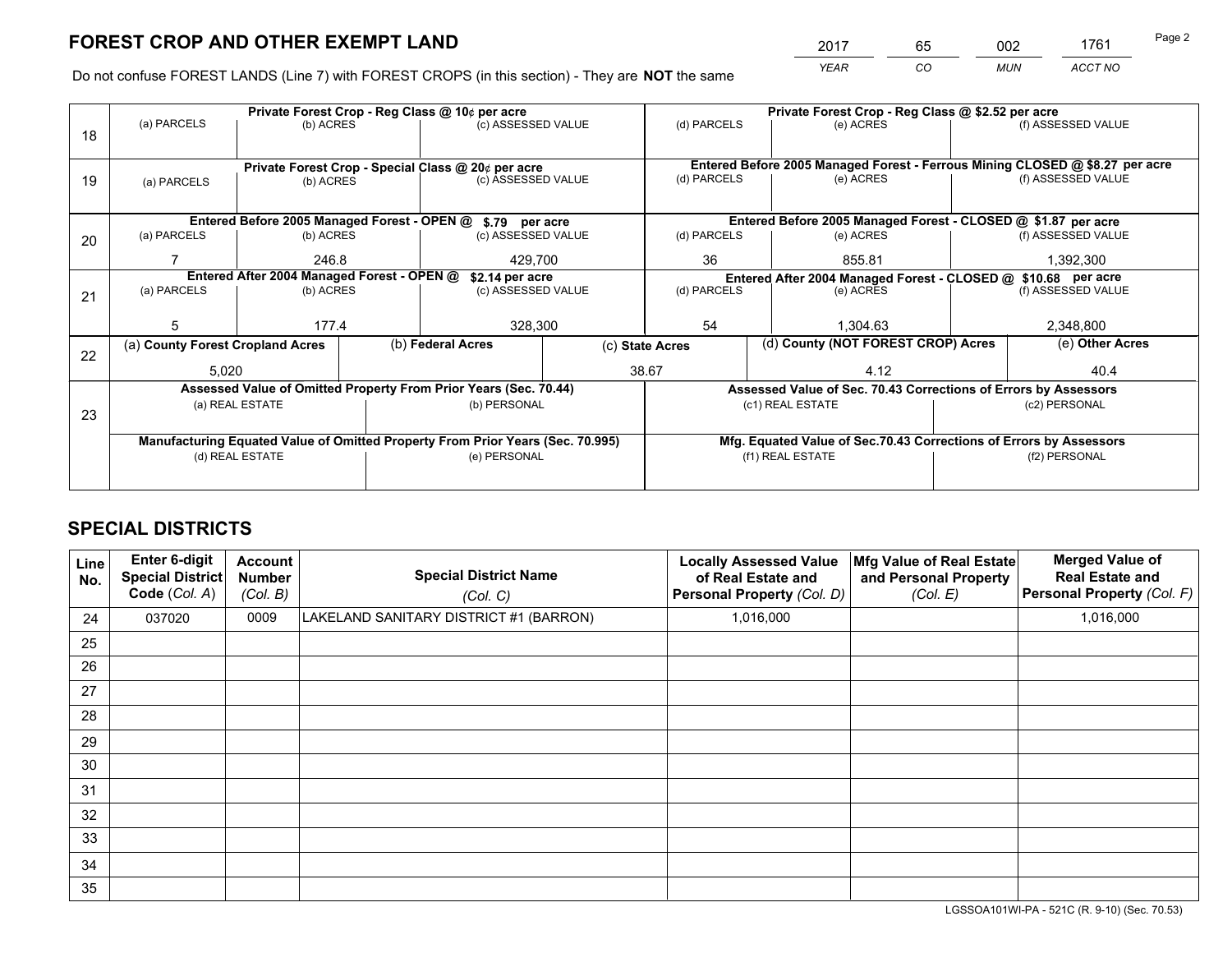# FOREST CROP AND OTHER EXEMPT LAND

| YEAR | CO | MUN | ACCT NO |
|---|---|---|---|
| 2017 | 65 | 002 | 1761 |

Do not confuse FOREST LANDS (Line 7) with FOREST CROPS (in this section) - They are **NOT** the same

| Line | Private Forest Crop - Reg Class @ 10¢ per acre | | | Private Forest Crop - Reg Class @ $2.52 per acre | | |
|---|---|---|---|---|---|---|
| 18 | (a) PARCELS | (b) ACRES | (c) ASSESSED VALUE | (d) PARCELS | (e) ACRES | (f) ASSESSED VALUE |
| | | | | | | |
| | **Private Forest Crop - Special Class @ 20¢ per acre** | | | **Entered Before 2005 Managed Forest - Ferrous Mining CLOSED @ $8.27 per acre** | | |
| 19 | (a) PARCELS | (b) ACRES | (c) ASSESSED VALUE | (d) PARCELS | (e) ACRES | (f) ASSESSED VALUE |
| | | | | | | |
| | **Entered Before 2005 Managed Forest - OPEN @ $.79 per acre** | | | **Entered Before 2005 Managed Forest - CLOSED @ $1.87 per acre** | | |
| 20 | (a) PARCELS | (b) ACRES | (c) ASSESSED VALUE | (d) PARCELS | (e) ACRES | (f) ASSESSED VALUE |
| | 7 | 246.8 | 429,700 | 36 | 855.81 | 1,392,300 |
| | **Entered After 2004 Managed Forest - OPEN @ $2.14 per acre** | | | **Entered After 2004 Managed Forest - CLOSED @ $10.68 per acre** | | |
| 21 | (a) PARCELS | (b) ACRES | (c) ASSESSED VALUE | (d) PARCELS | (e) ACRES | (f) ASSESSED VALUE |
| | 5 | 177.4 | 328,300 | 54 | 1,304.63 | 2,348,800 |

| Line | (a) County Forest Cropland Acres | (b) Federal Acres | (c) State Acres | (d) County (NOT FOREST CROP) Acres | (e) Other Acres |
|---|---|---|---|---|---|
| 22 | 5,020 | | 38.67 | 4.12 | 40.4 |

| Line | Assessed Value of Omitted Property From Prior Years (Sec. 70.44) | | Assessed Value of Sec. 70.43 Corrections of Errors by Assessors | |
|---|---|---|---|---|
| 23 | (a) REAL ESTATE | (b) PERSONAL | (c1) REAL ESTATE | (c2) PERSONAL |
| | | | | |
| | **Manufacturing Equated Value of Omitted Property From Prior Years (Sec. 70.995)** | | **Mfg. Equated Value of Sec.70.43 Corrections of Errors by Assessors** | |
| | (d) REAL ESTATE | (e) PERSONAL | (f1) REAL ESTATE | (f2) PERSONAL |
| | | | | |

# SPECIAL DISTRICTS

| Line No. | Enter 6-digit Special District Code (Col. A) | Account Number (Col. B) | Special District Name (Col. C) | Locally Assessed Value of Real Estate and Personal Property (Col. D) | Mfg Value of Real Estate and Personal Property (Col. E) | Merged Value of Real Estate and Personal Property (Col. F) |
|---|---|---|---|---|---|---|
| 24 | 037020 | 0009 | LAKELAND SANITARY DISTRICT #1 (BARRON) | 1,016,000 | | 1,016,000 |
| 25 | | | | | | |
| 26 | | | | | | |
| 27 | | | | | | |
| 28 | | | | | | |
| 29 | | | | | | |
| 30 | | | | | | |
| 31 | | | | | | |
| 32 | | | | | | |
| 33 | | | | | | |
| 34 | | | | | | |
| 35 | | | | | | |

LGSSOA101WI-PA - 521C (R. 9-10) (Sec. 70.53)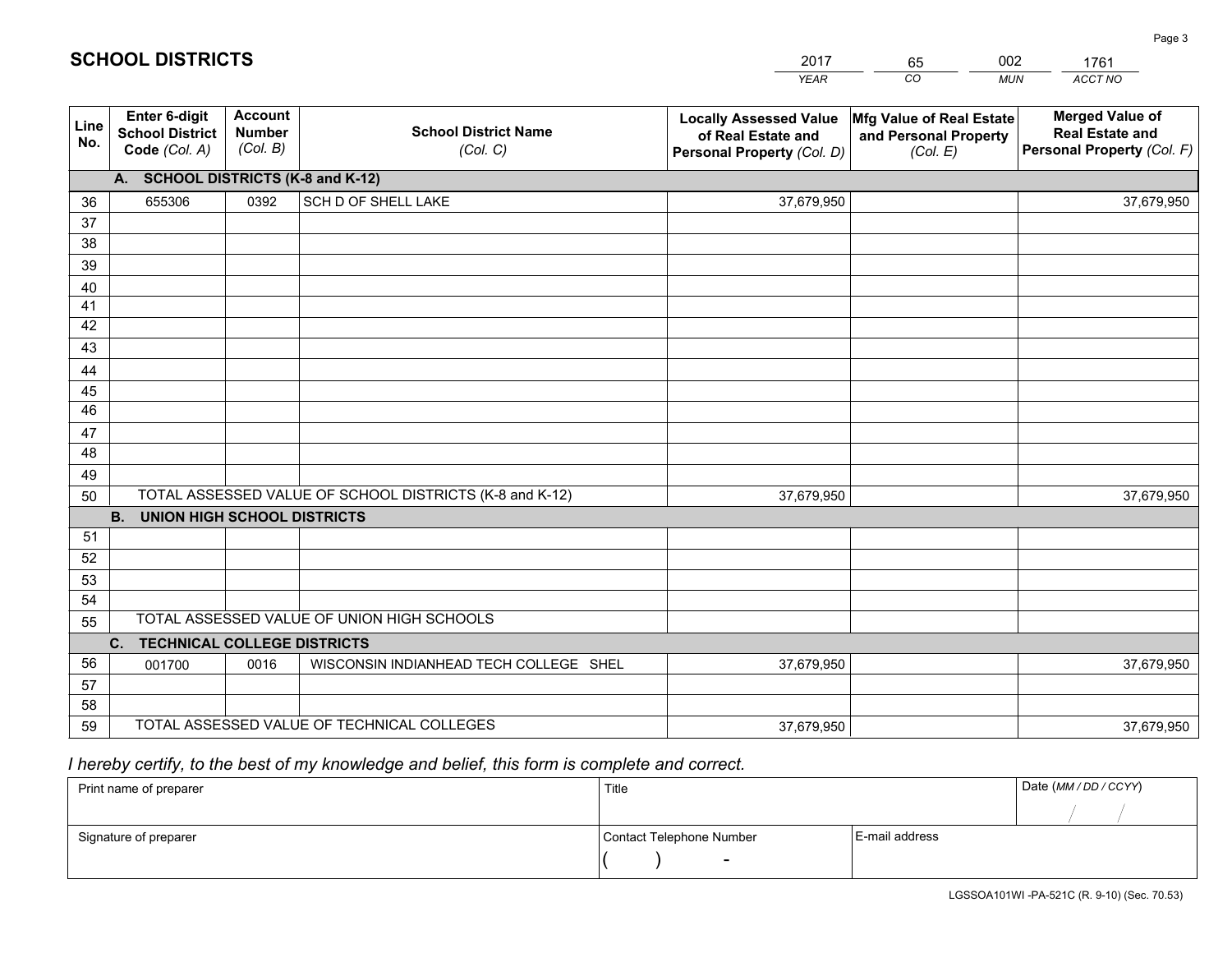# SCHOOL DISTRICTS

| 2017 | 65 | 002 | 1761 |
|---|---|---|---|
| *YEAR* | *CO* | *MUN* | *ACCT NO* |

| Line No. | Enter 6-digit School District Code *(Col. A)* | Account Number *(Col. B)* | School District Name *(Col. C)* | Locally Assessed Value of Real Estate and Personal Property *(Col. D)* | Mfg Value of Real Estate and Personal Property *(Col. E)* | Merged Value of Real Estate and Personal Property *(Col. F)* |
|---|---|---|---|---|---|---|
| **A. SCHOOL DISTRICTS (K-8 and K-12)** | | | | | | |
| 36 | 655306 | 0392 | SCH D OF SHELL LAKE | 37,679,950 | | 37,679,950 |
| 37 | | | | | | |
| 38 | | | | | | |
| 39 | | | | | | |
| 40 | | | | | | |
| 41 | | | | | | |
| 42 | | | | | | |
| 43 | | | | | | |
| 44 | | | | | | |
| 45 | | | | | | |
| 46 | | | | | | |
| 47 | | | | | | |
| 48 | | | | | | |
| 49 | | | | | | |
| 50 | TOTAL ASSESSED VALUE OF SCHOOL DISTRICTS (K-8 and K-12) | | | 37,679,950 | | 37,679,950 |
| **B. UNION HIGH SCHOOL DISTRICTS** | | | | | | |
| 51 | | | | | | |
| 52 | | | | | | |
| 53 | | | | | | |
| 54 | | | | | | |
| 55 | TOTAL ASSESSED VALUE OF UNION HIGH SCHOOLS | | | | | |
| **C. TECHNICAL COLLEGE DISTRICTS** | | | | | | |
| 56 | 001700 | 0016 | WISCONSIN INDIANHEAD TECH COLLEGE SHEL | 37,679,950 | | 37,679,950 |
| 57 | | | | | | |
| 58 | | | | | | |
| 59 | TOTAL ASSESSED VALUE OF TECHNICAL COLLEGES | | | 37,679,950 | | 37,679,950 |

*I hereby certify, to the best of my knowledge and belief, this form is complete and correct.*

| Print name of preparer | Title | | Date *(MM / DD / CCYY)* |
|---|---|---|---|
| | | | / / |
| Signature of preparer | Contact Telephone Number | E-mail address | |
| | ( ) - | | |

LGSSOA101WI -PA-521C (R. 9-10) (Sec. 70.53)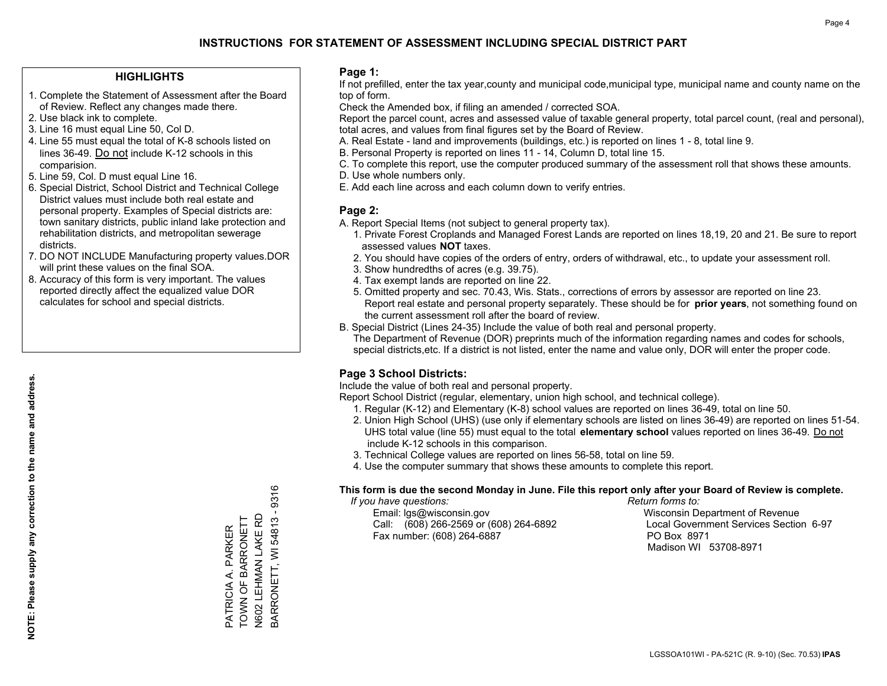# INSTRUCTIONS FOR STATEMENT OF ASSESSMENT INCLUDING SPECIAL DISTRICT PART

## HIGHLIGHTS

1. Complete the Statement of Assessment after the Board of Review. Reflect any changes made there.
2. Use black ink to complete.
3. Line 16 must equal Line 50, Col D.
4. Line 55 must equal the total of K-8 schools listed on lines 36-49. Do not include K-12 schools in this comparision.
5. Line 59, Col. D must equal Line 16.
6. Special District, School District and Technical College District values must include both real estate and personal property. Examples of Special districts are: town sanitary districts, public inland lake protection and rehabilitation districts, and metropolitan sewerage districts.
7. DO NOT INCLUDE Manufacturing property values.DOR will print these values on the final SOA.
8. Accuracy of this form is very important. The values reported directly affect the equalized value DOR calculates for school and special districts.

**NOTE: Please supply any correction to the name and address.**

PATRICIA A. PARKER
TOWN OF BARRONETT
N602 LEHMAN LAKE RD
BARRONETT, WI 54813 - 9316

## Page 1:

If not prefilled, enter the tax year,county and municipal code,municipal type, municipal name and county name on the top of form.

Check the Amended box, if filing an amended / corrected SOA.

Report the parcel count, acres and assessed value of taxable general property, total parcel count, (real and personal), total acres, and values from final figures set by the Board of Review.

A. Real Estate - land and improvements (buildings, etc.) is reported on lines 1 - 8, total line 9.
B. Personal Property is reported on lines 11 - 14, Column D, total line 15.
C. To complete this report, use the computer produced summary of the assessment roll that shows these amounts.
D. Use whole numbers only.
E. Add each line across and each column down to verify entries.

## Page 2:

A. Report Special Items (not subject to general property tax).
   1. Private Forest Croplands and Managed Forest Lands are reported on lines 18,19, 20 and 21. Be sure to report assessed values **NOT** taxes.
   2. You should have copies of the orders of entry, orders of withdrawal, etc., to update your assessment roll.
   3. Show hundredths of acres (e.g. 39.75).
   4. Tax exempt lands are reported on line 22.
   5. Omitted property and sec. 70.43, Wis. Stats., corrections of errors by assessor are reported on line 23. Report real estate and personal property separately. These should be for **prior years**, not something found on the current assessment roll after the board of review.

B. Special District (Lines 24-35) Include the value of both real and personal property.
   The Department of Revenue (DOR) preprints much of the information regarding names and codes for schools, special districts,etc. If a district is not listed, enter the name and value only, DOR will enter the proper code.

## Page 3 School Districts:

Include the value of both real and personal property.

Report School District (regular, elementary, union high school, and technical college).

1. Regular (K-12) and Elementary (K-8) school values are reported on lines 36-49, total on line 50.
2. Union High School (UHS) (use only if elementary schools are listed on lines 36-49) are reported on lines 51-54. UHS total value (line 55) must equal to the total **elementary school** values reported on lines 36-49. Do not include K-12 schools in this comparison.
3. Technical College values are reported on lines 56-58, total on line 59.
4. Use the computer summary that shows these amounts to complete this report.

**This form is due the second Monday in June. File this report only after your Board of Review is complete.**

*If you have questions:*
Email: lgs@wisconsin.gov
Call: (608) 266-2569 or (608) 264-6892
Fax number: (608) 264-6887

*Return forms to:*
Wisconsin Department of Revenue
Local Government Services Section 6-97
PO Box 8971
Madison WI 53708-8971

LGSSOA101WI - PA-521C (R. 9-10) (Sec. 70.53) **IPAS**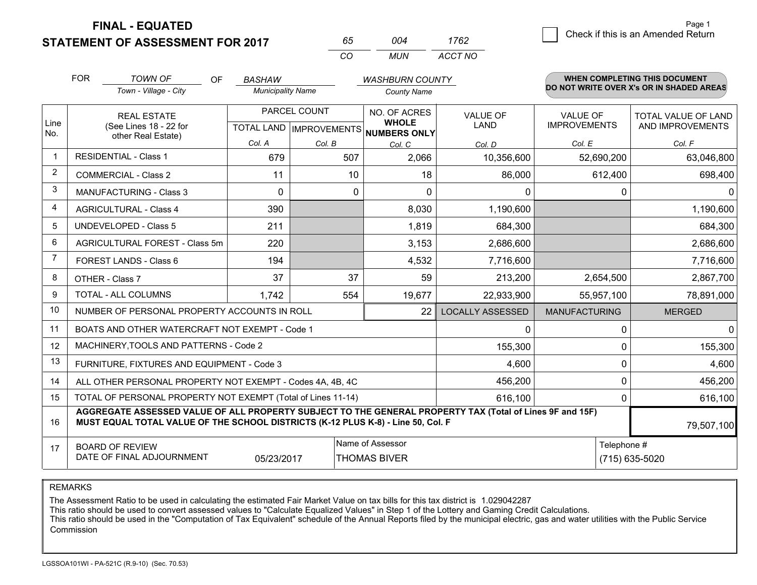**FINAL - EQUATED**
**STATEMENT OF ASSESSMENT FOR 2017**

| 65 | 004 | 1762 |
|---|---|---|
| CO | MUN | ACCT NO |

☐ Check if this is an Amended Return

FOR *TOWN OF* (Town - Village - City) OF *BASHAW* (Municipality Name) *WASHBURN COUNTY* (County Name)

**WHEN COMPLETING THIS DOCUMENT DO NOT WRITE OVER X's OR IN SHADED AREAS**

| Line No. | REAL ESTATE (See Lines 18 - 22 for other Real Estate) | PARCEL COUNT TOTAL LAND Col. A | PARCEL COUNT IMPROVEMENTS Col. B | NO. OF ACRES WHOLE NUMBERS ONLY Col. C | VALUE OF LAND Col. D | VALUE OF IMPROVEMENTS Col. E | TOTAL VALUE OF LAND AND IMPROVEMENTS Col. F |
|---|---|---|---|---|---|---|---|
| 1 | RESIDENTIAL - Class 1 | 679 | 507 | 2,066 | 10,356,600 | 52,690,200 | 63,046,800 |
| 2 | COMMERCIAL - Class 2 | 11 | 10 | 18 | 86,000 | 612,400 | 698,400 |
| 3 | MANUFACTURING - Class 3 | 0 | 0 | 0 | 0 | 0 | 0 |
| 4 | AGRICULTURAL - Class 4 | 390 | | 8,030 | 1,190,600 | | 1,190,600 |
| 5 | UNDEVELOPED - Class 5 | 211 | | 1,819 | 684,300 | | 684,300 |
| 6 | AGRICULTURAL FOREST - Class 5m | 220 | | 3,153 | 2,686,600 | | 2,686,600 |
| 7 | FOREST LANDS - Class 6 | 194 | | 4,532 | 7,716,600 | | 7,716,600 |
| 8 | OTHER - Class 7 | 37 | 37 | 59 | 213,200 | 2,654,500 | 2,867,700 |
| 9 | TOTAL - ALL COLUMNS | 1,742 | 554 | 19,677 | 22,933,900 | 55,957,100 | 78,891,000 |
| 10 | NUMBER OF PERSONAL PROPERTY ACCOUNTS IN ROLL | | | 22 | LOCALLY ASSESSED | MANUFACTURING | MERGED |
| 11 | BOATS AND OTHER WATERCRAFT NOT EXEMPT - Code 1 | | | | 0 | 0 | 0 |
| 12 | MACHINERY,TOOLS AND PATTERNS - Code 2 | | | | 155,300 | 0 | 155,300 |
| 13 | FURNITURE, FIXTURES AND EQUIPMENT - Code 3 | | | | 4,600 | 0 | 4,600 |
| 14 | ALL OTHER PERSONAL PROPERTY NOT EXEMPT - Codes 4A, 4B, 4C | | | | 456,200 | 0 | 456,200 |
| 15 | TOTAL OF PERSONAL PROPERTY NOT EXEMPT (Total of Lines 11-14) | | | | 616,100 | 0 | 616,100 |
| 16 | **AGGREGATE ASSESSED VALUE OF ALL PROPERTY SUBJECT TO THE GENERAL PROPERTY TAX (Total of Lines 9F and 15F) MUST EQUAL TOTAL VALUE OF THE SCHOOL DISTRICTS (K-12 PLUS K-8) - Line 50, Col. F** | | | | | | 79,507,100 |
| 17 | BOARD OF REVIEW DATE OF FINAL ADJOURNMENT | 05/23/2017 | Name of Assessor | THOMAS BIVER | | Telephone # | (715) 635-5020 |

REMARKS

The Assessment Ratio to be used in calculating the estimated Fair Market Value on tax bills for this tax district is 1.029042287
This ratio should be used to convert assessed values to "Calculate Equalized Values" in Step 1 of the Lottery and Gaming Credit Calculations.
This ratio should be used in the "Computation of Tax Equivalent" schedule of the Annual Reports filed by the municipal electric, gas and water utilities with the Public Service Commission

LGSSOA101WI - PA-521C (R.9-10) (Sec. 70.53)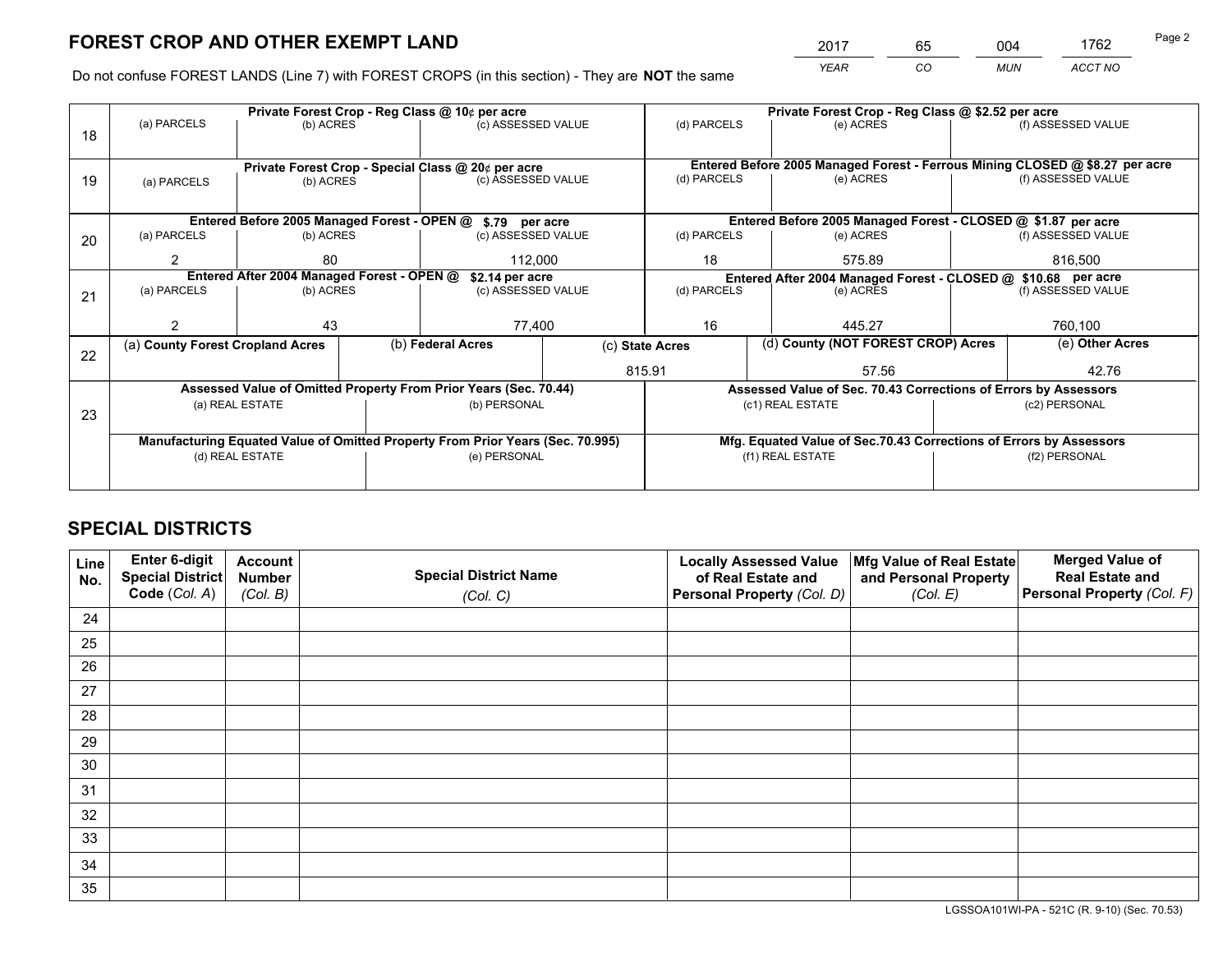# FOREST CROP AND OTHER EXEMPT LAND

| 2017 | 65 | 004 | 1762 |
|---|---|---|---|
| *YEAR* | *CO* | *MUN* | *ACCT NO* |

Do not confuse FOREST LANDS (Line 7) with FOREST CROPS (in this section) - They are **NOT** the same

| Line | Private Forest Crop - Reg Class @ 10¢ per acre | | | Private Forest Crop - Reg Class @ $2.52 per acre | | |
|---|---|---|---|---|---|---|
| 18 | (a) PARCELS | (b) ACRES | (c) ASSESSED VALUE | (d) PARCELS | (e) ACRES | (f) ASSESSED VALUE |
| | | | | | | |
| | **Private Forest Crop - Special Class @ 20¢ per acre** | | | **Entered Before 2005 Managed Forest - Ferrous Mining CLOSED @ $8.27 per acre** | | |
| 19 | (a) PARCELS | (b) ACRES | (c) ASSESSED VALUE | (d) PARCELS | (e) ACRES | (f) ASSESSED VALUE |
| | | | | | | |
| | **Entered Before 2005 Managed Forest - OPEN @ $.79 per acre** | | | **Entered Before 2005 Managed Forest - CLOSED @ $1.87 per acre** | | |
| 20 | (a) PARCELS | (b) ACRES | (c) ASSESSED VALUE | (d) PARCELS | (e) ACRES | (f) ASSESSED VALUE |
| | 2 | 80 | 112,000 | 18 | 575.89 | 816,500 |
| | **Entered After 2004 Managed Forest - OPEN @ $2.14 per acre** | | | **Entered After 2004 Managed Forest - CLOSED @ $10.68 per acre** | | |
| 21 | (a) PARCELS | (b) ACRES | (c) ASSESSED VALUE | (d) PARCELS | (e) ACRES | (f) ASSESSED VALUE |
| | 2 | 43 | 77,400 | 16 | 445.27 | 760,100 |

| Line | (a) County Forest Cropland Acres | (b) Federal Acres | (c) State Acres | (d) County (NOT FOREST CROP) Acres | (e) Other Acres |
|---|---|---|---|---|---|
| 22 | | | 815.91 | 57.56 | 42.76 |

| Line | Assessed Value of Omitted Property From Prior Years (Sec. 70.44) | | Assessed Value of Sec. 70.43 Corrections of Errors by Assessors | |
|---|---|---|---|---|
| 23 | (a) REAL ESTATE | (b) PERSONAL | (c1) REAL ESTATE | (c2) PERSONAL |
| | | | | |
| | **Manufacturing Equated Value of Omitted Property From Prior Years (Sec. 70.995)** | | **Mfg. Equated Value of Sec.70.43 Corrections of Errors by Assessors** | |
| | (d) REAL ESTATE | (e) PERSONAL | (f1) REAL ESTATE | (f2) PERSONAL |
| | | | | |

# SPECIAL DISTRICTS

| Line No. | Enter 6-digit Special District Code (*Col. A*) | Account Number (*Col. B*) | Special District Name (*Col. C*) | Locally Assessed Value of Real Estate and Personal Property (*Col. D*) | Mfg Value of Real Estate and Personal Property (*Col. E*) | Merged Value of Real Estate and Personal Property (*Col. F*) |
|---|---|---|---|---|---|---|
| 24 | | | | | | |
| 25 | | | | | | |
| 26 | | | | | | |
| 27 | | | | | | |
| 28 | | | | | | |
| 29 | | | | | | |
| 30 | | | | | | |
| 31 | | | | | | |
| 32 | | | | | | |
| 33 | | | | | | |
| 34 | | | | | | |
| 35 | | | | | | |

LGSSOA101WI-PA - 521C (R. 9-10) (Sec. 70.53)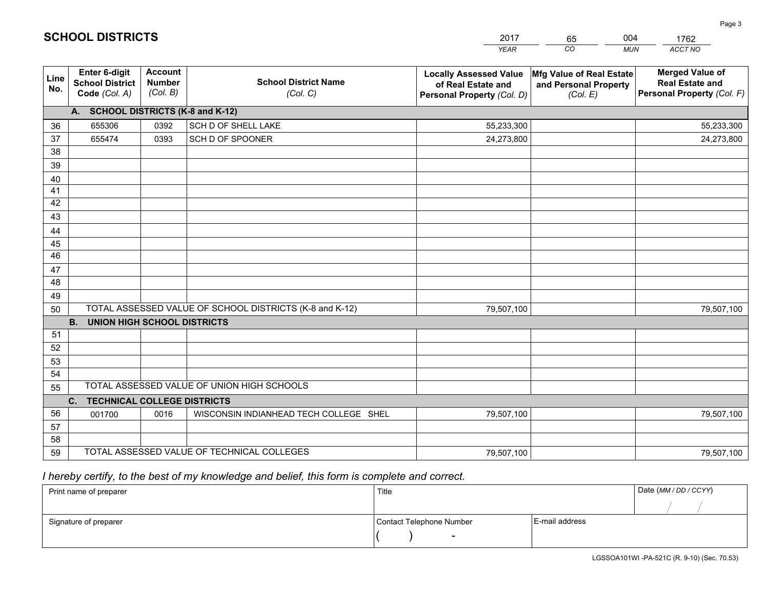# SCHOOL DISTRICTS

| 2017 | 65 | 004 | 1762 |
|---|---|---|---|
| *YEAR* | *CO* | *MUN* | *ACCT NO* |

| Line No. | Enter 6-digit School District Code *(Col. A)* | Account Number *(Col. B)* | School District Name *(Col. C)* | Locally Assessed Value of Real Estate and Personal Property *(Col. D)* | Mfg Value of Real Estate and Personal Property *(Col. E)* | Merged Value of Real Estate and Personal Property *(Col. F)* |
|---|---|---|---|---|---|---|
| **A. SCHOOL DISTRICTS (K-8 and K-12)** | | | | | | |
| 36 | 655306 | 0392 | SCH D OF SHELL LAKE | 55,233,300 | | 55,233,300 |
| 37 | 655474 | 0393 | SCH D OF SPOONER | 24,273,800 | | 24,273,800 |
| 38 | | | | | | |
| 39 | | | | | | |
| 40 | | | | | | |
| 41 | | | | | | |
| 42 | | | | | | |
| 43 | | | | | | |
| 44 | | | | | | |
| 45 | | | | | | |
| 46 | | | | | | |
| 47 | | | | | | |
| 48 | | | | | | |
| 49 | | | | | | |
| 50 | TOTAL ASSESSED VALUE OF SCHOOL DISTRICTS (K-8 and K-12) | | | 79,507,100 | | 79,507,100 |
| **B. UNION HIGH SCHOOL DISTRICTS** | | | | | | |
| 51 | | | | | | |
| 52 | | | | | | |
| 53 | | | | | | |
| 54 | | | | | | |
| 55 | TOTAL ASSESSED VALUE OF UNION HIGH SCHOOLS | | | | | |
| **C. TECHNICAL COLLEGE DISTRICTS** | | | | | | |
| 56 | 001700 | 0016 | WISCONSIN INDIANHEAD TECH COLLEGE SHEL | 79,507,100 | | 79,507,100 |
| 57 | | | | | | |
| 58 | | | | | | |
| 59 | TOTAL ASSESSED VALUE OF TECHNICAL COLLEGES | | | 79,507,100 | | 79,507,100 |

*I hereby certify, to the best of my knowledge and belief, this form is complete and correct.*

| Print name of preparer | Title | | Date *(MM / DD / CCYY)* |
|---|---|---|---|
| | | | / / |
| Signature of preparer | Contact Telephone Number | E-mail address | |
| | ( ) - | | |

LGSSOA101WI -PA-521C (R. 9-10) (Sec. 70.53)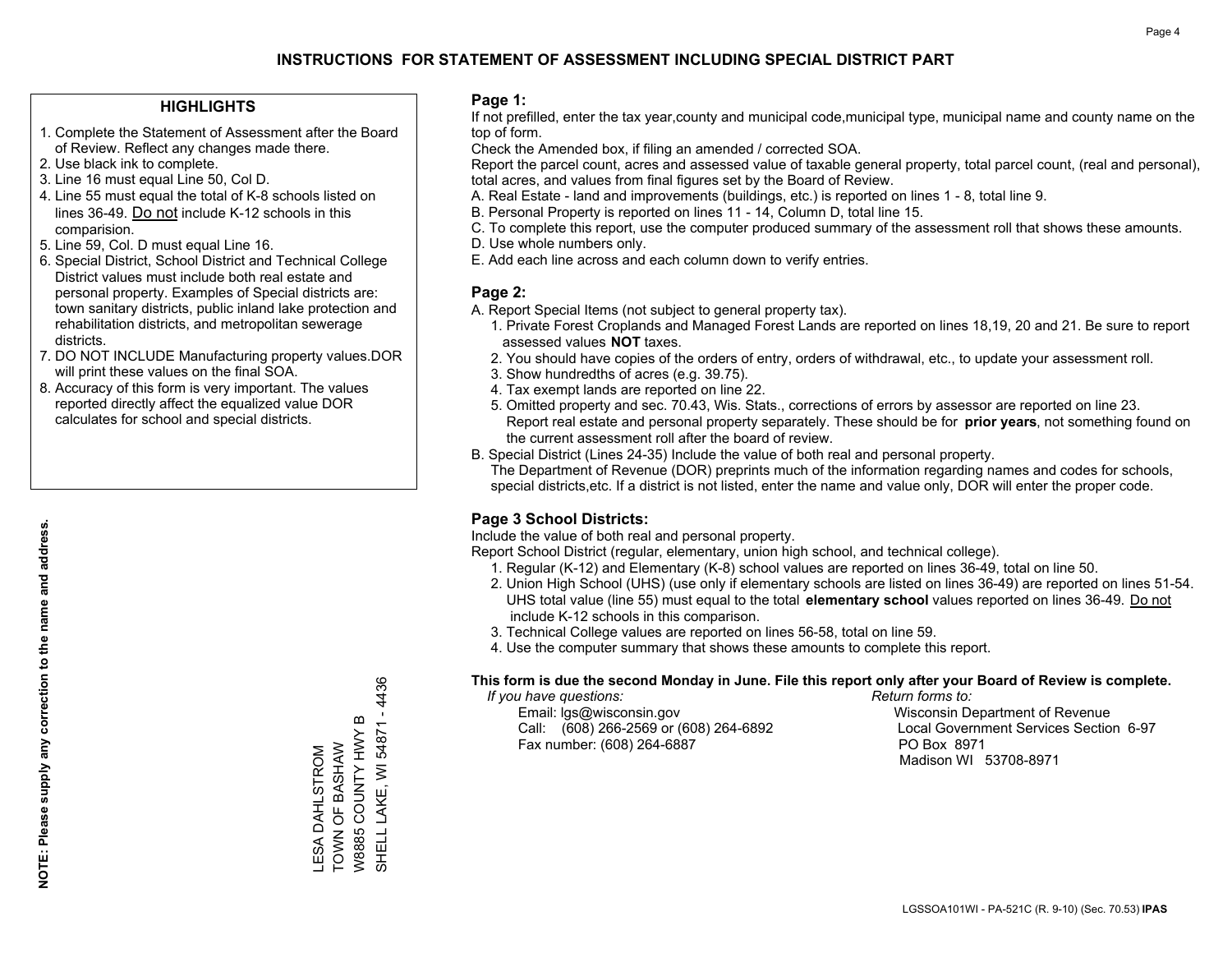# INSTRUCTIONS FOR STATEMENT OF ASSESSMENT INCLUDING SPECIAL DISTRICT PART

## HIGHLIGHTS

1. Complete the Statement of Assessment after the Board of Review. Reflect any changes made there.
2. Use black ink to complete.
3. Line 16 must equal Line 50, Col D.
4. Line 55 must equal the total of K-8 schools listed on lines 36-49. Do not include K-12 schools in this comparision.
5. Line 59, Col. D must equal Line 16.
6. Special District, School District and Technical College District values must include both real estate and personal property. Examples of Special districts are: town sanitary districts, public inland lake protection and rehabilitation districts, and metropolitan sewerage districts.
7. DO NOT INCLUDE Manufacturing property values.DOR will print these values on the final SOA.
8. Accuracy of this form is very important. The values reported directly affect the equalized value DOR calculates for school and special districts.

**NOTE: Please supply any correction to the name and address.**

LESA DAHLSTROM
TOWN OF BASHAW
W8885 COUNTY HWY B
SHELL LAKE, WI 54871 - 4436

## Page 1:

If not prefilled, enter the tax year,county and municipal code,municipal type, municipal name and county name on the top of form.

Check the Amended box, if filing an amended / corrected SOA.

Report the parcel count, acres and assessed value of taxable general property, total parcel count, (real and personal), total acres, and values from final figures set by the Board of Review.

A. Real Estate - land and improvements (buildings, etc.) is reported on lines 1 - 8, total line 9.
B. Personal Property is reported on lines 11 - 14, Column D, total line 15.
C. To complete this report, use the computer produced summary of the assessment roll that shows these amounts.
D. Use whole numbers only.
E. Add each line across and each column down to verify entries.

## Page 2:

A. Report Special Items (not subject to general property tax).
   1. Private Forest Croplands and Managed Forest Lands are reported on lines 18,19, 20 and 21. Be sure to report assessed values **NOT** taxes.
   2. You should have copies of the orders of entry, orders of withdrawal, etc., to update your assessment roll.
   3. Show hundredths of acres (e.g. 39.75).
   4. Tax exempt lands are reported on line 22.
   5. Omitted property and sec. 70.43, Wis. Stats., corrections of errors by assessor are reported on line 23. Report real estate and personal property separately. These should be for **prior years**, not something found on the current assessment roll after the board of review.
B. Special District (Lines 24-35) Include the value of both real and personal property.
   The Department of Revenue (DOR) preprints much of the information regarding names and codes for schools, special districts,etc. If a district is not listed, enter the name and value only, DOR will enter the proper code.

## Page 3 School Districts:

Include the value of both real and personal property.

Report School District (regular, elementary, union high school, and technical college).

1. Regular (K-12) and Elementary (K-8) school values are reported on lines 36-49, total on line 50.
2. Union High School (UHS) (use only if elementary schools are listed on lines 36-49) are reported on lines 51-54. UHS total value (line 55) must equal to the total **elementary school** values reported on lines 36-49. Do not include K-12 schools in this comparison.
3. Technical College values are reported on lines 56-58, total on line 59.
4. Use the computer summary that shows these amounts to complete this report.

**This form is due the second Monday in June. File this report only after your Board of Review is complete.**

*If you have questions:*
Email: lgs@wisconsin.gov
Call: (608) 266-2569 or (608) 264-6892
Fax number: (608) 264-6887

*Return forms to:*
Wisconsin Department of Revenue
Local Government Services Section 6-97
PO Box 8971
Madison WI 53708-8971

LGSSOA101WI - PA-521C (R. 9-10) (Sec. 70.53) **IPAS**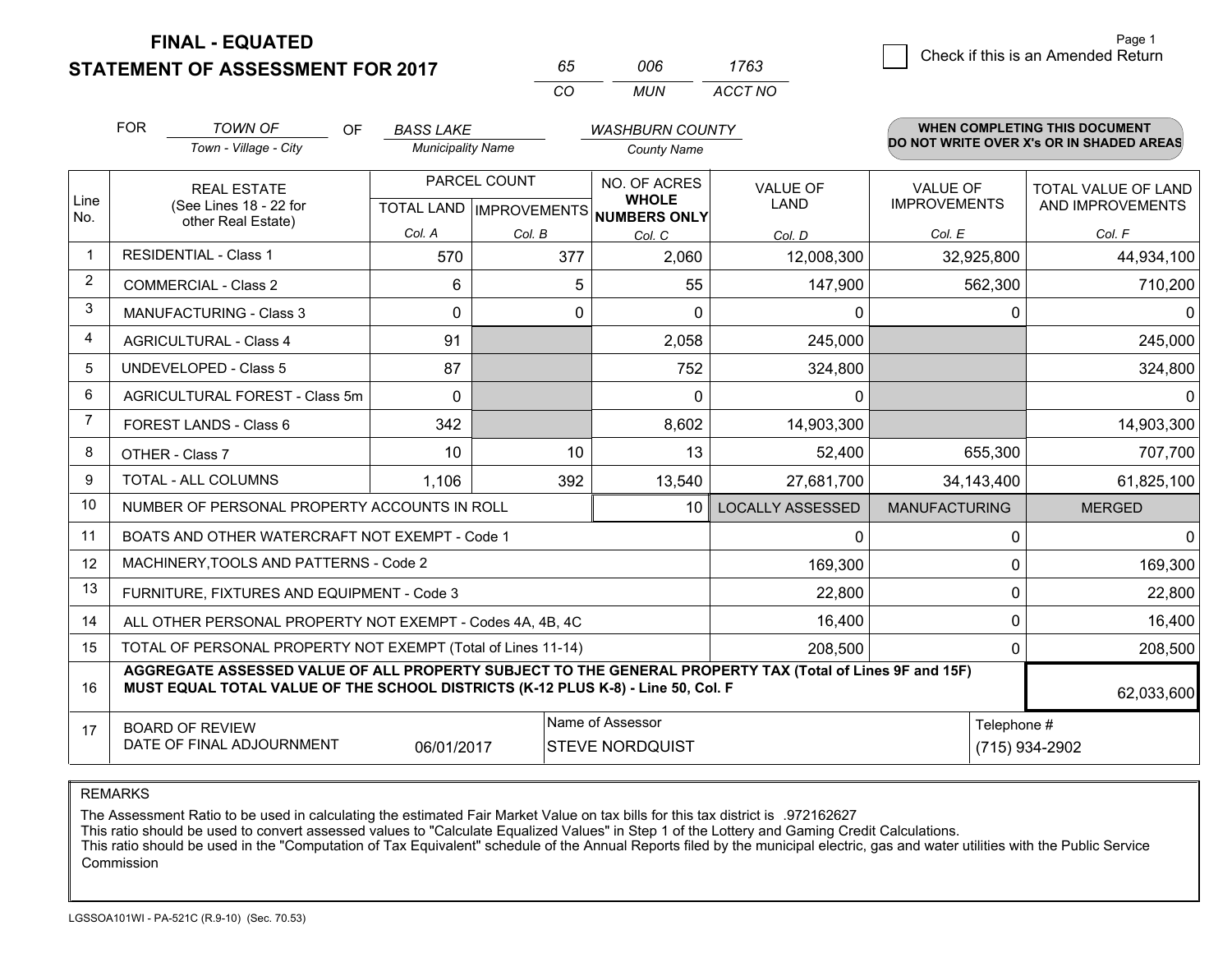# FINAL - EQUATED
## STATEMENT OF ASSESSMENT FOR 2017

| 65 | 006 | 1763 |
|---|---|---|
| CO | MUN | ACCT NO |

Page 1

☐ Check if this is an Amended Return

FOR *TOWN OF* (Town - Village - City) OF *BASS LAKE* (Municipality Name) *WASHBURN COUNTY* (County Name)

**WHEN COMPLETING THIS DOCUMENT DO NOT WRITE OVER X's OR IN SHADED AREAS**

| Line No. | REAL ESTATE (See Lines 18 - 22 for other Real Estate) | PARCEL COUNT TOTAL LAND Col. A | PARCEL COUNT IMPROVEMENTS Col. B | NO. OF ACRES WHOLE NUMBERS ONLY Col. C | VALUE OF LAND Col. D | VALUE OF IMPROVEMENTS Col. E | TOTAL VALUE OF LAND AND IMPROVEMENTS Col. F |
|---|---|---|---|---|---|---|---|
| 1 | RESIDENTIAL - Class 1 | 570 | 377 | 2,060 | 12,008,300 | 32,925,800 | 44,934,100 |
| 2 | COMMERCIAL - Class 2 | 6 | 5 | 55 | 147,900 | 562,300 | 710,200 |
| 3 | MANUFACTURING - Class 3 | 0 | 0 | 0 | 0 | 0 | 0 |
| 4 | AGRICULTURAL - Class 4 | 91 | | 2,058 | 245,000 | | 245,000 |
| 5 | UNDEVELOPED - Class 5 | 87 | | 752 | 324,800 | | 324,800 |
| 6 | AGRICULTURAL FOREST - Class 5m | 0 | | 0 | 0 | | 0 |
| 7 | FOREST LANDS - Class 6 | 342 | | 8,602 | 14,903,300 | | 14,903,300 |
| 8 | OTHER - Class 7 | 10 | 10 | 13 | 52,400 | 655,300 | 707,700 |
| 9 | TOTAL - ALL COLUMNS | 1,106 | 392 | 13,540 | 27,681,700 | 34,143,400 | 61,825,100 |
| 10 | NUMBER OF PERSONAL PROPERTY ACCOUNTS IN ROLL | | | 10 | LOCALLY ASSESSED | MANUFACTURING | MERGED |
| 11 | BOATS AND OTHER WATERCRAFT NOT EXEMPT - Code 1 | | | | 0 | 0 | 0 |
| 12 | MACHINERY,TOOLS AND PATTERNS - Code 2 | | | | 169,300 | 0 | 169,300 |
| 13 | FURNITURE, FIXTURES AND EQUIPMENT - Code 3 | | | | 22,800 | 0 | 22,800 |
| 14 | ALL OTHER PERSONAL PROPERTY NOT EXEMPT - Codes 4A, 4B, 4C | | | | 16,400 | 0 | 16,400 |
| 15 | TOTAL OF PERSONAL PROPERTY NOT EXEMPT (Total of Lines 11-14) | | | | 208,500 | 0 | 208,500 |
| 16 | AGGREGATE ASSESSED VALUE OF ALL PROPERTY SUBJECT TO THE GENERAL PROPERTY TAX (Total of Lines 9F and 15F) MUST EQUAL TOTAL VALUE OF THE SCHOOL DISTRICTS (K-12 PLUS K-8) - Line 50, Col. F | | | | | | 62,033,600 |
| 17 | BOARD OF REVIEW DATE OF FINAL ADJOURNMENT | 06/01/2017 | | Name of Assessor: STEVE NORDQUIST | | | Telephone #: (715) 934-2902 |

REMARKS

The Assessment Ratio to be used in calculating the estimated Fair Market Value on tax bills for this tax district is .972162627
This ratio should be used to convert assessed values to "Calculate Equalized Values" in Step 1 of the Lottery and Gaming Credit Calculations.
This ratio should be used in the "Computation of Tax Equivalent" schedule of the Annual Reports filed by the municipal electric, gas and water utilities with the Public Service Commission

LGSSOA101WI - PA-521C (R.9-10) (Sec. 70.53)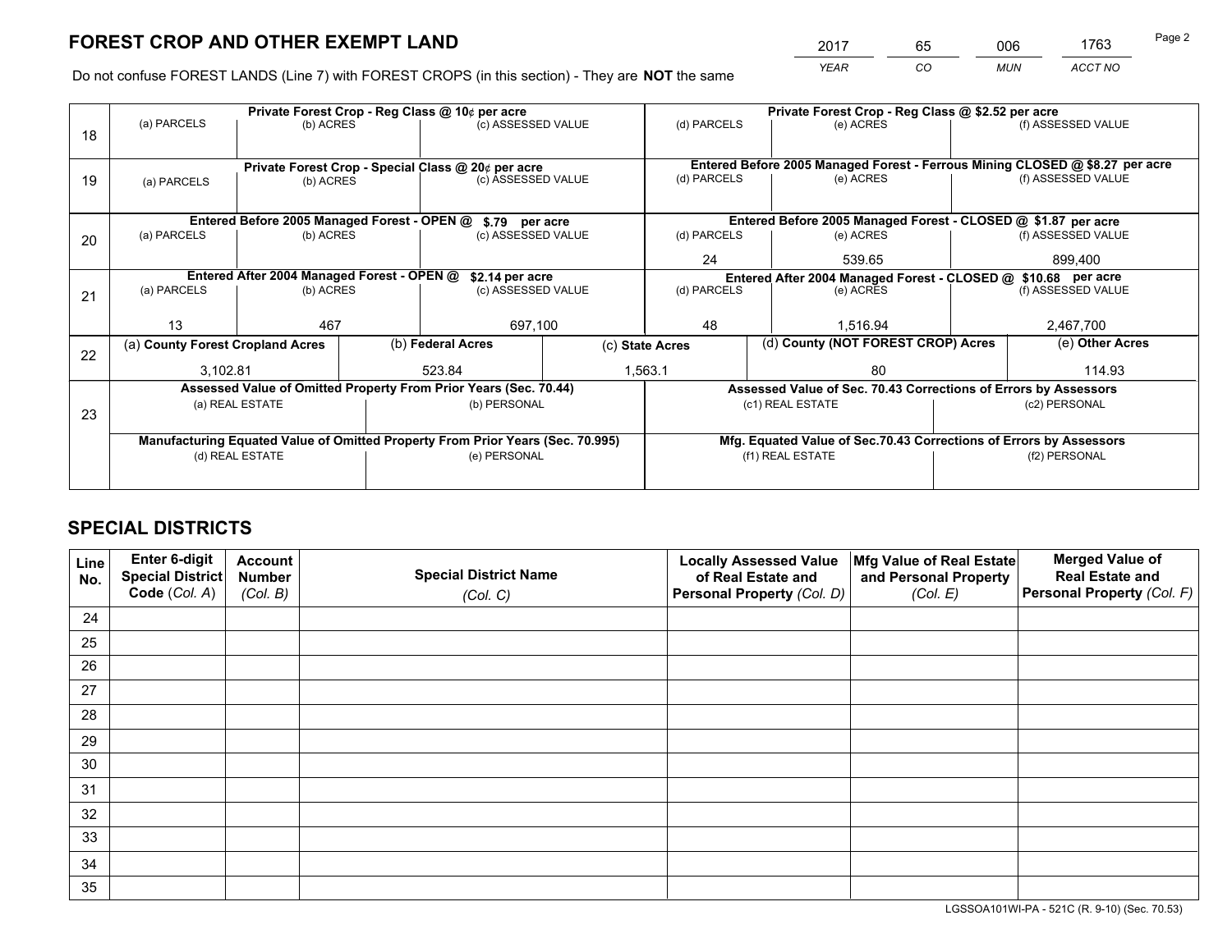# FOREST CROP AND OTHER EXEMPT LAND

| YEAR | CO | MUN | ACCT NO |
|---|---|---|---|
| 2017 | 65 | 006 | 1763 |

Do not confuse FOREST LANDS (Line 7) with FOREST CROPS (in this section) - They are **NOT** the same

| Line | Private Forest Crop - Reg Class @ 10¢ per acre | | | Private Forest Crop - Reg Class @ $2.52 per acre | | |
|---|---|---|---|---|---|---|
| 18 | (a) PARCELS | (b) ACRES | (c) ASSESSED VALUE | (d) PARCELS | (e) ACRES | (f) ASSESSED VALUE |
| | | | | | | |
| | **Private Forest Crop - Special Class @ 20¢ per acre** | | | **Entered Before 2005 Managed Forest - Ferrous Mining CLOSED @ $8.27 per acre** | | |
| 19 | (a) PARCELS | (b) ACRES | (c) ASSESSED VALUE | (d) PARCELS | (e) ACRES | (f) ASSESSED VALUE |
| | | | | | | |
| | **Entered Before 2005 Managed Forest - OPEN @ $.79 per acre** | | | **Entered Before 2005 Managed Forest - CLOSED @ $1.87 per acre** | | |
| 20 | (a) PARCELS | (b) ACRES | (c) ASSESSED VALUE | (d) PARCELS | (e) ACRES | (f) ASSESSED VALUE |
| | | | | 24 | 539.65 | 899,400 |
| | **Entered After 2004 Managed Forest - OPEN @ $2.14 per acre** | | | **Entered After 2004 Managed Forest - CLOSED @ $10.68 per acre** | | |
| 21 | (a) PARCELS | (b) ACRES | (c) ASSESSED VALUE | (d) PARCELS | (e) ACRES | (f) ASSESSED VALUE |
| | 13 | 467 | 697,100 | 48 | 1,516.94 | 2,467,700 |

| Line | (a) County Forest Cropland Acres | (b) Federal Acres | (c) State Acres | (d) County (NOT FOREST CROP) Acres | (e) Other Acres |
|---|---|---|---|---|---|
| 22 | 3,102.81 | 523.84 | 1,563.1 | 80 | 114.93 |

| Line | Assessed Value of Omitted Property From Prior Years (Sec. 70.44) | | Assessed Value of Sec. 70.43 Corrections of Errors by Assessors | |
|---|---|---|---|---|
| 23 | (a) REAL ESTATE | (b) PERSONAL | (c1) REAL ESTATE | (c2) PERSONAL |
| | | | | |
| | **Manufacturing Equated Value of Omitted Property From Prior Years (Sec. 70.995)** | | **Mfg. Equated Value of Sec.70.43 Corrections of Errors by Assessors** | |
| | (d) REAL ESTATE | (e) PERSONAL | (f1) REAL ESTATE | (f2) PERSONAL |
| | | | | |

# SPECIAL DISTRICTS

| Line No. | Enter 6-digit Special District Code (Col. A) | Account Number (Col. B) | Special District Name (Col. C) | Locally Assessed Value of Real Estate and Personal Property (Col. D) | Mfg Value of Real Estate and Personal Property (Col. E) | Merged Value of Real Estate and Personal Property (Col. F) |
|---|---|---|---|---|---|---|
| 24 | | | | | | |
| 25 | | | | | | |
| 26 | | | | | | |
| 27 | | | | | | |
| 28 | | | | | | |
| 29 | | | | | | |
| 30 | | | | | | |
| 31 | | | | | | |
| 32 | | | | | | |
| 33 | | | | | | |
| 34 | | | | | | |
| 35 | | | | | | |

LGSSOA101WI-PA - 521C (R. 9-10) (Sec. 70.53)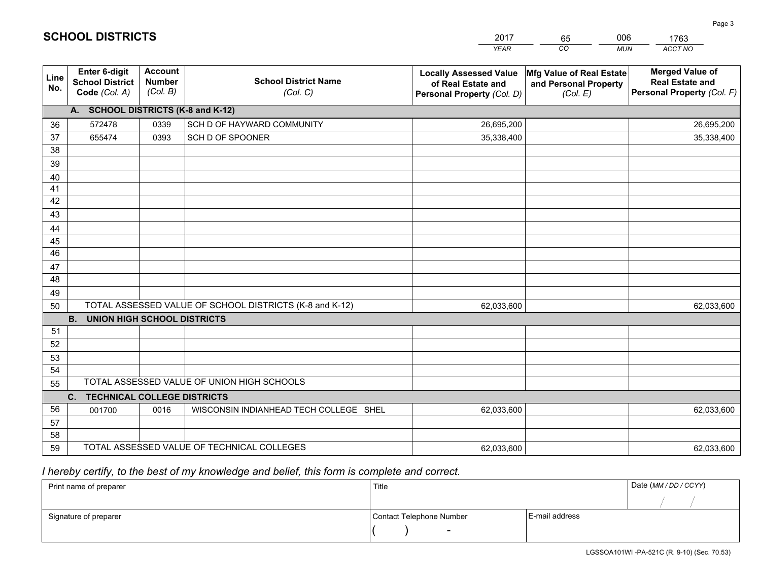# SCHOOL DISTRICTS

| 2017 | 65 | 006 | 1763 |
|---|---|---|---|
| *YEAR* | *CO* | *MUN* | *ACCT NO* |

| Line No. | Enter 6-digit School District Code *(Col. A)* | Account Number *(Col. B)* | School District Name *(Col. C)* | Locally Assessed Value of Real Estate and Personal Property *(Col. D)* | Mfg Value of Real Estate and Personal Property *(Col. E)* | Merged Value of Real Estate and Personal Property *(Col. F)* |
|---|---|---|---|---|---|---|
| | **A. SCHOOL DISTRICTS (K-8 and K-12)** | | | | | |
| 36 | 572478 | 0339 | SCH D OF HAYWARD COMMUNITY | 26,695,200 | | 26,695,200 |
| 37 | 655474 | 0393 | SCH D OF SPOONER | 35,338,400 | | 35,338,400 |
| 38 | | | | | | |
| 39 | | | | | | |
| 40 | | | | | | |
| 41 | | | | | | |
| 42 | | | | | | |
| 43 | | | | | | |
| 44 | | | | | | |
| 45 | | | | | | |
| 46 | | | | | | |
| 47 | | | | | | |
| 48 | | | | | | |
| 49 | | | | | | |
| 50 | TOTAL ASSESSED VALUE OF SCHOOL DISTRICTS (K-8 and K-12) | | | 62,033,600 | | 62,033,600 |
| | **B. UNION HIGH SCHOOL DISTRICTS** | | | | | |
| 51 | | | | | | |
| 52 | | | | | | |
| 53 | | | | | | |
| 54 | | | | | | |
| 55 | TOTAL ASSESSED VALUE OF UNION HIGH SCHOOLS | | | | | |
| | **C. TECHNICAL COLLEGE DISTRICTS** | | | | | |
| 56 | 001700 | 0016 | WISCONSIN INDIANHEAD TECH COLLEGE SHEL | 62,033,600 | | 62,033,600 |
| 57 | | | | | | |
| 58 | | | | | | |
| 59 | TOTAL ASSESSED VALUE OF TECHNICAL COLLEGES | | | 62,033,600 | | 62,033,600 |

*I hereby certify, to the best of my knowledge and belief, this form is complete and correct.*

| Print name of preparer | Title | | Date *(MM / DD / CCYY)* |
|---|---|---|---|
| | | | / / |
| Signature of preparer | Contact Telephone Number | E-mail address | |
| | ( ) - | | |

LGSSOA101WI -PA-521C (R. 9-10) (Sec. 70.53)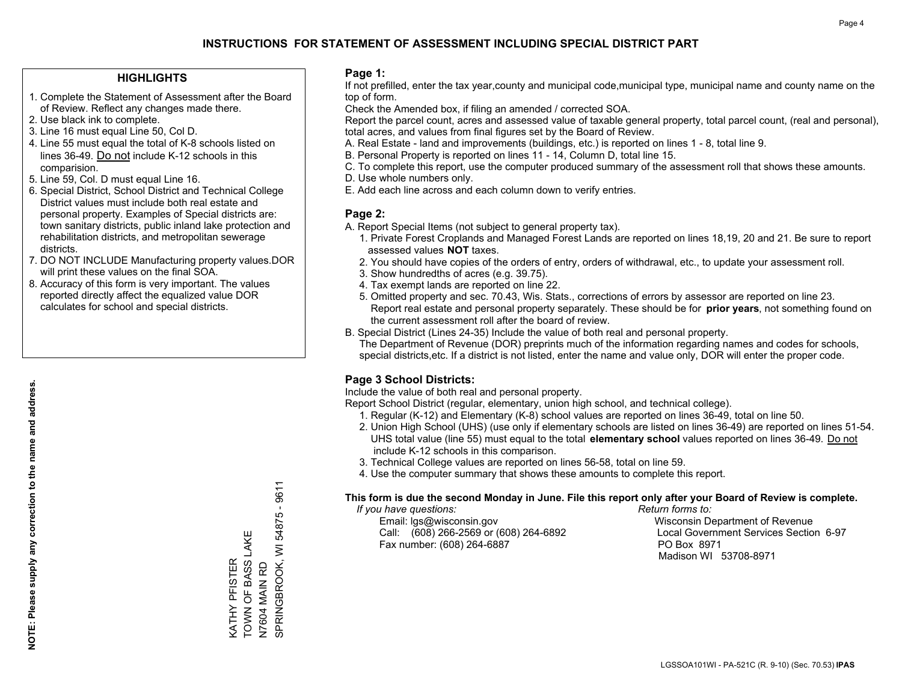# INSTRUCTIONS FOR STATEMENT OF ASSESSMENT INCLUDING SPECIAL DISTRICT PART

## HIGHLIGHTS

1. Complete the Statement of Assessment after the Board of Review. Reflect any changes made there.
2. Use black ink to complete.
3. Line 16 must equal Line 50, Col D.
4. Line 55 must equal the total of K-8 schools listed on lines 36-49. Do not include K-12 schools in this comparision.
5. Line 59, Col. D must equal Line 16.
6. Special District, School District and Technical College District values must include both real estate and personal property. Examples of Special districts are: town sanitary districts, public inland lake protection and rehabilitation districts, and metropolitan sewerage districts.
7. DO NOT INCLUDE Manufacturing property values.DOR will print these values on the final SOA.
8. Accuracy of this form is very important. The values reported directly affect the equalized value DOR calculates for school and special districts.

**NOTE: Please supply any correction to the name and address.**

KATHY PFISTER
TOWN OF BASS LAKE
N7604 MAIN RD
SPRINGBROOK, WI 54875 - 9611

## Page 1:

If not prefilled, enter the tax year,county and municipal code,municipal type, municipal name and county name on the top of form.

Check the Amended box, if filing an amended / corrected SOA.

Report the parcel count, acres and assessed value of taxable general property, total parcel count, (real and personal), total acres, and values from final figures set by the Board of Review.

A. Real Estate - land and improvements (buildings, etc.) is reported on lines 1 - 8, total line 9.
B. Personal Property is reported on lines 11 - 14, Column D, total line 15.
C. To complete this report, use the computer produced summary of the assessment roll that shows these amounts.
D. Use whole numbers only.
E. Add each line across and each column down to verify entries.

## Page 2:

A. Report Special Items (not subject to general property tax).
   1. Private Forest Croplands and Managed Forest Lands are reported on lines 18,19, 20 and 21. Be sure to report assessed values **NOT** taxes.
   2. You should have copies of the orders of entry, orders of withdrawal, etc., to update your assessment roll.
   3. Show hundredths of acres (e.g. 39.75).
   4. Tax exempt lands are reported on line 22.
   5. Omitted property and sec. 70.43, Wis. Stats., corrections of errors by assessor are reported on line 23. Report real estate and personal property separately. These should be for **prior years**, not something found on the current assessment roll after the board of review.
B. Special District (Lines 24-35) Include the value of both real and personal property.
   The Department of Revenue (DOR) preprints much of the information regarding names and codes for schools, special districts,etc. If a district is not listed, enter the name and value only, DOR will enter the proper code.

## Page 3 School Districts:

Include the value of both real and personal property.

Report School District (regular, elementary, union high school, and technical college).

1. Regular (K-12) and Elementary (K-8) school values are reported on lines 36-49, total on line 50.
2. Union High School (UHS) (use only if elementary schools are listed on lines 36-49) are reported on lines 51-54. UHS total value (line 55) must equal to the total **elementary school** values reported on lines 36-49. Do not include K-12 schools in this comparison.
3. Technical College values are reported on lines 56-58, total on line 59.
4. Use the computer summary that shows these amounts to complete this report.

**This form is due the second Monday in June. File this report only after your Board of Review is complete.**

*If you have questions:*
Email: lgs@wisconsin.gov
Call: (608) 266-2569 or (608) 264-6892
Fax number: (608) 264-6887

*Return forms to:*
Wisconsin Department of Revenue
Local Government Services Section 6-97
PO Box 8971
Madison WI 53708-8971

LGSSOA101WI - PA-521C (R. 9-10) (Sec. 70.53) **IPAS**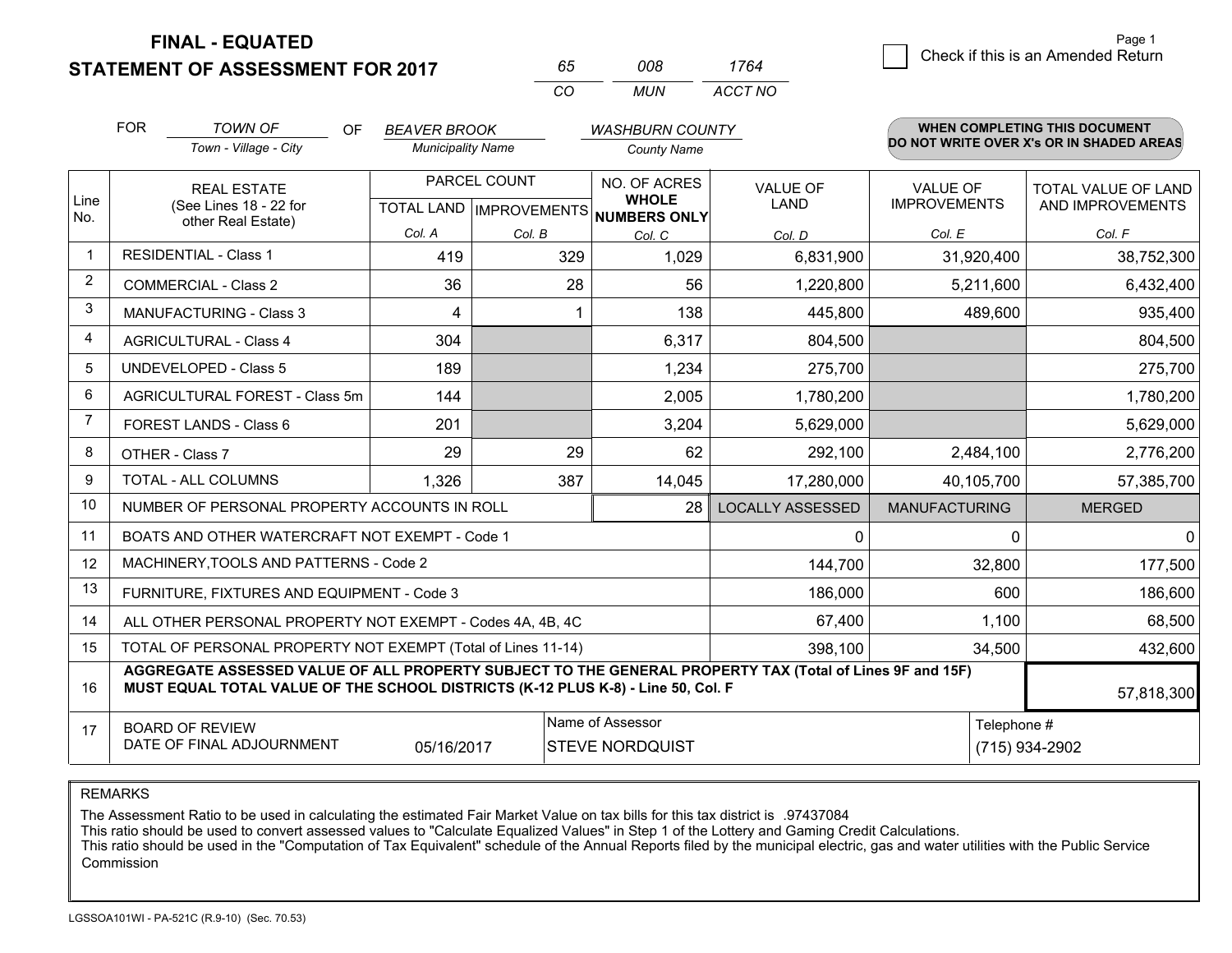# FINAL - EQUATED
# STATEMENT OF ASSESSMENT FOR 2017

| 65 | 008 | 1764 |
|---|---|---|
| CO | MUN | ACCT NO |

Check if this is an Amended Return

FOR *TOWN OF* (Town - Village - City) OF *BEAVER BROOK* (Municipality Name) *WASHBURN COUNTY* (County Name)

**WHEN COMPLETING THIS DOCUMENT DO NOT WRITE OVER X's OR IN SHADED AREAS**

| Line No. | REAL ESTATE (See Lines 18 - 22 for other Real Estate) | PARCEL COUNT TOTAL LAND Col. A | PARCEL COUNT IMPROVEMENTS Col. B | NO. OF ACRES WHOLE NUMBERS ONLY Col. C | VALUE OF LAND Col. D | VALUE OF IMPROVEMENTS Col. E | TOTAL VALUE OF LAND AND IMPROVEMENTS Col. F |
|---|---|---|---|---|---|---|---|
| 1 | RESIDENTIAL - Class 1 | 419 | 329 | 1,029 | 6,831,900 | 31,920,400 | 38,752,300 |
| 2 | COMMERCIAL - Class 2 | 36 | 28 | 56 | 1,220,800 | 5,211,600 | 6,432,400 |
| 3 | MANUFACTURING - Class 3 | 4 | 1 | 138 | 445,800 | 489,600 | 935,400 |
| 4 | AGRICULTURAL - Class 4 | 304 | | 6,317 | 804,500 | | 804,500 |
| 5 | UNDEVELOPED - Class 5 | 189 | | 1,234 | 275,700 | | 275,700 |
| 6 | AGRICULTURAL FOREST - Class 5m | 144 | | 2,005 | 1,780,200 | | 1,780,200 |
| 7 | FOREST LANDS - Class 6 | 201 | | 3,204 | 5,629,000 | | 5,629,000 |
| 8 | OTHER - Class 7 | 29 | 29 | 62 | 292,100 | 2,484,100 | 2,776,200 |
| 9 | TOTAL - ALL COLUMNS | 1,326 | 387 | 14,045 | 17,280,000 | 40,105,700 | 57,385,700 |
| 10 | NUMBER OF PERSONAL PROPERTY ACCOUNTS IN ROLL | | | 28 | LOCALLY ASSESSED | MANUFACTURING | MERGED |
| 11 | BOATS AND OTHER WATERCRAFT NOT EXEMPT - Code 1 | | | | 0 | 0 | 0 |
| 12 | MACHINERY,TOOLS AND PATTERNS - Code 2 | | | | 144,700 | 32,800 | 177,500 |
| 13 | FURNITURE, FIXTURES AND EQUIPMENT - Code 3 | | | | 186,000 | 600 | 186,600 |
| 14 | ALL OTHER PERSONAL PROPERTY NOT EXEMPT - Codes 4A, 4B, 4C | | | | 67,400 | 1,100 | 68,500 |
| 15 | TOTAL OF PERSONAL PROPERTY NOT EXEMPT (Total of Lines 11-14) | | | | 398,100 | 34,500 | 432,600 |
| 16 | AGGREGATE ASSESSED VALUE OF ALL PROPERTY SUBJECT TO THE GENERAL PROPERTY TAX (Total of Lines 9F and 15F) MUST EQUAL TOTAL VALUE OF THE SCHOOL DISTRICTS (K-12 PLUS K-8) - Line 50, Col. F | | | | | | 57,818,300 |
| 17 | BOARD OF REVIEW DATE OF FINAL ADJOURNMENT | 05/16/2017 | | Name of Assessor: STEVE NORDQUIST | | | Telephone #: (715) 934-2902 |

REMARKS

The Assessment Ratio to be used in calculating the estimated Fair Market Value on tax bills for this tax district is .97437084
This ratio should be used to convert assessed values to "Calculate Equalized Values" in Step 1 of the Lottery and Gaming Credit Calculations.
This ratio should be used in the "Computation of Tax Equivalent" schedule of the Annual Reports filed by the municipal electric, gas and water utilities with the Public Service Commission

LGSSOA101WI - PA-521C (R.9-10) (Sec. 70.53)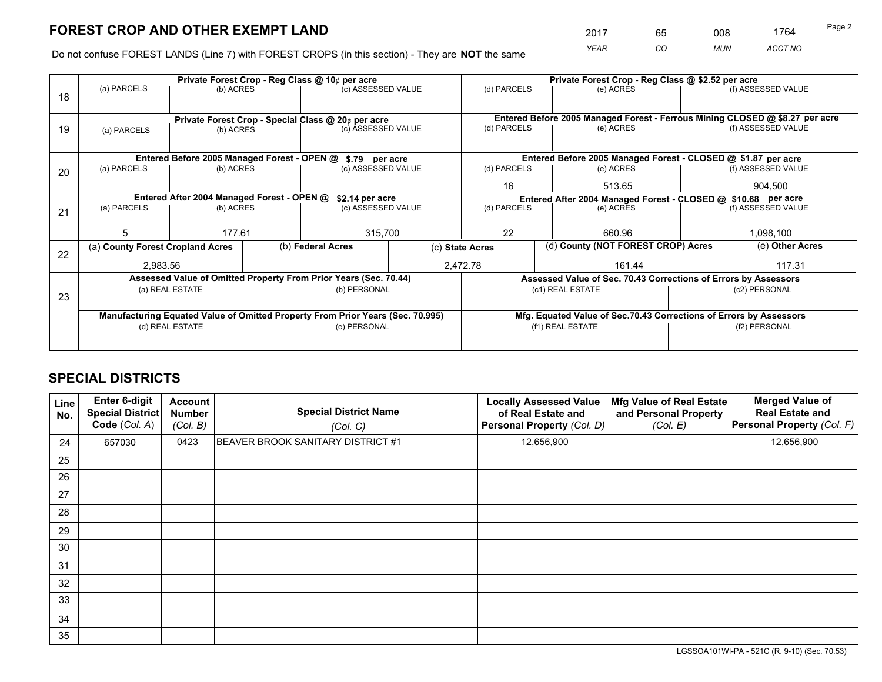# FOREST CROP AND OTHER EXEMPT LAND

| YEAR | CO | MUN | ACCT NO |
|---|---|---|---|
| 2017 | 65 | 008 | 1764 |

Do not confuse FOREST LANDS (Line 7) with FOREST CROPS (in this section) - They are **NOT** the same

| Line | Private Forest Crop - Reg Class @ 10¢ per acre | | | Private Forest Crop - Reg Class @ $2.52 per acre | | |
|---|---|---|---|---|---|---|
| 18 | (a) PARCELS | (b) ACRES | (c) ASSESSED VALUE | (d) PARCELS | (e) ACRES | (f) ASSESSED VALUE |
| | | | | | | |
| | **Private Forest Crop - Special Class @ 20¢ per acre** | | | **Entered Before 2005 Managed Forest - Ferrous Mining CLOSED @ $8.27 per acre** | | |
| 19 | (a) PARCELS | (b) ACRES | (c) ASSESSED VALUE | (d) PARCELS | (e) ACRES | (f) ASSESSED VALUE |
| | | | | | | |
| | **Entered Before 2005 Managed Forest - OPEN @ $.79 per acre** | | | **Entered Before 2005 Managed Forest - CLOSED @ $1.87 per acre** | | |
| 20 | (a) PARCELS | (b) ACRES | (c) ASSESSED VALUE | (d) PARCELS | (e) ACRES | (f) ASSESSED VALUE |
| | | | | 16 | 513.65 | 904,500 |
| | **Entered After 2004 Managed Forest - OPEN @ $2.14 per acre** | | | **Entered After 2004 Managed Forest - CLOSED @ $10.68 per acre** | | |
| 21 | (a) PARCELS | (b) ACRES | (c) ASSESSED VALUE | (d) PARCELS | (e) ACRES | (f) ASSESSED VALUE |
| | 5 | 177.61 | 315,700 | 22 | 660.96 | 1,098,100 |

| Line | (a) County Forest Cropland Acres | (b) Federal Acres | (c) State Acres | (d) County (NOT FOREST CROP) Acres | (e) Other Acres |
|---|---|---|---|---|---|
| 22 | 2,983.56 | | 2,472.78 | 161.44 | 117.31 |

| Line | Assessed Value of Omitted Property From Prior Years (Sec. 70.44) | | Assessed Value of Sec. 70.43 Corrections of Errors by Assessors | |
|---|---|---|---|---|
| 23 | (a) REAL ESTATE | (b) PERSONAL | (c1) REAL ESTATE | (c2) PERSONAL |
| | | | | |
| | **Manufacturing Equated Value of Omitted Property From Prior Years (Sec. 70.995)** | | **Mfg. Equated Value of Sec.70.43 Corrections of Errors by Assessors** | |
| | (d) REAL ESTATE | (e) PERSONAL | (f1) REAL ESTATE | (f2) PERSONAL |
| | | | | |

# SPECIAL DISTRICTS

| Line No. | Enter 6-digit Special District Code (Col. A) | Account Number (Col. B) | Special District Name (Col. C) | Locally Assessed Value of Real Estate and Personal Property (Col. D) | Mfg Value of Real Estate and Personal Property (Col. E) | Merged Value of Real Estate and Personal Property (Col. F) |
|---|---|---|---|---|---|---|
| 24 | 657030 | 0423 | BEAVER BROOK SANITARY DISTRICT #1 | 12,656,900 | | 12,656,900 |
| 25 | | | | | | |
| 26 | | | | | | |
| 27 | | | | | | |
| 28 | | | | | | |
| 29 | | | | | | |
| 30 | | | | | | |
| 31 | | | | | | |
| 32 | | | | | | |
| 33 | | | | | | |
| 34 | | | | | | |
| 35 | | | | | | |

LGSSOA101WI-PA - 521C (R. 9-10) (Sec. 70.53)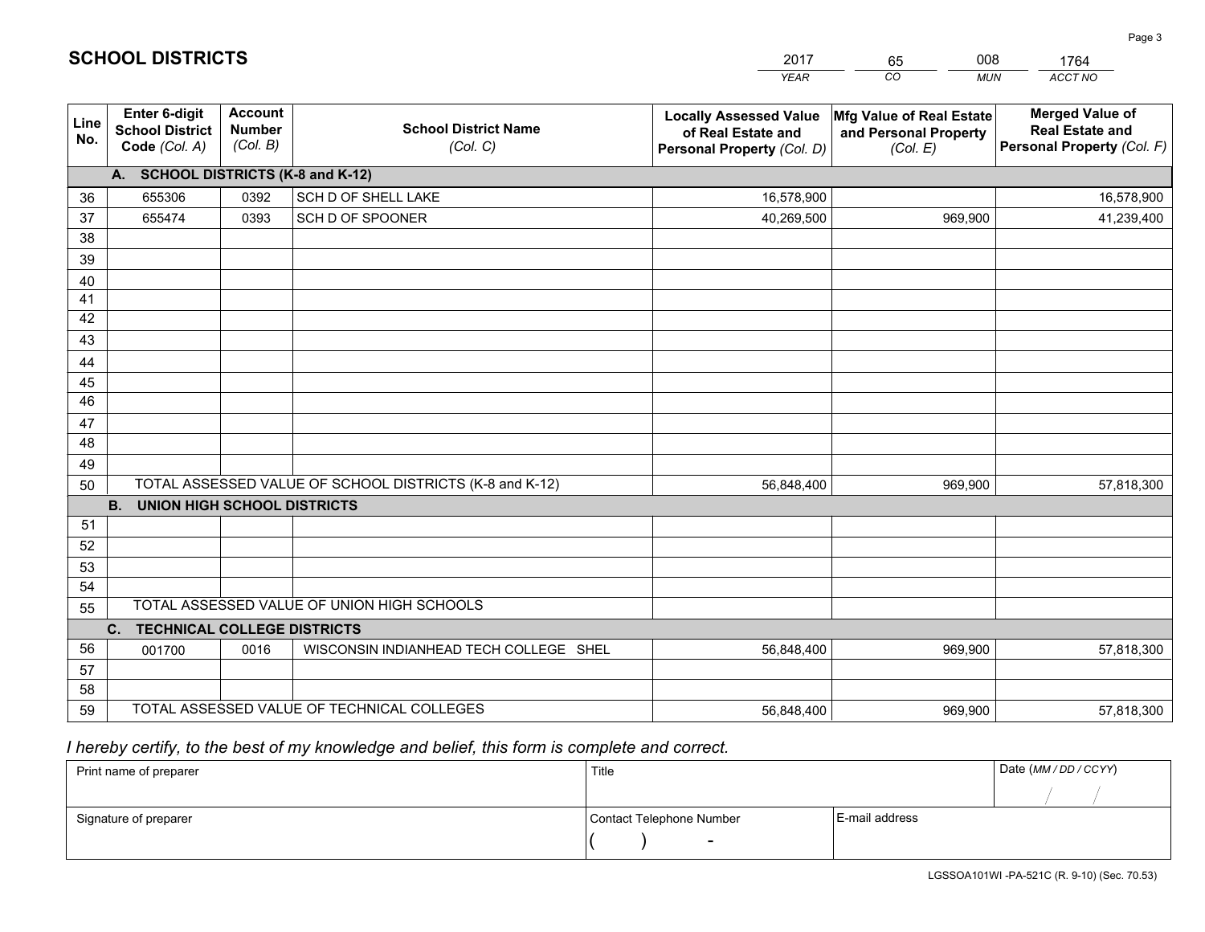# SCHOOL DISTRICTS

| 2017 | 65 | 008 | 1764 |
|---|---|---|---|
| *YEAR* | *CO* | *MUN* | *ACCT NO* |

| Line No. | Enter 6-digit School District Code *(Col. A)* | Account Number *(Col. B)* | School District Name *(Col. C)* | Locally Assessed Value of Real Estate and Personal Property *(Col. D)* | Mfg Value of Real Estate and Personal Property *(Col. E)* | Merged Value of Real Estate and Personal Property *(Col. F)* |
|---|---|---|---|---|---|---|
| **A. SCHOOL DISTRICTS (K-8 and K-12)** | | | | | | |
| 36 | 655306 | 0392 | SCH D OF SHELL LAKE | 16,578,900 | | 16,578,900 |
| 37 | 655474 | 0393 | SCH D OF SPOONER | 40,269,500 | 969,900 | 41,239,400 |
| 38 | | | | | | |
| 39 | | | | | | |
| 40 | | | | | | |
| 41 | | | | | | |
| 42 | | | | | | |
| 43 | | | | | | |
| 44 | | | | | | |
| 45 | | | | | | |
| 46 | | | | | | |
| 47 | | | | | | |
| 48 | | | | | | |
| 49 | | | | | | |
| 50 | TOTAL ASSESSED VALUE OF SCHOOL DISTRICTS (K-8 and K-12) | | | 56,848,400 | 969,900 | 57,818,300 |
| **B. UNION HIGH SCHOOL DISTRICTS** | | | | | | |
| 51 | | | | | | |
| 52 | | | | | | |
| 53 | | | | | | |
| 54 | | | | | | |
| 55 | TOTAL ASSESSED VALUE OF UNION HIGH SCHOOLS | | | | | |
| **C. TECHNICAL COLLEGE DISTRICTS** | | | | | | |
| 56 | 001700 | 0016 | WISCONSIN INDIANHEAD TECH COLLEGE SHEL | 56,848,400 | 969,900 | 57,818,300 |
| 57 | | | | | | |
| 58 | | | | | | |
| 59 | TOTAL ASSESSED VALUE OF TECHNICAL COLLEGES | | | 56,848,400 | 969,900 | 57,818,300 |

*I hereby certify, to the best of my knowledge and belief, this form is complete and correct.*

| Print name of preparer | Title | | Date *(MM / DD / CCYY)* |
|---|---|---|---|
| | | | / / |
| Signature of preparer | Contact Telephone Number | E-mail address | |
| | ( ) - | | |

LGSSOA101WI -PA-521C (R. 9-10) (Sec. 70.53)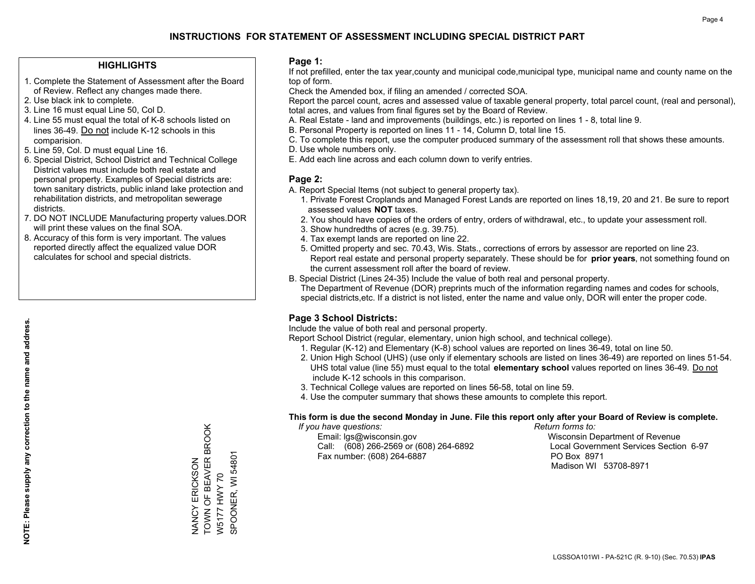# INSTRUCTIONS FOR STATEMENT OF ASSESSMENT INCLUDING SPECIAL DISTRICT PART

## HIGHLIGHTS

1. Complete the Statement of Assessment after the Board of Review. Reflect any changes made there.
2. Use black ink to complete.
3. Line 16 must equal Line 50, Col D.
4. Line 55 must equal the total of K-8 schools listed on lines 36-49. Do not include K-12 schools in this comparision.
5. Line 59, Col. D must equal Line 16.
6. Special District, School District and Technical College District values must include both real estate and personal property. Examples of Special districts are: town sanitary districts, public inland lake protection and rehabilitation districts, and metropolitan sewerage districts.
7. DO NOT INCLUDE Manufacturing property values.DOR will print these values on the final SOA.
8. Accuracy of this form is very important. The values reported directly affect the equalized value DOR calculates for school and special districts.

**NOTE: Please supply any correction to the name and address.**

NANCY ERICKSON
TOWN OF BEAVER BROOK
W5177 HWY 70
SPOONER, WI 54801

## Page 1:

If not prefilled, enter the tax year,county and municipal code,municipal type, municipal name and county name on the top of form.

Check the Amended box, if filing an amended / corrected SOA.

Report the parcel count, acres and assessed value of taxable general property, total parcel count, (real and personal), total acres, and values from final figures set by the Board of Review.

A. Real Estate - land and improvements (buildings, etc.) is reported on lines 1 - 8, total line 9.
B. Personal Property is reported on lines 11 - 14, Column D, total line 15.
C. To complete this report, use the computer produced summary of the assessment roll that shows these amounts.
D. Use whole numbers only.
E. Add each line across and each column down to verify entries.

## Page 2:

A. Report Special Items (not subject to general property tax).
   1. Private Forest Croplands and Managed Forest Lands are reported on lines 18,19, 20 and 21. Be sure to report assessed values **NOT** taxes.
   2. You should have copies of the orders of entry, orders of withdrawal, etc., to update your assessment roll.
   3. Show hundredths of acres (e.g. 39.75).
   4. Tax exempt lands are reported on line 22.
   5. Omitted property and sec. 70.43, Wis. Stats., corrections of errors by assessor are reported on line 23. Report real estate and personal property separately. These should be for **prior years**, not something found on the current assessment roll after the board of review.

B. Special District (Lines 24-35) Include the value of both real and personal property.
The Department of Revenue (DOR) preprints much of the information regarding names and codes for schools, special districts,etc. If a district is not listed, enter the name and value only, DOR will enter the proper code.

## Page 3 School Districts:

Include the value of both real and personal property.

Report School District (regular, elementary, union high school, and technical college).

1. Regular (K-12) and Elementary (K-8) school values are reported on lines 36-49, total on line 50.
2. Union High School (UHS) (use only if elementary schools are listed on lines 36-49) are reported on lines 51-54. UHS total value (line 55) must equal to the total **elementary school** values reported on lines 36-49. Do not include K-12 schools in this comparison.
3. Technical College values are reported on lines 56-58, total on line 59.
4. Use the computer summary that shows these amounts to complete this report.

**This form is due the second Monday in June. File this report only after your Board of Review is complete.**

*If you have questions:*
Email: lgs@wisconsin.gov
Call: (608) 266-2569 or (608) 264-6892
Fax number: (608) 264-6887

*Return forms to:*
Wisconsin Department of Revenue
Local Government Services Section 6-97
PO Box 8971
Madison WI 53708-8971

LGSSOA101WI - PA-521C (R. 9-10) (Sec. 70.53) **IPAS**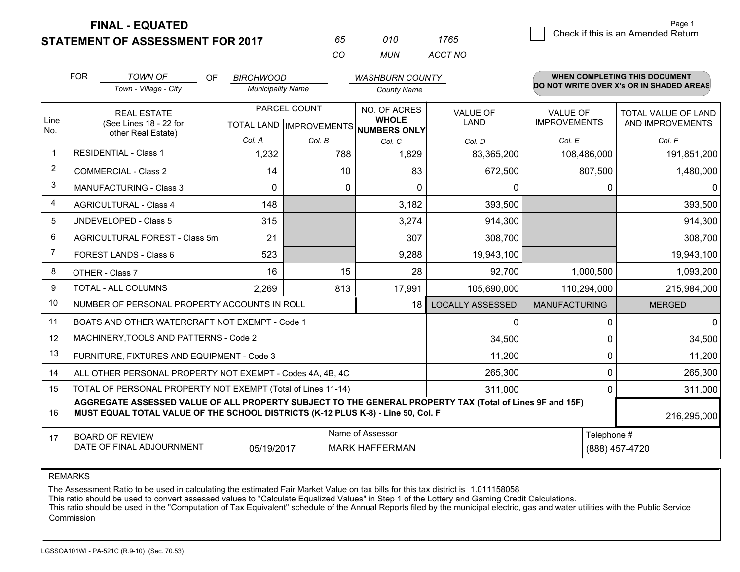**FINAL - EQUATED**
**STATEMENT OF ASSESSMENT FOR 2017**

| 65 | 010 | 1765 |
|---|---|---|
| CO | MUN | ACCT NO |

Page 1

☐ Check if this is an Amended Return

FOR *TOWN OF* (Town - Village - City) OF *BIRCHWOOD* (Municipality Name) *WASHBURN COUNTY* (County Name)

**WHEN COMPLETING THIS DOCUMENT DO NOT WRITE OVER X's OR IN SHADED AREAS**

| Line No. | REAL ESTATE (See Lines 18 - 22 for other Real Estate) | PARCEL COUNT TOTAL LAND Col. A | PARCEL COUNT IMPROVEMENTS Col. B | NO. OF ACRES WHOLE NUMBERS ONLY Col. C | VALUE OF LAND Col. D | VALUE OF IMPROVEMENTS Col. E | TOTAL VALUE OF LAND AND IMPROVEMENTS Col. F |
|---|---|---|---|---|---|---|---|
| 1 | RESIDENTIAL - Class 1 | 1,232 | 788 | 1,829 | 83,365,200 | 108,486,000 | 191,851,200 |
| 2 | COMMERCIAL - Class 2 | 14 | 10 | 83 | 672,500 | 807,500 | 1,480,000 |
| 3 | MANUFACTURING - Class 3 | 0 | 0 | 0 | 0 | 0 | 0 |
| 4 | AGRICULTURAL - Class 4 | 148 | | 3,182 | 393,500 | | 393,500 |
| 5 | UNDEVELOPED - Class 5 | 315 | | 3,274 | 914,300 | | 914,300 |
| 6 | AGRICULTURAL FOREST - Class 5m | 21 | | 307 | 308,700 | | 308,700 |
| 7 | FOREST LANDS - Class 6 | 523 | | 9,288 | 19,943,100 | | 19,943,100 |
| 8 | OTHER - Class 7 | 16 | 15 | 28 | 92,700 | 1,000,500 | 1,093,200 |
| 9 | TOTAL - ALL COLUMNS | 2,269 | 813 | 17,991 | 105,690,000 | 110,294,000 | 215,984,000 |
| 10 | NUMBER OF PERSONAL PROPERTY ACCOUNTS IN ROLL | | | 18 | LOCALLY ASSESSED | MANUFACTURING | MERGED |
| 11 | BOATS AND OTHER WATERCRAFT NOT EXEMPT - Code 1 | | | | 0 | 0 | 0 |
| 12 | MACHINERY,TOOLS AND PATTERNS - Code 2 | | | | 34,500 | 0 | 34,500 |
| 13 | FURNITURE, FIXTURES AND EQUIPMENT - Code 3 | | | | 11,200 | 0 | 11,200 |
| 14 | ALL OTHER PERSONAL PROPERTY NOT EXEMPT - Codes 4A, 4B, 4C | | | | 265,300 | 0 | 265,300 |
| 15 | TOTAL OF PERSONAL PROPERTY NOT EXEMPT (Total of Lines 11-14) | | | | 311,000 | 0 | 311,000 |
| 16 | **AGGREGATE ASSESSED VALUE OF ALL PROPERTY SUBJECT TO THE GENERAL PROPERTY TAX (Total of Lines 9F and 15F) MUST EQUAL TOTAL VALUE OF THE SCHOOL DISTRICTS (K-12 PLUS K-8) - Line 50, Col. F** | | | | | | 216,295,000 |
| 17 | BOARD OF REVIEW DATE OF FINAL ADJOURNMENT | 05/19/2017 | Name of Assessor | MARK HAFFERMAN | | Telephone # | (888) 457-4720 |

REMARKS

The Assessment Ratio to be used in calculating the estimated Fair Market Value on tax bills for this tax district is 1.011158058
This ratio should be used to convert assessed values to "Calculate Equalized Values" in Step 1 of the Lottery and Gaming Credit Calculations.
This ratio should be used in the "Computation of Tax Equivalent" schedule of the Annual Reports filed by the municipal electric, gas and water utilities with the Public Service Commission

LGSSOA101WI - PA-521C (R.9-10) (Sec. 70.53)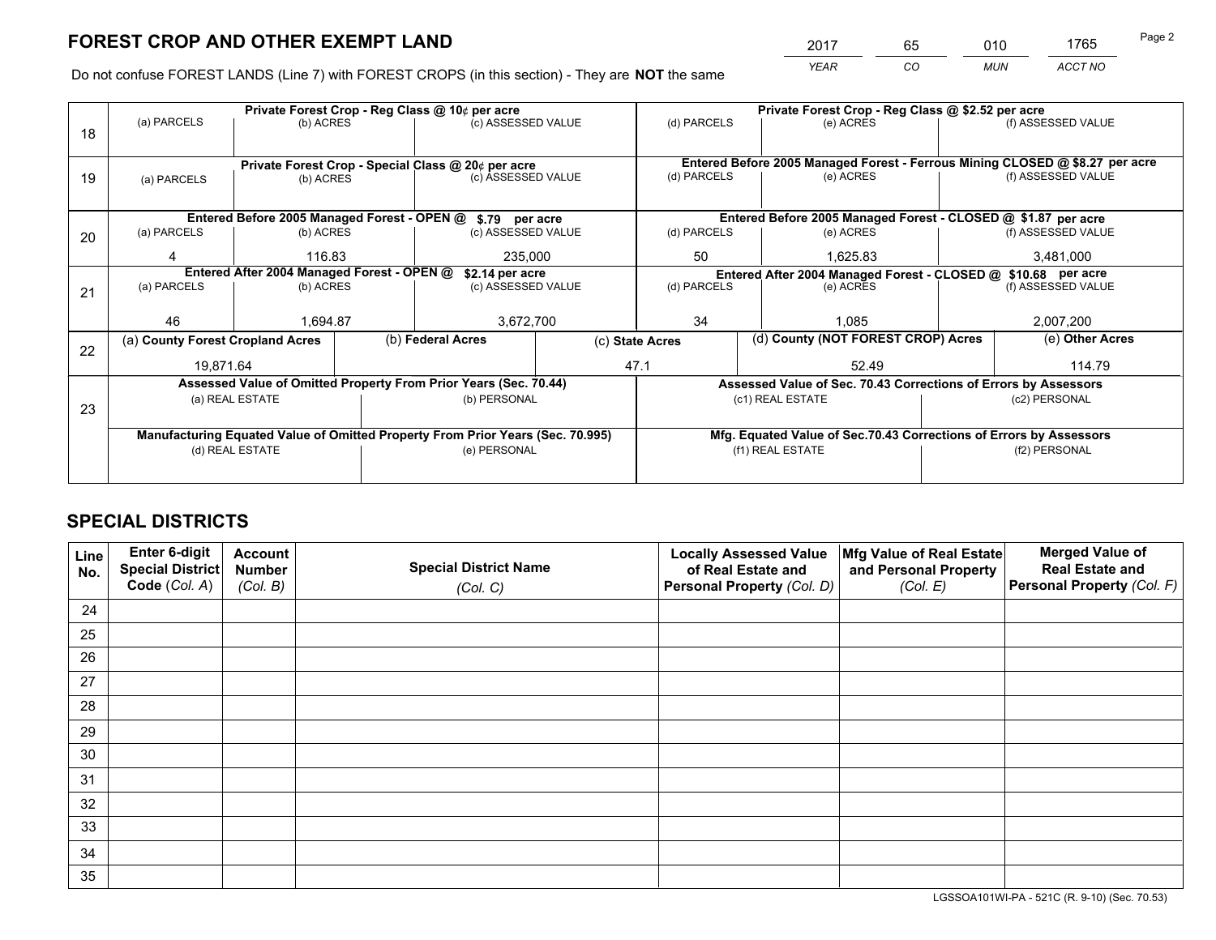# FOREST CROP AND OTHER EXEMPT LAND

| 2017 | 65 | 010 | 1765 |
|---|---|---|---|
| YEAR | CO | MUN | ACCT NO |

Do not confuse FOREST LANDS (Line 7) with FOREST CROPS (in this section) - They are **NOT** the same

| Line | Private Forest Crop - Reg Class @ 10¢ per acre | | | Private Forest Crop - Reg Class @ $2.52 per acre | | |
|---|---|---|---|---|---|---|
| 18 | (a) PARCELS | (b) ACRES | (c) ASSESSED VALUE | (d) PARCELS | (e) ACRES | (f) ASSESSED VALUE |
| | | | | | | |
| | **Private Forest Crop - Special Class @ 20¢ per acre** | | | **Entered Before 2005 Managed Forest - Ferrous Mining CLOSED @ $8.27 per acre** | | |
| 19 | (a) PARCELS | (b) ACRES | (c) ASSESSED VALUE | (d) PARCELS | (e) ACRES | (f) ASSESSED VALUE |
| | | | | | | |
| | **Entered Before 2005 Managed Forest - OPEN @ $.79 per acre** | | | **Entered Before 2005 Managed Forest - CLOSED @ $1.87 per acre** | | |
| 20 | (a) PARCELS | (b) ACRES | (c) ASSESSED VALUE | (d) PARCELS | (e) ACRES | (f) ASSESSED VALUE |
| | 4 | 116.83 | 235,000 | 50 | 1,625.83 | 3,481,000 |
| | **Entered After 2004 Managed Forest - OPEN @ $2.14 per acre** | | | **Entered After 2004 Managed Forest - CLOSED @ $10.68 per acre** | | |
| 21 | (a) PARCELS | (b) ACRES | (c) ASSESSED VALUE | (d) PARCELS | (e) ACRES | (f) ASSESSED VALUE |
| | 46 | 1,694.87 | 3,672,700 | 34 | 1,085 | 2,007,200 |

| Line | (a) County Forest Cropland Acres | (b) Federal Acres | (c) State Acres | (d) County (NOT FOREST CROP) Acres | (e) Other Acres |
|---|---|---|---|---|---|
| 22 | 19,871.64 | | 47.1 | 52.49 | 114.79 |

| Line | Assessed Value of Omitted Property From Prior Years (Sec. 70.44) | | Assessed Value of Sec. 70.43 Corrections of Errors by Assessors | |
|---|---|---|---|---|
| 23 | (a) REAL ESTATE | (b) PERSONAL | (c1) REAL ESTATE | (c2) PERSONAL |
| | | | | |
| | **Manufacturing Equated Value of Omitted Property From Prior Years (Sec. 70.995)** | | **Mfg. Equated Value of Sec.70.43 Corrections of Errors by Assessors** | |
| | (d) REAL ESTATE | (e) PERSONAL | (f1) REAL ESTATE | (f2) PERSONAL |
| | | | | |

# SPECIAL DISTRICTS

| Line No. | Enter 6-digit Special District Code (Col. A) | Account Number (Col. B) | Special District Name (Col. C) | Locally Assessed Value of Real Estate and Personal Property (Col. D) | Mfg Value of Real Estate and Personal Property (Col. E) | Merged Value of Real Estate and Personal Property (Col. F) |
|---|---|---|---|---|---|---|
| 24 | | | | | | |
| 25 | | | | | | |
| 26 | | | | | | |
| 27 | | | | | | |
| 28 | | | | | | |
| 29 | | | | | | |
| 30 | | | | | | |
| 31 | | | | | | |
| 32 | | | | | | |
| 33 | | | | | | |
| 34 | | | | | | |
| 35 | | | | | | |

LGSSOA101WI-PA - 521C (R. 9-10) (Sec. 70.53)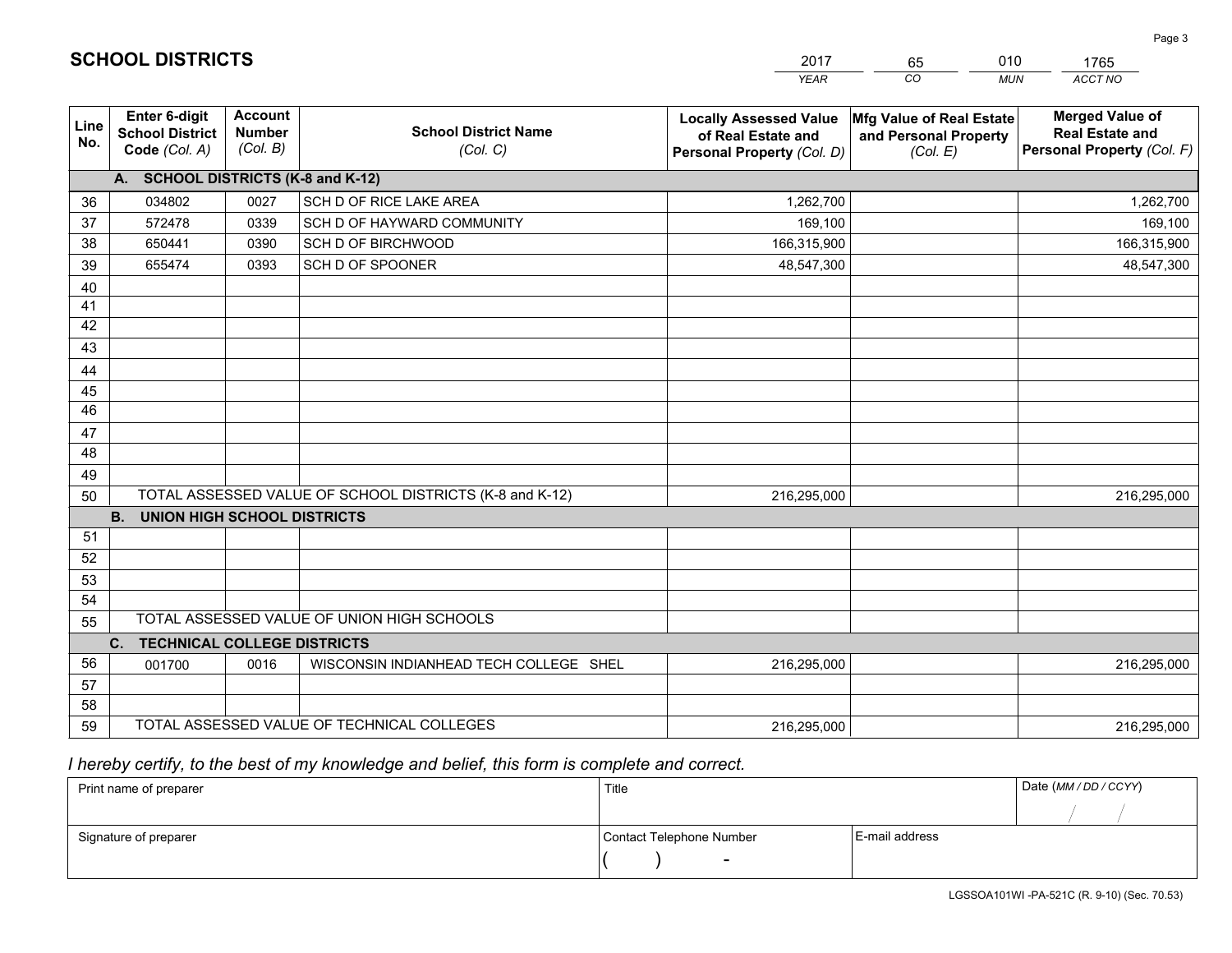# SCHOOL DISTRICTS

| 2017 | 65 | 010 | 1765 |
|---|---|---|---|
| *YEAR* | *CO* | *MUN* | *ACCT NO* |

| Line No. | Enter 6-digit School District Code *(Col. A)* | Account Number *(Col. B)* | School District Name *(Col. C)* | Locally Assessed Value of Real Estate and Personal Property *(Col. D)* | Mfg Value of Real Estate and Personal Property *(Col. E)* | Merged Value of Real Estate and Personal Property *(Col. F)* |
|---|---|---|---|---|---|---|
| | **A. SCHOOL DISTRICTS (K-8 and K-12)** | | | | | |
| 36 | 034802 | 0027 | SCH D OF RICE LAKE AREA | 1,262,700 | | 1,262,700 |
| 37 | 572478 | 0339 | SCH D OF HAYWARD COMMUNITY | 169,100 | | 169,100 |
| 38 | 650441 | 0390 | SCH D OF BIRCHWOOD | 166,315,900 | | 166,315,900 |
| 39 | 655474 | 0393 | SCH D OF SPOONER | 48,547,300 | | 48,547,300 |
| 40 | | | | | | |
| 41 | | | | | | |
| 42 | | | | | | |
| 43 | | | | | | |
| 44 | | | | | | |
| 45 | | | | | | |
| 46 | | | | | | |
| 47 | | | | | | |
| 48 | | | | | | |
| 49 | | | | | | |
| 50 | TOTAL ASSESSED VALUE OF SCHOOL DISTRICTS (K-8 and K-12) | | | 216,295,000 | | 216,295,000 |
| | **B. UNION HIGH SCHOOL DISTRICTS** | | | | | |
| 51 | | | | | | |
| 52 | | | | | | |
| 53 | | | | | | |
| 54 | | | | | | |
| 55 | TOTAL ASSESSED VALUE OF UNION HIGH SCHOOLS | | | | | |
| | **C. TECHNICAL COLLEGE DISTRICTS** | | | | | |
| 56 | 001700 | 0016 | WISCONSIN INDIANHEAD TECH COLLEGE SHEL | 216,295,000 | | 216,295,000 |
| 57 | | | | | | |
| 58 | | | | | | |
| 59 | TOTAL ASSESSED VALUE OF TECHNICAL COLLEGES | | | 216,295,000 | | 216,295,000 |

*I hereby certify, to the best of my knowledge and belief, this form is complete and correct.*

| Print name of preparer | Title | | Date *(MM / DD / CCYY)* |
|---|---|---|---|
| | | | / / |
| Signature of preparer | Contact Telephone Number | E-mail address | |
| | ( ) - | | |

LGSSOA101WI -PA-521C (R. 9-10) (Sec. 70.53)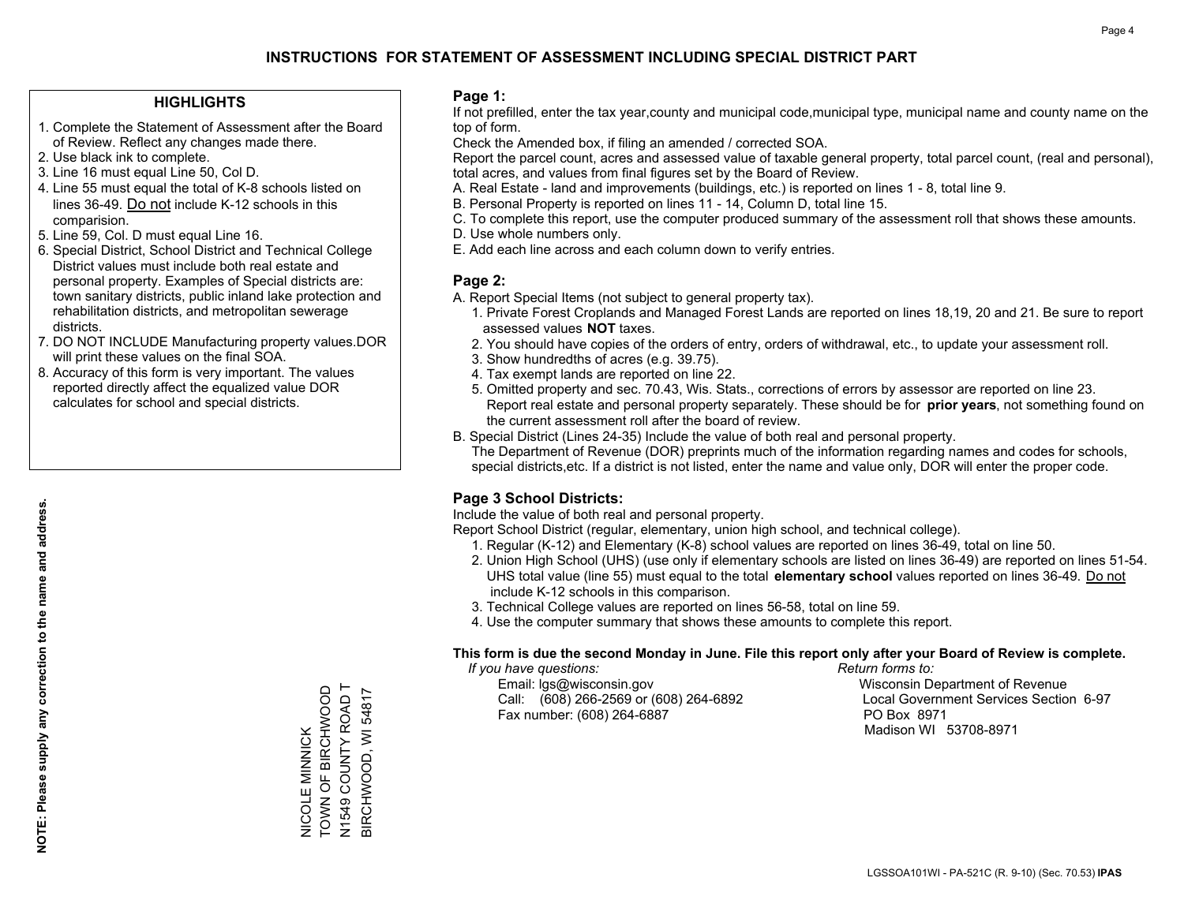# INSTRUCTIONS FOR STATEMENT OF ASSESSMENT INCLUDING SPECIAL DISTRICT PART

## HIGHLIGHTS

1. Complete the Statement of Assessment after the Board of Review. Reflect any changes made there.
2. Use black ink to complete.
3. Line 16 must equal Line 50, Col D.
4. Line 55 must equal the total of K-8 schools listed on lines 36-49. Do not include K-12 schools in this comparision.
5. Line 59, Col. D must equal Line 16.
6. Special District, School District and Technical College District values must include both real estate and personal property. Examples of Special districts are: town sanitary districts, public inland lake protection and rehabilitation districts, and metropolitan sewerage districts.
7. DO NOT INCLUDE Manufacturing property values.DOR will print these values on the final SOA.
8. Accuracy of this form is very important. The values reported directly affect the equalized value DOR calculates for school and special districts.

**NOTE: Please supply any correction to the name and address.**

NICOLE MINNICK
TOWN OF BIRCHWOOD
N1549 COUNTY ROAD T
BIRCHWOOD, WI 54817

## Page 1:

If not prefilled, enter the tax year,county and municipal code,municipal type, municipal name and county name on the top of form.

Check the Amended box, if filing an amended / corrected SOA.

Report the parcel count, acres and assessed value of taxable general property, total parcel count, (real and personal), total acres, and values from final figures set by the Board of Review.

A. Real Estate - land and improvements (buildings, etc.) is reported on lines 1 - 8, total line 9.
B. Personal Property is reported on lines 11 - 14, Column D, total line 15.
C. To complete this report, use the computer produced summary of the assessment roll that shows these amounts.
D. Use whole numbers only.
E. Add each line across and each column down to verify entries.

## Page 2:

A. Report Special Items (not subject to general property tax).
   1. Private Forest Croplands and Managed Forest Lands are reported on lines 18,19, 20 and 21. Be sure to report assessed values **NOT** taxes.
   2. You should have copies of the orders of entry, orders of withdrawal, etc., to update your assessment roll.
   3. Show hundredths of acres (e.g. 39.75).
   4. Tax exempt lands are reported on line 22.
   5. Omitted property and sec. 70.43, Wis. Stats., corrections of errors by assessor are reported on line 23. Report real estate and personal property separately. These should be for **prior years**, not something found on the current assessment roll after the board of review.
B. Special District (Lines 24-35) Include the value of both real and personal property.
   The Department of Revenue (DOR) preprints much of the information regarding names and codes for schools, special districts,etc. If a district is not listed, enter the name and value only, DOR will enter the proper code.

## Page 3 School Districts:

Include the value of both real and personal property.

Report School District (regular, elementary, union high school, and technical college).

1. Regular (K-12) and Elementary (K-8) school values are reported on lines 36-49, total on line 50.
2. Union High School (UHS) (use only if elementary schools are listed on lines 36-49) are reported on lines 51-54. UHS total value (line 55) must equal to the total **elementary school** values reported on lines 36-49. Do not include K-12 schools in this comparison.
3. Technical College values are reported on lines 56-58, total on line 59.
4. Use the computer summary that shows these amounts to complete this report.

**This form is due the second Monday in June. File this report only after your Board of Review is complete.**

*If you have questions:*
Email: lgs@wisconsin.gov
Call: (608) 266-2569 or (608) 264-6892
Fax number: (608) 264-6887

*Return forms to:*
Wisconsin Department of Revenue
Local Government Services Section 6-97
PO Box 8971
Madison WI 53708-8971

LGSSOA101WI - PA-521C (R. 9-10) (Sec. 70.53) **IPAS**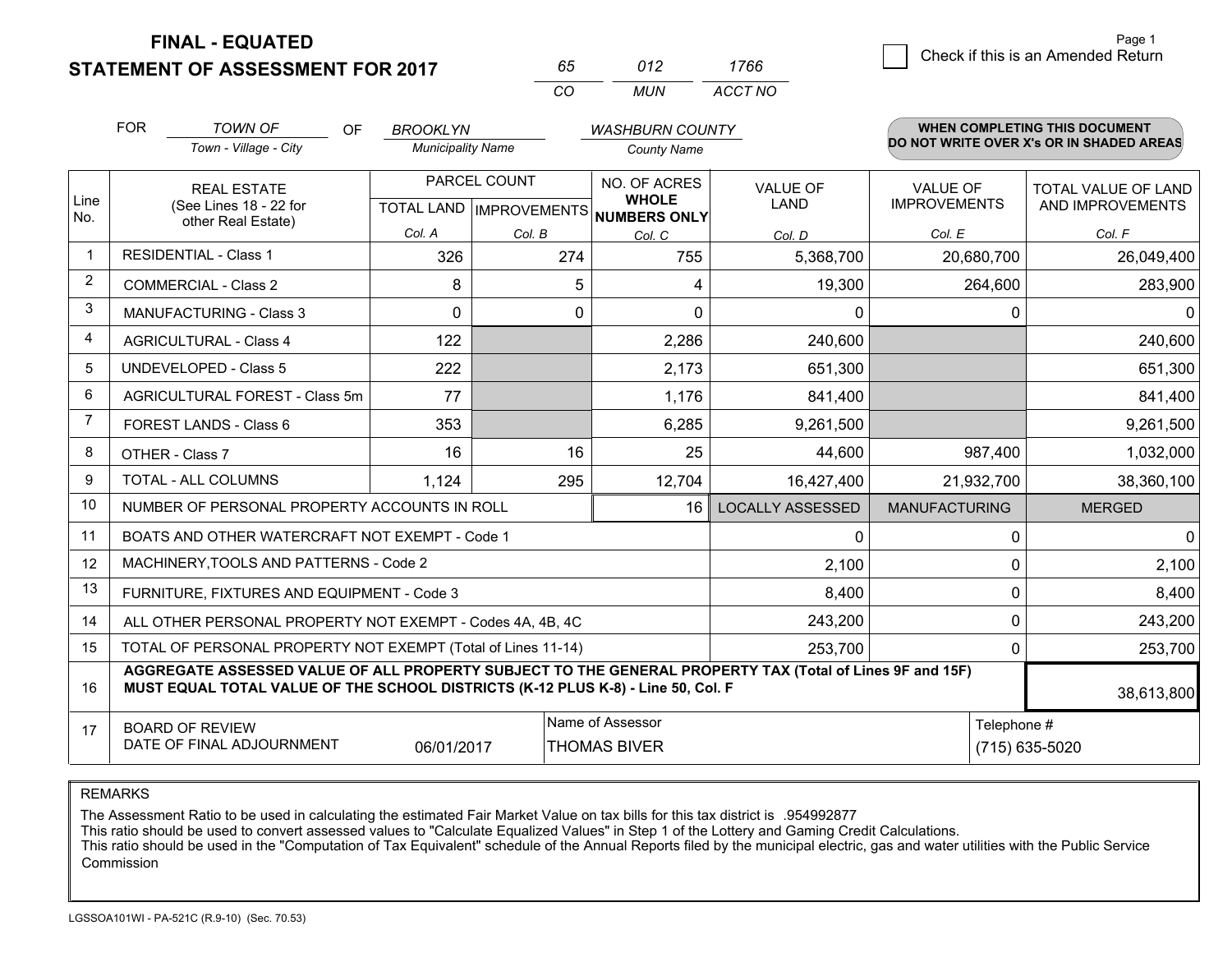# FINAL - EQUATED
# STATEMENT OF ASSESSMENT FOR 2017

| 65 | 012 | 1766 |
|---|---|---|
| CO | MUN | ACCT NO |

Page 1

☐ Check if this is an Amended Return

FOR *TOWN OF* (Town - Village - City) OF *BROOKLYN* (Municipality Name) *WASHBURN COUNTY* (County Name)

**WHEN COMPLETING THIS DOCUMENT DO NOT WRITE OVER X's OR IN SHADED AREAS**

| Line No. | REAL ESTATE (See Lines 18 - 22 for other Real Estate) | PARCEL COUNT TOTAL LAND Col. A | PARCEL COUNT IMPROVEMENTS Col. B | NO. OF ACRES WHOLE NUMBERS ONLY Col. C | VALUE OF LAND Col. D | VALUE OF IMPROVEMENTS Col. E | TOTAL VALUE OF LAND AND IMPROVEMENTS Col. F |
|---|---|---|---|---|---|---|---|
| 1 | RESIDENTIAL - Class 1 | 326 | 274 | 755 | 5,368,700 | 20,680,700 | 26,049,400 |
| 2 | COMMERCIAL - Class 2 | 8 | 5 | 4 | 19,300 | 264,600 | 283,900 |
| 3 | MANUFACTURING - Class 3 | 0 | 0 | 0 | 0 | 0 | 0 |
| 4 | AGRICULTURAL - Class 4 | 122 | | 2,286 | 240,600 | | 240,600 |
| 5 | UNDEVELOPED - Class 5 | 222 | | 2,173 | 651,300 | | 651,300 |
| 6 | AGRICULTURAL FOREST - Class 5m | 77 | | 1,176 | 841,400 | | 841,400 |
| 7 | FOREST LANDS - Class 6 | 353 | | 6,285 | 9,261,500 | | 9,261,500 |
| 8 | OTHER - Class 7 | 16 | 16 | 25 | 44,600 | 987,400 | 1,032,000 |
| 9 | TOTAL - ALL COLUMNS | 1,124 | 295 | 12,704 | 16,427,400 | 21,932,700 | 38,360,100 |
| 10 | NUMBER OF PERSONAL PROPERTY ACCOUNTS IN ROLL | | | 16 | LOCALLY ASSESSED | MANUFACTURING | MERGED |
| 11 | BOATS AND OTHER WATERCRAFT NOT EXEMPT - Code 1 | | | | 0 | 0 | 0 |
| 12 | MACHINERY,TOOLS AND PATTERNS - Code 2 | | | | 2,100 | 0 | 2,100 |
| 13 | FURNITURE, FIXTURES AND EQUIPMENT - Code 3 | | | | 8,400 | 0 | 8,400 |
| 14 | ALL OTHER PERSONAL PROPERTY NOT EXEMPT - Codes 4A, 4B, 4C | | | | 243,200 | 0 | 243,200 |
| 15 | TOTAL OF PERSONAL PROPERTY NOT EXEMPT (Total of Lines 11-14) | | | | 253,700 | 0 | 253,700 |
| 16 | **AGGREGATE ASSESSED VALUE OF ALL PROPERTY SUBJECT TO THE GENERAL PROPERTY TAX (Total of Lines 9F and 15F) MUST EQUAL TOTAL VALUE OF THE SCHOOL DISTRICTS (K-12 PLUS K-8) - Line 50, Col. F** | | | | | | 38,613,800 |
| 17 | BOARD OF REVIEW DATE OF FINAL ADJOURNMENT | 06/01/2017 | | Name of Assessor: THOMAS BIVER | | Telephone #: (715) 635-5020 | |

REMARKS

The Assessment Ratio to be used in calculating the estimated Fair Market Value on tax bills for this tax district is .954992877
This ratio should be used to convert assessed values to "Calculate Equalized Values" in Step 1 of the Lottery and Gaming Credit Calculations.
This ratio should be used in the "Computation of Tax Equivalent" schedule of the Annual Reports filed by the municipal electric, gas and water utilities with the Public Service Commission

LGSSOA101WI - PA-521C (R.9-10) (Sec. 70.53)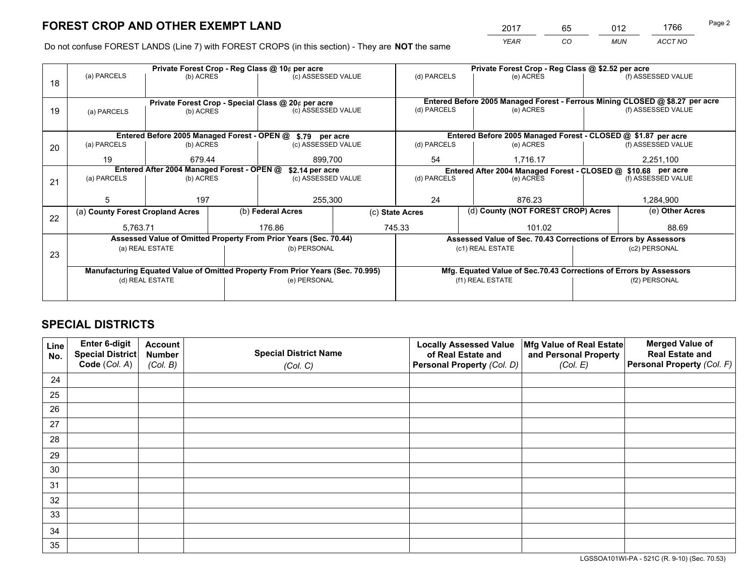# FOREST CROP AND OTHER EXEMPT LAND

| 2017 | 65 | 012 | 1766 |
|---|---|---|---|
| *YEAR* | *CO* | *MUN* | *ACCT NO* |

Do not confuse FOREST LANDS (Line 7) with FOREST CROPS (in this section) - They are **NOT** the same

| Line | Private Forest Crop - Reg Class @ 10¢ per acre | | | Private Forest Crop - Reg Class @ $2.52 per acre | | |
|---|---|---|---|---|---|---|
| 18 | (a) PARCELS | (b) ACRES | (c) ASSESSED VALUE | (d) PARCELS | (e) ACRES | (f) ASSESSED VALUE |
| | | | | | | |
| | **Private Forest Crop - Special Class @ 20¢ per acre** | | | **Entered Before 2005 Managed Forest - Ferrous Mining CLOSED @ $8.27 per acre** | | |
| 19 | (a) PARCELS | (b) ACRES | (c) ASSESSED VALUE | (d) PARCELS | (e) ACRES | (f) ASSESSED VALUE |
| | | | | | | |
| | **Entered Before 2005 Managed Forest - OPEN @ $.79 per acre** | | | **Entered Before 2005 Managed Forest - CLOSED @ $1.87 per acre** | | |
| 20 | (a) PARCELS | (b) ACRES | (c) ASSESSED VALUE | (d) PARCELS | (e) ACRES | (f) ASSESSED VALUE |
| | 19 | 679.44 | 899,700 | 54 | 1,716.17 | 2,251,100 |
| | **Entered After 2004 Managed Forest - OPEN @ $2.14 per acre** | | | **Entered After 2004 Managed Forest - CLOSED @ $10.68 per acre** | | |
| 21 | (a) PARCELS | (b) ACRES | (c) ASSESSED VALUE | (d) PARCELS | (e) ACRES | (f) ASSESSED VALUE |
| | 5 | 197 | 255,300 | 24 | 876.23 | 1,284,900 |

| Line | (a) County Forest Cropland Acres | (b) Federal Acres | (c) State Acres | (d) County (NOT FOREST CROP) Acres | (e) Other Acres |
|---|---|---|---|---|---|
| 22 | 5,763.71 | 176.86 | 745.33 | 101.02 | 88.69 |

| Line | Assessed Value of Omitted Property From Prior Years (Sec. 70.44) | | Assessed Value of Sec. 70.43 Corrections of Errors by Assessors | |
|---|---|---|---|---|
| 23 | (a) REAL ESTATE | (b) PERSONAL | (c1) REAL ESTATE | (c2) PERSONAL |
| | | | | |
| | **Manufacturing Equated Value of Omitted Property From Prior Years (Sec. 70.995)** | | **Mfg. Equated Value of Sec.70.43 Corrections of Errors by Assessors** | |
| | (d) REAL ESTATE | (e) PERSONAL | (f1) REAL ESTATE | (f2) PERSONAL |
| | | | | |

# SPECIAL DISTRICTS

| Line No. | Enter 6-digit Special District Code (Col. A) | Account Number (Col. B) | Special District Name (Col. C) | Locally Assessed Value of Real Estate and Personal Property (Col. D) | Mfg Value of Real Estate and Personal Property (Col. E) | Merged Value of Real Estate and Personal Property (Col. F) |
|---|---|---|---|---|---|---|
| 24 | | | | | | |
| 25 | | | | | | |
| 26 | | | | | | |
| 27 | | | | | | |
| 28 | | | | | | |
| 29 | | | | | | |
| 30 | | | | | | |
| 31 | | | | | | |
| 32 | | | | | | |
| 33 | | | | | | |
| 34 | | | | | | |
| 35 | | | | | | |

LGSSOA101WI-PA - 521C (R. 9-10) (Sec. 70.53)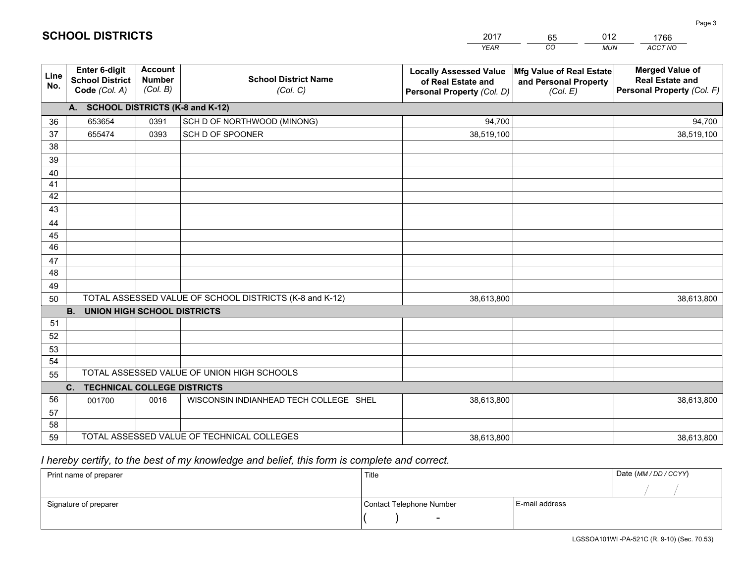# SCHOOL DISTRICTS

| 2017 | 65 | 012 | 1766 |
|---|---|---|---|
| *YEAR* | *CO* | *MUN* | *ACCT NO* |

| Line No. | Enter 6-digit School District Code *(Col. A)* | Account Number *(Col. B)* | School District Name *(Col. C)* | Locally Assessed Value of Real Estate and Personal Property *(Col. D)* | Mfg Value of Real Estate and Personal Property *(Col. E)* | Merged Value of Real Estate and Personal Property *(Col. F)* |
|---|---|---|---|---|---|---|
| | **A. SCHOOL DISTRICTS (K-8 and K-12)** | | | | | |
| 36 | 653654 | 0391 | SCH D OF NORTHWOOD (MINONG) | 94,700 | | 94,700 |
| 37 | 655474 | 0393 | SCH D OF SPOONER | 38,519,100 | | 38,519,100 |
| 38 | | | | | | |
| 39 | | | | | | |
| 40 | | | | | | |
| 41 | | | | | | |
| 42 | | | | | | |
| 43 | | | | | | |
| 44 | | | | | | |
| 45 | | | | | | |
| 46 | | | | | | |
| 47 | | | | | | |
| 48 | | | | | | |
| 49 | | | | | | |
| 50 | TOTAL ASSESSED VALUE OF SCHOOL DISTRICTS (K-8 and K-12) | | | 38,613,800 | | 38,613,800 |
| | **B. UNION HIGH SCHOOL DISTRICTS** | | | | | |
| 51 | | | | | | |
| 52 | | | | | | |
| 53 | | | | | | |
| 54 | | | | | | |
| 55 | TOTAL ASSESSED VALUE OF UNION HIGH SCHOOLS | | | | | |
| | **C. TECHNICAL COLLEGE DISTRICTS** | | | | | |
| 56 | 001700 | 0016 | WISCONSIN INDIANHEAD TECH COLLEGE SHEL | 38,613,800 | | 38,613,800 |
| 57 | | | | | | |
| 58 | | | | | | |
| 59 | TOTAL ASSESSED VALUE OF TECHNICAL COLLEGES | | | 38,613,800 | | 38,613,800 |

*I hereby certify, to the best of my knowledge and belief, this form is complete and correct.*

| Print name of preparer | Title | | Date *(MM / DD / CCYY)* / / |
|---|---|---|---|
| Signature of preparer | Contact Telephone Number ( ) - | E-mail address | |

LGSSOA101WI -PA-521C (R. 9-10) (Sec. 70.53)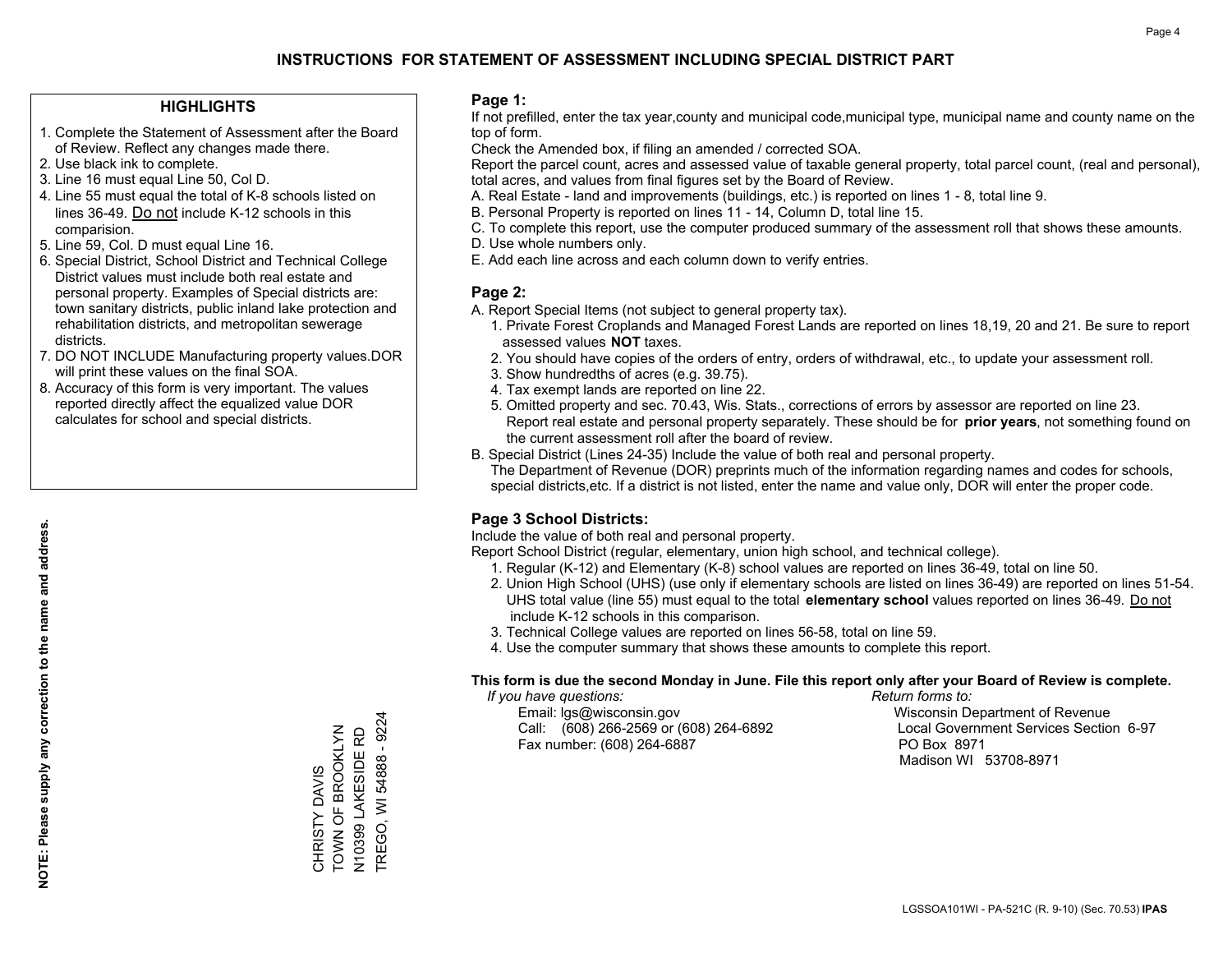# INSTRUCTIONS FOR STATEMENT OF ASSESSMENT INCLUDING SPECIAL DISTRICT PART

## HIGHLIGHTS

1. Complete the Statement of Assessment after the Board of Review. Reflect any changes made there.
2. Use black ink to complete.
3. Line 16 must equal Line 50, Col D.
4. Line 55 must equal the total of K-8 schools listed on lines 36-49. Do not include K-12 schools in this comparision.
5. Line 59, Col. D must equal Line 16.
6. Special District, School District and Technical College District values must include both real estate and personal property. Examples of Special districts are: town sanitary districts, public inland lake protection and rehabilitation districts, and metropolitan sewerage districts.
7. DO NOT INCLUDE Manufacturing property values.DOR will print these values on the final SOA.
8. Accuracy of this form is very important. The values reported directly affect the equalized value DOR calculates for school and special districts.

**NOTE: Please supply any correction to the name and address.**

CHRISTY DAVIS
TOWN OF BROOKLYN
N10399 LAKESIDE RD
TREGO, WI 54888 - 9224

## Page 1:

If not prefilled, enter the tax year,county and municipal code,municipal type, municipal name and county name on the top of form.

Check the Amended box, if filing an amended / corrected SOA.

Report the parcel count, acres and assessed value of taxable general property, total parcel count, (real and personal), total acres, and values from final figures set by the Board of Review.

A. Real Estate - land and improvements (buildings, etc.) is reported on lines 1 - 8, total line 9.
B. Personal Property is reported on lines 11 - 14, Column D, total line 15.
C. To complete this report, use the computer produced summary of the assessment roll that shows these amounts.
D. Use whole numbers only.
E. Add each line across and each column down to verify entries.

## Page 2:

A. Report Special Items (not subject to general property tax).
   1. Private Forest Croplands and Managed Forest Lands are reported on lines 18,19, 20 and 21. Be sure to report assessed values **NOT** taxes.
   2. You should have copies of the orders of entry, orders of withdrawal, etc., to update your assessment roll.
   3. Show hundredths of acres (e.g. 39.75).
   4. Tax exempt lands are reported on line 22.
   5. Omitted property and sec. 70.43, Wis. Stats., corrections of errors by assessor are reported on line 23. Report real estate and personal property separately. These should be for **prior years**, not something found on the current assessment roll after the board of review.
B. Special District (Lines 24-35) Include the value of both real and personal property.
   The Department of Revenue (DOR) preprints much of the information regarding names and codes for schools, special districts,etc. If a district is not listed, enter the name and value only, DOR will enter the proper code.

## Page 3 School Districts:

Include the value of both real and personal property.

Report School District (regular, elementary, union high school, and technical college).

1. Regular (K-12) and Elementary (K-8) school values are reported on lines 36-49, total on line 50.
2. Union High School (UHS) (use only if elementary schools are listed on lines 36-49) are reported on lines 51-54. UHS total value (line 55) must equal to the total **elementary school** values reported on lines 36-49. Do not include K-12 schools in this comparison.
3. Technical College values are reported on lines 56-58, total on line 59.
4. Use the computer summary that shows these amounts to complete this report.

**This form is due the second Monday in June. File this report only after your Board of Review is complete.**

*If you have questions:*
Email: lgs@wisconsin.gov
Call: (608) 266-2569 or (608) 264-6892
Fax number: (608) 264-6887

*Return forms to:*
Wisconsin Department of Revenue
Local Government Services Section 6-97
PO Box 8971
Madison WI 53708-8971

LGSSOA101WI - PA-521C (R. 9-10) (Sec. 70.53) **IPAS**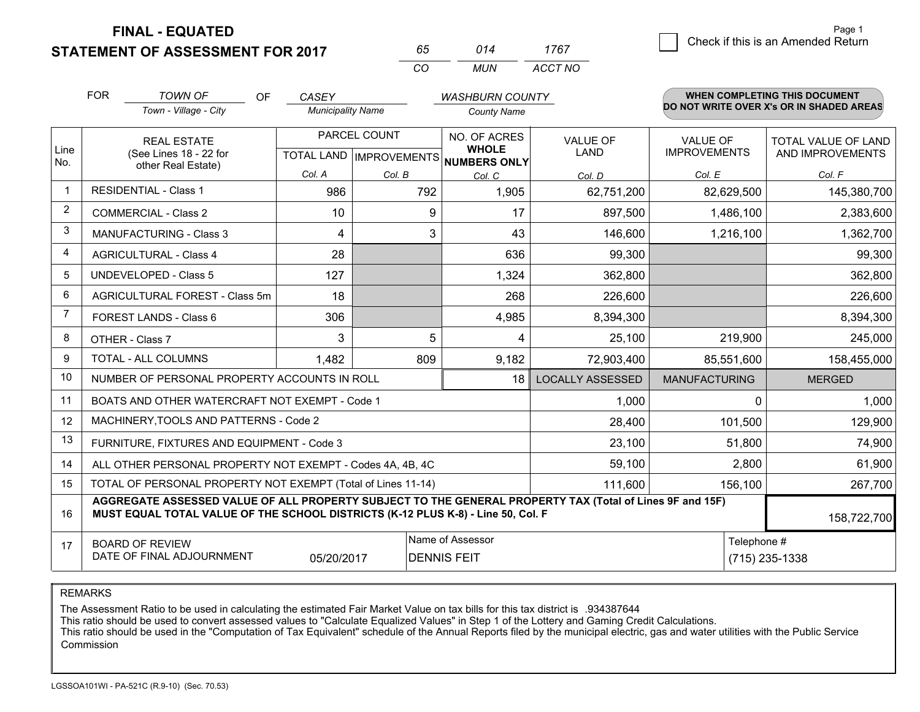**FINAL - EQUATED**
**STATEMENT OF ASSESSMENT FOR 2017**

| 65 | 014 | 1767 |
|---|---|---|
| CO | MUN | ACCT NO |

☐ Check if this is an Amended Return

FOR *TOWN OF* (Town - Village - City) OF *CASEY* (Municipality Name) *WASHBURN COUNTY* (County Name)

**WHEN COMPLETING THIS DOCUMENT DO NOT WRITE OVER X's OR IN SHADED AREAS**

| Line No. | REAL ESTATE (See Lines 18 - 22 for other Real Estate) | PARCEL COUNT TOTAL LAND Col. A | PARCEL COUNT IMPROVEMENTS Col. B | NO. OF ACRES WHOLE NUMBERS ONLY Col. C | VALUE OF LAND Col. D | VALUE OF IMPROVEMENTS Col. E | TOTAL VALUE OF LAND AND IMPROVEMENTS Col. F |
|---|---|---|---|---|---|---|---|
| 1 | RESIDENTIAL - Class 1 | 986 | 792 | 1,905 | 62,751,200 | 82,629,500 | 145,380,700 |
| 2 | COMMERCIAL - Class 2 | 10 | 9 | 17 | 897,500 | 1,486,100 | 2,383,600 |
| 3 | MANUFACTURING - Class 3 | 4 | 3 | 43 | 146,600 | 1,216,100 | 1,362,700 |
| 4 | AGRICULTURAL - Class 4 | 28 | | 636 | 99,300 | | 99,300 |
| 5 | UNDEVELOPED - Class 5 | 127 | | 1,324 | 362,800 | | 362,800 |
| 6 | AGRICULTURAL FOREST - Class 5m | 18 | | 268 | 226,600 | | 226,600 |
| 7 | FOREST LANDS - Class 6 | 306 | | 4,985 | 8,394,300 | | 8,394,300 |
| 8 | OTHER - Class 7 | 3 | 5 | 4 | 25,100 | 219,900 | 245,000 |
| 9 | TOTAL - ALL COLUMNS | 1,482 | 809 | 9,182 | 72,903,400 | 85,551,600 | 158,455,000 |
| 10 | NUMBER OF PERSONAL PROPERTY ACCOUNTS IN ROLL | | | 18 | LOCALLY ASSESSED | MANUFACTURING | MERGED |
| 11 | BOATS AND OTHER WATERCRAFT NOT EXEMPT - Code 1 | | | | 1,000 | 0 | 1,000 |
| 12 | MACHINERY,TOOLS AND PATTERNS - Code 2 | | | | 28,400 | 101,500 | 129,900 |
| 13 | FURNITURE, FIXTURES AND EQUIPMENT - Code 3 | | | | 23,100 | 51,800 | 74,900 |
| 14 | ALL OTHER PERSONAL PROPERTY NOT EXEMPT - Codes 4A, 4B, 4C | | | | 59,100 | 2,800 | 61,900 |
| 15 | TOTAL OF PERSONAL PROPERTY NOT EXEMPT (Total of Lines 11-14) | | | | 111,600 | 156,100 | 267,700 |
| 16 | **AGGREGATE ASSESSED VALUE OF ALL PROPERTY SUBJECT TO THE GENERAL PROPERTY TAX (Total of Lines 9F and 15F) MUST EQUAL TOTAL VALUE OF THE SCHOOL DISTRICTS (K-12 PLUS K-8) - Line 50, Col. F** | | | | | | 158,722,700 |
| 17 | BOARD OF REVIEW DATE OF FINAL ADJOURNMENT | 05/20/2017 | Name of Assessor: DENNIS FEIT | | | Telephone #: (715) 235-1338 | |

REMARKS

The Assessment Ratio to be used in calculating the estimated Fair Market Value on tax bills for this tax district is .934387644
This ratio should be used to convert assessed values to "Calculate Equalized Values" in Step 1 of the Lottery and Gaming Credit Calculations.
This ratio should be used in the "Computation of Tax Equivalent" schedule of the Annual Reports filed by the municipal electric, gas and water utilities with the Public Service Commission

LGSSOA101WI - PA-521C (R.9-10) (Sec. 70.53)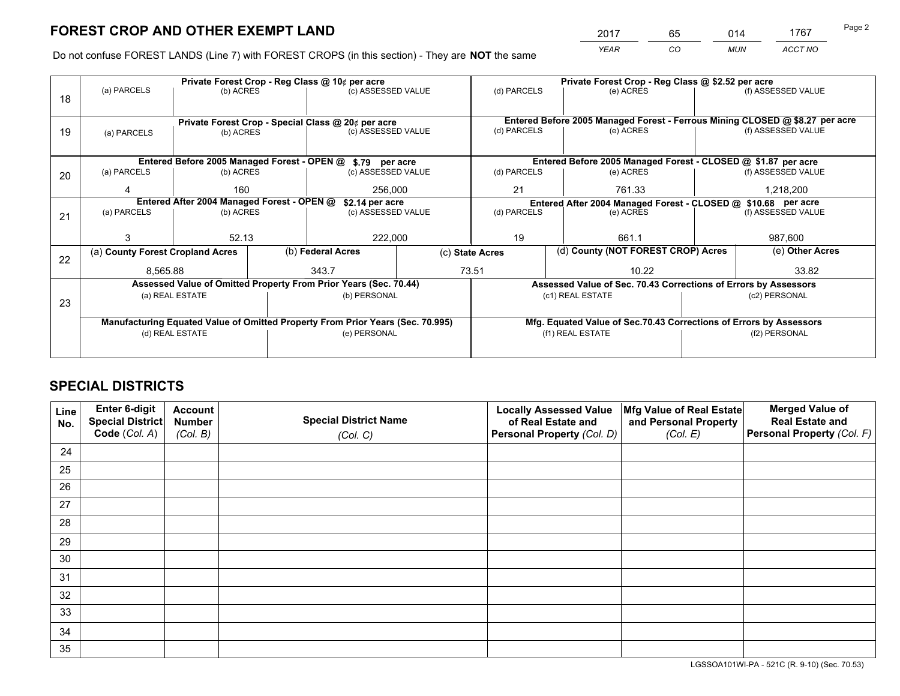# FOREST CROP AND OTHER EXEMPT LAND

| 2017 | 65 | 014 | 1767 |
|---|---|---|---|
| *YEAR* | *CO* | *MUN* | *ACCT NO* |

Do not confuse FOREST LANDS (Line 7) with FOREST CROPS (in this section) - They are **NOT** the same

| Line | Private Forest Crop - Reg Class @ 10¢ per acre | | | Private Forest Crop - Reg Class @ $2.52 per acre | | |
|---|---|---|---|---|---|---|
| 18 | (a) PARCELS | (b) ACRES | (c) ASSESSED VALUE | (d) PARCELS | (e) ACRES | (f) ASSESSED VALUE |
| | | | | | | |
| | **Private Forest Crop - Special Class @ 20¢ per acre** | | | **Entered Before 2005 Managed Forest - Ferrous Mining CLOSED @ $8.27 per acre** | | |
| 19 | (a) PARCELS | (b) ACRES | (c) ASSESSED VALUE | (d) PARCELS | (e) ACRES | (f) ASSESSED VALUE |
| | | | | | | |
| | **Entered Before 2005 Managed Forest - OPEN @ $.79 per acre** | | | **Entered Before 2005 Managed Forest - CLOSED @ $1.87 per acre** | | |
| 20 | (a) PARCELS | (b) ACRES | (c) ASSESSED VALUE | (d) PARCELS | (e) ACRES | (f) ASSESSED VALUE |
| | 4 | 160 | 256,000 | 21 | 761.33 | 1,218,200 |
| | **Entered After 2004 Managed Forest - OPEN @ $2.14 per acre** | | | **Entered After 2004 Managed Forest - CLOSED @ $10.68 per acre** | | |
| 21 | (a) PARCELS | (b) ACRES | (c) ASSESSED VALUE | (d) PARCELS | (e) ACRES | (f) ASSESSED VALUE |
| | 3 | 52.13 | 222,000 | 19 | 661.1 | 987,600 |

| Line | (a) County Forest Cropland Acres | (b) Federal Acres | (c) State Acres | (d) County (NOT FOREST CROP) Acres | (e) Other Acres |
|---|---|---|---|---|---|
| 22 | 8,565.88 | 343.7 | 73.51 | 10.22 | 33.82 |

| Line | Assessed Value of Omitted Property From Prior Years (Sec. 70.44) | | Assessed Value of Sec. 70.43 Corrections of Errors by Assessors | |
|---|---|---|---|---|
| 23 | (a) REAL ESTATE | (b) PERSONAL | (c1) REAL ESTATE | (c2) PERSONAL |
| | | | | |
| | **Manufacturing Equated Value of Omitted Property From Prior Years (Sec. 70.995)** | | **Mfg. Equated Value of Sec.70.43 Corrections of Errors by Assessors** | |
| | (d) REAL ESTATE | (e) PERSONAL | (f1) REAL ESTATE | (f2) PERSONAL |
| | | | | |

# SPECIAL DISTRICTS

| Line No. | Enter 6-digit Special District Code (Col. A) | Account Number (Col. B) | Special District Name (Col. C) | Locally Assessed Value of Real Estate and Personal Property (Col. D) | Mfg Value of Real Estate and Personal Property (Col. E) | Merged Value of Real Estate and Personal Property (Col. F) |
|---|---|---|---|---|---|---|
| 24 | | | | | | |
| 25 | | | | | | |
| 26 | | | | | | |
| 27 | | | | | | |
| 28 | | | | | | |
| 29 | | | | | | |
| 30 | | | | | | |
| 31 | | | | | | |
| 32 | | | | | | |
| 33 | | | | | | |
| 34 | | | | | | |
| 35 | | | | | | |

LGSSOA101WI-PA - 521C (R. 9-10) (Sec. 70.53)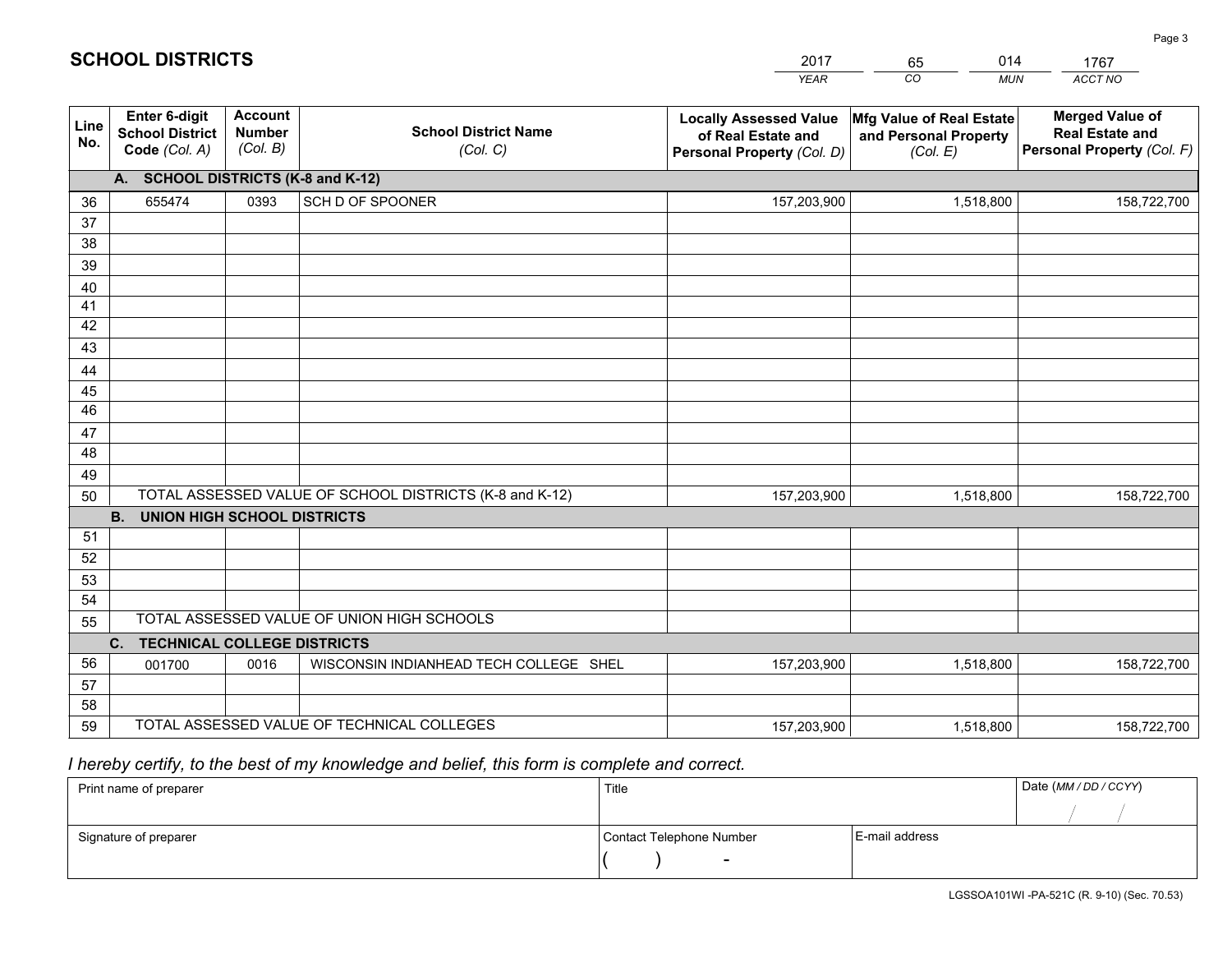# SCHOOL DISTRICTS

| 2017 | 65 | 014 | 1767 |
|---|---|---|---|
| *YEAR* | *CO* | *MUN* | *ACCT NO* |

| Line No. | Enter 6-digit School District Code *(Col. A)* | Account Number *(Col. B)* | School District Name *(Col. C)* | Locally Assessed Value of Real Estate and Personal Property *(Col. D)* | Mfg Value of Real Estate and Personal Property *(Col. E)* | Merged Value of Real Estate and Personal Property *(Col. F)* |
|---|---|---|---|---|---|---|
| **A. SCHOOL DISTRICTS (K-8 and K-12)** | | | | | | |
| 36 | 655474 | 0393 | SCH D OF SPOONER | 157,203,900 | 1,518,800 | 158,722,700 |
| 37 | | | | | | |
| 38 | | | | | | |
| 39 | | | | | | |
| 40 | | | | | | |
| 41 | | | | | | |
| 42 | | | | | | |
| 43 | | | | | | |
| 44 | | | | | | |
| 45 | | | | | | |
| 46 | | | | | | |
| 47 | | | | | | |
| 48 | | | | | | |
| 49 | | | | | | |
| 50 | TOTAL ASSESSED VALUE OF SCHOOL DISTRICTS (K-8 and K-12) | | | 157,203,900 | 1,518,800 | 158,722,700 |
| **B. UNION HIGH SCHOOL DISTRICTS** | | | | | | |
| 51 | | | | | | |
| 52 | | | | | | |
| 53 | | | | | | |
| 54 | | | | | | |
| 55 | TOTAL ASSESSED VALUE OF UNION HIGH SCHOOLS | | | | | |
| **C. TECHNICAL COLLEGE DISTRICTS** | | | | | | |
| 56 | 001700 | 0016 | WISCONSIN INDIANHEAD TECH COLLEGE SHEL | 157,203,900 | 1,518,800 | 158,722,700 |
| 57 | | | | | | |
| 58 | | | | | | |
| 59 | TOTAL ASSESSED VALUE OF TECHNICAL COLLEGES | | | 157,203,900 | 1,518,800 | 158,722,700 |

*I hereby certify, to the best of my knowledge and belief, this form is complete and correct.*

| Print name of preparer | Title | | Date *(MM / DD / CCYY)* |
|---|---|---|---|
| | | | / / |
| Signature of preparer | Contact Telephone Number | E-mail address | |
| | ( ) - | | |

LGSSOA101WI -PA-521C (R. 9-10) (Sec. 70.53)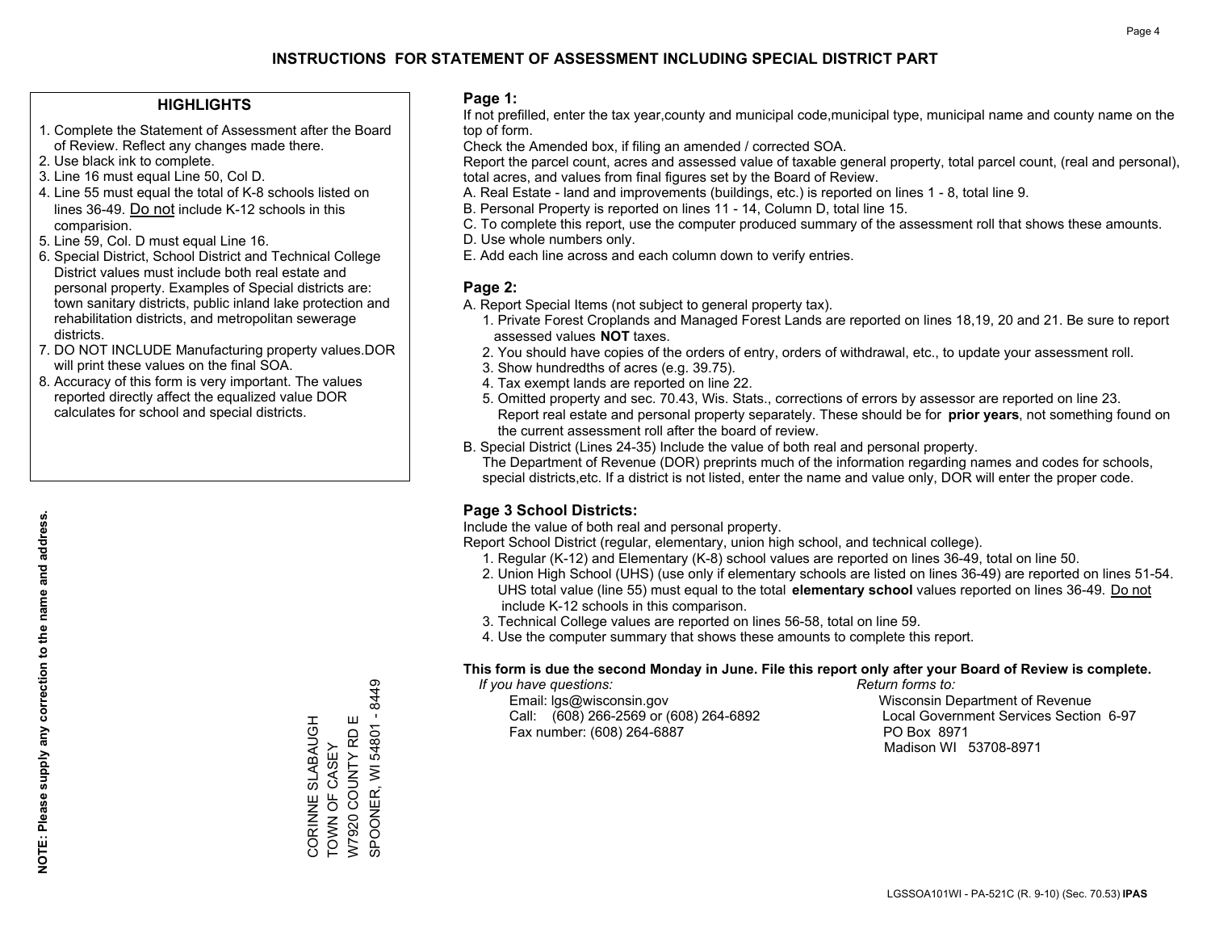# INSTRUCTIONS FOR STATEMENT OF ASSESSMENT INCLUDING SPECIAL DISTRICT PART

## HIGHLIGHTS

1. Complete the Statement of Assessment after the Board of Review. Reflect any changes made there.
2. Use black ink to complete.
3. Line 16 must equal Line 50, Col D.
4. Line 55 must equal the total of K-8 schools listed on lines 36-49. Do not include K-12 schools in this comparision.
5. Line 59, Col. D must equal Line 16.
6. Special District, School District and Technical College District values must include both real estate and personal property. Examples of Special districts are: town sanitary districts, public inland lake protection and rehabilitation districts, and metropolitan sewerage districts.
7. DO NOT INCLUDE Manufacturing property values.DOR will print these values on the final SOA.
8. Accuracy of this form is very important. The values reported directly affect the equalized value DOR calculates for school and special districts.

**NOTE: Please supply any correction to the name and address.**

CORINNE SLABAUGH
TOWN OF CASEY
W7920 COUNTY RD E
SPOONER, WI 54801 - 8449

## Page 1:

If not prefilled, enter the tax year,county and municipal code,municipal type, municipal name and county name on the top of form.

Check the Amended box, if filing an amended / corrected SOA.

Report the parcel count, acres and assessed value of taxable general property, total parcel count, (real and personal), total acres, and values from final figures set by the Board of Review.

A. Real Estate - land and improvements (buildings, etc.) is reported on lines 1 - 8, total line 9.
B. Personal Property is reported on lines 11 - 14, Column D, total line 15.
C. To complete this report, use the computer produced summary of the assessment roll that shows these amounts.
D. Use whole numbers only.
E. Add each line across and each column down to verify entries.

## Page 2:

A. Report Special Items (not subject to general property tax).
   1. Private Forest Croplands and Managed Forest Lands are reported on lines 18,19, 20 and 21. Be sure to report assessed values **NOT** taxes.
   2. You should have copies of the orders of entry, orders of withdrawal, etc., to update your assessment roll.
   3. Show hundredths of acres (e.g. 39.75).
   4. Tax exempt lands are reported on line 22.
   5. Omitted property and sec. 70.43, Wis. Stats., corrections of errors by assessor are reported on line 23. Report real estate and personal property separately. These should be for **prior years**, not something found on the current assessment roll after the board of review.
B. Special District (Lines 24-35) Include the value of both real and personal property. The Department of Revenue (DOR) preprints much of the information regarding names and codes for schools, special districts,etc. If a district is not listed, enter the name and value only, DOR will enter the proper code.

## Page 3 School Districts:

Include the value of both real and personal property.

Report School District (regular, elementary, union high school, and technical college).

1. Regular (K-12) and Elementary (K-8) school values are reported on lines 36-49, total on line 50.
2. Union High School (UHS) (use only if elementary schools are listed on lines 36-49) are reported on lines 51-54. UHS total value (line 55) must equal to the total **elementary school** values reported on lines 36-49. Do not include K-12 schools in this comparison.
3. Technical College values are reported on lines 56-58, total on line 59.
4. Use the computer summary that shows these amounts to complete this report.

**This form is due the second Monday in June. File this report only after your Board of Review is complete.**

*If you have questions:*
Email: lgs@wisconsin.gov
Call: (608) 266-2569 or (608) 264-6892
Fax number: (608) 264-6887

*Return forms to:*
Wisconsin Department of Revenue
Local Government Services Section 6-97
PO Box 8971
Madison WI 53708-8971

LGSSOA101WI - PA-521C (R. 9-10) (Sec. 70.53) **IPAS**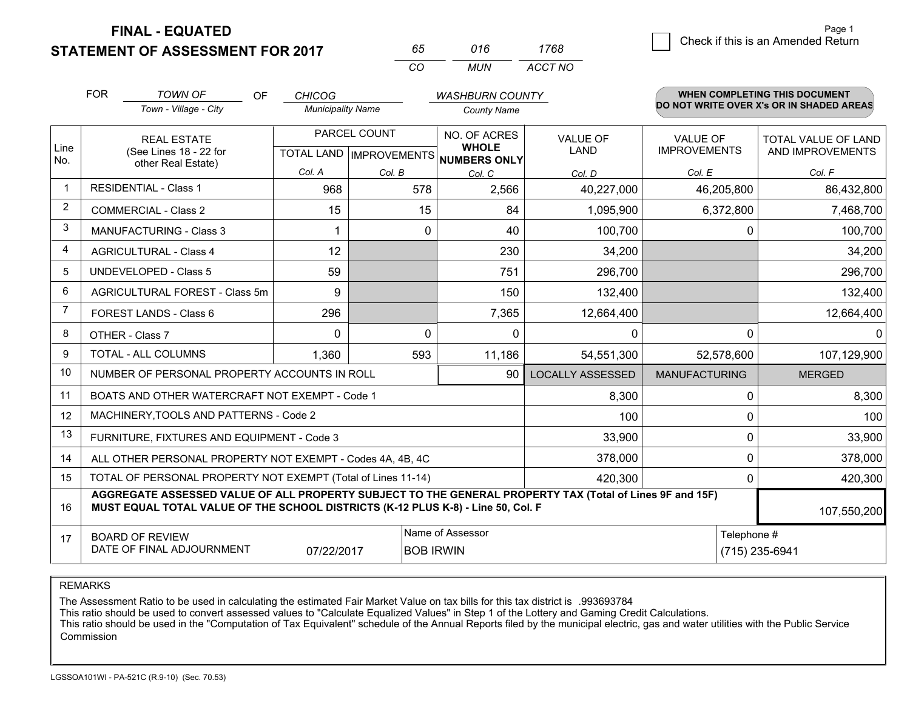**FINAL - EQUATED**
**STATEMENT OF ASSESSMENT FOR 2017**

| 65 | 016 | 1768 |
|---|---|---|
| CO | MUN | ACCT NO |

☐ Check if this is an Amended Return

FOR *TOWN OF* (Town - Village - City) OF *CHICOG* (Municipality Name) *WASHBURN COUNTY* (County Name)

**WHEN COMPLETING THIS DOCUMENT DO NOT WRITE OVER X's OR IN SHADED AREAS**

| Line No. | REAL ESTATE (See Lines 18 - 22 for other Real Estate) | PARCEL COUNT TOTAL LAND Col. A | IMPROVEMENTS Col. B | NO. OF ACRES WHOLE NUMBERS ONLY Col. C | VALUE OF LAND Col. D | VALUE OF IMPROVEMENTS Col. E | TOTAL VALUE OF LAND AND IMPROVEMENTS Col. F |
|---|---|---|---|---|---|---|---|
| 1 | RESIDENTIAL - Class 1 | 968 | 578 | 2,566 | 40,227,000 | 46,205,800 | 86,432,800 |
| 2 | COMMERCIAL - Class 2 | 15 | 15 | 84 | 1,095,900 | 6,372,800 | 7,468,700 |
| 3 | MANUFACTURING - Class 3 | 1 | 0 | 40 | 100,700 | 0 | 100,700 |
| 4 | AGRICULTURAL - Class 4 | 12 | | 230 | 34,200 | | 34,200 |
| 5 | UNDEVELOPED - Class 5 | 59 | | 751 | 296,700 | | 296,700 |
| 6 | AGRICULTURAL FOREST - Class 5m | 9 | | 150 | 132,400 | | 132,400 |
| 7 | FOREST LANDS - Class 6 | 296 | | 7,365 | 12,664,400 | | 12,664,400 |
| 8 | OTHER - Class 7 | 0 | 0 | 0 | 0 | 0 | 0 |
| 9 | TOTAL - ALL COLUMNS | 1,360 | 593 | 11,186 | 54,551,300 | 52,578,600 | 107,129,900 |
| 10 | NUMBER OF PERSONAL PROPERTY ACCOUNTS IN ROLL | | | 90 | LOCALLY ASSESSED | MANUFACTURING | MERGED |
| 11 | BOATS AND OTHER WATERCRAFT NOT EXEMPT - Code 1 | | | | 8,300 | 0 | 8,300 |
| 12 | MACHINERY,TOOLS AND PATTERNS - Code 2 | | | | 100 | 0 | 100 |
| 13 | FURNITURE, FIXTURES AND EQUIPMENT - Code 3 | | | | 33,900 | 0 | 33,900 |
| 14 | ALL OTHER PERSONAL PROPERTY NOT EXEMPT - Codes 4A, 4B, 4C | | | | 378,000 | 0 | 378,000 |
| 15 | TOTAL OF PERSONAL PROPERTY NOT EXEMPT (Total of Lines 11-14) | | | | 420,300 | 0 | 420,300 |
| 16 | **AGGREGATE ASSESSED VALUE OF ALL PROPERTY SUBJECT TO THE GENERAL PROPERTY TAX (Total of Lines 9F and 15F) MUST EQUAL TOTAL VALUE OF THE SCHOOL DISTRICTS (K-12 PLUS K-8) - Line 50, Col. F** | | | | | | 107,550,200 |
| 17 | BOARD OF REVIEW DATE OF FINAL ADJOURNMENT | 07/22/2017 | Name of Assessor | BOB IRWIN | | Telephone # | (715) 235-6941 |

REMARKS

The Assessment Ratio to be used in calculating the estimated Fair Market Value on tax bills for this tax district is .993693784
This ratio should be used to convert assessed values to "Calculate Equalized Values" in Step 1 of the Lottery and Gaming Credit Calculations.
This ratio should be used in the "Computation of Tax Equivalent" schedule of the Annual Reports filed by the municipal electric, gas and water utilities with the Public Service Commission

LGSSOA101WI - PA-521C (R.9-10) (Sec. 70.53)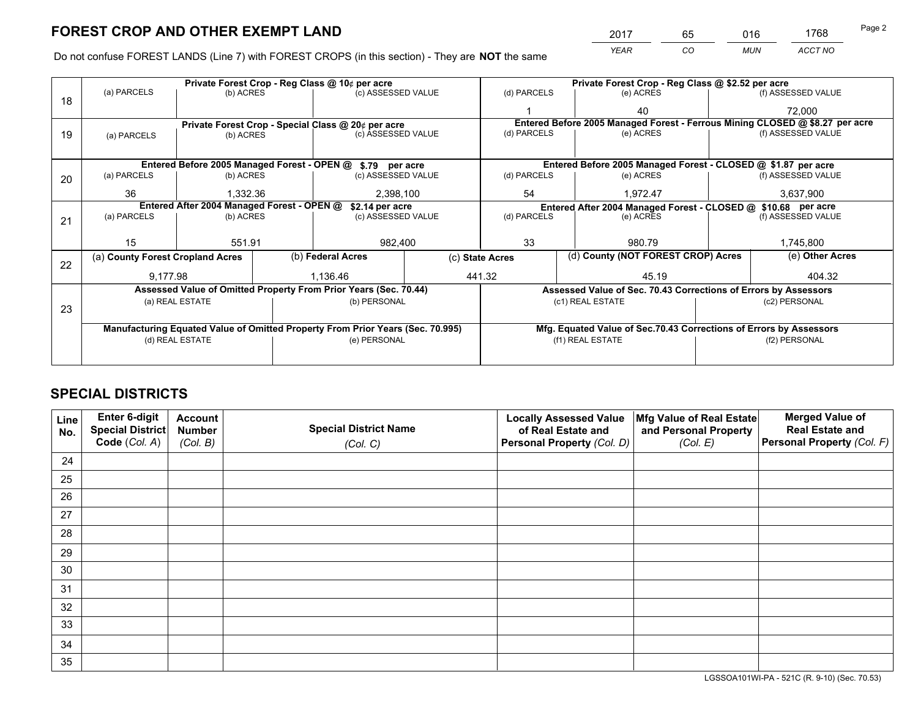# FOREST CROP AND OTHER EXEMPT LAND

| 2017 | 65 | 016 | 1768 |
|---|---|---|---|
| *YEAR* | *CO* | *MUN* | *ACCT NO* |

Do not confuse FOREST LANDS (Line 7) with FOREST CROPS (in this section) - They are **NOT** the same

| Line | Private Forest Crop - Reg Class @ 10¢ per acre | | | Private Forest Crop - Reg Class @ $2.52 per acre | | |
|---|---|---|---|---|---|---|
| | (a) PARCELS | (b) ACRES | (c) ASSESSED VALUE | (d) PARCELS | (e) ACRES | (f) ASSESSED VALUE |
| 18 | | | | 1 | 40 | 72,000 |
| | **Private Forest Crop - Special Class @ 20¢ per acre** | | | **Entered Before 2005 Managed Forest - Ferrous Mining CLOSED @ $8.27 per acre** | | |
| | (a) PARCELS | (b) ACRES | (c) ASSESSED VALUE | (d) PARCELS | (e) ACRES | (f) ASSESSED VALUE |
| 19 | | | | | | |
| | **Entered Before 2005 Managed Forest - OPEN @ $.79 per acre** | | | **Entered Before 2005 Managed Forest - CLOSED @ $1.87 per acre** | | |
| | (a) PARCELS | (b) ACRES | (c) ASSESSED VALUE | (d) PARCELS | (e) ACRES | (f) ASSESSED VALUE |
| 20 | 36 | 1,332.36 | 2,398,100 | 54 | 1,972.47 | 3,637,900 |
| | **Entered After 2004 Managed Forest - OPEN @ $2.14 per acre** | | | **Entered After 2004 Managed Forest - CLOSED @ $10.68 per acre** | | |
| | (a) PARCELS | (b) ACRES | (c) ASSESSED VALUE | (d) PARCELS | (e) ACRES | (f) ASSESSED VALUE |
| 21 | 15 | 551.91 | 982,400 | 33 | 980.79 | 1,745,800 |

| Line | (a) County Forest Cropland Acres | (b) Federal Acres | (c) State Acres | (d) County (NOT FOREST CROP) Acres | (e) Other Acres |
|---|---|---|---|---|---|
| 22 | 9,177.98 | 1,136.46 | 441.32 | 45.19 | 404.32 |

| Line | Assessed Value of Omitted Property From Prior Years (Sec. 70.44) | | Assessed Value of Sec. 70.43 Corrections of Errors by Assessors | |
|---|---|---|---|---|
| | (a) REAL ESTATE | (b) PERSONAL | (c1) REAL ESTATE | (c2) PERSONAL |
| 23 | | | | |
| | **Manufacturing Equated Value of Omitted Property From Prior Years (Sec. 70.995)** | | **Mfg. Equated Value of Sec.70.43 Corrections of Errors by Assessors** | |
| | (d) REAL ESTATE | (e) PERSONAL | (f1) REAL ESTATE | (f2) PERSONAL |
| | | | | |

# SPECIAL DISTRICTS

| Line No. | Enter 6-digit Special District Code (Col. A) | Account Number (Col. B) | Special District Name (Col. C) | Locally Assessed Value of Real Estate and Personal Property (Col. D) | Mfg Value of Real Estate and Personal Property (Col. E) | Merged Value of Real Estate and Personal Property (Col. F) |
|---|---|---|---|---|---|---|
| 24 | | | | | | |
| 25 | | | | | | |
| 26 | | | | | | |
| 27 | | | | | | |
| 28 | | | | | | |
| 29 | | | | | | |
| 30 | | | | | | |
| 31 | | | | | | |
| 32 | | | | | | |
| 33 | | | | | | |
| 34 | | | | | | |
| 35 | | | | | | |

LGSSOA101WI-PA - 521C (R. 9-10) (Sec. 70.53)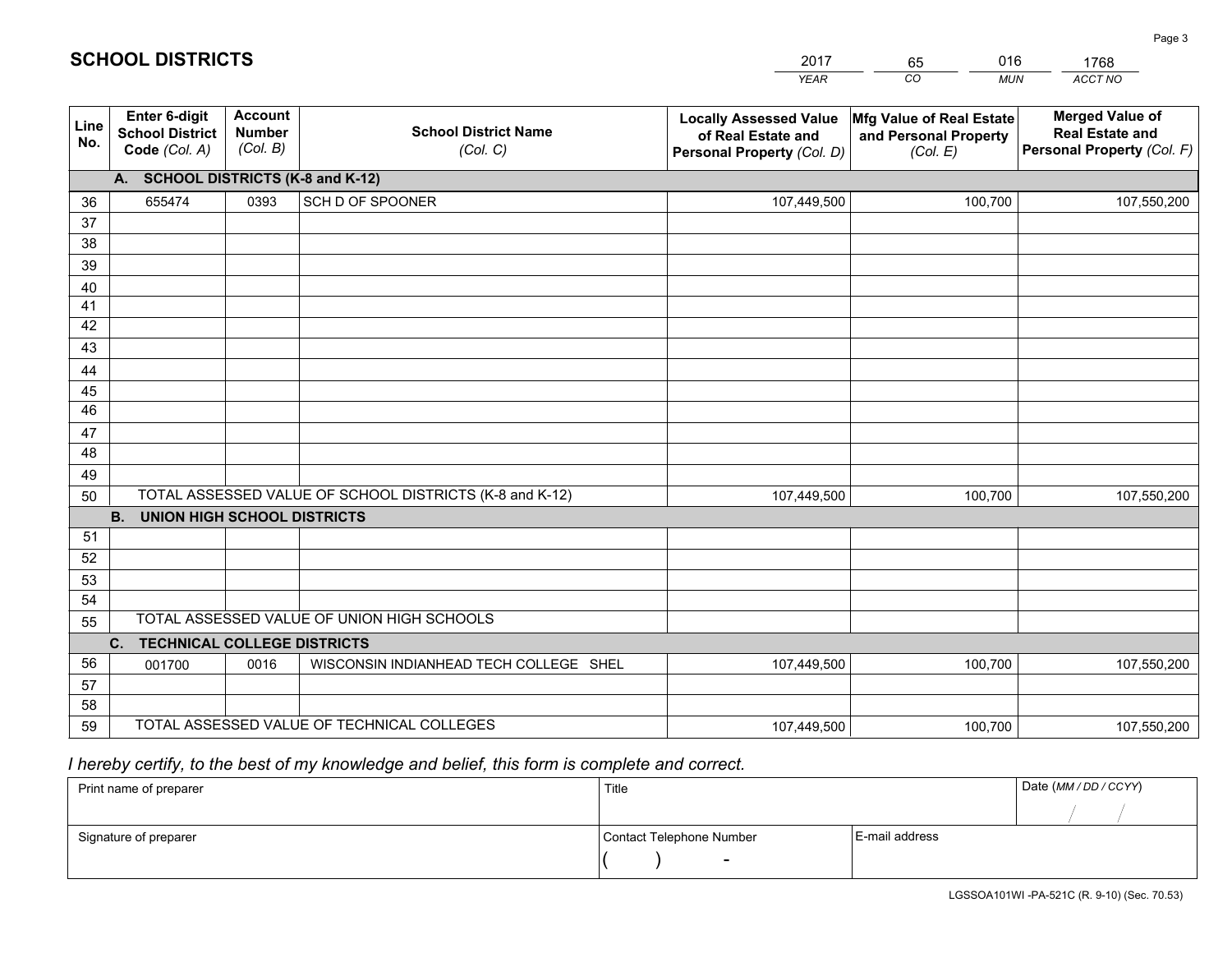# SCHOOL DISTRICTS

| 2017 | 65 | 016 | 1768 |
|---|---|---|---|
| *YEAR* | *CO* | *MUN* | *ACCT NO* |

| Line No. | Enter 6-digit School District Code *(Col. A)* | Account Number *(Col. B)* | School District Name *(Col. C)* | Locally Assessed Value of Real Estate and Personal Property *(Col. D)* | Mfg Value of Real Estate and Personal Property *(Col. E)* | Merged Value of Real Estate and Personal Property *(Col. F)* |
|---|---|---|---|---|---|---|
| | **A. SCHOOL DISTRICTS (K-8 and K-12)** | | | | | |
| 36 | 655474 | 0393 | SCH D OF SPOONER | 107,449,500 | 100,700 | 107,550,200 |
| 37 | | | | | | |
| 38 | | | | | | |
| 39 | | | | | | |
| 40 | | | | | | |
| 41 | | | | | | |
| 42 | | | | | | |
| 43 | | | | | | |
| 44 | | | | | | |
| 45 | | | | | | |
| 46 | | | | | | |
| 47 | | | | | | |
| 48 | | | | | | |
| 49 | | | | | | |
| 50 | TOTAL ASSESSED VALUE OF SCHOOL DISTRICTS (K-8 and K-12) | | | 107,449,500 | 100,700 | 107,550,200 |
| | **B. UNION HIGH SCHOOL DISTRICTS** | | | | | |
| 51 | | | | | | |
| 52 | | | | | | |
| 53 | | | | | | |
| 54 | | | | | | |
| 55 | TOTAL ASSESSED VALUE OF UNION HIGH SCHOOLS | | | | | |
| | **C. TECHNICAL COLLEGE DISTRICTS** | | | | | |
| 56 | 001700 | 0016 | WISCONSIN INDIANHEAD TECH COLLEGE SHEL | 107,449,500 | 100,700 | 107,550,200 |
| 57 | | | | | | |
| 58 | | | | | | |
| 59 | TOTAL ASSESSED VALUE OF TECHNICAL COLLEGES | | | 107,449,500 | 100,700 | 107,550,200 |

*I hereby certify, to the best of my knowledge and belief, this form is complete and correct.*

| Print name of preparer | Title | | Date *(MM / DD / CCYY)* |
|---|---|---|---|
| | | | / / |
| Signature of preparer | Contact Telephone Number | E-mail address | |
| | ( ) - | | |

LGSSOA101WI -PA-521C (R. 9-10) (Sec. 70.53)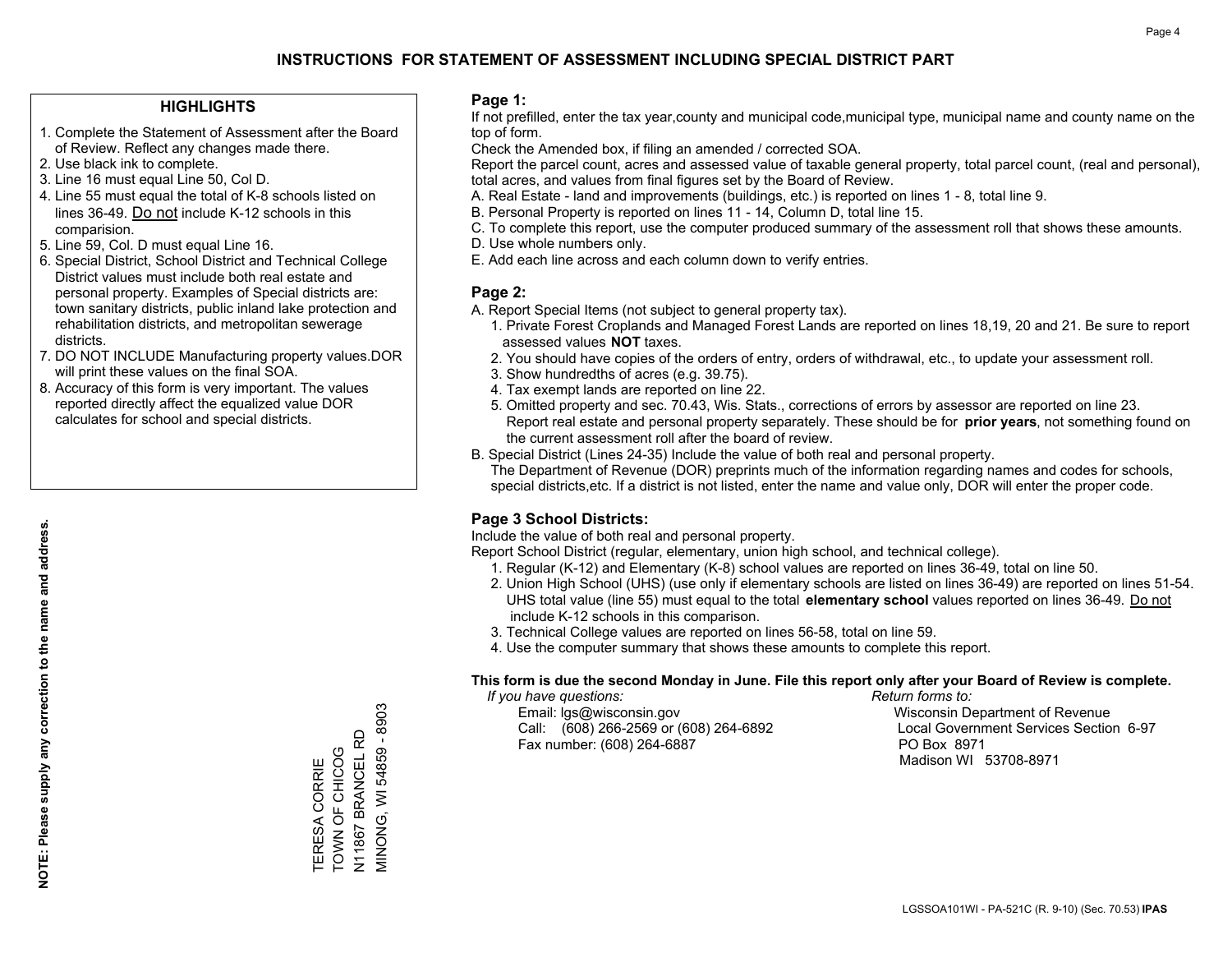# INSTRUCTIONS FOR STATEMENT OF ASSESSMENT INCLUDING SPECIAL DISTRICT PART

## HIGHLIGHTS

1. Complete the Statement of Assessment after the Board of Review. Reflect any changes made there.
2. Use black ink to complete.
3. Line 16 must equal Line 50, Col D.
4. Line 55 must equal the total of K-8 schools listed on lines 36-49. Do not include K-12 schools in this comparision.
5. Line 59, Col. D must equal Line 16.
6. Special District, School District and Technical College District values must include both real estate and personal property. Examples of Special districts are: town sanitary districts, public inland lake protection and rehabilitation districts, and metropolitan sewerage districts.
7. DO NOT INCLUDE Manufacturing property values.DOR will print these values on the final SOA.
8. Accuracy of this form is very important. The values reported directly affect the equalized value DOR calculates for school and special districts.

**NOTE: Please supply any correction to the name and address.**

TERESA CORRIE
TOWN OF CHICOG
N11867 BRANCEL RD
MINONG, WI 54859 - 8903

## Page 1:

If not prefilled, enter the tax year,county and municipal code,municipal type, municipal name and county name on the top of form.

Check the Amended box, if filing an amended / corrected SOA.

Report the parcel count, acres and assessed value of taxable general property, total parcel count, (real and personal), total acres, and values from final figures set by the Board of Review.

A. Real Estate - land and improvements (buildings, etc.) is reported on lines 1 - 8, total line 9.
B. Personal Property is reported on lines 11 - 14, Column D, total line 15.
C. To complete this report, use the computer produced summary of the assessment roll that shows these amounts.
D. Use whole numbers only.
E. Add each line across and each column down to verify entries.

## Page 2:

A. Report Special Items (not subject to general property tax).
   1. Private Forest Croplands and Managed Forest Lands are reported on lines 18,19, 20 and 21. Be sure to report assessed values **NOT** taxes.
   2. You should have copies of the orders of entry, orders of withdrawal, etc., to update your assessment roll.
   3. Show hundredths of acres (e.g. 39.75).
   4. Tax exempt lands are reported on line 22.
   5. Omitted property and sec. 70.43, Wis. Stats., corrections of errors by assessor are reported on line 23. Report real estate and personal property separately. These should be for **prior years**, not something found on the current assessment roll after the board of review.
B. Special District (Lines 24-35) Include the value of both real and personal property.
   The Department of Revenue (DOR) preprints much of the information regarding names and codes for schools, special districts,etc. If a district is not listed, enter the name and value only, DOR will enter the proper code.

## Page 3 School Districts:

Include the value of both real and personal property.

Report School District (regular, elementary, union high school, and technical college).

1. Regular (K-12) and Elementary (K-8) school values are reported on lines 36-49, total on line 50.
2. Union High School (UHS) (use only if elementary schools are listed on lines 36-49) are reported on lines 51-54. UHS total value (line 55) must equal to the total **elementary school** values reported on lines 36-49. Do not include K-12 schools in this comparison.
3. Technical College values are reported on lines 56-58, total on line 59.
4. Use the computer summary that shows these amounts to complete this report.

**This form is due the second Monday in June. File this report only after your Board of Review is complete.**

*If you have questions:*
Email: lgs@wisconsin.gov
Call: (608) 266-2569 or (608) 264-6892
Fax number: (608) 264-6887

*Return forms to:*
Wisconsin Department of Revenue
Local Government Services Section 6-97
PO Box 8971
Madison WI 53708-8971

LGSSOA101WI - PA-521C (R. 9-10) (Sec. 70.53) **IPAS**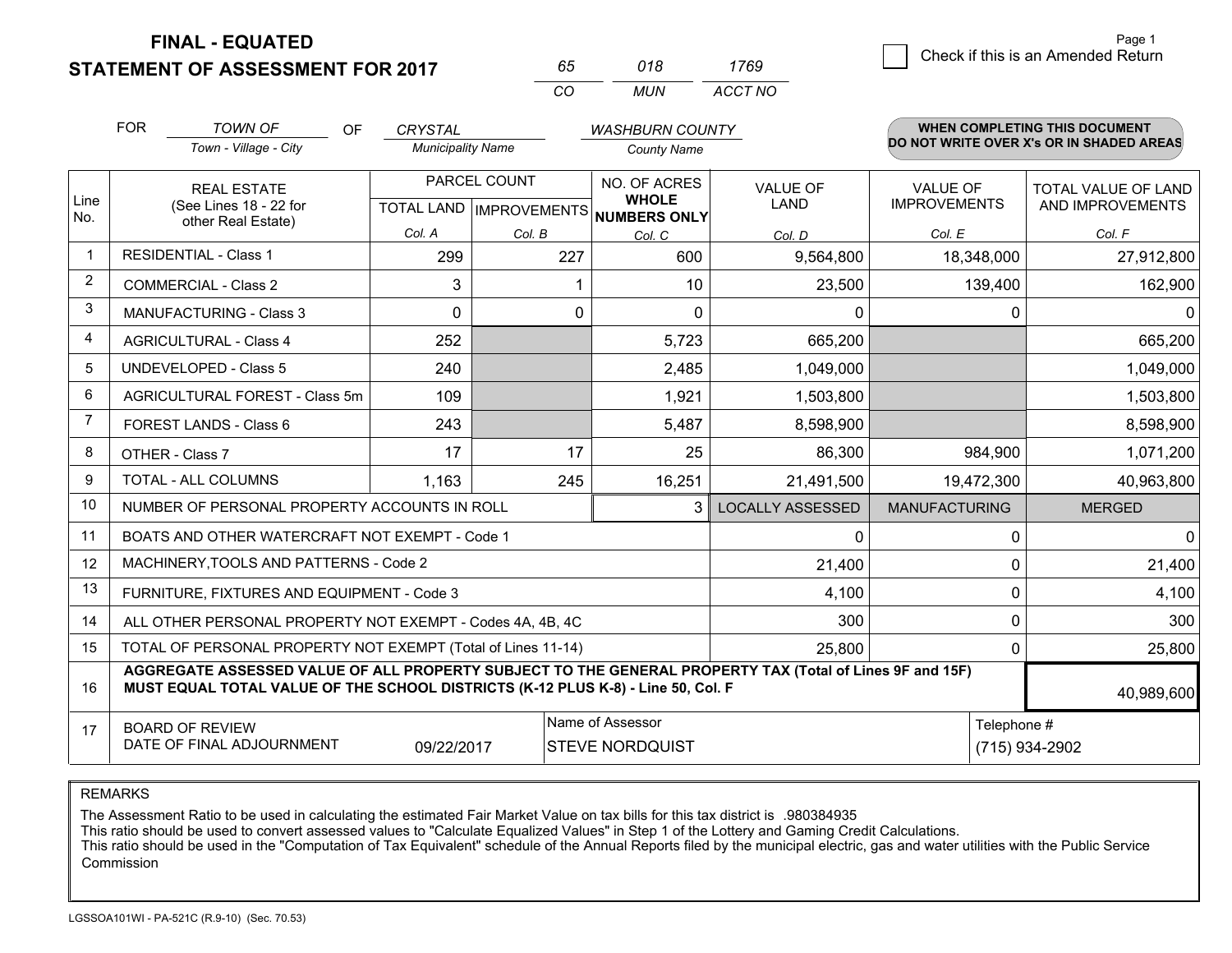# FINAL - EQUATED
## STATEMENT OF ASSESSMENT FOR 2017

| 65 | 018 | 1769 |
|---|---|---|
| CO | MUN | ACCT NO |

Page 1

☐ Check if this is an Amended Return

FOR *TOWN OF* (Town - Village - City) OF *CRYSTAL* (Municipality Name) *WASHBURN COUNTY* (County Name)

**WHEN COMPLETING THIS DOCUMENT DO NOT WRITE OVER X's OR IN SHADED AREAS**

| Line No. | REAL ESTATE (See Lines 18 - 22 for other Real Estate) | PARCEL COUNT TOTAL LAND Col. A | PARCEL COUNT IMPROVEMENTS Col. B | NO. OF ACRES WHOLE NUMBERS ONLY Col. C | VALUE OF LAND Col. D | VALUE OF IMPROVEMENTS Col. E | TOTAL VALUE OF LAND AND IMPROVEMENTS Col. F |
|---|---|---|---|---|---|---|---|
| 1 | RESIDENTIAL - Class 1 | 299 | 227 | 600 | 9,564,800 | 18,348,000 | 27,912,800 |
| 2 | COMMERCIAL - Class 2 | 3 | 1 | 10 | 23,500 | 139,400 | 162,900 |
| 3 | MANUFACTURING - Class 3 | 0 | 0 | 0 | 0 | 0 | 0 |
| 4 | AGRICULTURAL - Class 4 | 252 | | 5,723 | 665,200 | | 665,200 |
| 5 | UNDEVELOPED - Class 5 | 240 | | 2,485 | 1,049,000 | | 1,049,000 |
| 6 | AGRICULTURAL FOREST - Class 5m | 109 | | 1,921 | 1,503,800 | | 1,503,800 |
| 7 | FOREST LANDS - Class 6 | 243 | | 5,487 | 8,598,900 | | 8,598,900 |
| 8 | OTHER - Class 7 | 17 | 17 | 25 | 86,300 | 984,900 | 1,071,200 |
| 9 | TOTAL - ALL COLUMNS | 1,163 | 245 | 16,251 | 21,491,500 | 19,472,300 | 40,963,800 |
| 10 | NUMBER OF PERSONAL PROPERTY ACCOUNTS IN ROLL | | | 3 | LOCALLY ASSESSED | MANUFACTURING | MERGED |
| 11 | BOATS AND OTHER WATERCRAFT NOT EXEMPT - Code 1 | | | | 0 | 0 | 0 |
| 12 | MACHINERY,TOOLS AND PATTERNS - Code 2 | | | | 21,400 | 0 | 21,400 |
| 13 | FURNITURE, FIXTURES AND EQUIPMENT - Code 3 | | | | 4,100 | 0 | 4,100 |
| 14 | ALL OTHER PERSONAL PROPERTY NOT EXEMPT - Codes 4A, 4B, 4C | | | | 300 | 0 | 300 |
| 15 | TOTAL OF PERSONAL PROPERTY NOT EXEMPT (Total of Lines 11-14) | | | | 25,800 | 0 | 25,800 |
| 16 | **AGGREGATE ASSESSED VALUE OF ALL PROPERTY SUBJECT TO THE GENERAL PROPERTY TAX (Total of Lines 9F and 15F) MUST EQUAL TOTAL VALUE OF THE SCHOOL DISTRICTS (K-12 PLUS K-8) - Line 50, Col. F** | | | | | | 40,989,600 |
| 17 | BOARD OF REVIEW DATE OF FINAL ADJOURNMENT | 09/22/2017 | Name of Assessor: STEVE NORDQUIST | | | Telephone #: (715) 934-2902 | |

REMARKS

The Assessment Ratio to be used in calculating the estimated Fair Market Value on tax bills for this tax district is .980384935
This ratio should be used to convert assessed values to "Calculate Equalized Values" in Step 1 of the Lottery and Gaming Credit Calculations.
This ratio should be used in the "Computation of Tax Equivalent" schedule of the Annual Reports filed by the municipal electric, gas and water utilities with the Public Service Commission

LGSSOA101WI - PA-521C (R.9-10) (Sec. 70.53)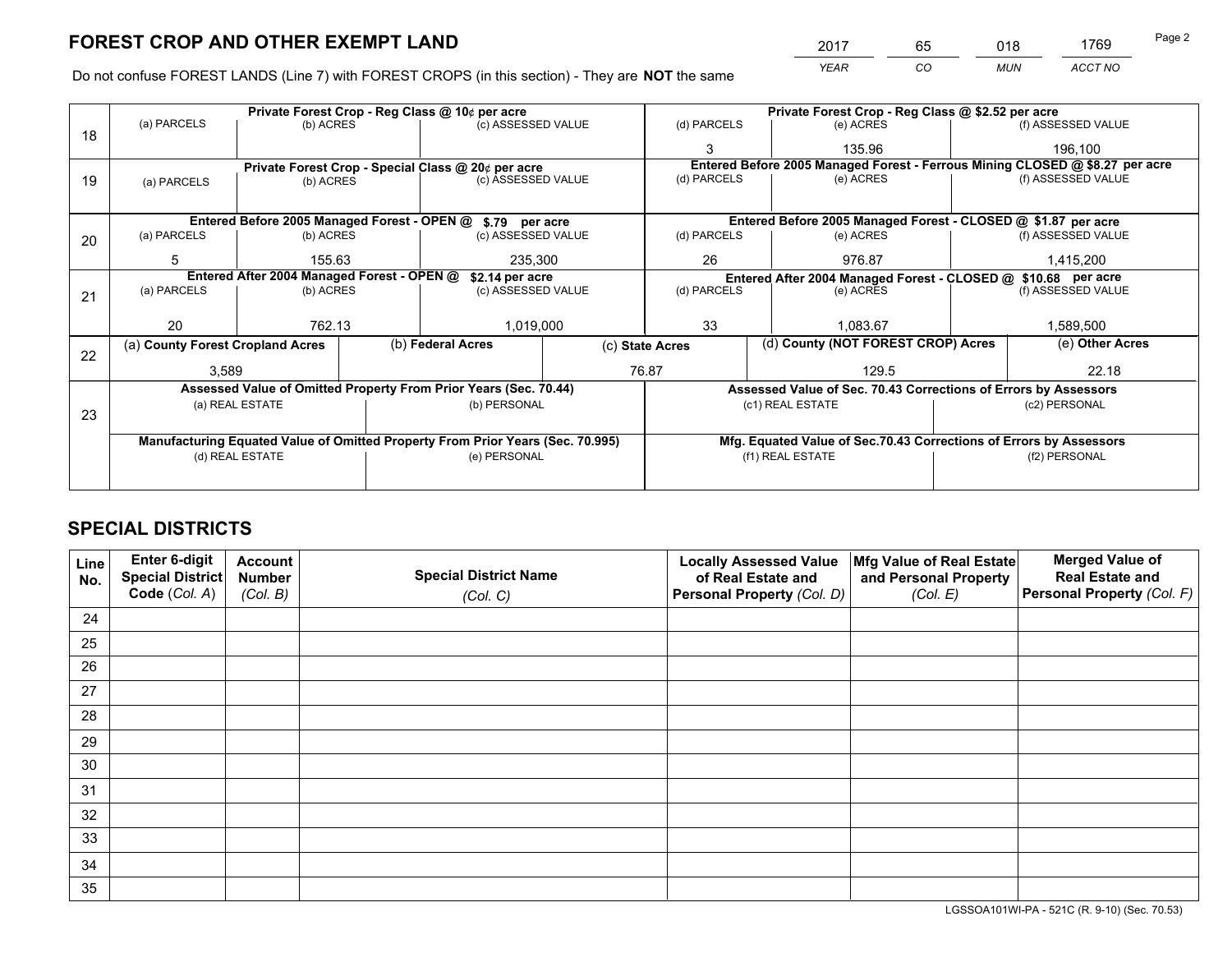# FOREST CROP AND OTHER EXEMPT LAND

| 2017 | 65 | 018 | 1769 |
|---|---|---|---|
| *YEAR* | *CO* | *MUN* | *ACCT NO* |

Do not confuse FOREST LANDS (Line 7) with FOREST CROPS (in this section) - They are **NOT** the same

| Line | Private Forest Crop - Reg Class @ 10¢ per acre | | | Private Forest Crop - Reg Class @ $2.52 per acre | | |
|---|---|---|---|---|---|---|
| 18 | (a) PARCELS | (b) ACRES | (c) ASSESSED VALUE | (d) PARCELS | (e) ACRES | (f) ASSESSED VALUE |
| | | | | 3 | 135.96 | 196,100 |
| | **Private Forest Crop - Special Class @ 20¢ per acre** | | | **Entered Before 2005 Managed Forest - Ferrous Mining CLOSED @ $8.27 per acre** | | |
| 19 | (a) PARCELS | (b) ACRES | (c) ASSESSED VALUE | (d) PARCELS | (e) ACRES | (f) ASSESSED VALUE |
| | | | | | | |
| | **Entered Before 2005 Managed Forest - OPEN @ $.79 per acre** | | | **Entered Before 2005 Managed Forest - CLOSED @ $1.87 per acre** | | |
| 20 | (a) PARCELS | (b) ACRES | (c) ASSESSED VALUE | (d) PARCELS | (e) ACRES | (f) ASSESSED VALUE |
| | 5 | 155.63 | 235,300 | 26 | 976.87 | 1,415,200 |
| | **Entered After 2004 Managed Forest - OPEN @ $2.14 per acre** | | | **Entered After 2004 Managed Forest - CLOSED @ $10.68 per acre** | | |
| 21 | (a) PARCELS | (b) ACRES | (c) ASSESSED VALUE | (d) PARCELS | (e) ACRES | (f) ASSESSED VALUE |
| | 20 | 762.13 | 1,019,000 | 33 | 1,083.67 | 1,589,500 |

| Line | (a) County Forest Cropland Acres | (b) Federal Acres | (c) State Acres | (d) County (NOT FOREST CROP) Acres | (e) Other Acres |
|---|---|---|---|---|---|
| 22 | 3,589 | | 76.87 | 129.5 | 22.18 |

| Line | Assessed Value of Omitted Property From Prior Years (Sec. 70.44) | | Assessed Value of Sec. 70.43 Corrections of Errors by Assessors | |
|---|---|---|---|---|
| 23 | (a) REAL ESTATE | (b) PERSONAL | (c1) REAL ESTATE | (c2) PERSONAL |
| | | | | |
| | **Manufacturing Equated Value of Omitted Property From Prior Years (Sec. 70.995)** | | **Mfg. Equated Value of Sec.70.43 Corrections of Errors by Assessors** | |
| | (d) REAL ESTATE | (e) PERSONAL | (f1) REAL ESTATE | (f2) PERSONAL |
| | | | | |

# SPECIAL DISTRICTS

| Line No. | Enter 6-digit Special District Code (Col. A) | Account Number (Col. B) | Special District Name (Col. C) | Locally Assessed Value of Real Estate and Personal Property (Col. D) | Mfg Value of Real Estate and Personal Property (Col. E) | Merged Value of Real Estate and Personal Property (Col. F) |
|---|---|---|---|---|---|---|
| 24 | | | | | | |
| 25 | | | | | | |
| 26 | | | | | | |
| 27 | | | | | | |
| 28 | | | | | | |
| 29 | | | | | | |
| 30 | | | | | | |
| 31 | | | | | | |
| 32 | | | | | | |
| 33 | | | | | | |
| 34 | | | | | | |
| 35 | | | | | | |

LGSSOA101WI-PA - 521C (R. 9-10) (Sec. 70.53)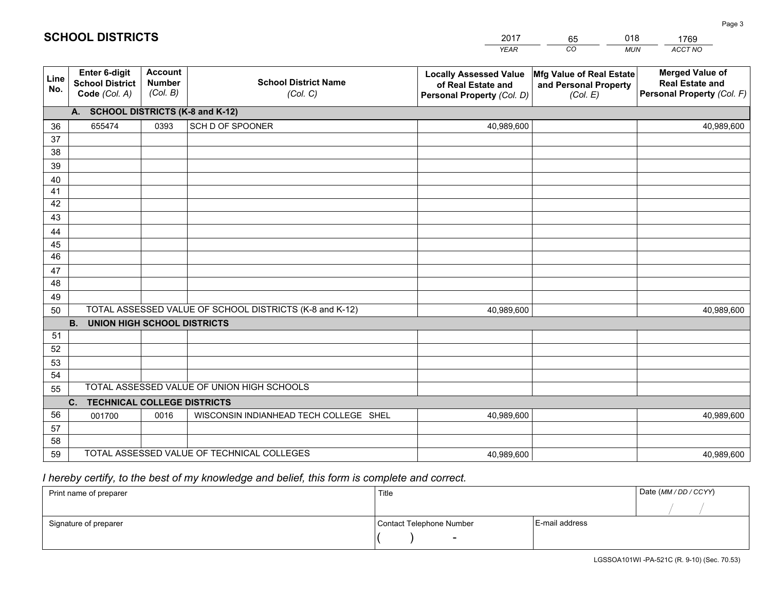## SCHOOL DISTRICTS

| 2017 | 65 | 018 | 1769 |
|---|---|---|---|
| *YEAR* | *CO* | *MUN* | *ACCT NO* |

| Line No. | Enter 6-digit School District Code *(Col. A)* | Account Number *(Col. B)* | School District Name *(Col. C)* | Locally Assessed Value of Real Estate and Personal Property *(Col. D)* | Mfg Value of Real Estate and Personal Property *(Col. E)* | Merged Value of Real Estate and Personal Property *(Col. F)* |
|---|---|---|---|---|---|---|
| **A. SCHOOL DISTRICTS (K-8 and K-12)** | | | | | | |
| 36 | 655474 | 0393 | SCH D OF SPOONER | 40,989,600 | | 40,989,600 |
| 37 | | | | | | |
| 38 | | | | | | |
| 39 | | | | | | |
| 40 | | | | | | |
| 41 | | | | | | |
| 42 | | | | | | |
| 43 | | | | | | |
| 44 | | | | | | |
| 45 | | | | | | |
| 46 | | | | | | |
| 47 | | | | | | |
| 48 | | | | | | |
| 49 | | | | | | |
| 50 | TOTAL ASSESSED VALUE OF SCHOOL DISTRICTS (K-8 and K-12) | | | 40,989,600 | | 40,989,600 |
| **B. UNION HIGH SCHOOL DISTRICTS** | | | | | | |
| 51 | | | | | | |
| 52 | | | | | | |
| 53 | | | | | | |
| 54 | | | | | | |
| 55 | TOTAL ASSESSED VALUE OF UNION HIGH SCHOOLS | | | | | |
| **C. TECHNICAL COLLEGE DISTRICTS** | | | | | | |
| 56 | 001700 | 0016 | WISCONSIN INDIANHEAD TECH COLLEGE SHEL | 40,989,600 | | 40,989,600 |
| 57 | | | | | | |
| 58 | | | | | | |
| 59 | TOTAL ASSESSED VALUE OF TECHNICAL COLLEGES | | | 40,989,600 | | 40,989,600 |

*I hereby certify, to the best of my knowledge and belief, this form is complete and correct.*

| Print name of preparer | Title | | Date *(MM / DD / CCYY)* |
|---|---|---|---|
| | | | / / |
| Signature of preparer | Contact Telephone Number | E-mail address | |
| | ( ) - | | |

LGSSOA101WI -PA-521C (R. 9-10) (Sec. 70.53)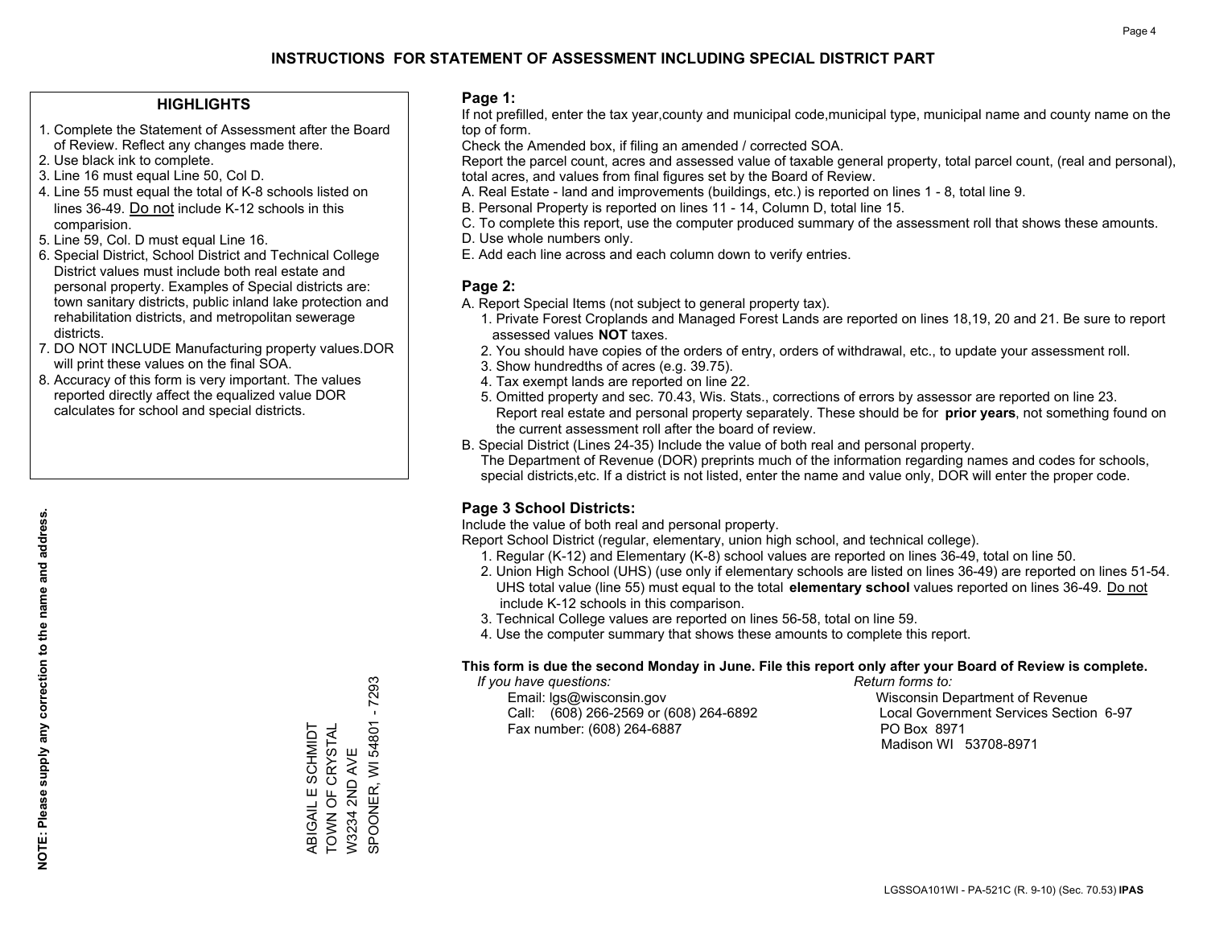# INSTRUCTIONS FOR STATEMENT OF ASSESSMENT INCLUDING SPECIAL DISTRICT PART

## HIGHLIGHTS

1. Complete the Statement of Assessment after the Board of Review. Reflect any changes made there.
2. Use black ink to complete.
3. Line 16 must equal Line 50, Col D.
4. Line 55 must equal the total of K-8 schools listed on lines 36-49. Do not include K-12 schools in this comparision.
5. Line 59, Col. D must equal Line 16.
6. Special District, School District and Technical College District values must include both real estate and personal property. Examples of Special districts are: town sanitary districts, public inland lake protection and rehabilitation districts, and metropolitan sewerage districts.
7. DO NOT INCLUDE Manufacturing property values.DOR will print these values on the final SOA.
8. Accuracy of this form is very important. The values reported directly affect the equalized value DOR calculates for school and special districts.

**NOTE: Please supply any correction to the name and address.**

ABIGAIL E SCHMIDT
TOWN OF CRYSTAL
W3234 2ND AVE
SPOONER, WI 54801 - 7293

## Page 1:

If not prefilled, enter the tax year,county and municipal code,municipal type, municipal name and county name on the top of form.

Check the Amended box, if filing an amended / corrected SOA.

Report the parcel count, acres and assessed value of taxable general property, total parcel count, (real and personal), total acres, and values from final figures set by the Board of Review.

A. Real Estate - land and improvements (buildings, etc.) is reported on lines 1 - 8, total line 9.
B. Personal Property is reported on lines 11 - 14, Column D, total line 15.
C. To complete this report, use the computer produced summary of the assessment roll that shows these amounts.
D. Use whole numbers only.
E. Add each line across and each column down to verify entries.

## Page 2:

A. Report Special Items (not subject to general property tax).
   1. Private Forest Croplands and Managed Forest Lands are reported on lines 18,19, 20 and 21. Be sure to report assessed values **NOT** taxes.
   2. You should have copies of the orders of entry, orders of withdrawal, etc., to update your assessment roll.
   3. Show hundredths of acres (e.g. 39.75).
   4. Tax exempt lands are reported on line 22.
   5. Omitted property and sec. 70.43, Wis. Stats., corrections of errors by assessor are reported on line 23. Report real estate and personal property separately. These should be for **prior years**, not something found on the current assessment roll after the board of review.
B. Special District (Lines 24-35) Include the value of both real and personal property.
   The Department of Revenue (DOR) preprints much of the information regarding names and codes for schools, special districts,etc. If a district is not listed, enter the name and value only, DOR will enter the proper code.

## Page 3 School Districts:

Include the value of both real and personal property.

Report School District (regular, elementary, union high school, and technical college).

1. Regular (K-12) and Elementary (K-8) school values are reported on lines 36-49, total on line 50.
2. Union High School (UHS) (use only if elementary schools are listed on lines 36-49) are reported on lines 51-54. UHS total value (line 55) must equal to the total **elementary school** values reported on lines 36-49. Do not include K-12 schools in this comparison.
3. Technical College values are reported on lines 56-58, total on line 59.
4. Use the computer summary that shows these amounts to complete this report.

**This form is due the second Monday in June. File this report only after your Board of Review is complete.**

*If you have questions:*
Email: lgs@wisconsin.gov
Call: (608) 266-2569 or (608) 264-6892
Fax number: (608) 264-6887

*Return forms to:*
Wisconsin Department of Revenue
Local Government Services Section 6-97
PO Box 8971
Madison WI 53708-8971

LGSSOA101WI - PA-521C (R. 9-10) (Sec. 70.53) **IPAS**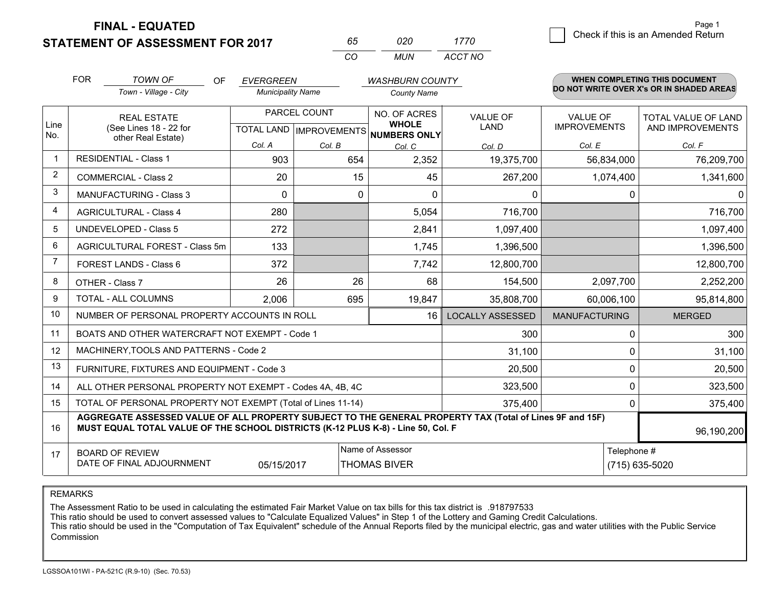# FINAL - EQUATED
# STATEMENT OF ASSESSMENT FOR 2017

| 65 | 020 | 1770 |
|---|---|---|
| CO | MUN | ACCT NO |

Page 1

☐ Check if this is an Amended Return

FOR *TOWN OF* (Town - Village - City) OF *EVERGREEN* (Municipality Name) *WASHBURN COUNTY* (County Name)

**WHEN COMPLETING THIS DOCUMENT DO NOT WRITE OVER X's OR IN SHADED AREAS**

| Line No. | REAL ESTATE (See Lines 18 - 22 for other Real Estate) | PARCEL COUNT TOTAL LAND Col. A | PARCEL COUNT IMPROVEMENTS Col. B | NO. OF ACRES WHOLE NUMBERS ONLY Col. C | VALUE OF LAND Col. D | VALUE OF IMPROVEMENTS Col. E | TOTAL VALUE OF LAND AND IMPROVEMENTS Col. F |
|---|---|---|---|---|---|---|---|
| 1 | RESIDENTIAL - Class 1 | 903 | 654 | 2,352 | 19,375,700 | 56,834,000 | 76,209,700 |
| 2 | COMMERCIAL - Class 2 | 20 | 15 | 45 | 267,200 | 1,074,400 | 1,341,600 |
| 3 | MANUFACTURING - Class 3 | 0 | 0 | 0 | 0 | 0 | 0 |
| 4 | AGRICULTURAL - Class 4 | 280 | | 5,054 | 716,700 | | 716,700 |
| 5 | UNDEVELOPED - Class 5 | 272 | | 2,841 | 1,097,400 | | 1,097,400 |
| 6 | AGRICULTURAL FOREST - Class 5m | 133 | | 1,745 | 1,396,500 | | 1,396,500 |
| 7 | FOREST LANDS - Class 6 | 372 | | 7,742 | 12,800,700 | | 12,800,700 |
| 8 | OTHER - Class 7 | 26 | 26 | 68 | 154,500 | 2,097,700 | 2,252,200 |
| 9 | TOTAL - ALL COLUMNS | 2,006 | 695 | 19,847 | 35,808,700 | 60,006,100 | 95,814,800 |
| 10 | NUMBER OF PERSONAL PROPERTY ACCOUNTS IN ROLL | | | 16 | LOCALLY ASSESSED | MANUFACTURING | MERGED |
| 11 | BOATS AND OTHER WATERCRAFT NOT EXEMPT - Code 1 | | | | 300 | 0 | 300 |
| 12 | MACHINERY,TOOLS AND PATTERNS - Code 2 | | | | 31,100 | 0 | 31,100 |
| 13 | FURNITURE, FIXTURES AND EQUIPMENT - Code 3 | | | | 20,500 | 0 | 20,500 |
| 14 | ALL OTHER PERSONAL PROPERTY NOT EXEMPT - Codes 4A, 4B, 4C | | | | 323,500 | 0 | 323,500 |
| 15 | TOTAL OF PERSONAL PROPERTY NOT EXEMPT (Total of Lines 11-14) | | | | 375,400 | 0 | 375,400 |
| 16 | **AGGREGATE ASSESSED VALUE OF ALL PROPERTY SUBJECT TO THE GENERAL PROPERTY TAX (Total of Lines 9F and 15F) MUST EQUAL TOTAL VALUE OF THE SCHOOL DISTRICTS (K-12 PLUS K-8) - Line 50, Col. F** | | | | | | 96,190,200 |
| 17 | BOARD OF REVIEW DATE OF FINAL ADJOURNMENT | 05/15/2017 | | Name of Assessor: THOMAS BIVER | | Telephone #: (715) 635-5020 | |

REMARKS

The Assessment Ratio to be used in calculating the estimated Fair Market Value on tax bills for this tax district is .918797533
This ratio should be used to convert assessed values to "Calculate Equalized Values" in Step 1 of the Lottery and Gaming Credit Calculations.
This ratio should be used in the "Computation of Tax Equivalent" schedule of the Annual Reports filed by the municipal electric, gas and water utilities with the Public Service Commission

LGSSOA101WI - PA-521C (R.9-10) (Sec. 70.53)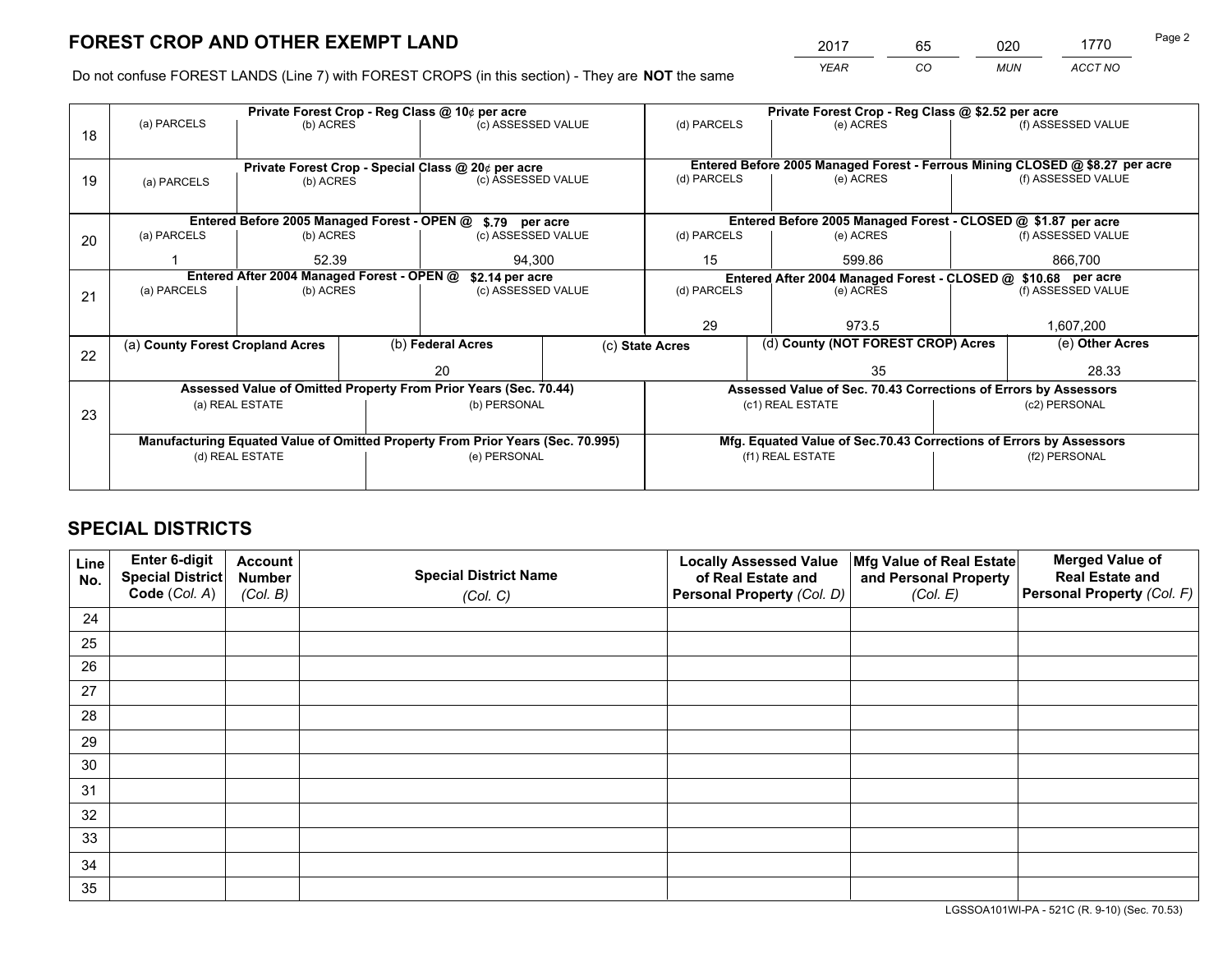# FOREST CROP AND OTHER EXEMPT LAND

| 2017 | 65 | 020 | 1770 |
|---|---|---|---|
| *YEAR* | *CO* | *MUN* | *ACCT NO* |

Do not confuse FOREST LANDS (Line 7) with FOREST CROPS (in this section) - They are **NOT** the same

| Line | Private Forest Crop - Reg Class @ 10¢ per acre | | | Private Forest Crop - Reg Class @ $2.52 per acre | | |
|---|---|---|---|---|---|---|
| 18 | (a) PARCELS | (b) ACRES | (c) ASSESSED VALUE | (d) PARCELS | (e) ACRES | (f) ASSESSED VALUE |
| | | | | | | |
| | **Private Forest Crop - Special Class @ 20¢ per acre** | | | **Entered Before 2005 Managed Forest - Ferrous Mining CLOSED @ $8.27 per acre** | | |
| 19 | (a) PARCELS | (b) ACRES | (c) ASSESSED VALUE | (d) PARCELS | (e) ACRES | (f) ASSESSED VALUE |
| | | | | | | |
| | **Entered Before 2005 Managed Forest - OPEN @ $.79 per acre** | | | **Entered Before 2005 Managed Forest - CLOSED @ $1.87 per acre** | | |
| 20 | (a) PARCELS | (b) ACRES | (c) ASSESSED VALUE | (d) PARCELS | (e) ACRES | (f) ASSESSED VALUE |
| | 1 | 52.39 | 94,300 | 15 | 599.86 | 866,700 |
| | **Entered After 2004 Managed Forest - OPEN @ $2.14 per acre** | | | **Entered After 2004 Managed Forest - CLOSED @ $10.68 per acre** | | |
| 21 | (a) PARCELS | (b) ACRES | (c) ASSESSED VALUE | (d) PARCELS | (e) ACRES | (f) ASSESSED VALUE |
| | | | | 29 | 973.5 | 1,607,200 |

| Line | (a) County Forest Cropland Acres | (b) Federal Acres | (c) State Acres | (d) County (NOT FOREST CROP) Acres | (e) Other Acres |
|---|---|---|---|---|---|
| 22 | | 20 | | 35 | 28.33 |

| Line | Assessed Value of Omitted Property From Prior Years (Sec. 70.44) | | Assessed Value of Sec. 70.43 Corrections of Errors by Assessors | |
|---|---|---|---|---|
| 23 | (a) REAL ESTATE | (b) PERSONAL | (c1) REAL ESTATE | (c2) PERSONAL |
| | | | | |
| | **Manufacturing Equated Value of Omitted Property From Prior Years (Sec. 70.995)** | | **Mfg. Equated Value of Sec.70.43 Corrections of Errors by Assessors** | |
| | (d) REAL ESTATE | (e) PERSONAL | (f1) REAL ESTATE | (f2) PERSONAL |
| | | | | |

## SPECIAL DISTRICTS

| Line No. | Enter 6-digit Special District Code (*Col. A*) | Account Number (*Col. B*) | Special District Name (*Col. C*) | Locally Assessed Value of Real Estate and Personal Property (*Col. D*) | Mfg Value of Real Estate and Personal Property (*Col. E*) | Merged Value of Real Estate and Personal Property (*Col. F*) |
|---|---|---|---|---|---|---|
| 24 | | | | | | |
| 25 | | | | | | |
| 26 | | | | | | |
| 27 | | | | | | |
| 28 | | | | | | |
| 29 | | | | | | |
| 30 | | | | | | |
| 31 | | | | | | |
| 32 | | | | | | |
| 33 | | | | | | |
| 34 | | | | | | |
| 35 | | | | | | |

LGSSOA101WI-PA - 521C (R. 9-10) (Sec. 70.53)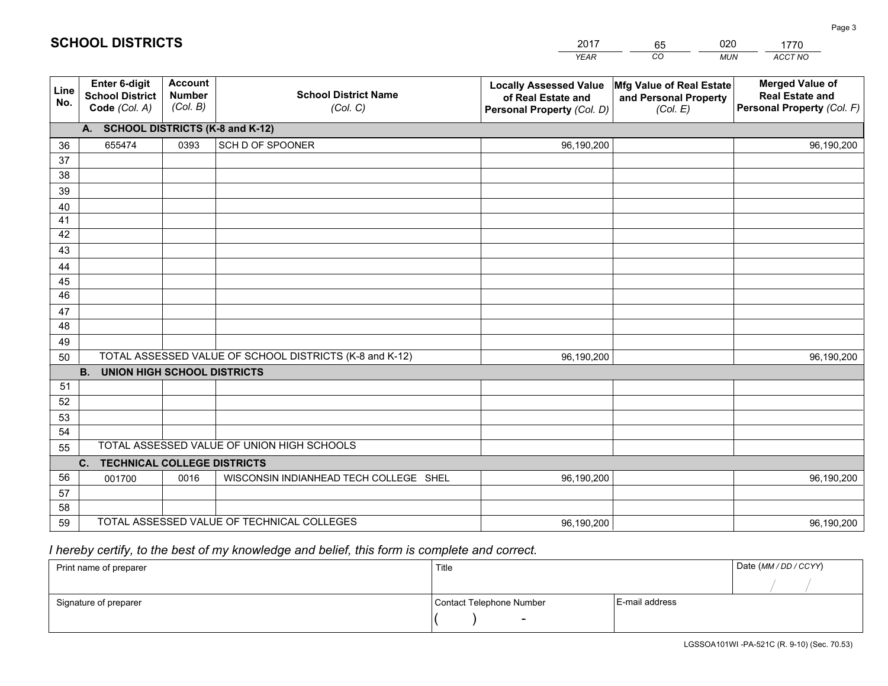# SCHOOL DISTRICTS

| 2017 | 65 | 020 | 1770 |
|---|---|---|---|
| *YEAR* | *CO* | *MUN* | *ACCT NO* |

| Line No. | Enter 6-digit School District Code *(Col. A)* | Account Number *(Col. B)* | School District Name *(Col. C)* | Locally Assessed Value of Real Estate and Personal Property *(Col. D)* | Mfg Value of Real Estate and Personal Property *(Col. E)* | Merged Value of Real Estate and Personal Property *(Col. F)* |
|---|---|---|---|---|---|---|
| **A. SCHOOL DISTRICTS (K-8 and K-12)** | | | | | | |
| 36 | 655474 | 0393 | SCH D OF SPOONER | 96,190,200 | | 96,190,200 |
| 37 | | | | | | |
| 38 | | | | | | |
| 39 | | | | | | |
| 40 | | | | | | |
| 41 | | | | | | |
| 42 | | | | | | |
| 43 | | | | | | |
| 44 | | | | | | |
| 45 | | | | | | |
| 46 | | | | | | |
| 47 | | | | | | |
| 48 | | | | | | |
| 49 | | | | | | |
| 50 | TOTAL ASSESSED VALUE OF SCHOOL DISTRICTS (K-8 and K-12) | | | 96,190,200 | | 96,190,200 |
| **B. UNION HIGH SCHOOL DISTRICTS** | | | | | | |
| 51 | | | | | | |
| 52 | | | | | | |
| 53 | | | | | | |
| 54 | | | | | | |
| 55 | TOTAL ASSESSED VALUE OF UNION HIGH SCHOOLS | | | | | |
| **C. TECHNICAL COLLEGE DISTRICTS** | | | | | | |
| 56 | 001700 | 0016 | WISCONSIN INDIANHEAD TECH COLLEGE SHEL | 96,190,200 | | 96,190,200 |
| 57 | | | | | | |
| 58 | | | | | | |
| 59 | TOTAL ASSESSED VALUE OF TECHNICAL COLLEGES | | | 96,190,200 | | 96,190,200 |

*I hereby certify, to the best of my knowledge and belief, this form is complete and correct.*

| Print name of preparer | Title | | Date *(MM / DD / CCYY)* |
|---|---|---|---|
| | | | / / |
| Signature of preparer | Contact Telephone Number | E-mail address | |
| | ( ) - | | |

LGSSOA101WI -PA-521C (R. 9-10) (Sec. 70.53)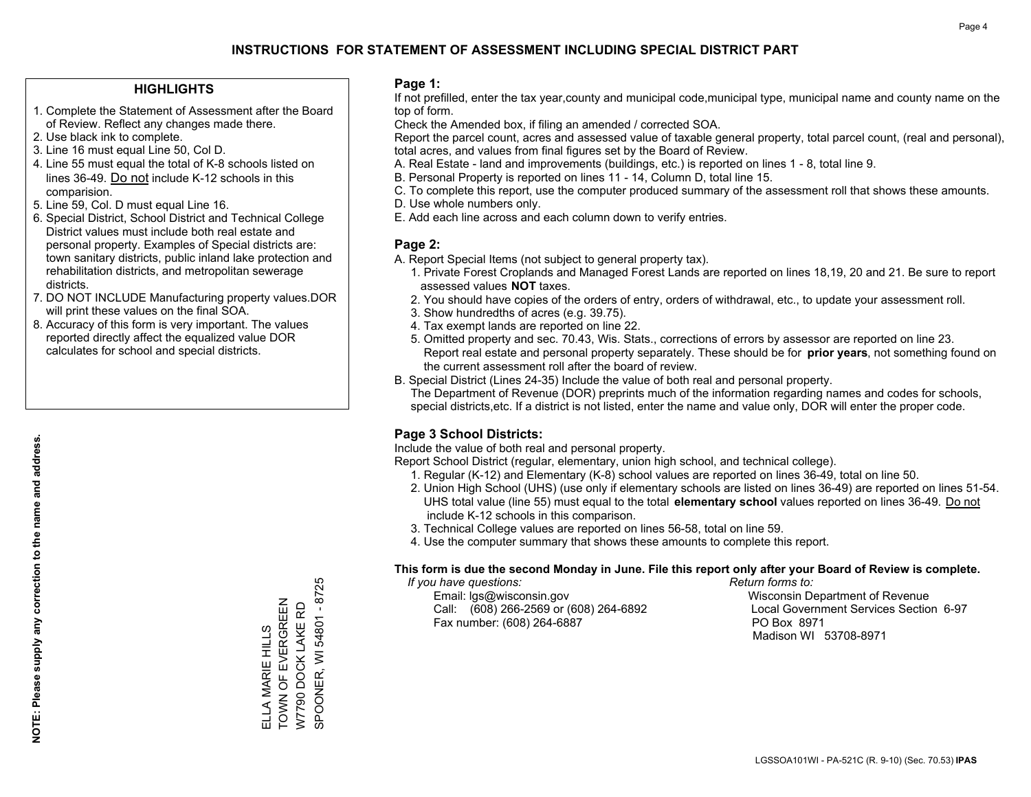# INSTRUCTIONS FOR STATEMENT OF ASSESSMENT INCLUDING SPECIAL DISTRICT PART

## HIGHLIGHTS

1. Complete the Statement of Assessment after the Board of Review. Reflect any changes made there.
2. Use black ink to complete.
3. Line 16 must equal Line 50, Col D.
4. Line 55 must equal the total of K-8 schools listed on lines 36-49. Do not include K-12 schools in this comparision.
5. Line 59, Col. D must equal Line 16.
6. Special District, School District and Technical College District values must include both real estate and personal property. Examples of Special districts are: town sanitary districts, public inland lake protection and rehabilitation districts, and metropolitan sewerage districts.
7. DO NOT INCLUDE Manufacturing property values.DOR will print these values on the final SOA.
8. Accuracy of this form is very important. The values reported directly affect the equalized value DOR calculates for school and special districts.

**NOTE: Please supply any correction to the name and address.**

ELLA MARIE HILLS
TOWN OF EVERGREEN
W7790 DOCK LAKE RD
SPOONER, WI 54801 - 8725

## Page 1:

If not prefilled, enter the tax year,county and municipal code,municipal type, municipal name and county name on the top of form.

Check the Amended box, if filing an amended / corrected SOA.

Report the parcel count, acres and assessed value of taxable general property, total parcel count, (real and personal), total acres, and values from final figures set by the Board of Review.

A. Real Estate - land and improvements (buildings, etc.) is reported on lines 1 - 8, total line 9.
B. Personal Property is reported on lines 11 - 14, Column D, total line 15.
C. To complete this report, use the computer produced summary of the assessment roll that shows these amounts.
D. Use whole numbers only.
E. Add each line across and each column down to verify entries.

## Page 2:

A. Report Special Items (not subject to general property tax).
   1. Private Forest Croplands and Managed Forest Lands are reported on lines 18,19, 20 and 21. Be sure to report assessed values **NOT** taxes.
   2. You should have copies of the orders of entry, orders of withdrawal, etc., to update your assessment roll.
   3. Show hundredths of acres (e.g. 39.75).
   4. Tax exempt lands are reported on line 22.
   5. Omitted property and sec. 70.43, Wis. Stats., corrections of errors by assessor are reported on line 23. Report real estate and personal property separately. These should be for **prior years**, not something found on the current assessment roll after the board of review.
B. Special District (Lines 24-35) Include the value of both real and personal property.
   The Department of Revenue (DOR) preprints much of the information regarding names and codes for schools, special districts,etc. If a district is not listed, enter the name and value only, DOR will enter the proper code.

## Page 3 School Districts:

Include the value of both real and personal property.

Report School District (regular, elementary, union high school, and technical college).

1. Regular (K-12) and Elementary (K-8) school values are reported on lines 36-49, total on line 50.
2. Union High School (UHS) (use only if elementary schools are listed on lines 36-49) are reported on lines 51-54. UHS total value (line 55) must equal to the total **elementary school** values reported on lines 36-49. Do not include K-12 schools in this comparison.
3. Technical College values are reported on lines 56-58, total on line 59.
4. Use the computer summary that shows these amounts to complete this report.

**This form is due the second Monday in June. File this report only after your Board of Review is complete.**

*If you have questions:*
Email: lgs@wisconsin.gov
Call: (608) 266-2569 or (608) 264-6892
Fax number: (608) 264-6887

*Return forms to:*
Wisconsin Department of Revenue
Local Government Services Section 6-97
PO Box 8971
Madison WI 53708-8971

LGSSOA101WI - PA-521C (R. 9-10) (Sec. 70.53) **IPAS**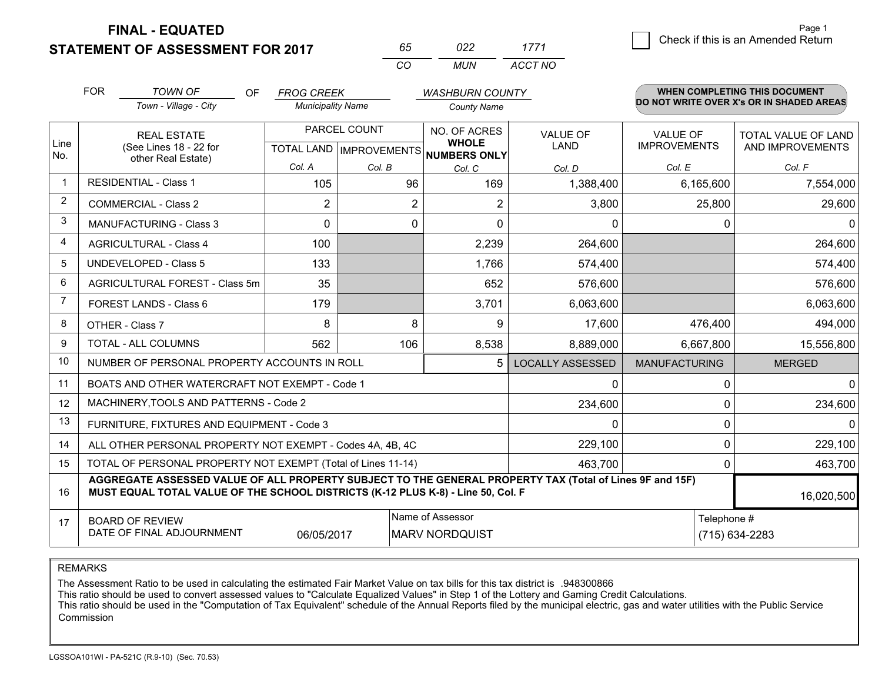**FINAL - EQUATED**

**STATEMENT OF ASSESSMENT FOR 2017**

| 65 | 022 | 1771 |
|---|---|---|
| CO | MUN | ACCT NO |

Page 1

☐ Check if this is an Amended Return

FOR *TOWN OF* (Town - Village - City) OF *FROG CREEK* (Municipality Name) *WASHBURN COUNTY* (County Name)

**WHEN COMPLETING THIS DOCUMENT DO NOT WRITE OVER X's OR IN SHADED AREAS**

| Line No. | REAL ESTATE (See Lines 18 - 22 for other Real Estate) | PARCEL COUNT TOTAL LAND Col. A | PARCEL COUNT IMPROVEMENTS Col. B | NO. OF ACRES WHOLE NUMBERS ONLY Col. C | VALUE OF LAND Col. D | VALUE OF IMPROVEMENTS Col. E | TOTAL VALUE OF LAND AND IMPROVEMENTS Col. F |
|---|---|---|---|---|---|---|---|
| 1 | RESIDENTIAL - Class 1 | 105 | 96 | 169 | 1,388,400 | 6,165,600 | 7,554,000 |
| 2 | COMMERCIAL - Class 2 | 2 | 2 | 2 | 3,800 | 25,800 | 29,600 |
| 3 | MANUFACTURING - Class 3 | 0 | 0 | 0 | 0 | 0 | 0 |
| 4 | AGRICULTURAL - Class 4 | 100 | | 2,239 | 264,600 | | 264,600 |
| 5 | UNDEVELOPED - Class 5 | 133 | | 1,766 | 574,400 | | 574,400 |
| 6 | AGRICULTURAL FOREST - Class 5m | 35 | | 652 | 576,600 | | 576,600 |
| 7 | FOREST LANDS - Class 6 | 179 | | 3,701 | 6,063,600 | | 6,063,600 |
| 8 | OTHER - Class 7 | 8 | 8 | 9 | 17,600 | 476,400 | 494,000 |
| 9 | TOTAL - ALL COLUMNS | 562 | 106 | 8,538 | 8,889,000 | 6,667,800 | 15,556,800 |
| 10 | NUMBER OF PERSONAL PROPERTY ACCOUNTS IN ROLL | | | 5 | LOCALLY ASSESSED | MANUFACTURING | MERGED |
| 11 | BOATS AND OTHER WATERCRAFT NOT EXEMPT - Code 1 | | | | 0 | 0 | 0 |
| 12 | MACHINERY,TOOLS AND PATTERNS - Code 2 | | | | 234,600 | 0 | 234,600 |
| 13 | FURNITURE, FIXTURES AND EQUIPMENT - Code 3 | | | | 0 | 0 | 0 |
| 14 | ALL OTHER PERSONAL PROPERTY NOT EXEMPT - Codes 4A, 4B, 4C | | | | 229,100 | 0 | 229,100 |
| 15 | TOTAL OF PERSONAL PROPERTY NOT EXEMPT (Total of Lines 11-14) | | | | 463,700 | 0 | 463,700 |
| 16 | **AGGREGATE ASSESSED VALUE OF ALL PROPERTY SUBJECT TO THE GENERAL PROPERTY TAX (Total of Lines 9F and 15F) MUST EQUAL TOTAL VALUE OF THE SCHOOL DISTRICTS (K-12 PLUS K-8) - Line 50, Col. F** | | | | | | 16,020,500 |
| 17 | BOARD OF REVIEW DATE OF FINAL ADJOURNMENT | 06/05/2017 | | Name of Assessor: MARV NORDQUIST | | Telephone #: (715) 634-2283 | |

REMARKS

The Assessment Ratio to be used in calculating the estimated Fair Market Value on tax bills for this tax district is .948300866
This ratio should be used to convert assessed values to "Calculate Equalized Values" in Step 1 of the Lottery and Gaming Credit Calculations.
This ratio should be used in the "Computation of Tax Equivalent" schedule of the Annual Reports filed by the municipal electric, gas and water utilities with the Public Service Commission

LGSSOA101WI - PA-521C (R.9-10) (Sec. 70.53)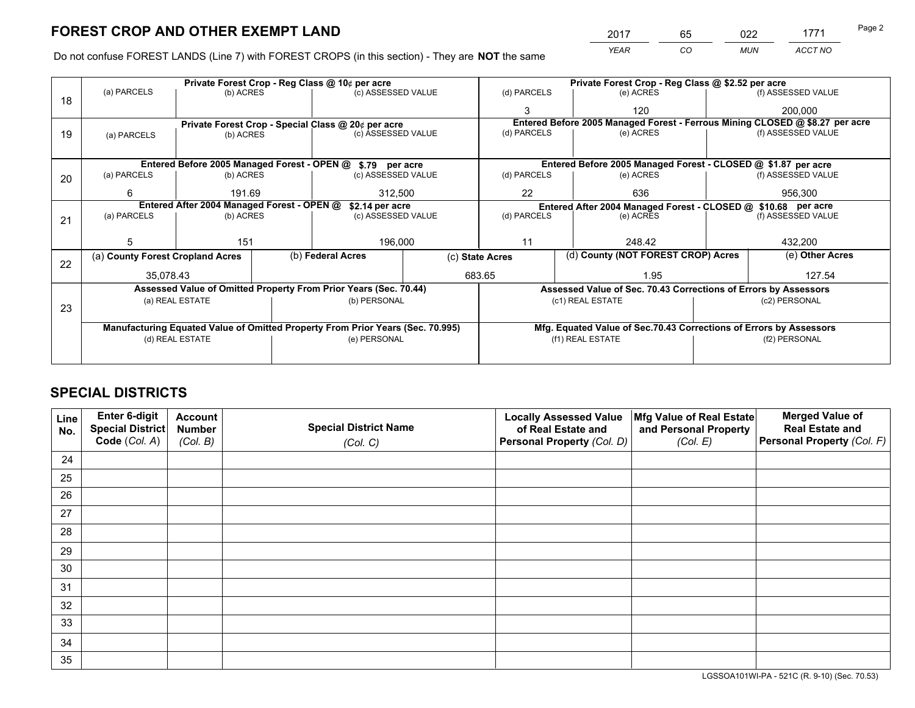# FOREST CROP AND OTHER EXEMPT LAND

| 2017 | 65 | 022 | 1771 |
|---|---|---|---|
| *YEAR* | *CO* | *MUN* | *ACCT NO* |

Do not confuse FOREST LANDS (Line 7) with FOREST CROPS (in this section) - They are **NOT** the same

| Line | Private Forest Crop - Reg Class @ 10¢ per acre | | | Private Forest Crop - Reg Class @ $2.52 per acre | | |
|---|---|---|---|---|---|---|
| 18 | (a) PARCELS | (b) ACRES | (c) ASSESSED VALUE | (d) PARCELS | (e) ACRES | (f) ASSESSED VALUE |
| | | | | 3 | 120 | 200,000 |
| | **Private Forest Crop - Special Class @ 20¢ per acre** | | | **Entered Before 2005 Managed Forest - Ferrous Mining CLOSED @ $8.27 per acre** | | |
| 19 | (a) PARCELS | (b) ACRES | (c) ASSESSED VALUE | (d) PARCELS | (e) ACRES | (f) ASSESSED VALUE |
| | | | | | | |
| | **Entered Before 2005 Managed Forest - OPEN @ $.79 per acre** | | | **Entered Before 2005 Managed Forest - CLOSED @ $1.87 per acre** | | |
| 20 | (a) PARCELS | (b) ACRES | (c) ASSESSED VALUE | (d) PARCELS | (e) ACRES | (f) ASSESSED VALUE |
| | 6 | 191.69 | 312,500 | 22 | 636 | 956,300 |
| | **Entered After 2004 Managed Forest - OPEN @ $2.14 per acre** | | | **Entered After 2004 Managed Forest - CLOSED @ $10.68 per acre** | | |
| 21 | (a) PARCELS | (b) ACRES | (c) ASSESSED VALUE | (d) PARCELS | (e) ACRES | (f) ASSESSED VALUE |
| | 5 | 151 | 196,000 | 11 | 248.42 | 432,200 |

| Line | (a) County Forest Cropland Acres | (b) Federal Acres | (c) State Acres | (d) County (NOT FOREST CROP) Acres | (e) Other Acres |
|---|---|---|---|---|---|
| 22 | 35,078.43 | | 683.65 | 1.95 | 127.54 |

| Line | Assessed Value of Omitted Property From Prior Years (Sec. 70.44) | | Assessed Value of Sec. 70.43 Corrections of Errors by Assessors | |
|---|---|---|---|---|
| 23 | (a) REAL ESTATE | (b) PERSONAL | (c1) REAL ESTATE | (c2) PERSONAL |
| | | | | |
| | **Manufacturing Equated Value of Omitted Property From Prior Years (Sec. 70.995)** | | **Mfg. Equated Value of Sec.70.43 Corrections of Errors by Assessors** | |
| | (d) REAL ESTATE | (e) PERSONAL | (f1) REAL ESTATE | (f2) PERSONAL |
| | | | | |

# SPECIAL DISTRICTS

| Line No. | Enter 6-digit Special District Code (Col. A) | Account Number (Col. B) | Special District Name (Col. C) | Locally Assessed Value of Real Estate and Personal Property (Col. D) | Mfg Value of Real Estate and Personal Property (Col. E) | Merged Value of Real Estate and Personal Property (Col. F) |
|---|---|---|---|---|---|---|
| 24 | | | | | | |
| 25 | | | | | | |
| 26 | | | | | | |
| 27 | | | | | | |
| 28 | | | | | | |
| 29 | | | | | | |
| 30 | | | | | | |
| 31 | | | | | | |
| 32 | | | | | | |
| 33 | | | | | | |
| 34 | | | | | | |
| 35 | | | | | | |

LGSSOA101WI-PA - 521C (R. 9-10) (Sec. 70.53)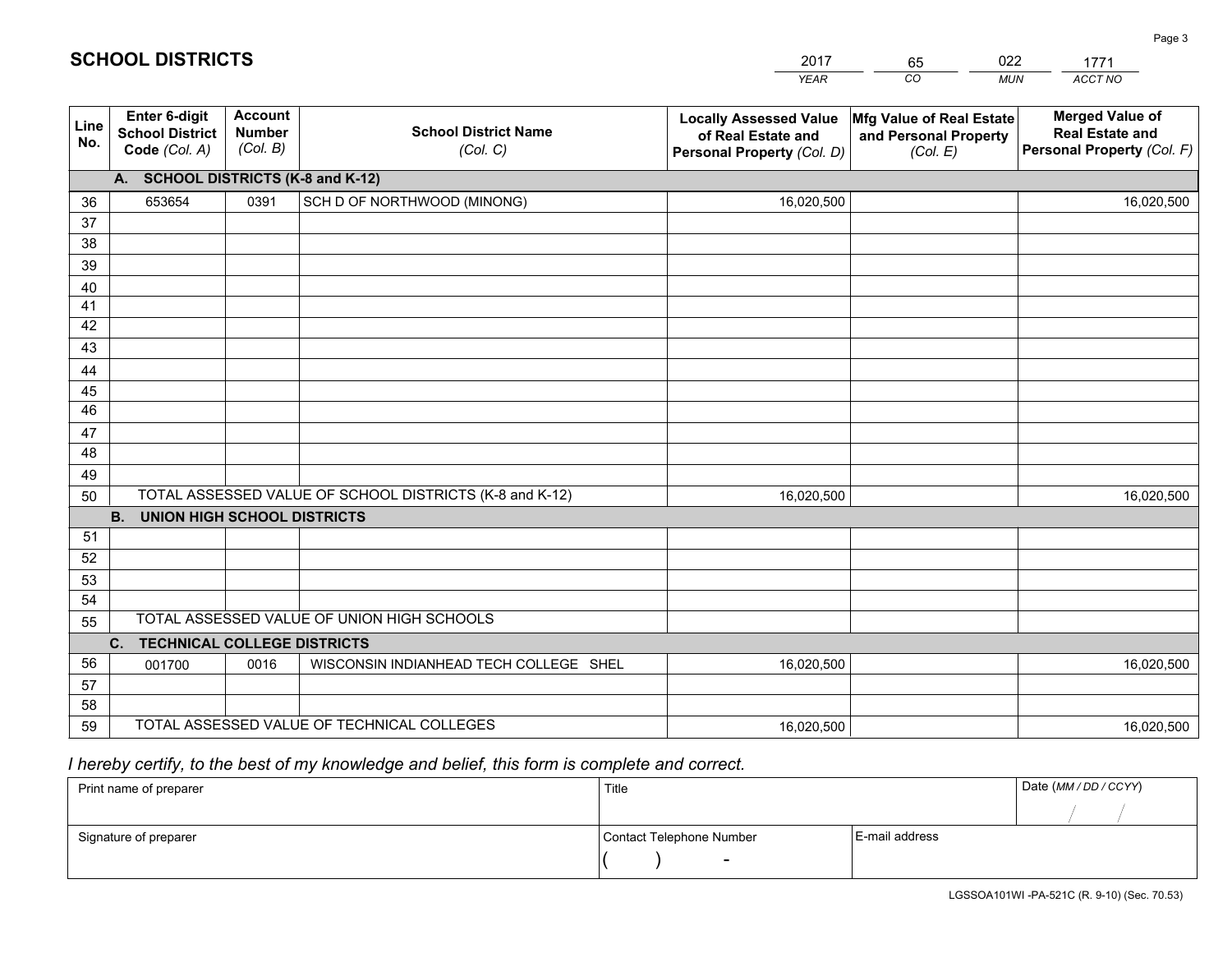# SCHOOL DISTRICTS

| 2017 | 65 | 022 | 1771 |
|---|---|---|---|
| *YEAR* | *CO* | *MUN* | *ACCT NO* |

| Line No. | Enter 6-digit School District Code *(Col. A)* | Account Number *(Col. B)* | School District Name *(Col. C)* | Locally Assessed Value of Real Estate and Personal Property *(Col. D)* | Mfg Value of Real Estate and Personal Property *(Col. E)* | Merged Value of Real Estate and Personal Property *(Col. F)* |
|---|---|---|---|---|---|---|
| | **A. SCHOOL DISTRICTS (K-8 and K-12)** | | | | | |
| 36 | 653654 | 0391 | SCH D OF NORTHWOOD (MINONG) | 16,020,500 | | 16,020,500 |
| 37 | | | | | | |
| 38 | | | | | | |
| 39 | | | | | | |
| 40 | | | | | | |
| 41 | | | | | | |
| 42 | | | | | | |
| 43 | | | | | | |
| 44 | | | | | | |
| 45 | | | | | | |
| 46 | | | | | | |
| 47 | | | | | | |
| 48 | | | | | | |
| 49 | | | | | | |
| 50 | TOTAL ASSESSED VALUE OF SCHOOL DISTRICTS (K-8 and K-12) | | | 16,020,500 | | 16,020,500 |
| | **B. UNION HIGH SCHOOL DISTRICTS** | | | | | |
| 51 | | | | | | |
| 52 | | | | | | |
| 53 | | | | | | |
| 54 | | | | | | |
| 55 | TOTAL ASSESSED VALUE OF UNION HIGH SCHOOLS | | | | | |
| | **C. TECHNICAL COLLEGE DISTRICTS** | | | | | |
| 56 | 001700 | 0016 | WISCONSIN INDIANHEAD TECH COLLEGE SHEL | 16,020,500 | | 16,020,500 |
| 57 | | | | | | |
| 58 | | | | | | |
| 59 | TOTAL ASSESSED VALUE OF TECHNICAL COLLEGES | | | 16,020,500 | | 16,020,500 |

*I hereby certify, to the best of my knowledge and belief, this form is complete and correct.*

| Print name of preparer | Title | | Date *(MM / DD / CCYY)* |
|---|---|---|---|
| | | | / / |
| Signature of preparer | Contact Telephone Number | E-mail address | |
| | ( ) - | | |

LGSSOA101WI -PA-521C (R. 9-10) (Sec. 70.53)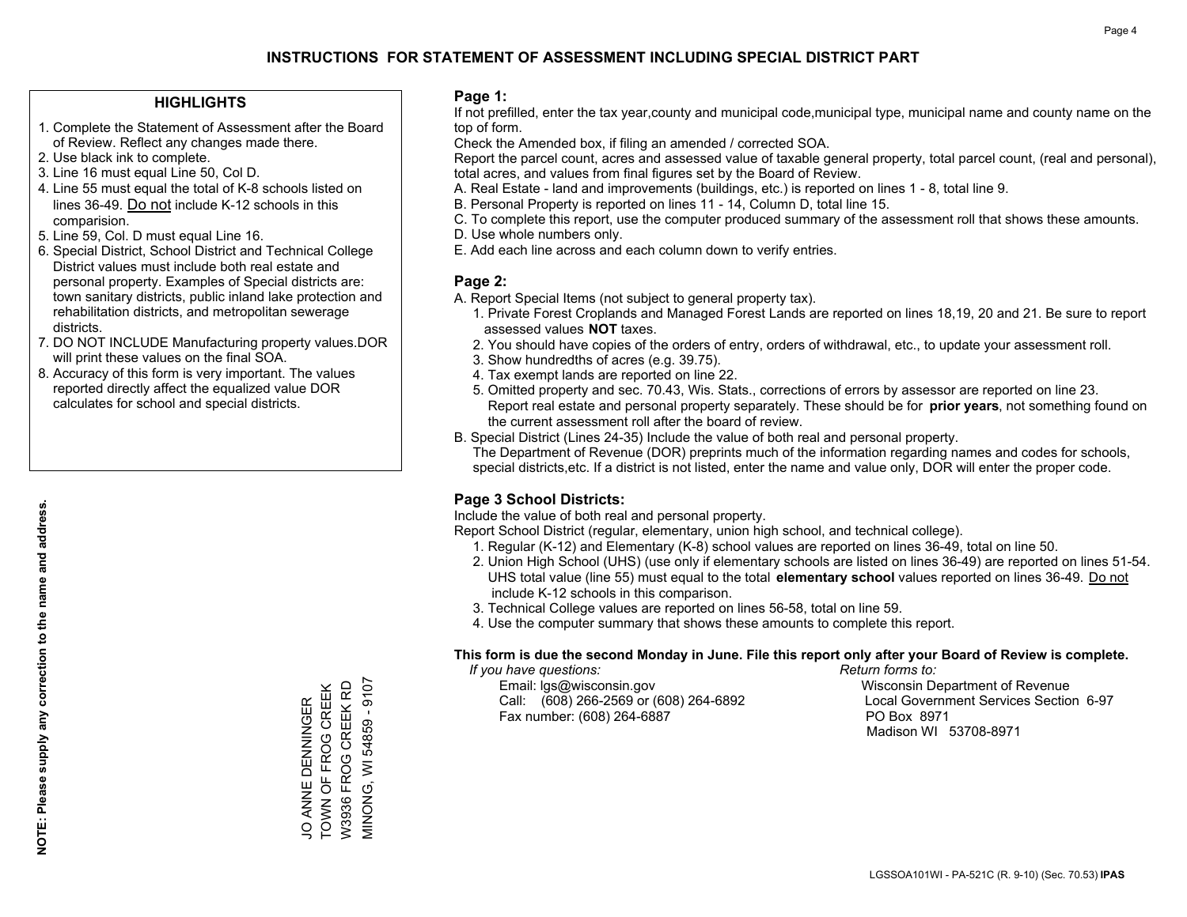# INSTRUCTIONS FOR STATEMENT OF ASSESSMENT INCLUDING SPECIAL DISTRICT PART

## HIGHLIGHTS

1. Complete the Statement of Assessment after the Board of Review. Reflect any changes made there.
2. Use black ink to complete.
3. Line 16 must equal Line 50, Col D.
4. Line 55 must equal the total of K-8 schools listed on lines 36-49. Do not include K-12 schools in this comparision.
5. Line 59, Col. D must equal Line 16.
6. Special District, School District and Technical College District values must include both real estate and personal property. Examples of Special districts are: town sanitary districts, public inland lake protection and rehabilitation districts, and metropolitan sewerage districts.
7. DO NOT INCLUDE Manufacturing property values.DOR will print these values on the final SOA.
8. Accuracy of this form is very important. The values reported directly affect the equalized value DOR calculates for school and special districts.

**NOTE: Please supply any correction to the name and address.**

JO ANNE DENNINGER
TOWN OF FROG CREEK
W3936 FROG CREEK RD
MINONG, WI 54859 - 9107

## Page 1:

If not prefilled, enter the tax year,county and municipal code,municipal type, municipal name and county name on the top of form.

Check the Amended box, if filing an amended / corrected SOA.

Report the parcel count, acres and assessed value of taxable general property, total parcel count, (real and personal), total acres, and values from final figures set by the Board of Review.

A. Real Estate - land and improvements (buildings, etc.) is reported on lines 1 - 8, total line 9.
B. Personal Property is reported on lines 11 - 14, Column D, total line 15.
C. To complete this report, use the computer produced summary of the assessment roll that shows these amounts.
D. Use whole numbers only.
E. Add each line across and each column down to verify entries.

## Page 2:

A. Report Special Items (not subject to general property tax).
   1. Private Forest Croplands and Managed Forest Lands are reported on lines 18,19, 20 and 21. Be sure to report assessed values **NOT** taxes.
   2. You should have copies of the orders of entry, orders of withdrawal, etc., to update your assessment roll.
   3. Show hundredths of acres (e.g. 39.75).
   4. Tax exempt lands are reported on line 22.
   5. Omitted property and sec. 70.43, Wis. Stats., corrections of errors by assessor are reported on line 23. Report real estate and personal property separately. These should be for **prior years**, not something found on the current assessment roll after the board of review.

B. Special District (Lines 24-35) Include the value of both real and personal property.
   The Department of Revenue (DOR) preprints much of the information regarding names and codes for schools, special districts,etc. If a district is not listed, enter the name and value only, DOR will enter the proper code.

## Page 3 School Districts:

Include the value of both real and personal property.

Report School District (regular, elementary, union high school, and technical college).

1. Regular (K-12) and Elementary (K-8) school values are reported on lines 36-49, total on line 50.
2. Union High School (UHS) (use only if elementary schools are listed on lines 36-49) are reported on lines 51-54. UHS total value (line 55) must equal to the total **elementary school** values reported on lines 36-49. Do not include K-12 schools in this comparison.
3. Technical College values are reported on lines 56-58, total on line 59.
4. Use the computer summary that shows these amounts to complete this report.

**This form is due the second Monday in June. File this report only after your Board of Review is complete.**

*If you have questions:*
Email: lgs@wisconsin.gov
Call: (608) 266-2569 or (608) 264-6892
Fax number: (608) 264-6887

*Return forms to:*
Wisconsin Department of Revenue
Local Government Services Section 6-97
PO Box 8971
Madison WI 53708-8971

LGSSOA101WI - PA-521C (R. 9-10) (Sec. 70.53) **IPAS**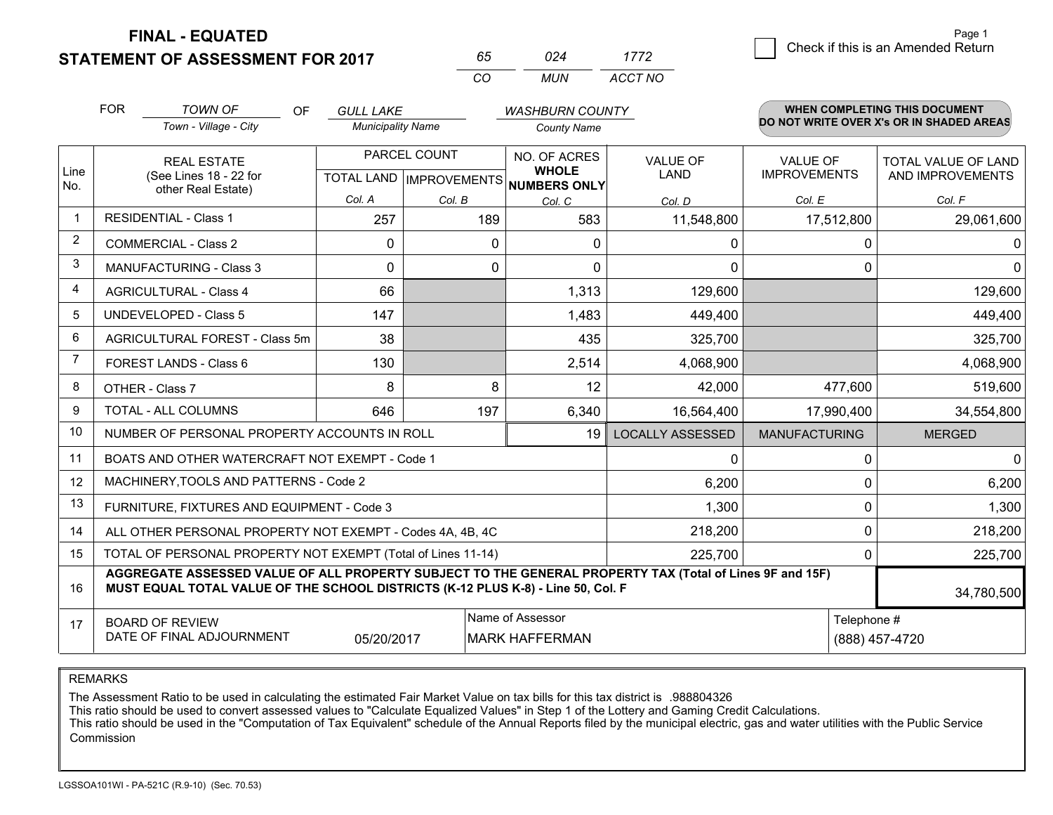**FINAL - EQUATED**
**STATEMENT OF ASSESSMENT FOR 2017**

| 65 | 024 | 1772 |
|---|---|---|
| CO | MUN | ACCT NO |

☐ Check if this is an Amended Return

Page 1

FOR *TOWN OF* (Town - Village - City) OF *GULL LAKE* (Municipality Name) *WASHBURN COUNTY* (County Name)

**WHEN COMPLETING THIS DOCUMENT DO NOT WRITE OVER X's OR IN SHADED AREAS**

| Line No. | REAL ESTATE (See Lines 18 - 22 for other Real Estate) | PARCEL COUNT TOTAL LAND Col. A | PARCEL COUNT IMPROVEMENTS Col. B | NO. OF ACRES WHOLE NUMBERS ONLY Col. C | VALUE OF LAND Col. D | VALUE OF IMPROVEMENTS Col. E | TOTAL VALUE OF LAND AND IMPROVEMENTS Col. F |
|---|---|---|---|---|---|---|---|
| 1 | RESIDENTIAL - Class 1 | 257 | 189 | 583 | 11,548,800 | 17,512,800 | 29,061,600 |
| 2 | COMMERCIAL - Class 2 | 0 | 0 | 0 | 0 | 0 | 0 |
| 3 | MANUFACTURING - Class 3 | 0 | 0 | 0 | 0 | 0 | 0 |
| 4 | AGRICULTURAL - Class 4 | 66 | | 1,313 | 129,600 | | 129,600 |
| 5 | UNDEVELOPED - Class 5 | 147 | | 1,483 | 449,400 | | 449,400 |
| 6 | AGRICULTURAL FOREST - Class 5m | 38 | | 435 | 325,700 | | 325,700 |
| 7 | FOREST LANDS - Class 6 | 130 | | 2,514 | 4,068,900 | | 4,068,900 |
| 8 | OTHER - Class 7 | 8 | 8 | 12 | 42,000 | 477,600 | 519,600 |
| 9 | TOTAL - ALL COLUMNS | 646 | 197 | 6,340 | 16,564,400 | 17,990,400 | 34,554,800 |
| 10 | NUMBER OF PERSONAL PROPERTY ACCOUNTS IN ROLL | | | 19 | LOCALLY ASSESSED | MANUFACTURING | MERGED |
| 11 | BOATS AND OTHER WATERCRAFT NOT EXEMPT - Code 1 | | | | 0 | 0 | 0 |
| 12 | MACHINERY,TOOLS AND PATTERNS - Code 2 | | | | 6,200 | 0 | 6,200 |
| 13 | FURNITURE, FIXTURES AND EQUIPMENT - Code 3 | | | | 1,300 | 0 | 1,300 |
| 14 | ALL OTHER PERSONAL PROPERTY NOT EXEMPT - Codes 4A, 4B, 4C | | | | 218,200 | 0 | 218,200 |
| 15 | TOTAL OF PERSONAL PROPERTY NOT EXEMPT (Total of Lines 11-14) | | | | 225,700 | 0 | 225,700 |
| 16 | **AGGREGATE ASSESSED VALUE OF ALL PROPERTY SUBJECT TO THE GENERAL PROPERTY TAX (Total of Lines 9F and 15F) MUST EQUAL TOTAL VALUE OF THE SCHOOL DISTRICTS (K-12 PLUS K-8) - Line 50, Col. F** | | | | | | 34,780,500 |
| 17 | BOARD OF REVIEW DATE OF FINAL ADJOURNMENT | 05/20/2017 | | Name of Assessor: MARK HAFFERMAN | | Telephone #: (888) 457-4720 | |

REMARKS

The Assessment Ratio to be used in calculating the estimated Fair Market Value on tax bills for this tax district is .988804326
This ratio should be used to convert assessed values to "Calculate Equalized Values" in Step 1 of the Lottery and Gaming Credit Calculations.
This ratio should be used in the "Computation of Tax Equivalent" schedule of the Annual Reports filed by the municipal electric, gas and water utilities with the Public Service Commission

LGSSOA101WI - PA-521C (R.9-10) (Sec. 70.53)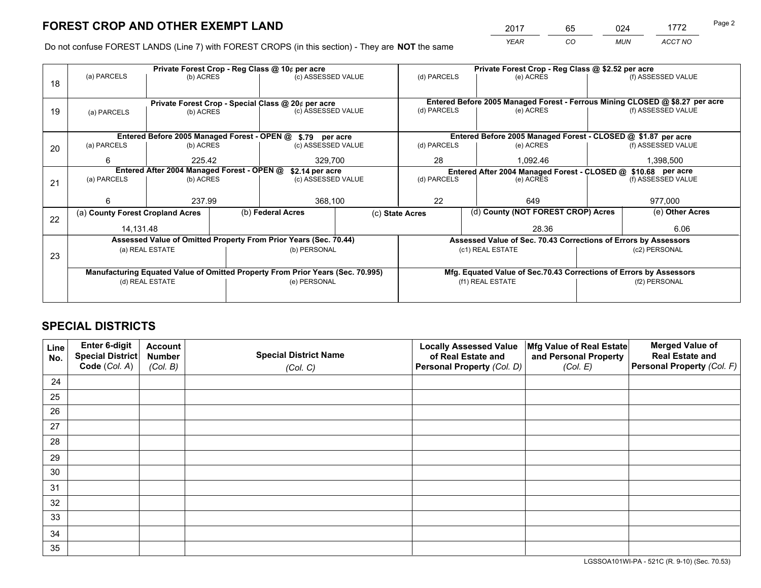# FOREST CROP AND OTHER EXEMPT LAND

| 2017 | 65 | 024 | 1772 |
|---|---|---|---|
| *YEAR* | *CO* | *MUN* | *ACCT NO* |

Do not confuse FOREST LANDS (Line 7) with FOREST CROPS (in this section) - They are **NOT** the same

| Line | Private Forest Crop - Reg Class @ 10¢ per acre | | | Private Forest Crop - Reg Class @ $2.52 per acre | | |
|---|---|---|---|---|---|---|
| 18 | (a) PARCELS | (b) ACRES | (c) ASSESSED VALUE | (d) PARCELS | (e) ACRES | (f) ASSESSED VALUE |
| | | | | | | |
| | **Private Forest Crop - Special Class @ 20¢ per acre** | | | **Entered Before 2005 Managed Forest - Ferrous Mining CLOSED @ $8.27 per acre** | | |
| 19 | (a) PARCELS | (b) ACRES | (c) ASSESSED VALUE | (d) PARCELS | (e) ACRES | (f) ASSESSED VALUE |
| | | | | | | |
| | **Entered Before 2005 Managed Forest - OPEN @ $.79 per acre** | | | **Entered Before 2005 Managed Forest - CLOSED @ $1.87 per acre** | | |
| 20 | (a) PARCELS | (b) ACRES | (c) ASSESSED VALUE | (d) PARCELS | (e) ACRES | (f) ASSESSED VALUE |
| | 6 | 225.42 | 329,700 | 28 | 1,092.46 | 1,398,500 |
| | **Entered After 2004 Managed Forest - OPEN @ $2.14 per acre** | | | **Entered After 2004 Managed Forest - CLOSED @ $10.68 per acre** | | |
| 21 | (a) PARCELS | (b) ACRES | (c) ASSESSED VALUE | (d) PARCELS | (e) ACRES | (f) ASSESSED VALUE |
| | 6 | 237.99 | 368,100 | 22 | 649 | 977,000 |

| Line | (a) County Forest Cropland Acres | (b) Federal Acres | (c) State Acres | (d) County (NOT FOREST CROP) Acres | (e) Other Acres |
|---|---|---|---|---|---|
| 22 | 14,131.48 | | | 28.36 | 6.06 |

| Line | Assessed Value of Omitted Property From Prior Years (Sec. 70.44) | | Assessed Value of Sec. 70.43 Corrections of Errors by Assessors | |
|---|---|---|---|---|
| 23 | (a) REAL ESTATE | (b) PERSONAL | (c1) REAL ESTATE | (c2) PERSONAL |
| | | | | |
| | **Manufacturing Equated Value of Omitted Property From Prior Years (Sec. 70.995)** | | **Mfg. Equated Value of Sec.70.43 Corrections of Errors by Assessors** | |
| | (d) REAL ESTATE | (e) PERSONAL | (f1) REAL ESTATE | (f2) PERSONAL |
| | | | | |

# SPECIAL DISTRICTS

| Line No. | Enter 6-digit Special District Code (*Col. A*) | Account Number (*Col. B*) | Special District Name (*Col. C*) | Locally Assessed Value of Real Estate and Personal Property (*Col. D*) | Mfg Value of Real Estate and Personal Property (*Col. E*) | Merged Value of Real Estate and Personal Property (*Col. F*) |
|---|---|---|---|---|---|---|
| 24 | | | | | | |
| 25 | | | | | | |
| 26 | | | | | | |
| 27 | | | | | | |
| 28 | | | | | | |
| 29 | | | | | | |
| 30 | | | | | | |
| 31 | | | | | | |
| 32 | | | | | | |
| 33 | | | | | | |
| 34 | | | | | | |
| 35 | | | | | | |

LGSSOA101WI-PA - 521C (R. 9-10) (Sec. 70.53)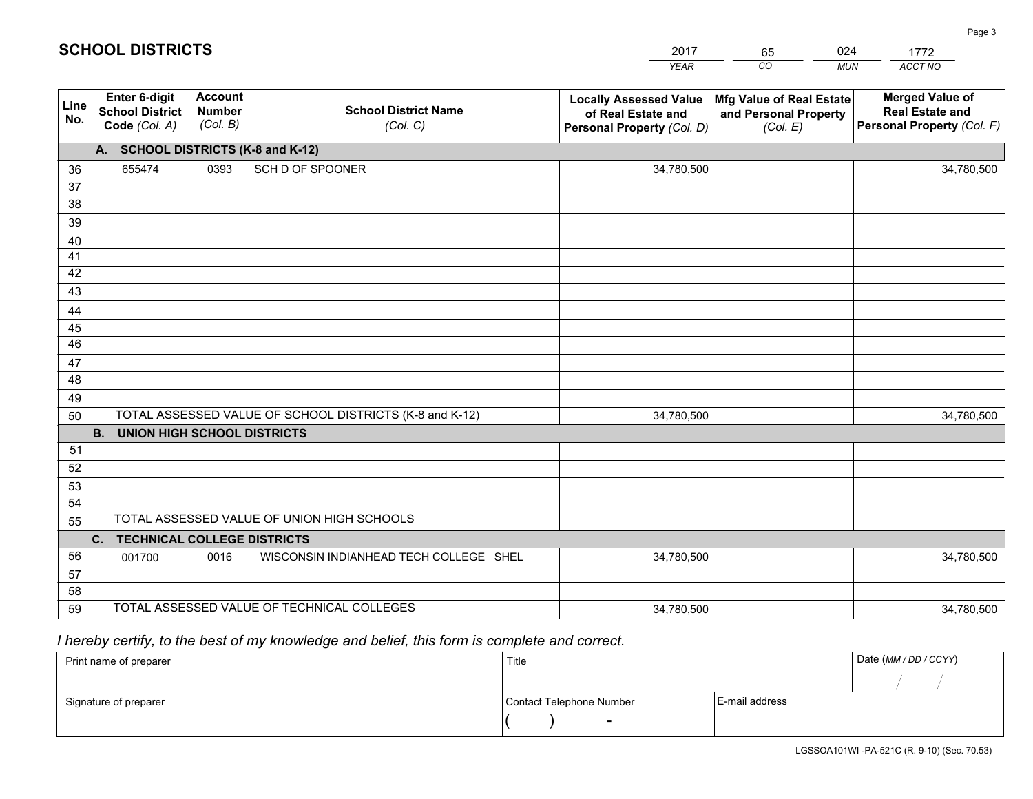# SCHOOL DISTRICTS

| 2017 | 65 | 024 | 1772 |
|---|---|---|---|
| *YEAR* | *CO* | *MUN* | *ACCT NO* |

| Line No. | Enter 6-digit School District Code *(Col. A)* | Account Number *(Col. B)* | School District Name *(Col. C)* | Locally Assessed Value of Real Estate and Personal Property *(Col. D)* | Mfg Value of Real Estate and Personal Property *(Col. E)* | Merged Value of Real Estate and Personal Property *(Col. F)* |
|---|---|---|---|---|---|---|
| **A. SCHOOL DISTRICTS (K-8 and K-12)** | | | | | | |
| 36 | 655474 | 0393 | SCH D OF SPOONER | 34,780,500 | | 34,780,500 |
| 37 | | | | | | |
| 38 | | | | | | |
| 39 | | | | | | |
| 40 | | | | | | |
| 41 | | | | | | |
| 42 | | | | | | |
| 43 | | | | | | |
| 44 | | | | | | |
| 45 | | | | | | |
| 46 | | | | | | |
| 47 | | | | | | |
| 48 | | | | | | |
| 49 | | | | | | |
| 50 | TOTAL ASSESSED VALUE OF SCHOOL DISTRICTS (K-8 and K-12) | | | 34,780,500 | | 34,780,500 |
| **B. UNION HIGH SCHOOL DISTRICTS** | | | | | | |
| 51 | | | | | | |
| 52 | | | | | | |
| 53 | | | | | | |
| 54 | | | | | | |
| 55 | TOTAL ASSESSED VALUE OF UNION HIGH SCHOOLS | | | | | |
| **C. TECHNICAL COLLEGE DISTRICTS** | | | | | | |
| 56 | 001700 | 0016 | WISCONSIN INDIANHEAD TECH COLLEGE SHEL | 34,780,500 | | 34,780,500 |
| 57 | | | | | | |
| 58 | | | | | | |
| 59 | TOTAL ASSESSED VALUE OF TECHNICAL COLLEGES | | | 34,780,500 | | 34,780,500 |

*I hereby certify, to the best of my knowledge and belief, this form is complete and correct.*

| Print name of preparer | Title | | Date *(MM / DD / CCYY)* |
|---|---|---|---|
| | | | / / |
| Signature of preparer | Contact Telephone Number | E-mail address | |
| | ( ) - | | |

LGSSOA101WI -PA-521C (R. 9-10) (Sec. 70.53)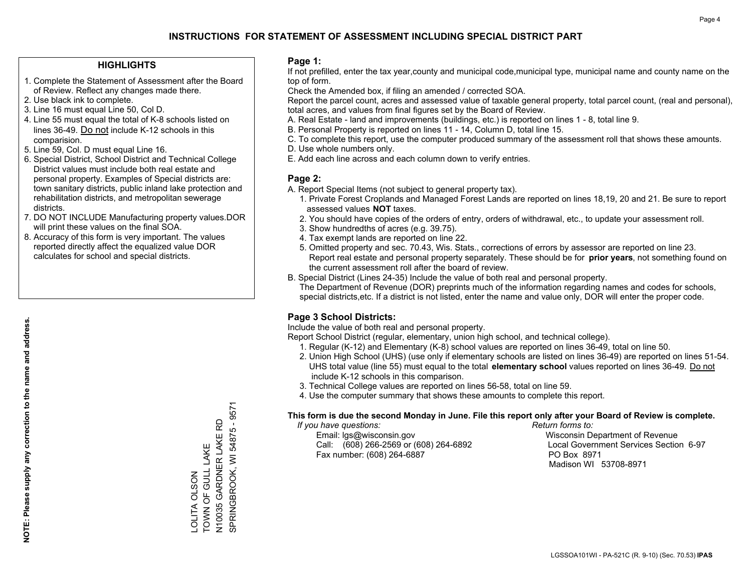# INSTRUCTIONS FOR STATEMENT OF ASSESSMENT INCLUDING SPECIAL DISTRICT PART

## HIGHLIGHTS

1. Complete the Statement of Assessment after the Board of Review. Reflect any changes made there.
2. Use black ink to complete.
3. Line 16 must equal Line 50, Col D.
4. Line 55 must equal the total of K-8 schools listed on lines 36-49. Do not include K-12 schools in this comparision.
5. Line 59, Col. D must equal Line 16.
6. Special District, School District and Technical College District values must include both real estate and personal property. Examples of Special districts are: town sanitary districts, public inland lake protection and rehabilitation districts, and metropolitan sewerage districts.
7. DO NOT INCLUDE Manufacturing property values.DOR will print these values on the final SOA.
8. Accuracy of this form is very important. The values reported directly affect the equalized value DOR calculates for school and special districts.

**NOTE: Please supply any correction to the name and address.**

LOLITA OLSON
TOWN OF GULL LAKE
N10035 GARDNER LAKE RD
SPRINGBROOK, WI 54875 - 9571

## Page 1:

If not prefilled, enter the tax year,county and municipal code,municipal type, municipal name and county name on the top of form.

Check the Amended box, if filing an amended / corrected SOA.

Report the parcel count, acres and assessed value of taxable general property, total parcel count, (real and personal), total acres, and values from final figures set by the Board of Review.

A. Real Estate - land and improvements (buildings, etc.) is reported on lines 1 - 8, total line 9.
B. Personal Property is reported on lines 11 - 14, Column D, total line 15.
C. To complete this report, use the computer produced summary of the assessment roll that shows these amounts.
D. Use whole numbers only.
E. Add each line across and each column down to verify entries.

## Page 2:

A. Report Special Items (not subject to general property tax).
   1. Private Forest Croplands and Managed Forest Lands are reported on lines 18,19, 20 and 21. Be sure to report assessed values **NOT** taxes.
   2. You should have copies of the orders of entry, orders of withdrawal, etc., to update your assessment roll.
   3. Show hundredths of acres (e.g. 39.75).
   4. Tax exempt lands are reported on line 22.
   5. Omitted property and sec. 70.43, Wis. Stats., corrections of errors by assessor are reported on line 23. Report real estate and personal property separately. These should be for **prior years**, not something found on the current assessment roll after the board of review.
B. Special District (Lines 24-35) Include the value of both real and personal property.
   The Department of Revenue (DOR) preprints much of the information regarding names and codes for schools, special districts,etc. If a district is not listed, enter the name and value only, DOR will enter the proper code.

## Page 3 School Districts:

Include the value of both real and personal property.

Report School District (regular, elementary, union high school, and technical college).

1. Regular (K-12) and Elementary (K-8) school values are reported on lines 36-49, total on line 50.
2. Union High School (UHS) (use only if elementary schools are listed on lines 36-49) are reported on lines 51-54. UHS total value (line 55) must equal to the total **elementary school** values reported on lines 36-49. Do not include K-12 schools in this comparison.
3. Technical College values are reported on lines 56-58, total on line 59.
4. Use the computer summary that shows these amounts to complete this report.

**This form is due the second Monday in June. File this report only after your Board of Review is complete.**

*If you have questions:*
Email: lgs@wisconsin.gov
Call: (608) 266-2569 or (608) 264-6892
Fax number: (608) 264-6887

*Return forms to:*
Wisconsin Department of Revenue
Local Government Services Section 6-97
PO Box 8971
Madison WI 53708-8971

LGSSOA101WI - PA-521C (R. 9-10) (Sec. 70.53) **IPAS**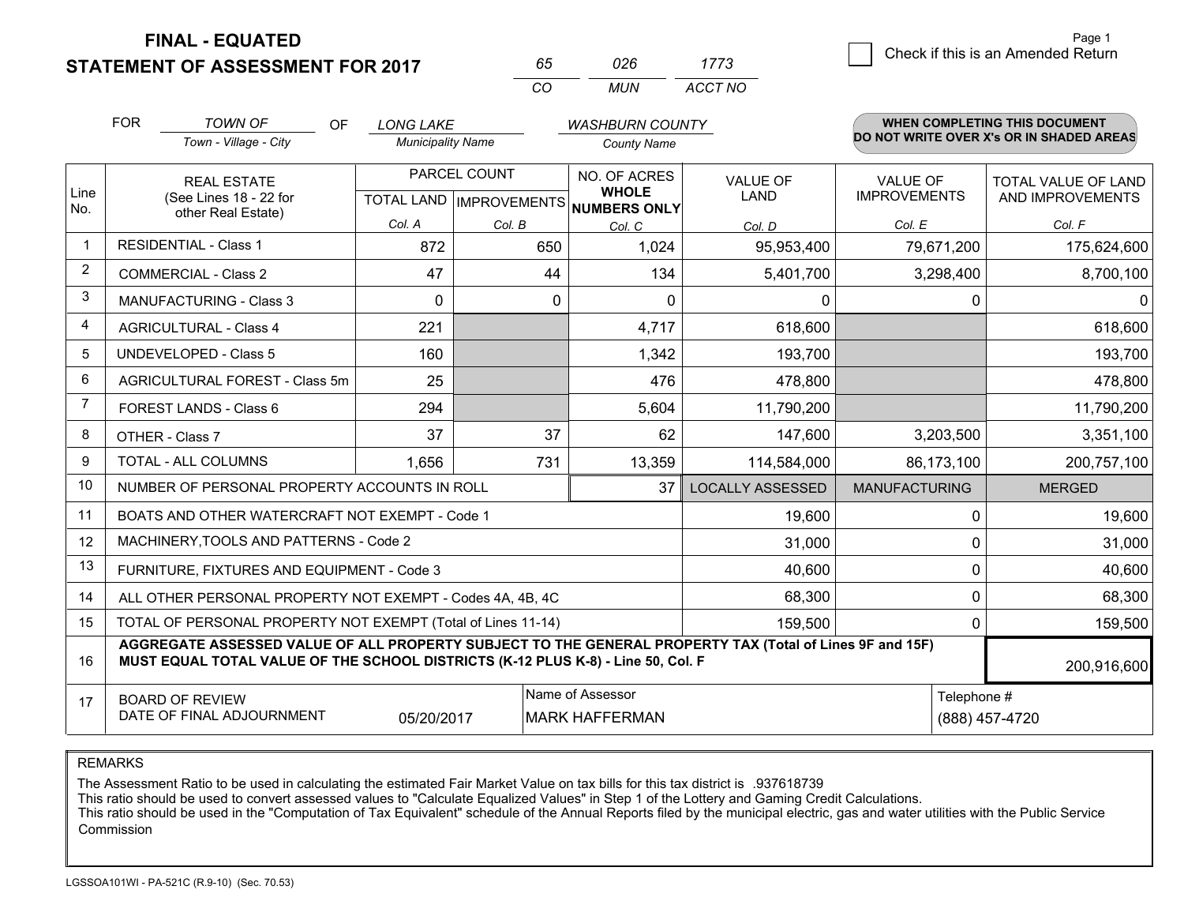**FINAL - EQUATED**
**STATEMENT OF ASSESSMENT FOR 2017**

| 65 | 026 | 1773 |
|---|---|---|
| CO | MUN | ACCT NO |

☐ Check if this is an Amended Return

FOR *TOWN OF* (Town - Village - City) OF *LONG LAKE* (Municipality Name) *WASHBURN COUNTY* (County Name)

**WHEN COMPLETING THIS DOCUMENT DO NOT WRITE OVER X's OR IN SHADED AREAS**

| Line No. | REAL ESTATE (See Lines 18 - 22 for other Real Estate) | PARCEL COUNT TOTAL LAND Col. A | PARCEL COUNT IMPROVEMENTS Col. B | NO. OF ACRES WHOLE NUMBERS ONLY Col. C | VALUE OF LAND Col. D | VALUE OF IMPROVEMENTS Col. E | TOTAL VALUE OF LAND AND IMPROVEMENTS Col. F |
|---|---|---|---|---|---|---|---|
| 1 | RESIDENTIAL - Class 1 | 872 | 650 | 1,024 | 95,953,400 | 79,671,200 | 175,624,600 |
| 2 | COMMERCIAL - Class 2 | 47 | 44 | 134 | 5,401,700 | 3,298,400 | 8,700,100 |
| 3 | MANUFACTURING - Class 3 | 0 | 0 | 0 | 0 | 0 | 0 |
| 4 | AGRICULTURAL - Class 4 | 221 | | 4,717 | 618,600 | | 618,600 |
| 5 | UNDEVELOPED - Class 5 | 160 | | 1,342 | 193,700 | | 193,700 |
| 6 | AGRICULTURAL FOREST - Class 5m | 25 | | 476 | 478,800 | | 478,800 |
| 7 | FOREST LANDS - Class 6 | 294 | | 5,604 | 11,790,200 | | 11,790,200 |
| 8 | OTHER - Class 7 | 37 | 37 | 62 | 147,600 | 3,203,500 | 3,351,100 |
| 9 | TOTAL - ALL COLUMNS | 1,656 | 731 | 13,359 | 114,584,000 | 86,173,100 | 200,757,100 |
| 10 | NUMBER OF PERSONAL PROPERTY ACCOUNTS IN ROLL | | | 37 | LOCALLY ASSESSED | MANUFACTURING | MERGED |
| 11 | BOATS AND OTHER WATERCRAFT NOT EXEMPT - Code 1 | | | | 19,600 | 0 | 19,600 |
| 12 | MACHINERY,TOOLS AND PATTERNS - Code 2 | | | | 31,000 | 0 | 31,000 |
| 13 | FURNITURE, FIXTURES AND EQUIPMENT - Code 3 | | | | 40,600 | 0 | 40,600 |
| 14 | ALL OTHER PERSONAL PROPERTY NOT EXEMPT - Codes 4A, 4B, 4C | | | | 68,300 | 0 | 68,300 |
| 15 | TOTAL OF PERSONAL PROPERTY NOT EXEMPT (Total of Lines 11-14) | | | | 159,500 | 0 | 159,500 |
| 16 | **AGGREGATE ASSESSED VALUE OF ALL PROPERTY SUBJECT TO THE GENERAL PROPERTY TAX (Total of Lines 9F and 15F) MUST EQUAL TOTAL VALUE OF THE SCHOOL DISTRICTS (K-12 PLUS K-8) - Line 50, Col. F** | | | | | | 200,916,600 |
| 17 | BOARD OF REVIEW DATE OF FINAL ADJOURNMENT | 05/20/2017 | | Name of Assessor: MARK HAFFERMAN | | Telephone #: (888) 457-4720 | |

REMARKS

The Assessment Ratio to be used in calculating the estimated Fair Market Value on tax bills for this tax district is .937618739
This ratio should be used to convert assessed values to "Calculate Equalized Values" in Step 1 of the Lottery and Gaming Credit Calculations.
This ratio should be used in the "Computation of Tax Equivalent" schedule of the Annual Reports filed by the municipal electric, gas and water utilities with the Public Service Commission

LGSSOA101WI - PA-521C (R.9-10) (Sec. 70.53)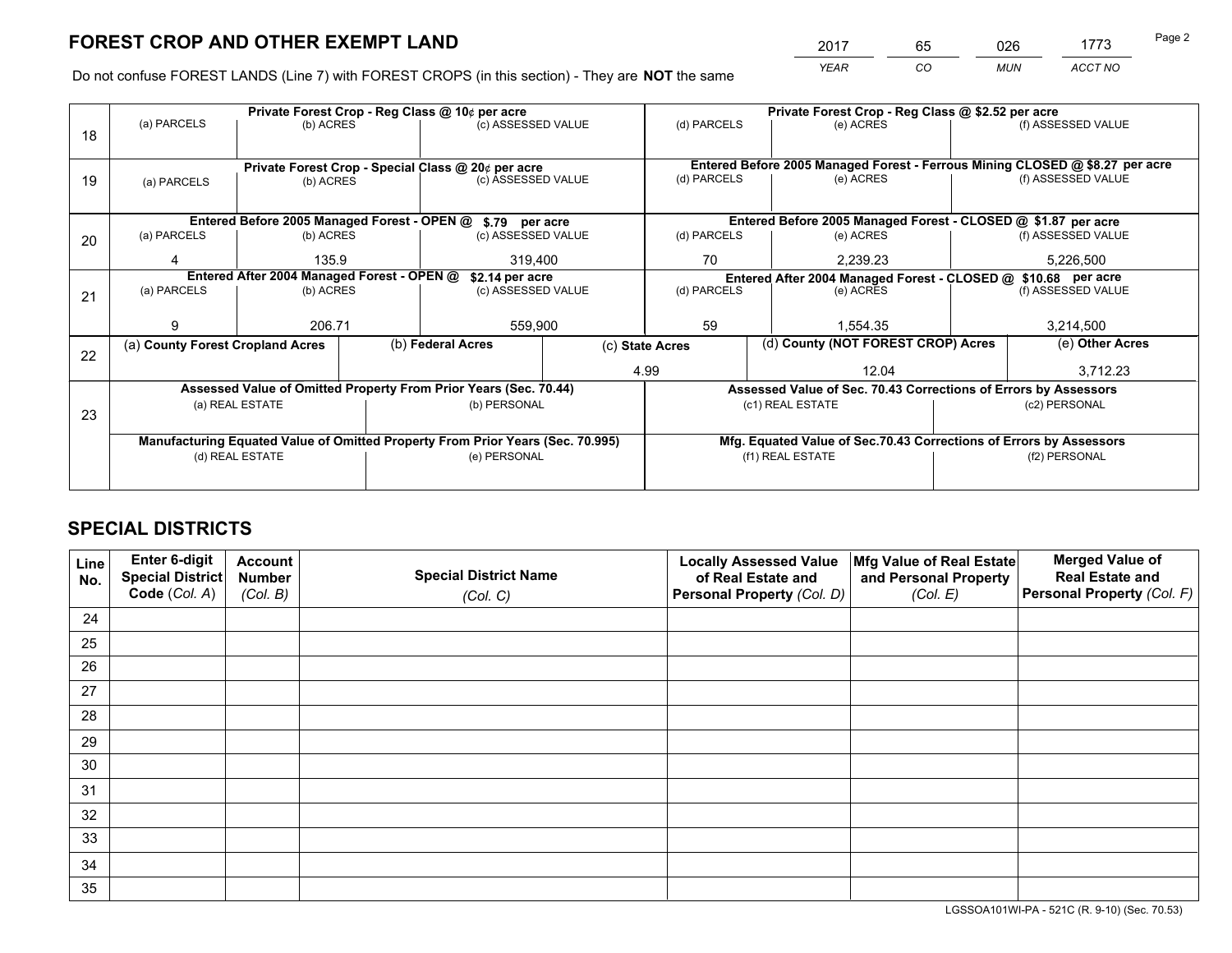# FOREST CROP AND OTHER EXEMPT LAND

| 2017 | 65 | 026 | 1773 |
|---|---|---|---|
| *YEAR* | *CO* | *MUN* | *ACCT NO* |

Do not confuse FOREST LANDS (Line 7) with FOREST CROPS (in this section) - They are **NOT** the same

| Line | Private Forest Crop - Reg Class @ 10¢ per acre | | | Private Forest Crop - Reg Class @ $2.52 per acre | | |
|---|---|---|---|---|---|---|
| | (a) PARCELS | (b) ACRES | (c) ASSESSED VALUE | (d) PARCELS | (e) ACRES | (f) ASSESSED VALUE |
| 18 | | | | | | |
| | **Private Forest Crop - Special Class @ 20¢ per acre** | | | **Entered Before 2005 Managed Forest - Ferrous Mining CLOSED @ $8.27 per acre** | | |
| 19 | (a) PARCELS | (b) ACRES | (c) ASSESSED VALUE | (d) PARCELS | (e) ACRES | (f) ASSESSED VALUE |
| | **Entered Before 2005 Managed Forest - OPEN @ $.79 per acre** | | | **Entered Before 2005 Managed Forest - CLOSED @ $1.87 per acre** | | |
| | (a) PARCELS | (b) ACRES | (c) ASSESSED VALUE | (d) PARCELS | (e) ACRES | (f) ASSESSED VALUE |
| 20 | 4 | 135.9 | 319,400 | 70 | 2,239.23 | 5,226,500 |
| | **Entered After 2004 Managed Forest - OPEN @ $2.14 per acre** | | | **Entered After 2004 Managed Forest - CLOSED @ $10.68 per acre** | | |
| | (a) PARCELS | (b) ACRES | (c) ASSESSED VALUE | (d) PARCELS | (e) ACRES | (f) ASSESSED VALUE |
| 21 | 9 | 206.71 | 559,900 | 59 | 1,554.35 | 3,214,500 |

| Line | (a) County Forest Cropland Acres | (b) Federal Acres | (c) State Acres | (d) County (NOT FOREST CROP) Acres | (e) Other Acres |
|---|---|---|---|---|---|
| 22 | | | 4.99 | 12.04 | 3,712.23 |

| Line | Assessed Value of Omitted Property From Prior Years (Sec. 70.44) | | Assessed Value of Sec. 70.43 Corrections of Errors by Assessors | |
|---|---|---|---|---|
| 23 | (a) REAL ESTATE | (b) PERSONAL | (c1) REAL ESTATE | (c2) PERSONAL |
| | | | | |
| | **Manufacturing Equated Value of Omitted Property From Prior Years (Sec. 70.995)** | | **Mfg. Equated Value of Sec.70.43 Corrections of Errors by Assessors** | |
| | (d) REAL ESTATE | (e) PERSONAL | (f1) REAL ESTATE | (f2) PERSONAL |
| | | | | |

# SPECIAL DISTRICTS

| Line No. | Enter 6-digit Special District Code (*Col. A*) | Account Number (*Col. B*) | Special District Name (*Col. C*) | Locally Assessed Value of Real Estate and Personal Property (*Col. D*) | Mfg Value of Real Estate and Personal Property (*Col. E*) | Merged Value of Real Estate and Personal Property (*Col. F*) |
|---|---|---|---|---|---|---|
| 24 | | | | | | |
| 25 | | | | | | |
| 26 | | | | | | |
| 27 | | | | | | |
| 28 | | | | | | |
| 29 | | | | | | |
| 30 | | | | | | |
| 31 | | | | | | |
| 32 | | | | | | |
| 33 | | | | | | |
| 34 | | | | | | |
| 35 | | | | | | |

LGSSOA101WI-PA - 521C (R. 9-10) (Sec. 70.53)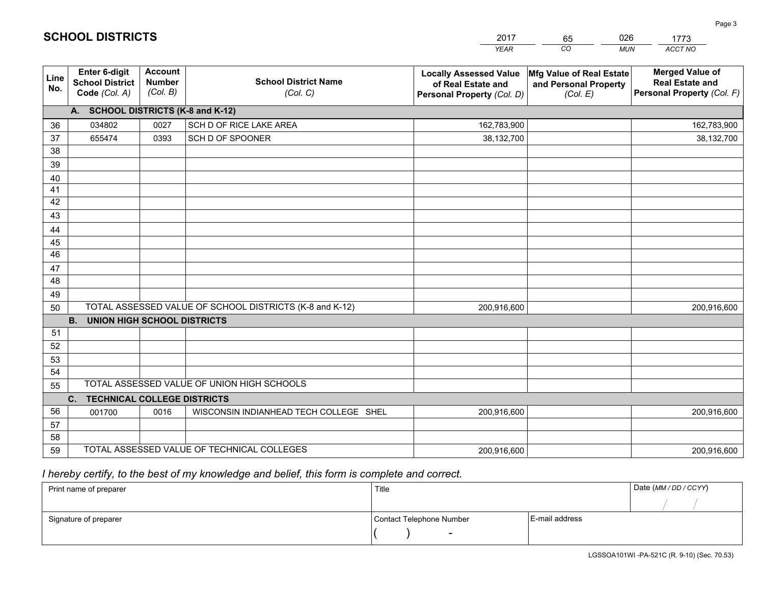# SCHOOL DISTRICTS

| 2017 | 65 | 026 | 1773 |
|---|---|---|---|
| *YEAR* | *CO* | *MUN* | *ACCT NO* |

| Line No. | Enter 6-digit School District Code *(Col. A)* | Account Number *(Col. B)* | School District Name *(Col. C)* | Locally Assessed Value of Real Estate and Personal Property *(Col. D)* | Mfg Value of Real Estate and Personal Property *(Col. E)* | Merged Value of Real Estate and Personal Property *(Col. F)* |
|---|---|---|---|---|---|---|
| | **A. SCHOOL DISTRICTS (K-8 and K-12)** | | | | | |
| 36 | 034802 | 0027 | SCH D OF RICE LAKE AREA | 162,783,900 | | 162,783,900 |
| 37 | 655474 | 0393 | SCH D OF SPOONER | 38,132,700 | | 38,132,700 |
| 38 | | | | | | |
| 39 | | | | | | |
| 40 | | | | | | |
| 41 | | | | | | |
| 42 | | | | | | |
| 43 | | | | | | |
| 44 | | | | | | |
| 45 | | | | | | |
| 46 | | | | | | |
| 47 | | | | | | |
| 48 | | | | | | |
| 49 | | | | | | |
| 50 | TOTAL ASSESSED VALUE OF SCHOOL DISTRICTS (K-8 and K-12) | | | 200,916,600 | | 200,916,600 |
| | **B. UNION HIGH SCHOOL DISTRICTS** | | | | | |
| 51 | | | | | | |
| 52 | | | | | | |
| 53 | | | | | | |
| 54 | | | | | | |
| 55 | TOTAL ASSESSED VALUE OF UNION HIGH SCHOOLS | | | | | |
| | **C. TECHNICAL COLLEGE DISTRICTS** | | | | | |
| 56 | 001700 | 0016 | WISCONSIN INDIANHEAD TECH COLLEGE SHEL | 200,916,600 | | 200,916,600 |
| 57 | | | | | | |
| 58 | | | | | | |
| 59 | TOTAL ASSESSED VALUE OF TECHNICAL COLLEGES | | | 200,916,600 | | 200,916,600 |

*I hereby certify, to the best of my knowledge and belief, this form is complete and correct.*

| Print name of preparer | Title | | Date *(MM / DD / CCYY)* |
|---|---|---|---|
| | | | / / |
| Signature of preparer | Contact Telephone Number | E-mail address | |
| | ( ) - | | |

LGSSOA101WI -PA-521C (R. 9-10) (Sec. 70.53)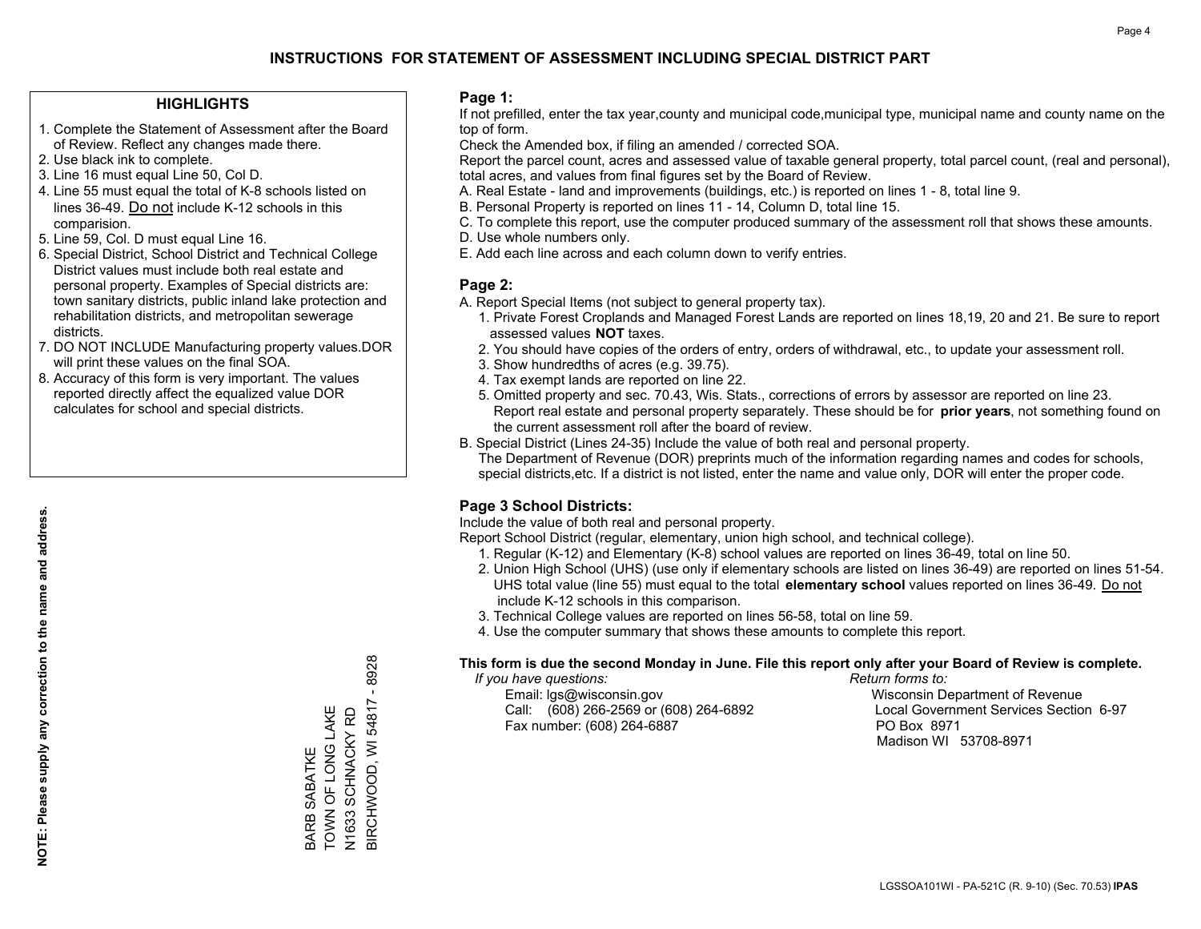# INSTRUCTIONS FOR STATEMENT OF ASSESSMENT INCLUDING SPECIAL DISTRICT PART

## HIGHLIGHTS

1. Complete the Statement of Assessment after the Board of Review. Reflect any changes made there.
2. Use black ink to complete.
3. Line 16 must equal Line 50, Col D.
4. Line 55 must equal the total of K-8 schools listed on lines 36-49. Do not include K-12 schools in this comparision.
5. Line 59, Col. D must equal Line 16.
6. Special District, School District and Technical College District values must include both real estate and personal property. Examples of Special districts are: town sanitary districts, public inland lake protection and rehabilitation districts, and metropolitan sewerage districts.
7. DO NOT INCLUDE Manufacturing property values.DOR will print these values on the final SOA.
8. Accuracy of this form is very important. The values reported directly affect the equalized value DOR calculates for school and special districts.

**NOTE: Please supply any correction to the name and address.**

BARB SABATKE
TOWN OF LONG LAKE
N1633 SCHNACKY RD
BIRCHWOOD, WI 54817 - 8928

## Page 1:

If not prefilled, enter the tax year,county and municipal code,municipal type, municipal name and county name on the top of form.

Check the Amended box, if filing an amended / corrected SOA.

Report the parcel count, acres and assessed value of taxable general property, total parcel count, (real and personal), total acres, and values from final figures set by the Board of Review.

A. Real Estate - land and improvements (buildings, etc.) is reported on lines 1 - 8, total line 9.
B. Personal Property is reported on lines 11 - 14, Column D, total line 15.
C. To complete this report, use the computer produced summary of the assessment roll that shows these amounts.
D. Use whole numbers only.
E. Add each line across and each column down to verify entries.

## Page 2:

A. Report Special Items (not subject to general property tax).
   1. Private Forest Croplands and Managed Forest Lands are reported on lines 18,19, 20 and 21. Be sure to report assessed values **NOT** taxes.
   2. You should have copies of the orders of entry, orders of withdrawal, etc., to update your assessment roll.
   3. Show hundredths of acres (e.g. 39.75).
   4. Tax exempt lands are reported on line 22.
   5. Omitted property and sec. 70.43, Wis. Stats., corrections of errors by assessor are reported on line 23. Report real estate and personal property separately. These should be for **prior years**, not something found on the current assessment roll after the board of review.
B. Special District (Lines 24-35) Include the value of both real and personal property.
   The Department of Revenue (DOR) preprints much of the information regarding names and codes for schools, special districts,etc. If a district is not listed, enter the name and value only, DOR will enter the proper code.

## Page 3 School Districts:

Include the value of both real and personal property.

Report School District (regular, elementary, union high school, and technical college).

1. Regular (K-12) and Elementary (K-8) school values are reported on lines 36-49, total on line 50.
2. Union High School (UHS) (use only if elementary schools are listed on lines 36-49) are reported on lines 51-54. UHS total value (line 55) must equal to the total **elementary school** values reported on lines 36-49. Do not include K-12 schools in this comparison.
3. Technical College values are reported on lines 56-58, total on line 59.
4. Use the computer summary that shows these amounts to complete this report.

**This form is due the second Monday in June. File this report only after your Board of Review is complete.**

*If you have questions:*
Email: lgs@wisconsin.gov
Call: (608) 266-2569 or (608) 264-6892
Fax number: (608) 264-6887

*Return forms to:*
Wisconsin Department of Revenue
Local Government Services Section 6-97
PO Box 8971
Madison WI 53708-8971

LGSSOA101WI - PA-521C (R. 9-10) (Sec. 70.53) **IPAS**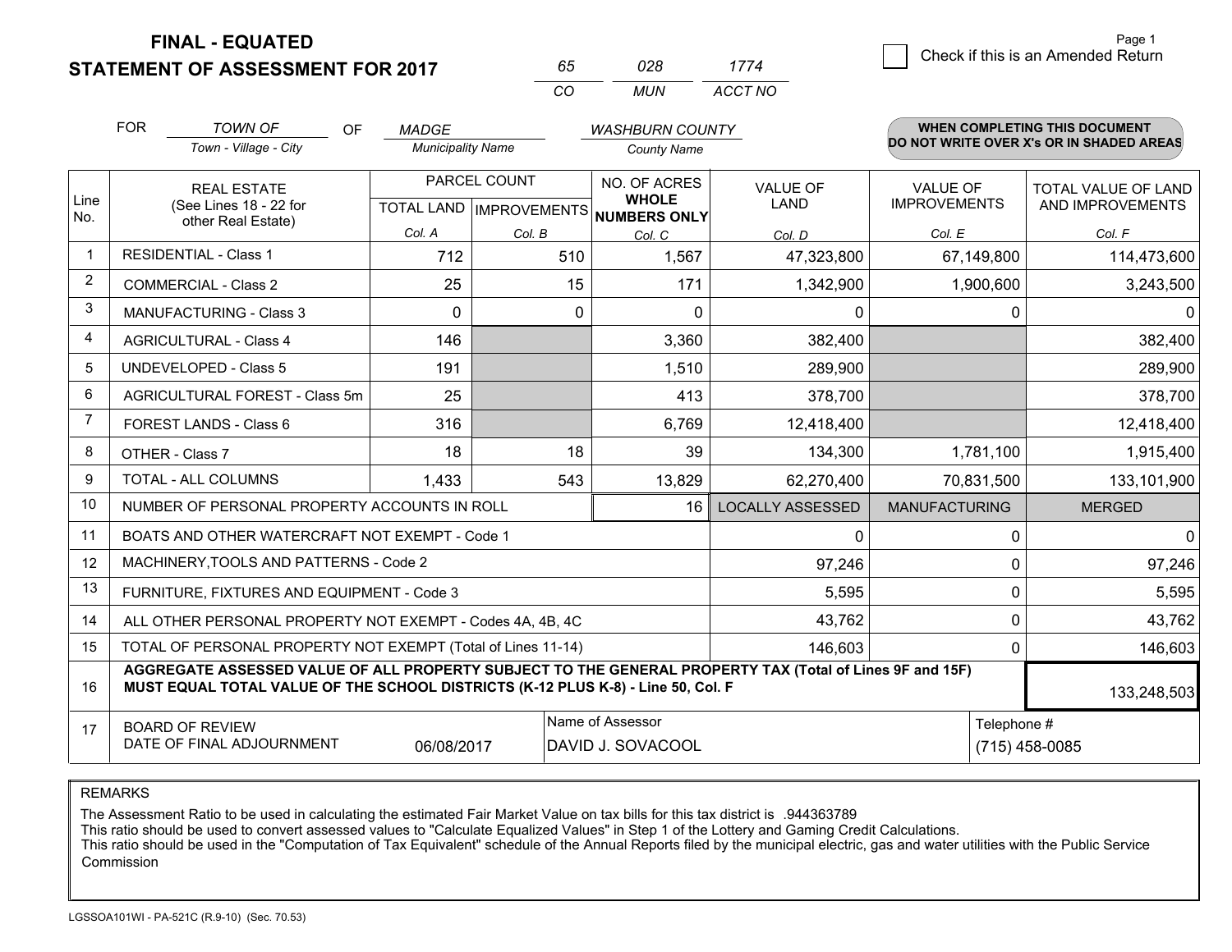# FINAL - EQUATED
# STATEMENT OF ASSESSMENT FOR 2017

| 65 | 028 | 1774 |
|---|---|---|
| CO | MUN | ACCT NO |

Page 1

☐ Check if this is an Amended Return

FOR *TOWN OF* (Town - Village - City) OF *MADGE* (Municipality Name) *WASHBURN COUNTY* (County Name)

**WHEN COMPLETING THIS DOCUMENT DO NOT WRITE OVER X's OR IN SHADED AREAS**

| Line No. | REAL ESTATE (See Lines 18 - 22 for other Real Estate) | PARCEL COUNT | | NO. OF ACRES WHOLE NUMBERS ONLY | VALUE OF LAND | VALUE OF IMPROVEMENTS | TOTAL VALUE OF LAND AND IMPROVEMENTS |
|---|---|---|---|---|---|---|---|
| | | TOTAL LAND | IMPROVEMENTS | | | | |
| | | Col. A | Col. B | Col. C | Col. D | Col. E | Col. F |
| 1 | RESIDENTIAL - Class 1 | 712 | 510 | 1,567 | 47,323,800 | 67,149,800 | 114,473,600 |
| 2 | COMMERCIAL - Class 2 | 25 | 15 | 171 | 1,342,900 | 1,900,600 | 3,243,500 |
| 3 | MANUFACTURING - Class 3 | 0 | 0 | 0 | 0 | 0 | 0 |
| 4 | AGRICULTURAL - Class 4 | 146 | | 3,360 | 382,400 | | 382,400 |
| 5 | UNDEVELOPED - Class 5 | 191 | | 1,510 | 289,900 | | 289,900 |
| 6 | AGRICULTURAL FOREST - Class 5m | 25 | | 413 | 378,700 | | 378,700 |
| 7 | FOREST LANDS - Class 6 | 316 | | 6,769 | 12,418,400 | | 12,418,400 |
| 8 | OTHER - Class 7 | 18 | 18 | 39 | 134,300 | 1,781,100 | 1,915,400 |
| 9 | TOTAL - ALL COLUMNS | 1,433 | 543 | 13,829 | 62,270,400 | 70,831,500 | 133,101,900 |
| 10 | NUMBER OF PERSONAL PROPERTY ACCOUNTS IN ROLL | | | 16 | LOCALLY ASSESSED | MANUFACTURING | MERGED |
| 11 | BOATS AND OTHER WATERCRAFT NOT EXEMPT - Code 1 | | | | 0 | 0 | 0 |
| 12 | MACHINERY,TOOLS AND PATTERNS - Code 2 | | | | 97,246 | 0 | 97,246 |
| 13 | FURNITURE, FIXTURES AND EQUIPMENT - Code 3 | | | | 5,595 | 0 | 5,595 |
| 14 | ALL OTHER PERSONAL PROPERTY NOT EXEMPT - Codes 4A, 4B, 4C | | | | 43,762 | 0 | 43,762 |
| 15 | TOTAL OF PERSONAL PROPERTY NOT EXEMPT (Total of Lines 11-14) | | | | 146,603 | 0 | 146,603 |
| 16 | **AGGREGATE ASSESSED VALUE OF ALL PROPERTY SUBJECT TO THE GENERAL PROPERTY TAX (Total of Lines 9F and 15F) MUST EQUAL TOTAL VALUE OF THE SCHOOL DISTRICTS (K-12 PLUS K-8) - Line 50, Col. F** | | | | | | 133,248,503 |
| 17 | BOARD OF REVIEW DATE OF FINAL ADJOURNMENT | 06/08/2017 | Name of Assessor: DAVID J. SOVACOOL | | | | Telephone #: (715) 458-0085 |

REMARKS

The Assessment Ratio to be used in calculating the estimated Fair Market Value on tax bills for this tax district is .944363789
This ratio should be used to convert assessed values to "Calculate Equalized Values" in Step 1 of the Lottery and Gaming Credit Calculations.
This ratio should be used in the "Computation of Tax Equivalent" schedule of the Annual Reports filed by the municipal electric, gas and water utilities with the Public Service Commission

LGSSOA101WI - PA-521C (R.9-10) (Sec. 70.53)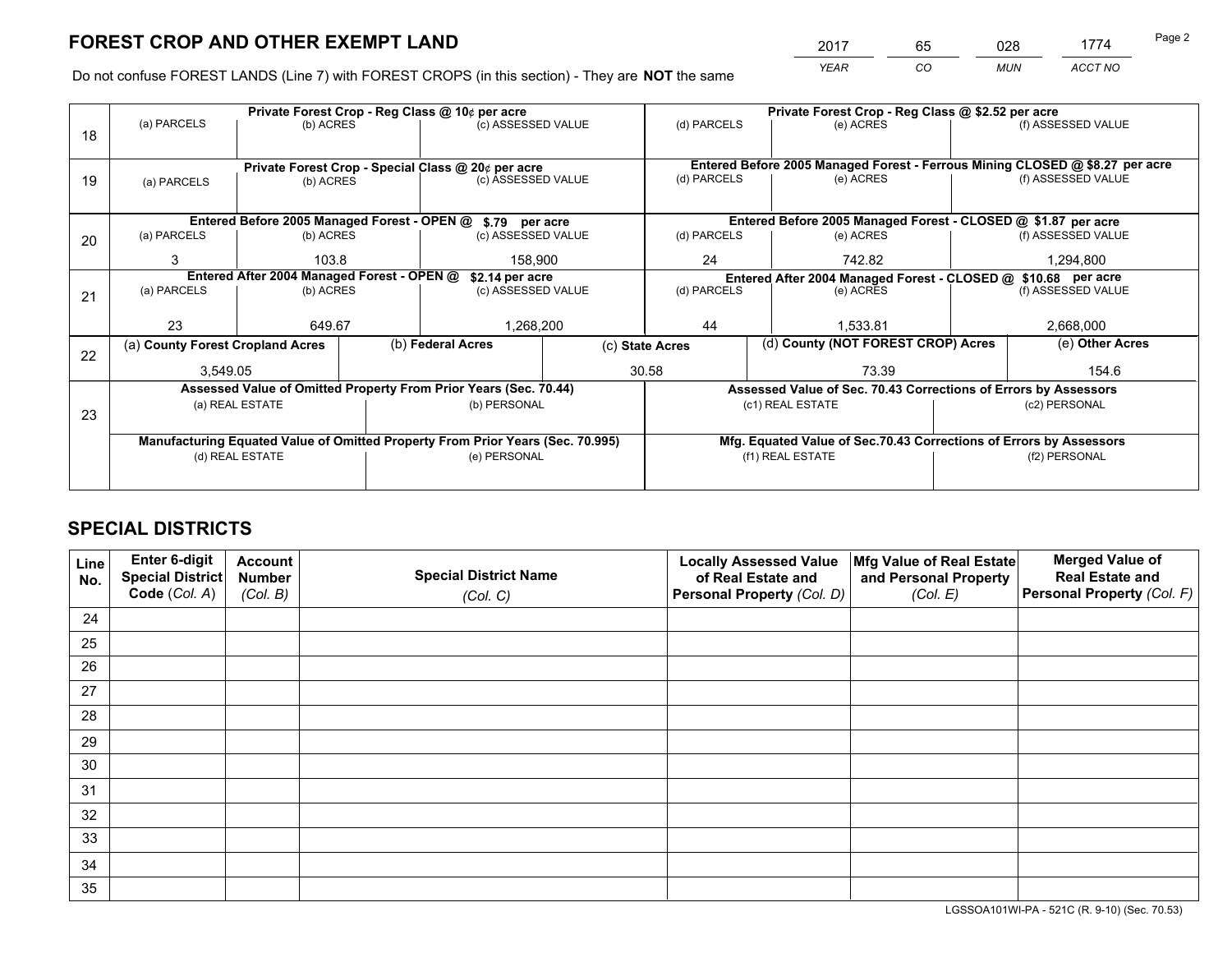# FOREST CROP AND OTHER EXEMPT LAND

| 2017 | 65 | 028 | 1774 |
|---|---|---|---|
| *YEAR* | *CO* | *MUN* | *ACCT NO* |

Do not confuse FOREST LANDS (Line 7) with FOREST CROPS (in this section) - They are **NOT** the same

| Line | | | | | | |
|---|---|---|---|---|---|---|
| 18 | Private Forest Crop - Reg Class @ 10¢ per acre | | | Private Forest Crop - Reg Class @ $2.52 per acre | | |
| | (a) PARCELS | (b) ACRES | (c) ASSESSED VALUE | (d) PARCELS | (e) ACRES | (f) ASSESSED VALUE |
| | | | | | | |
| 19 | Private Forest Crop - Special Class @ 20¢ per acre | | | Entered Before 2005 Managed Forest - Ferrous Mining CLOSED @ $8.27 per acre | | |
| | (a) PARCELS | (b) ACRES | (c) ASSESSED VALUE | (d) PARCELS | (e) ACRES | (f) ASSESSED VALUE |
| | | | | | | |
| 20 | Entered Before 2005 Managed Forest - OPEN @ $.79 per acre | | | Entered Before 2005 Managed Forest - CLOSED @ $1.87 per acre | | |
| | (a) PARCELS | (b) ACRES | (c) ASSESSED VALUE | (d) PARCELS | (e) ACRES | (f) ASSESSED VALUE |
| | 3 | 103.8 | 158,900 | 24 | 742.82 | 1,294,800 |
| 21 | Entered After 2004 Managed Forest - OPEN @ $2.14 per acre | | | Entered After 2004 Managed Forest - CLOSED @ $10.68 per acre | | |
| | (a) PARCELS | (b) ACRES | (c) ASSESSED VALUE | (d) PARCELS | (e) ACRES | (f) ASSESSED VALUE |
| | 23 | 649.67 | 1,268,200 | 44 | 1,533.81 | 2,668,000 |

| Line | (a) County Forest Cropland Acres | (b) Federal Acres | (c) State Acres | (d) County (NOT FOREST CROP) Acres | (e) Other Acres |
|---|---|---|---|---|---|
| 22 | 3,549.05 | | 30.58 | 73.39 | 154.6 |

| Line | Assessed Value of Omitted Property From Prior Years (Sec. 70.44) | | Assessed Value of Sec. 70.43 Corrections of Errors by Assessors | |
|---|---|---|---|---|
| 23 | (a) REAL ESTATE | (b) PERSONAL | (c1) REAL ESTATE | (c2) PERSONAL |
| | | | | |
| | **Manufacturing Equated Value of Omitted Property From Prior Years (Sec. 70.995)** | | **Mfg. Equated Value of Sec.70.43 Corrections of Errors by Assessors** | |
| | (d) REAL ESTATE | (e) PERSONAL | (f1) REAL ESTATE | (f2) PERSONAL |
| | | | | |

# SPECIAL DISTRICTS

| Line No. | Enter 6-digit Special District Code (Col. A) | Account Number (Col. B) | Special District Name (Col. C) | Locally Assessed Value of Real Estate and Personal Property (Col. D) | Mfg Value of Real Estate and Personal Property (Col. E) | Merged Value of Real Estate and Personal Property (Col. F) |
|---|---|---|---|---|---|---|
| 24 | | | | | | |
| 25 | | | | | | |
| 26 | | | | | | |
| 27 | | | | | | |
| 28 | | | | | | |
| 29 | | | | | | |
| 30 | | | | | | |
| 31 | | | | | | |
| 32 | | | | | | |
| 33 | | | | | | |
| 34 | | | | | | |
| 35 | | | | | | |

LGSSOA101WI-PA - 521C (R. 9-10) (Sec. 70.53)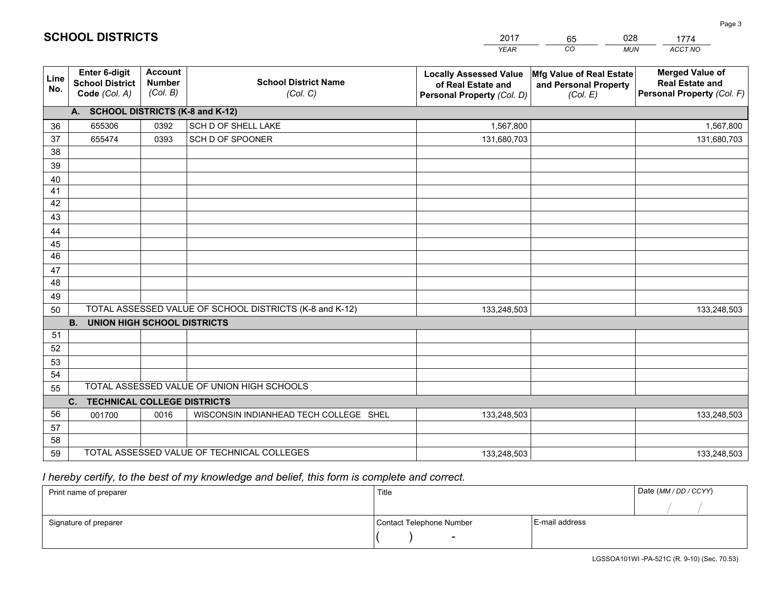# SCHOOL DISTRICTS

| 2017 | 65 | 028 | 1774 |
|---|---|---|---|
| *YEAR* | *CO* | *MUN* | *ACCT NO* |

| Line No. | Enter 6-digit School District Code *(Col. A)* | Account Number *(Col. B)* | School District Name *(Col. C)* | Locally Assessed Value of Real Estate and Personal Property *(Col. D)* | Mfg Value of Real Estate and Personal Property *(Col. E)* | Merged Value of Real Estate and Personal Property *(Col. F)* |
|---|---|---|---|---|---|---|
| | **A. SCHOOL DISTRICTS (K-8 and K-12)** | | | | | |
| 36 | 655306 | 0392 | SCH D OF SHELL LAKE | 1,567,800 | | 1,567,800 |
| 37 | 655474 | 0393 | SCH D OF SPOONER | 131,680,703 | | 131,680,703 |
| 38 | | | | | | |
| 39 | | | | | | |
| 40 | | | | | | |
| 41 | | | | | | |
| 42 | | | | | | |
| 43 | | | | | | |
| 44 | | | | | | |
| 45 | | | | | | |
| 46 | | | | | | |
| 47 | | | | | | |
| 48 | | | | | | |
| 49 | | | | | | |
| 50 | TOTAL ASSESSED VALUE OF SCHOOL DISTRICTS (K-8 and K-12) | | | 133,248,503 | | 133,248,503 |
| | **B. UNION HIGH SCHOOL DISTRICTS** | | | | | |
| 51 | | | | | | |
| 52 | | | | | | |
| 53 | | | | | | |
| 54 | | | | | | |
| 55 | TOTAL ASSESSED VALUE OF UNION HIGH SCHOOLS | | | | | |
| | **C. TECHNICAL COLLEGE DISTRICTS** | | | | | |
| 56 | 001700 | 0016 | WISCONSIN INDIANHEAD TECH COLLEGE SHEL | 133,248,503 | | 133,248,503 |
| 57 | | | | | | |
| 58 | | | | | | |
| 59 | TOTAL ASSESSED VALUE OF TECHNICAL COLLEGES | | | 133,248,503 | | 133,248,503 |

*I hereby certify, to the best of my knowledge and belief, this form is complete and correct.*

| Print name of preparer | Title | | Date *(MM / DD / CCYY)* |
|---|---|---|---|
| | | | / / |
| Signature of preparer | Contact Telephone Number | E-mail address | |
| | ( ) - | | |

LGSSOA101WI -PA-521C (R. 9-10) (Sec. 70.53)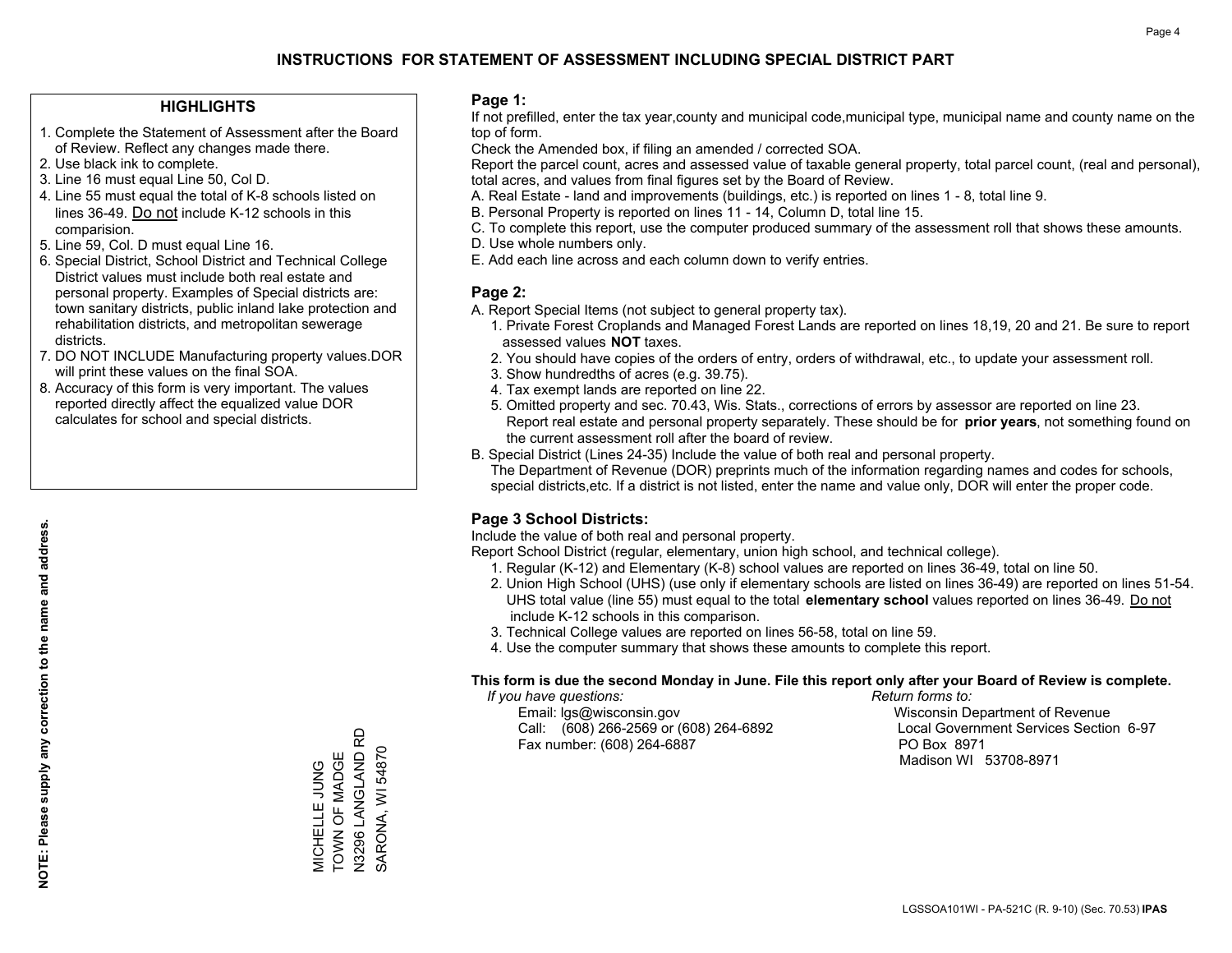# INSTRUCTIONS FOR STATEMENT OF ASSESSMENT INCLUDING SPECIAL DISTRICT PART

## HIGHLIGHTS

1. Complete the Statement of Assessment after the Board of Review. Reflect any changes made there.
2. Use black ink to complete.
3. Line 16 must equal Line 50, Col D.
4. Line 55 must equal the total of K-8 schools listed on lines 36-49. Do not include K-12 schools in this comparision.
5. Line 59, Col. D must equal Line 16.
6. Special District, School District and Technical College District values must include both real estate and personal property. Examples of Special districts are: town sanitary districts, public inland lake protection and rehabilitation districts, and metropolitan sewerage districts.
7. DO NOT INCLUDE Manufacturing property values.DOR will print these values on the final SOA.
8. Accuracy of this form is very important. The values reported directly affect the equalized value DOR calculates for school and special districts.

**NOTE: Please supply any correction to the name and address.**

MICHELLE JUNG
TOWN OF MADGE
N3296 LANGLAND RD
SARONA, WI 54870

## Page 1:

If not prefilled, enter the tax year,county and municipal code,municipal type, municipal name and county name on the top of form.

Check the Amended box, if filing an amended / corrected SOA.

Report the parcel count, acres and assessed value of taxable general property, total parcel count, (real and personal), total acres, and values from final figures set by the Board of Review.

A. Real Estate - land and improvements (buildings, etc.) is reported on lines 1 - 8, total line 9.
B. Personal Property is reported on lines 11 - 14, Column D, total line 15.
C. To complete this report, use the computer produced summary of the assessment roll that shows these amounts.
D. Use whole numbers only.
E. Add each line across and each column down to verify entries.

## Page 2:

A. Report Special Items (not subject to general property tax).
   1. Private Forest Croplands and Managed Forest Lands are reported on lines 18,19, 20 and 21. Be sure to report assessed values **NOT** taxes.
   2. You should have copies of the orders of entry, orders of withdrawal, etc., to update your assessment roll.
   3. Show hundredths of acres (e.g. 39.75).
   4. Tax exempt lands are reported on line 22.
   5. Omitted property and sec. 70.43, Wis. Stats., corrections of errors by assessor are reported on line 23. Report real estate and personal property separately. These should be for **prior years**, not something found on the current assessment roll after the board of review.
B. Special District (Lines 24-35) Include the value of both real and personal property.
   The Department of Revenue (DOR) preprints much of the information regarding names and codes for schools, special districts,etc. If a district is not listed, enter the name and value only, DOR will enter the proper code.

## Page 3 School Districts:

Include the value of both real and personal property.

Report School District (regular, elementary, union high school, and technical college).

1. Regular (K-12) and Elementary (K-8) school values are reported on lines 36-49, total on line 50.
2. Union High School (UHS) (use only if elementary schools are listed on lines 36-49) are reported on lines 51-54. UHS total value (line 55) must equal to the total **elementary school** values reported on lines 36-49. Do not include K-12 schools in this comparison.
3. Technical College values are reported on lines 56-58, total on line 59.
4. Use the computer summary that shows these amounts to complete this report.

**This form is due the second Monday in June. File this report only after your Board of Review is complete.**

*If you have questions:*
Email: lgs@wisconsin.gov
Call: (608) 266-2569 or (608) 264-6892
Fax number: (608) 264-6887

*Return forms to:*
Wisconsin Department of Revenue
Local Government Services Section 6-97
PO Box 8971
Madison WI 53708-8971

LGSSOA101WI - PA-521C (R. 9-10) (Sec. 70.53) **IPAS**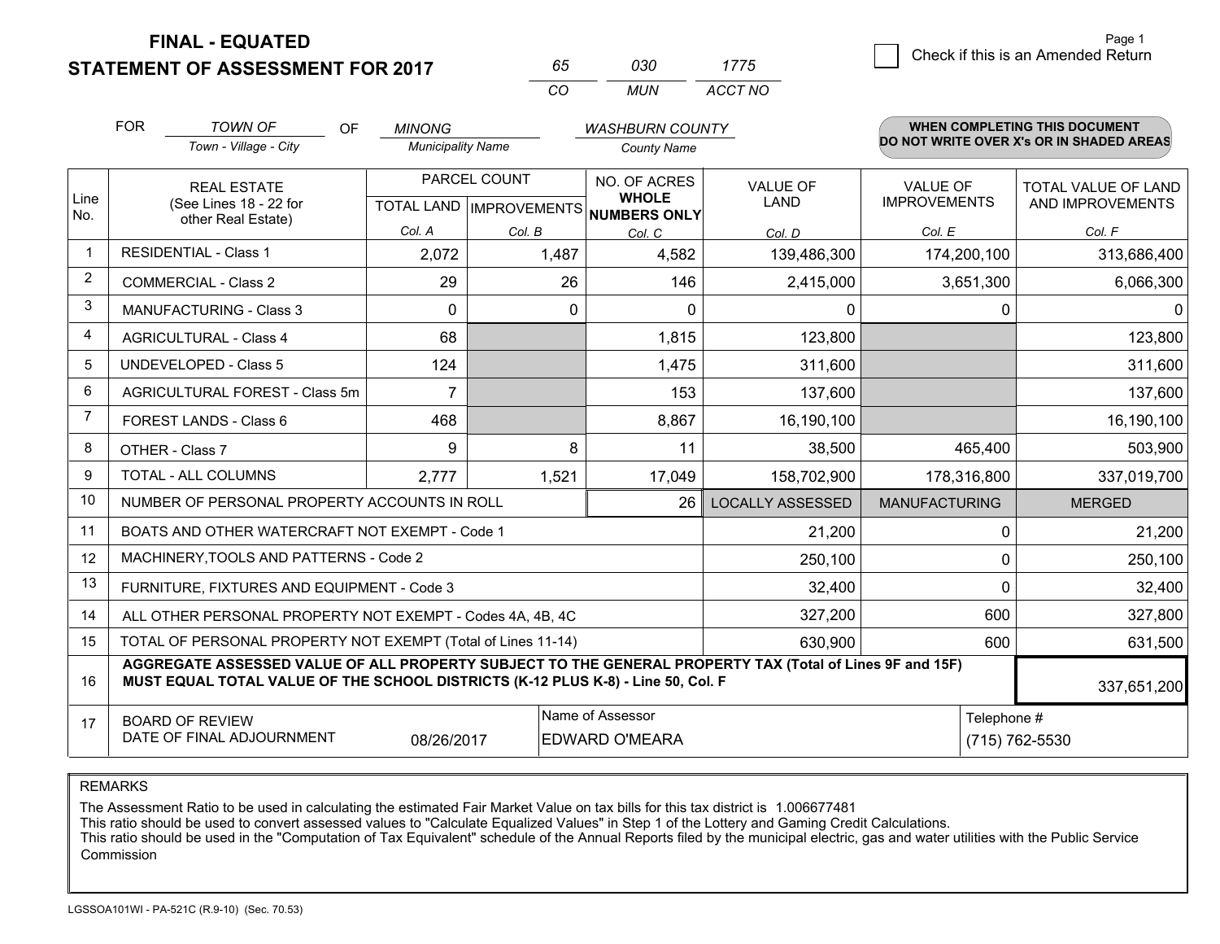# FINAL - EQUATED
## STATEMENT OF ASSESSMENT FOR 2017

| 65 | 030 | 1775 |
|---|---|---|
| CO | MUN | ACCT NO |

Page 1

☐ Check if this is an Amended Return

FOR *TOWN OF* (Town - Village - City) OF *MINONG* (Municipality Name) *WASHBURN COUNTY* (County Name)

**WHEN COMPLETING THIS DOCUMENT DO NOT WRITE OVER X's OR IN SHADED AREAS**

| Line No. | REAL ESTATE (See Lines 18 - 22 for other Real Estate) | PARCEL COUNT | | NO. OF ACRES WHOLE NUMBERS ONLY | VALUE OF LAND | VALUE OF IMPROVEMENTS | TOTAL VALUE OF LAND AND IMPROVEMENTS |
|---|---|---|---|---|---|---|---|
| | | TOTAL LAND Col. A | IMPROVEMENTS Col. B | Col. C | Col. D | Col. E | Col. F |
| 1 | RESIDENTIAL - Class 1 | 2,072 | 1,487 | 4,582 | 139,486,300 | 174,200,100 | 313,686,400 |
| 2 | COMMERCIAL - Class 2 | 29 | 26 | 146 | 2,415,000 | 3,651,300 | 6,066,300 |
| 3 | MANUFACTURING - Class 3 | 0 | 0 | 0 | 0 | 0 | 0 |
| 4 | AGRICULTURAL - Class 4 | 68 | | 1,815 | 123,800 | | 123,800 |
| 5 | UNDEVELOPED - Class 5 | 124 | | 1,475 | 311,600 | | 311,600 |
| 6 | AGRICULTURAL FOREST - Class 5m | 7 | | 153 | 137,600 | | 137,600 |
| 7 | FOREST LANDS - Class 6 | 468 | | 8,867 | 16,190,100 | | 16,190,100 |
| 8 | OTHER - Class 7 | 9 | 8 | 11 | 38,500 | 465,400 | 503,900 |
| 9 | TOTAL - ALL COLUMNS | 2,777 | 1,521 | 17,049 | 158,702,900 | 178,316,800 | 337,019,700 |
| 10 | NUMBER OF PERSONAL PROPERTY ACCOUNTS IN ROLL | | | 26 | LOCALLY ASSESSED | MANUFACTURING | MERGED |
| 11 | BOATS AND OTHER WATERCRAFT NOT EXEMPT - Code 1 | | | | 21,200 | 0 | 21,200 |
| 12 | MACHINERY,TOOLS AND PATTERNS - Code 2 | | | | 250,100 | 0 | 250,100 |
| 13 | FURNITURE, FIXTURES AND EQUIPMENT - Code 3 | | | | 32,400 | 0 | 32,400 |
| 14 | ALL OTHER PERSONAL PROPERTY NOT EXEMPT - Codes 4A, 4B, 4C | | | | 327,200 | 600 | 327,800 |
| 15 | TOTAL OF PERSONAL PROPERTY NOT EXEMPT (Total of Lines 11-14) | | | | 630,900 | 600 | 631,500 |
| 16 | **AGGREGATE ASSESSED VALUE OF ALL PROPERTY SUBJECT TO THE GENERAL PROPERTY TAX (Total of Lines 9F and 15F) MUST EQUAL TOTAL VALUE OF THE SCHOOL DISTRICTS (K-12 PLUS K-8) - Line 50, Col. F** | | | | | | 337,651,200 |
| 17 | BOARD OF REVIEW DATE OF FINAL ADJOURNMENT | 08/26/2017 | Name of Assessor | EDWARD O'MEARA | | Telephone # | (715) 762-5530 |

REMARKS

The Assessment Ratio to be used in calculating the estimated Fair Market Value on tax bills for this tax district is 1.006677481
This ratio should be used to convert assessed values to "Calculate Equalized Values" in Step 1 of the Lottery and Gaming Credit Calculations.
This ratio should be used in the "Computation of Tax Equivalent" schedule of the Annual Reports filed by the municipal electric, gas and water utilities with the Public Service Commission

LGSSOA101WI - PA-521C (R.9-10) (Sec. 70.53)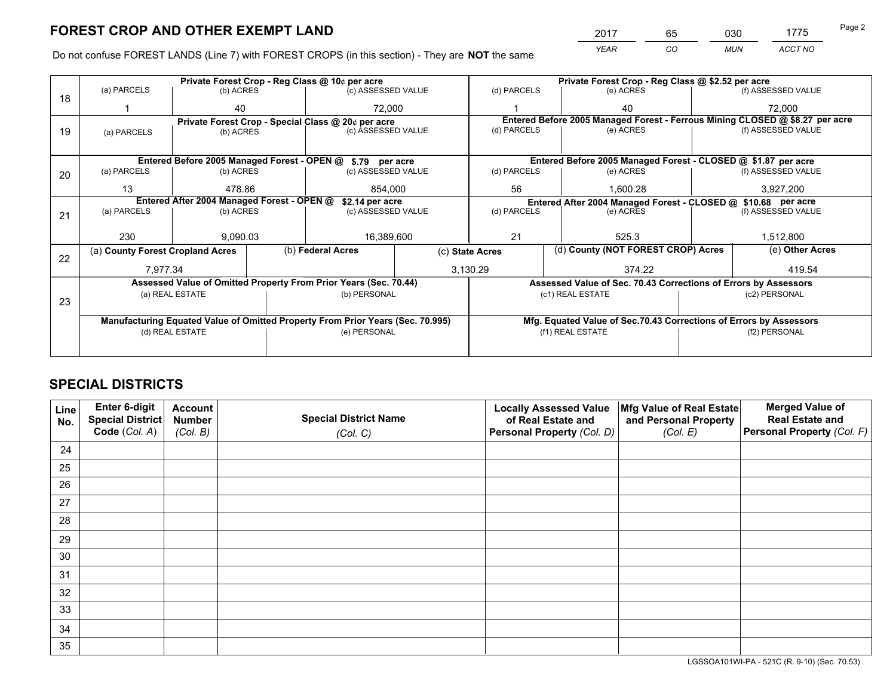# FOREST CROP AND OTHER EXEMPT LAND

| 2017 | 65 | 030 | 1775 |
|---|---|---|---|
| *YEAR* | *CO* | *MUN* | *ACCT NO* |

Do not confuse FOREST LANDS (Line 7) with FOREST CROPS (in this section) - They are **NOT** the same

| Line | Private Forest Crop - Reg Class @ 10¢ per acre | | | Private Forest Crop - Reg Class @ $2.52 per acre | | |
|---|---|---|---|---|---|---|
| | (a) PARCELS | (b) ACRES | (c) ASSESSED VALUE | (d) PARCELS | (e) ACRES | (f) ASSESSED VALUE |
| 18 | 1 | 40 | 72,000 | 1 | 40 | 72,000 |
| | **Private Forest Crop - Special Class @ 20¢ per acre** | | | **Entered Before 2005 Managed Forest - Ferrous Mining CLOSED @ $8.27 per acre** | | |
| 19 | (a) PARCELS | (b) ACRES | (c) ASSESSED VALUE | (d) PARCELS | (e) ACRES | (f) ASSESSED VALUE |
| | | | | | | |
| | **Entered Before 2005 Managed Forest - OPEN @ $.79 per acre** | | | **Entered Before 2005 Managed Forest - CLOSED @ $1.87 per acre** | | |
| 20 | (a) PARCELS | (b) ACRES | (c) ASSESSED VALUE | (d) PARCELS | (e) ACRES | (f) ASSESSED VALUE |
| | 13 | 478.86 | 854,000 | 56 | 1,600.28 | 3,927,200 |
| | **Entered After 2004 Managed Forest - OPEN @ $2.14 per acre** | | | **Entered After 2004 Managed Forest - CLOSED @ $10.68 per acre** | | |
| 21 | (a) PARCELS | (b) ACRES | (c) ASSESSED VALUE | (d) PARCELS | (e) ACRES | (f) ASSESSED VALUE |
| | 230 | 9,090.03 | 16,389,600 | 21 | 525.3 | 1,512,800 |

| Line | (a) County Forest Cropland Acres | (b) Federal Acres | (c) State Acres | (d) County (NOT FOREST CROP) Acres | (e) Other Acres |
|---|---|---|---|---|---|
| 22 | 7,977.34 | | 3,130.29 | 374.22 | 419.54 |

| Line | Assessed Value of Omitted Property From Prior Years (Sec. 70.44) | | Assessed Value of Sec. 70.43 Corrections of Errors by Assessors | |
|---|---|---|---|---|
| 23 | (a) REAL ESTATE | (b) PERSONAL | (c1) REAL ESTATE | (c2) PERSONAL |
| | | | | |
| | **Manufacturing Equated Value of Omitted Property From Prior Years (Sec. 70.995)** | | **Mfg. Equated Value of Sec.70.43 Corrections of Errors by Assessors** | |
| | (d) REAL ESTATE | (e) PERSONAL | (f1) REAL ESTATE | (f2) PERSONAL |
| | | | | |

# SPECIAL DISTRICTS

| Line No. | Enter 6-digit Special District Code (Col. A) | Account Number (Col. B) | Special District Name (Col. C) | Locally Assessed Value of Real Estate and Personal Property (Col. D) | Mfg Value of Real Estate and Personal Property (Col. E) | Merged Value of Real Estate and Personal Property (Col. F) |
|---|---|---|---|---|---|---|
| 24 | | | | | | |
| 25 | | | | | | |
| 26 | | | | | | |
| 27 | | | | | | |
| 28 | | | | | | |
| 29 | | | | | | |
| 30 | | | | | | |
| 31 | | | | | | |
| 32 | | | | | | |
| 33 | | | | | | |
| 34 | | | | | | |
| 35 | | | | | | |

LGSSOA101WI-PA - 521C (R. 9-10) (Sec. 70.53)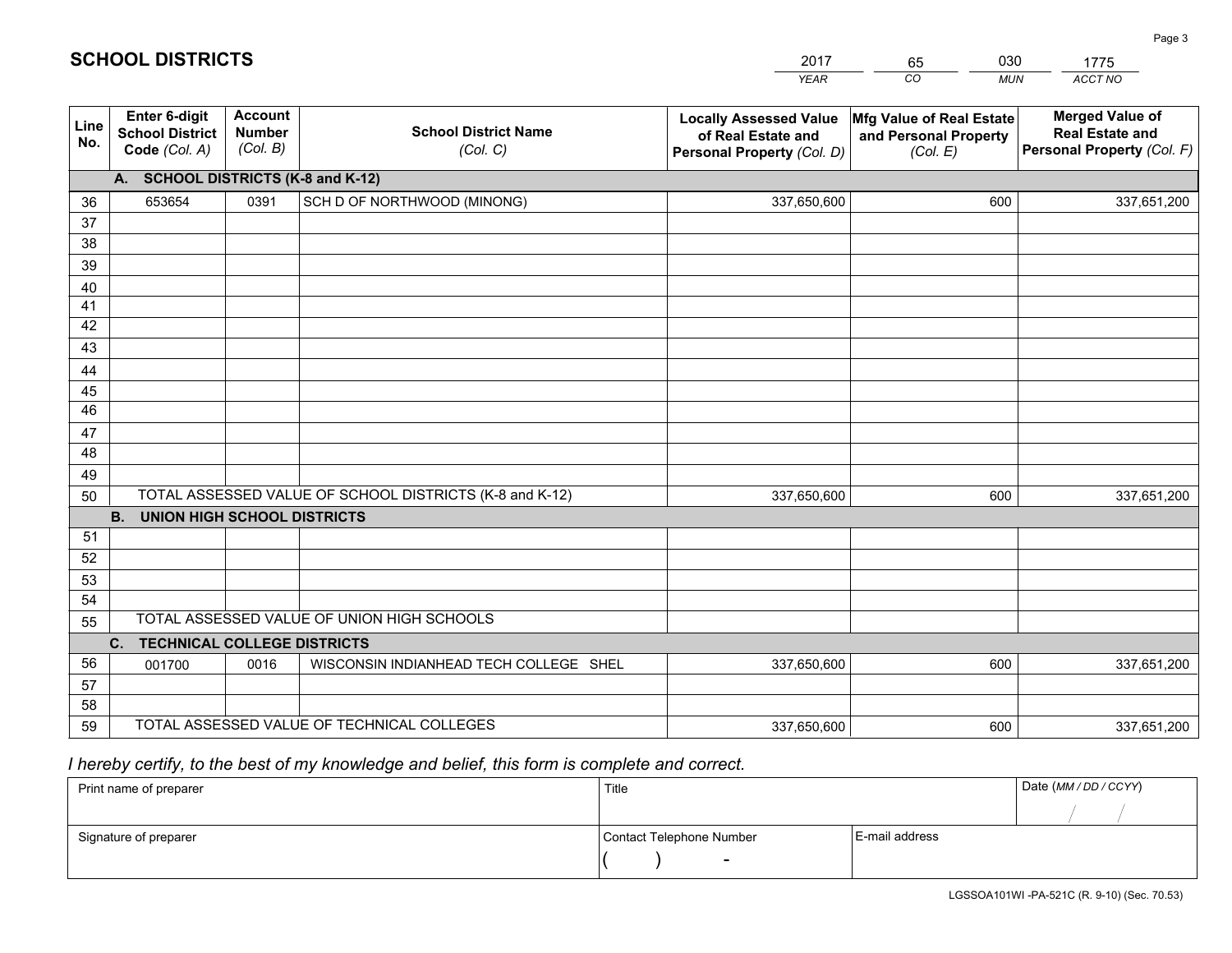# SCHOOL DISTRICTS

| 2017 | 65 | 030 | 1775 |
|---|---|---|---|
| *YEAR* | *CO* | *MUN* | *ACCT NO* |

| Line No. | Enter 6-digit School District Code *(Col. A)* | Account Number *(Col. B)* | School District Name *(Col. C)* | Locally Assessed Value of Real Estate and Personal Property *(Col. D)* | Mfg Value of Real Estate and Personal Property *(Col. E)* | Merged Value of Real Estate and Personal Property *(Col. F)* |
|---|---|---|---|---|---|---|
| **A. SCHOOL DISTRICTS (K-8 and K-12)** | | | | | | |
| 36 | 653654 | 0391 | SCH D OF NORTHWOOD (MINONG) | 337,650,600 | 600 | 337,651,200 |
| 37 | | | | | | |
| 38 | | | | | | |
| 39 | | | | | | |
| 40 | | | | | | |
| 41 | | | | | | |
| 42 | | | | | | |
| 43 | | | | | | |
| 44 | | | | | | |
| 45 | | | | | | |
| 46 | | | | | | |
| 47 | | | | | | |
| 48 | | | | | | |
| 49 | | | | | | |
| 50 | TOTAL ASSESSED VALUE OF SCHOOL DISTRICTS (K-8 and K-12) | | | 337,650,600 | 600 | 337,651,200 |
| **B. UNION HIGH SCHOOL DISTRICTS** | | | | | | |
| 51 | | | | | | |
| 52 | | | | | | |
| 53 | | | | | | |
| 54 | | | | | | |
| 55 | TOTAL ASSESSED VALUE OF UNION HIGH SCHOOLS | | | | | |
| **C. TECHNICAL COLLEGE DISTRICTS** | | | | | | |
| 56 | 001700 | 0016 | WISCONSIN INDIANHEAD TECH COLLEGE SHEL | 337,650,600 | 600 | 337,651,200 |
| 57 | | | | | | |
| 58 | | | | | | |
| 59 | TOTAL ASSESSED VALUE OF TECHNICAL COLLEGES | | | 337,650,600 | 600 | 337,651,200 |

*I hereby certify, to the best of my knowledge and belief, this form is complete and correct.*

| Print name of preparer | Title | | Date *(MM / DD / CCYY)* |
|---|---|---|---|
| | | | / / |
| Signature of preparer | Contact Telephone Number | E-mail address | |
| | ( ) - | | |

LGSSOA101WI -PA-521C (R. 9-10) (Sec. 70.53)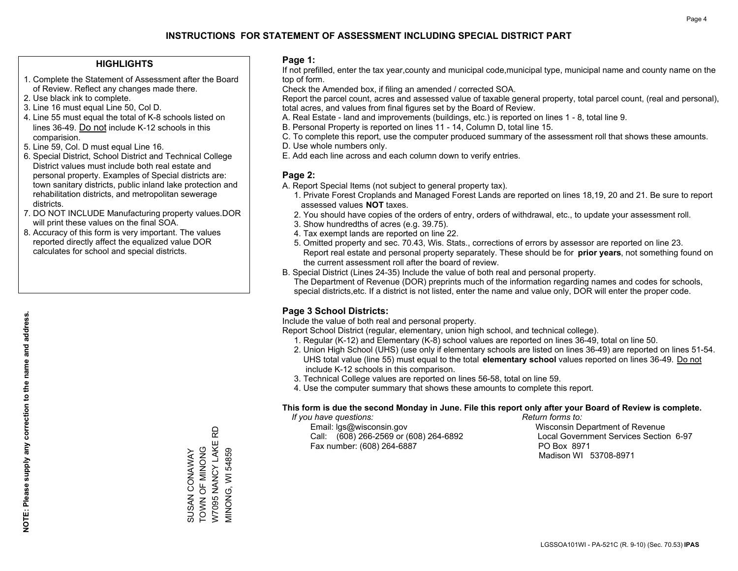# INSTRUCTIONS FOR STATEMENT OF ASSESSMENT INCLUDING SPECIAL DISTRICT PART

## HIGHLIGHTS

1. Complete the Statement of Assessment after the Board of Review. Reflect any changes made there.
2. Use black ink to complete.
3. Line 16 must equal Line 50, Col D.
4. Line 55 must equal the total of K-8 schools listed on lines 36-49. Do not include K-12 schools in this comparision.
5. Line 59, Col. D must equal Line 16.
6. Special District, School District and Technical College District values must include both real estate and personal property. Examples of Special districts are: town sanitary districts, public inland lake protection and rehabilitation districts, and metropolitan sewerage districts.
7. DO NOT INCLUDE Manufacturing property values.DOR will print these values on the final SOA.
8. Accuracy of this form is very important. The values reported directly affect the equalized value DOR calculates for school and special districts.

**NOTE: Please supply any correction to the name and address.**

SUSAN CONAWAY
TOWN OF MINONG
W7095 NANCY LAKE RD
MINONG, WI 54859

## Page 1:

If not prefilled, enter the tax year,county and municipal code,municipal type, municipal name and county name on the top of form.

Check the Amended box, if filing an amended / corrected SOA.

Report the parcel count, acres and assessed value of taxable general property, total parcel count, (real and personal), total acres, and values from final figures set by the Board of Review.

A. Real Estate - land and improvements (buildings, etc.) is reported on lines 1 - 8, total line 9.
B. Personal Property is reported on lines 11 - 14, Column D, total line 15.
C. To complete this report, use the computer produced summary of the assessment roll that shows these amounts.
D. Use whole numbers only.
E. Add each line across and each column down to verify entries.

## Page 2:

A. Report Special Items (not subject to general property tax).
   1. Private Forest Croplands and Managed Forest Lands are reported on lines 18,19, 20 and 21. Be sure to report assessed values **NOT** taxes.
   2. You should have copies of the orders of entry, orders of withdrawal, etc., to update your assessment roll.
   3. Show hundredths of acres (e.g. 39.75).
   4. Tax exempt lands are reported on line 22.
   5. Omitted property and sec. 70.43, Wis. Stats., corrections of errors by assessor are reported on line 23. Report real estate and personal property separately. These should be for **prior years**, not something found on the current assessment roll after the board of review.
B. Special District (Lines 24-35) Include the value of both real and personal property.
   The Department of Revenue (DOR) preprints much of the information regarding names and codes for schools, special districts,etc. If a district is not listed, enter the name and value only, DOR will enter the proper code.

## Page 3 School Districts:

Include the value of both real and personal property.

Report School District (regular, elementary, union high school, and technical college).

1. Regular (K-12) and Elementary (K-8) school values are reported on lines 36-49, total on line 50.
2. Union High School (UHS) (use only if elementary schools are listed on lines 36-49) are reported on lines 51-54. UHS total value (line 55) must equal to the total **elementary school** values reported on lines 36-49. Do not include K-12 schools in this comparison.
3. Technical College values are reported on lines 56-58, total on line 59.
4. Use the computer summary that shows these amounts to complete this report.

**This form is due the second Monday in June. File this report only after your Board of Review is complete.**

*If you have questions:*
Email: lgs@wisconsin.gov
Call: (608) 266-2569 or (608) 264-6892
Fax number: (608) 264-6887

*Return forms to:*
Wisconsin Department of Revenue
Local Government Services Section 6-97
PO Box 8971
Madison WI 53708-8971

LGSSOA101WI - PA-521C (R. 9-10) (Sec. 70.53) **IPAS**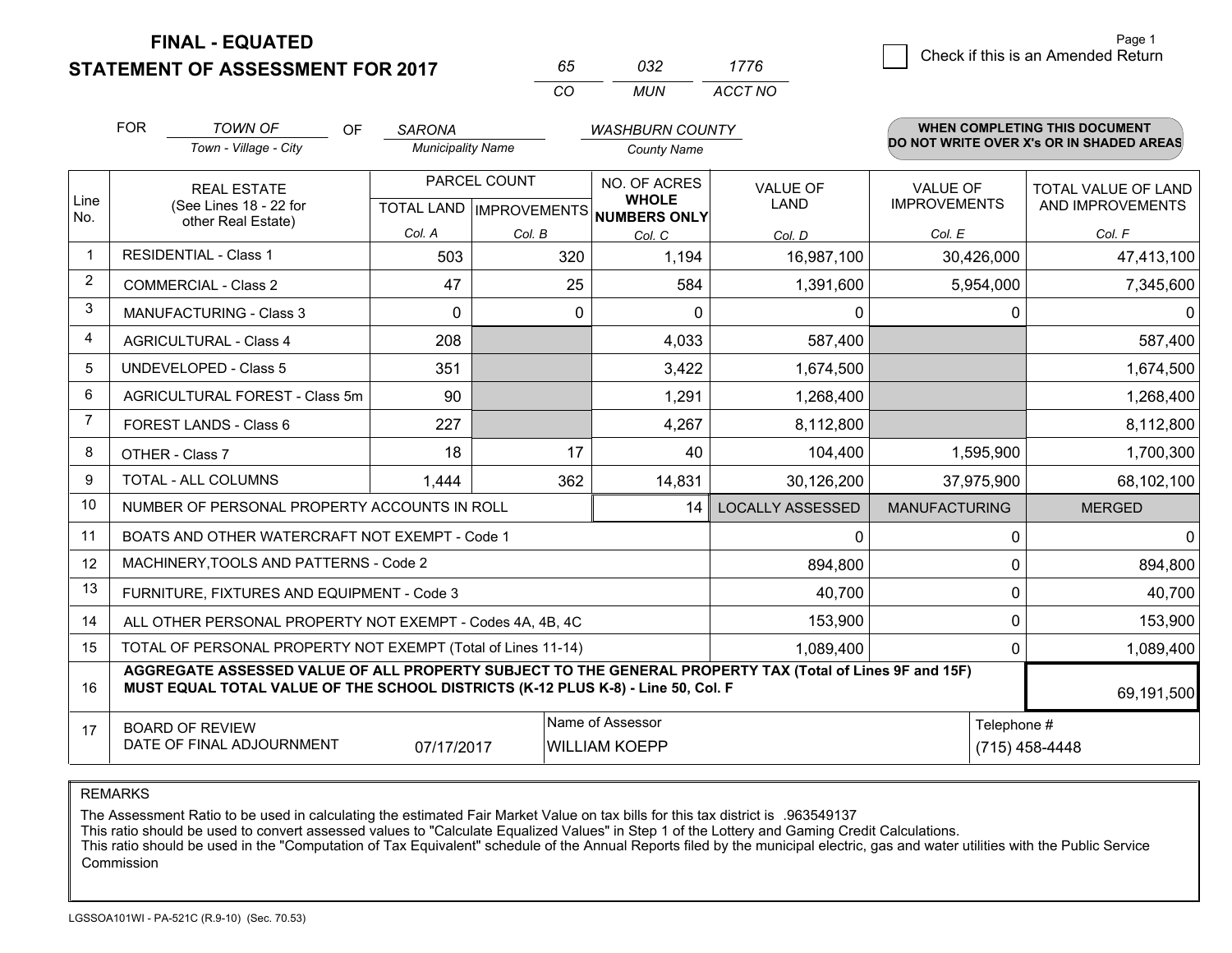# FINAL - EQUATED
## STATEMENT OF ASSESSMENT FOR 2017

| 65 | 032 | 1776 |
|---|---|---|
| CO | MUN | ACCT NO |

Page 1

☐ Check if this is an Amended Return

FOR *TOWN OF* (Town - Village - City) OF *SARONA* (Municipality Name) *WASHBURN COUNTY* (County Name)

**WHEN COMPLETING THIS DOCUMENT DO NOT WRITE OVER X's OR IN SHADED AREAS**

| Line No. | REAL ESTATE (See Lines 18 - 22 for other Real Estate) | PARCEL COUNT TOTAL LAND Col. A | PARCEL COUNT IMPROVEMENTS Col. B | NO. OF ACRES WHOLE NUMBERS ONLY Col. C | VALUE OF LAND Col. D | VALUE OF IMPROVEMENTS Col. E | TOTAL VALUE OF LAND AND IMPROVEMENTS Col. F |
|---|---|---|---|---|---|---|---|
| 1 | RESIDENTIAL - Class 1 | 503 | 320 | 1,194 | 16,987,100 | 30,426,000 | 47,413,100 |
| 2 | COMMERCIAL - Class 2 | 47 | 25 | 584 | 1,391,600 | 5,954,000 | 7,345,600 |
| 3 | MANUFACTURING - Class 3 | 0 | 0 | 0 | 0 | 0 | 0 |
| 4 | AGRICULTURAL - Class 4 | 208 | | 4,033 | 587,400 | | 587,400 |
| 5 | UNDEVELOPED - Class 5 | 351 | | 3,422 | 1,674,500 | | 1,674,500 |
| 6 | AGRICULTURAL FOREST - Class 5m | 90 | | 1,291 | 1,268,400 | | 1,268,400 |
| 7 | FOREST LANDS - Class 6 | 227 | | 4,267 | 8,112,800 | | 8,112,800 |
| 8 | OTHER - Class 7 | 18 | 17 | 40 | 104,400 | 1,595,900 | 1,700,300 |
| 9 | TOTAL - ALL COLUMNS | 1,444 | 362 | 14,831 | 30,126,200 | 37,975,900 | 68,102,100 |
| 10 | NUMBER OF PERSONAL PROPERTY ACCOUNTS IN ROLL | | | 14 | LOCALLY ASSESSED | MANUFACTURING | MERGED |
| 11 | BOATS AND OTHER WATERCRAFT NOT EXEMPT - Code 1 | | | | 0 | 0 | 0 |
| 12 | MACHINERY,TOOLS AND PATTERNS - Code 2 | | | | 894,800 | 0 | 894,800 |
| 13 | FURNITURE, FIXTURES AND EQUIPMENT - Code 3 | | | | 40,700 | 0 | 40,700 |
| 14 | ALL OTHER PERSONAL PROPERTY NOT EXEMPT - Codes 4A, 4B, 4C | | | | 153,900 | 0 | 153,900 |
| 15 | TOTAL OF PERSONAL PROPERTY NOT EXEMPT (Total of Lines 11-14) | | | | 1,089,400 | 0 | 1,089,400 |
| 16 | **AGGREGATE ASSESSED VALUE OF ALL PROPERTY SUBJECT TO THE GENERAL PROPERTY TAX (Total of Lines 9F and 15F) MUST EQUAL TOTAL VALUE OF THE SCHOOL DISTRICTS (K-12 PLUS K-8) - Line 50, Col. F** | | | | | | 69,191,500 |
| 17 | BOARD OF REVIEW DATE OF FINAL ADJOURNMENT | 07/17/2017 | | Name of Assessor: WILLIAM KOEPP | | Telephone #: (715) 458-4448 | |

REMARKS

The Assessment Ratio to be used in calculating the estimated Fair Market Value on tax bills for this tax district is .963549137
This ratio should be used to convert assessed values to "Calculate Equalized Values" in Step 1 of the Lottery and Gaming Credit Calculations.
This ratio should be used in the "Computation of Tax Equivalent" schedule of the Annual Reports filed by the municipal electric, gas and water utilities with the Public Service Commission

LGSSOA101WI - PA-521C (R.9-10) (Sec. 70.53)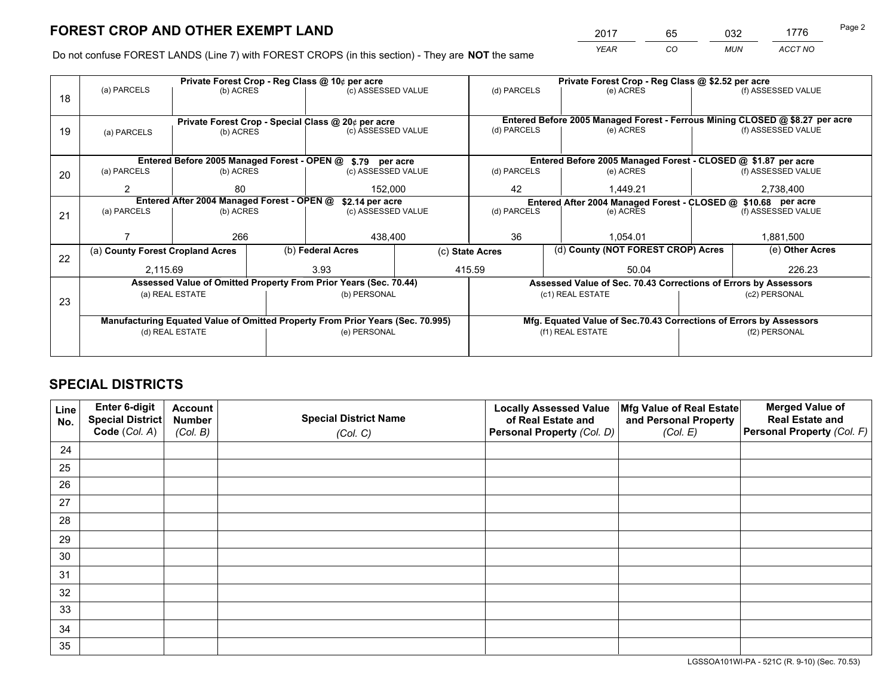# FOREST CROP AND OTHER EXEMPT LAND

| 2017 | 65 | 032 | 1776 |
|---|---|---|---|
| *YEAR* | *CO* | *MUN* | *ACCT NO* |

Do not confuse FOREST LANDS (Line 7) with FOREST CROPS (in this section) - They are **NOT** the same

| Line | Private Forest Crop - Reg Class @ 10¢ per acre | | | Private Forest Crop - Reg Class @ $2.52 per acre | | |
|---|---|---|---|---|---|---|
| | (a) PARCELS | (b) ACRES | (c) ASSESSED VALUE | (d) PARCELS | (e) ACRES | (f) ASSESSED VALUE |
| 18 | | | | | | |
| | **Private Forest Crop - Special Class @ 20¢ per acre** | | | **Entered Before 2005 Managed Forest - Ferrous Mining CLOSED @ $8.27 per acre** | | |
| | (a) PARCELS | (b) ACRES | (c) ASSESSED VALUE | (d) PARCELS | (e) ACRES | (f) ASSESSED VALUE |
| 19 | | | | | | |
| | **Entered Before 2005 Managed Forest - OPEN @ $.79 per acre** | | | **Entered Before 2005 Managed Forest - CLOSED @ $1.87 per acre** | | |
| | (a) PARCELS | (b) ACRES | (c) ASSESSED VALUE | (d) PARCELS | (e) ACRES | (f) ASSESSED VALUE |
| 20 | 2 | 80 | 152,000 | 42 | 1,449.21 | 2,738,400 |
| | **Entered After 2004 Managed Forest - OPEN @ $2.14 per acre** | | | **Entered After 2004 Managed Forest - CLOSED @ $10.68 per acre** | | |
| | (a) PARCELS | (b) ACRES | (c) ASSESSED VALUE | (d) PARCELS | (e) ACRES | (f) ASSESSED VALUE |
| 21 | 7 | 266 | 438,400 | 36 | 1,054.01 | 1,881,500 |

| Line | (a) County Forest Cropland Acres | (b) Federal Acres | (c) State Acres | (d) County (NOT FOREST CROP) Acres | (e) Other Acres |
|---|---|---|---|---|---|
| 22 | 2,115.69 | 3.93 | 415.59 | 50.04 | 226.23 |

| Line | Assessed Value of Omitted Property From Prior Years (Sec. 70.44) | | Assessed Value of Sec. 70.43 Corrections of Errors by Assessors | |
|---|---|---|---|---|
| | (a) REAL ESTATE | (b) PERSONAL | (c1) REAL ESTATE | (c2) PERSONAL |
| 23 | | | | |
| | **Manufacturing Equated Value of Omitted Property From Prior Years (Sec. 70.995)** | | **Mfg. Equated Value of Sec.70.43 Corrections of Errors by Assessors** | |
| | (d) REAL ESTATE | (e) PERSONAL | (f1) REAL ESTATE | (f2) PERSONAL |
| | | | | |

# SPECIAL DISTRICTS

| Line No. | Enter 6-digit Special District Code (*Col. A*) | Account Number (*Col. B*) | Special District Name (*Col. C*) | Locally Assessed Value of Real Estate and Personal Property (*Col. D*) | Mfg Value of Real Estate and Personal Property (*Col. E*) | Merged Value of Real Estate and Personal Property (*Col. F*) |
|---|---|---|---|---|---|---|
| 24 | | | | | | |
| 25 | | | | | | |
| 26 | | | | | | |
| 27 | | | | | | |
| 28 | | | | | | |
| 29 | | | | | | |
| 30 | | | | | | |
| 31 | | | | | | |
| 32 | | | | | | |
| 33 | | | | | | |
| 34 | | | | | | |
| 35 | | | | | | |

LGSSOA101WI-PA - 521C (R. 9-10) (Sec. 70.53)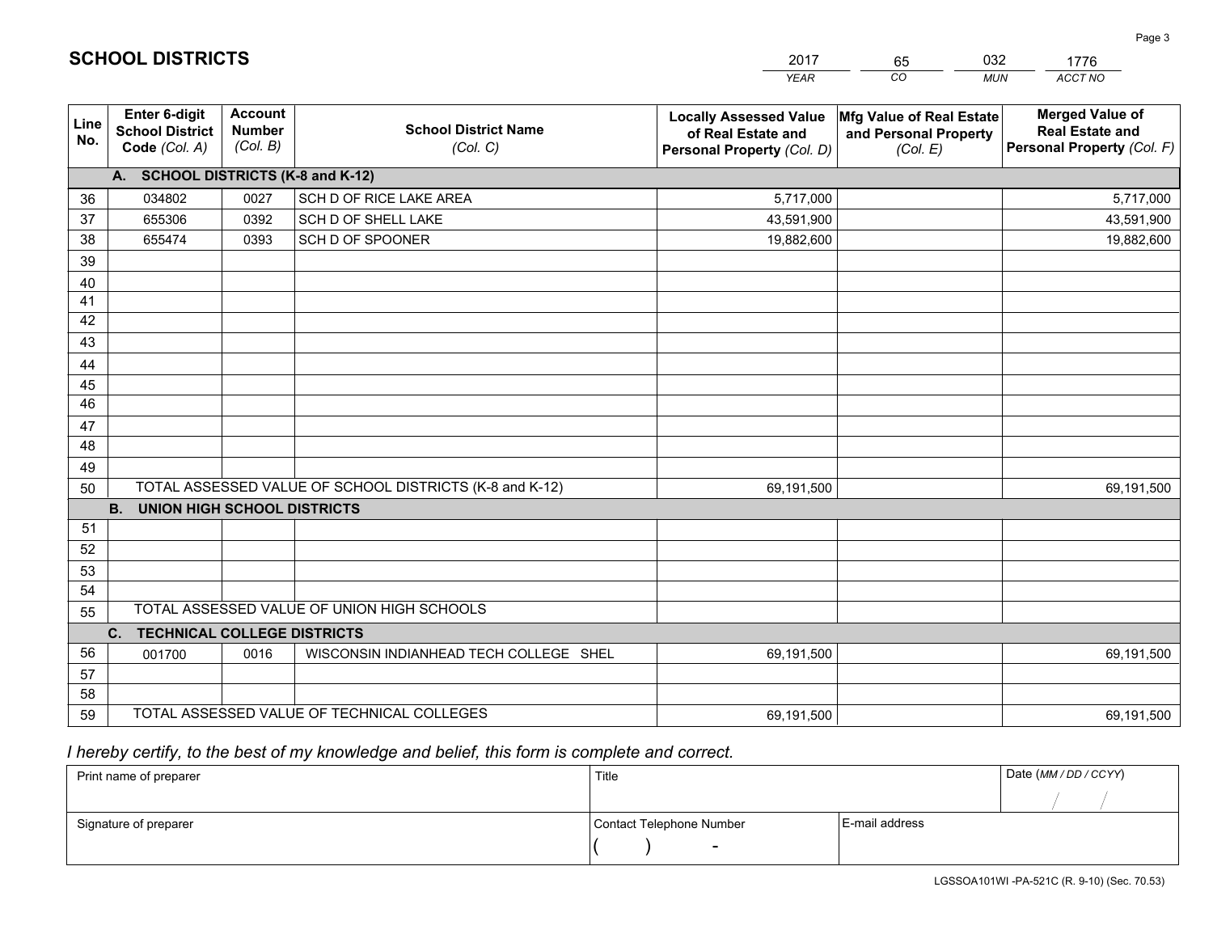# SCHOOL DISTRICTS

| 2017 | 65 | 032 | 1776 |
|---|---|---|---|
| *YEAR* | *CO* | *MUN* | *ACCT NO* |

| Line No. | Enter 6-digit School District Code *(Col. A)* | Account Number *(Col. B)* | School District Name *(Col. C)* | Locally Assessed Value of Real Estate and Personal Property *(Col. D)* | Mfg Value of Real Estate and Personal Property *(Col. E)* | Merged Value of Real Estate and Personal Property *(Col. F)* |
|---|---|---|---|---|---|---|
| | **A. SCHOOL DISTRICTS (K-8 and K-12)** | | | | | |
| 36 | 034802 | 0027 | SCH D OF RICE LAKE AREA | 5,717,000 | | 5,717,000 |
| 37 | 655306 | 0392 | SCH D OF SHELL LAKE | 43,591,900 | | 43,591,900 |
| 38 | 655474 | 0393 | SCH D OF SPOONER | 19,882,600 | | 19,882,600 |
| 39 | | | | | | |
| 40 | | | | | | |
| 41 | | | | | | |
| 42 | | | | | | |
| 43 | | | | | | |
| 44 | | | | | | |
| 45 | | | | | | |
| 46 | | | | | | |
| 47 | | | | | | |
| 48 | | | | | | |
| 49 | | | | | | |
| 50 | TOTAL ASSESSED VALUE OF SCHOOL DISTRICTS (K-8 and K-12) | | | 69,191,500 | | 69,191,500 |
| | **B. UNION HIGH SCHOOL DISTRICTS** | | | | | |
| 51 | | | | | | |
| 52 | | | | | | |
| 53 | | | | | | |
| 54 | | | | | | |
| 55 | TOTAL ASSESSED VALUE OF UNION HIGH SCHOOLS | | | | | |
| | **C. TECHNICAL COLLEGE DISTRICTS** | | | | | |
| 56 | 001700 | 0016 | WISCONSIN INDIANHEAD TECH COLLEGE SHEL | 69,191,500 | | 69,191,500 |
| 57 | | | | | | |
| 58 | | | | | | |
| 59 | TOTAL ASSESSED VALUE OF TECHNICAL COLLEGES | | | 69,191,500 | | 69,191,500 |

*I hereby certify, to the best of my knowledge and belief, this form is complete and correct.*

| Print name of preparer | Title | | Date *(MM / DD / CCYY)* |
|---|---|---|---|
| | | | / / |
| Signature of preparer | Contact Telephone Number | E-mail address | |
| | ( ) - | | |

LGSSOA101WI -PA-521C (R. 9-10) (Sec. 70.53)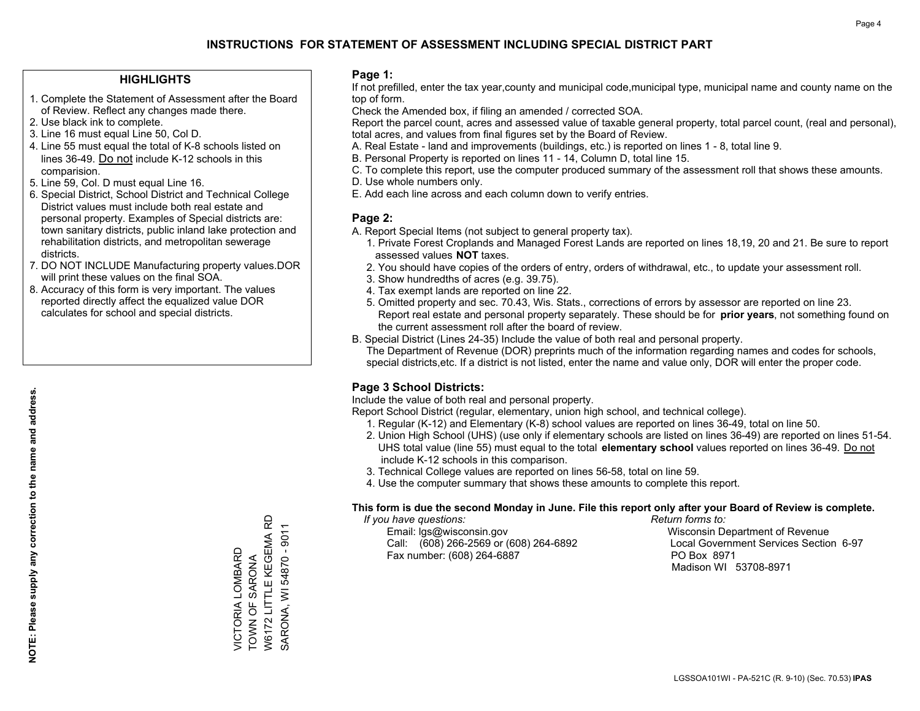# INSTRUCTIONS FOR STATEMENT OF ASSESSMENT INCLUDING SPECIAL DISTRICT PART

## HIGHLIGHTS

1. Complete the Statement of Assessment after the Board of Review. Reflect any changes made there.
2. Use black ink to complete.
3. Line 16 must equal Line 50, Col D.
4. Line 55 must equal the total of K-8 schools listed on lines 36-49. Do not include K-12 schools in this comparision.
5. Line 59, Col. D must equal Line 16.
6. Special District, School District and Technical College District values must include both real estate and personal property. Examples of Special districts are: town sanitary districts, public inland lake protection and rehabilitation districts, and metropolitan sewerage districts.
7. DO NOT INCLUDE Manufacturing property values.DOR will print these values on the final SOA.
8. Accuracy of this form is very important. The values reported directly affect the equalized value DOR calculates for school and special districts.

**NOTE: Please supply any correction to the name and address.**

VICTORIA LOMBARD
TOWN OF SARONA
W6172 LITTLE KEGEMA RD
SARONA, WI 54870 - 9011

## Page 1:

If not prefilled, enter the tax year,county and municipal code,municipal type, municipal name and county name on the top of form.

Check the Amended box, if filing an amended / corrected SOA.

Report the parcel count, acres and assessed value of taxable general property, total parcel count, (real and personal), total acres, and values from final figures set by the Board of Review.

A. Real Estate - land and improvements (buildings, etc.) is reported on lines 1 - 8, total line 9.
B. Personal Property is reported on lines 11 - 14, Column D, total line 15.
C. To complete this report, use the computer produced summary of the assessment roll that shows these amounts.
D. Use whole numbers only.
E. Add each line across and each column down to verify entries.

## Page 2:

A. Report Special Items (not subject to general property tax).
   1. Private Forest Croplands and Managed Forest Lands are reported on lines 18,19, 20 and 21. Be sure to report assessed values **NOT** taxes.
   2. You should have copies of the orders of entry, orders of withdrawal, etc., to update your assessment roll.
   3. Show hundredths of acres (e.g. 39.75).
   4. Tax exempt lands are reported on line 22.
   5. Omitted property and sec. 70.43, Wis. Stats., corrections of errors by assessor are reported on line 23. Report real estate and personal property separately. These should be for **prior years**, not something found on the current assessment roll after the board of review.

B. Special District (Lines 24-35) Include the value of both real and personal property.
   The Department of Revenue (DOR) preprints much of the information regarding names and codes for schools, special districts,etc. If a district is not listed, enter the name and value only, DOR will enter the proper code.

## Page 3 School Districts:

Include the value of both real and personal property.

Report School District (regular, elementary, union high school, and technical college).

1. Regular (K-12) and Elementary (K-8) school values are reported on lines 36-49, total on line 50.
2. Union High School (UHS) (use only if elementary schools are listed on lines 36-49) are reported on lines 51-54. UHS total value (line 55) must equal to the total **elementary school** values reported on lines 36-49. Do not include K-12 schools in this comparison.
3. Technical College values are reported on lines 56-58, total on line 59.
4. Use the computer summary that shows these amounts to complete this report.

**This form is due the second Monday in June. File this report only after your Board of Review is complete.**

*If you have questions:*
Email: lgs@wisconsin.gov
Call: (608) 266-2569 or (608) 264-6892
Fax number: (608) 264-6887

*Return forms to:*
Wisconsin Department of Revenue
Local Government Services Section 6-97
PO Box 8971
Madison WI 53708-8971

LGSSOA101WI - PA-521C (R. 9-10) (Sec. 70.53) **IPAS**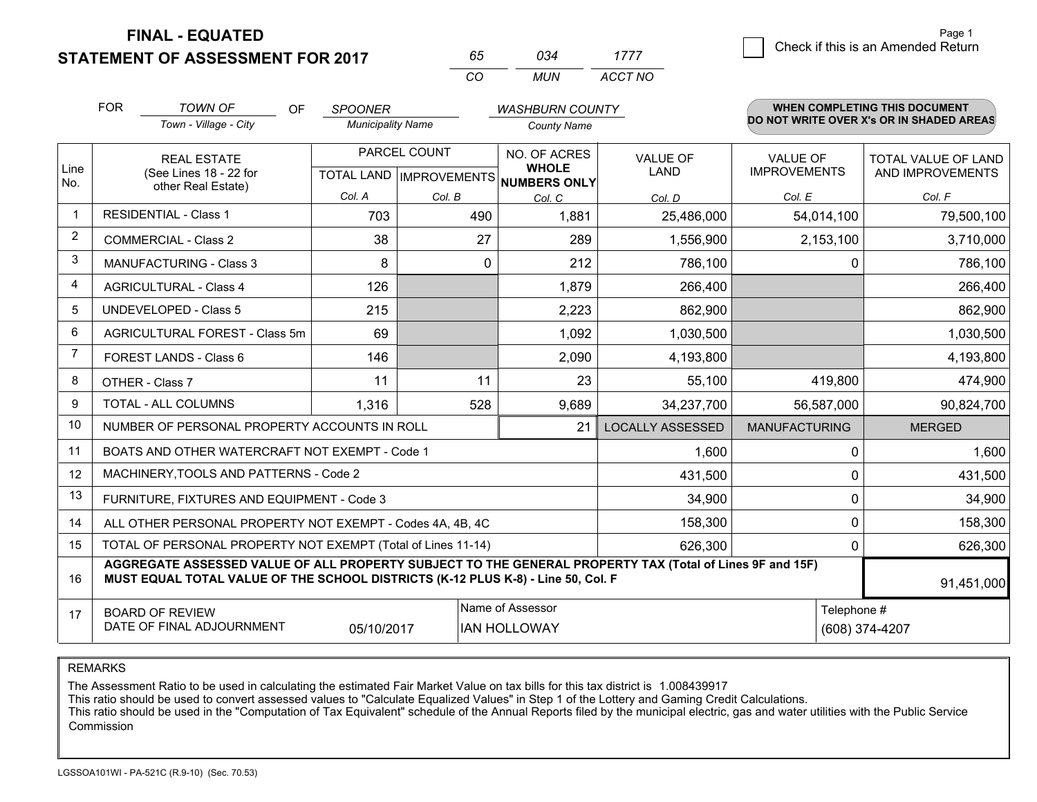**FINAL - EQUATED**
**STATEMENT OF ASSESSMENT FOR 2017**

| 65 | 034 | 1777 |
|---|---|---|
| CO | MUN | ACCT NO |

Page 1

☐ Check if this is an Amended Return

FOR *TOWN OF* (Town - Village - City) OF *SPOONER* (Municipality Name) *WASHBURN COUNTY* (County Name)

**WHEN COMPLETING THIS DOCUMENT DO NOT WRITE OVER X's OR IN SHADED AREAS**

| Line No. | REAL ESTATE (See Lines 18 - 22 for other Real Estate) | PARCEL COUNT | | NO. OF ACRES WHOLE NUMBERS ONLY | VALUE OF LAND | VALUE OF IMPROVEMENTS | TOTAL VALUE OF LAND AND IMPROVEMENTS |
|---|---|---|---|---|---|---|---|
| | | TOTAL LAND | IMPROVEMENTS | | | | |
| | | Col. A | Col. B | Col. C | Col. D | Col. E | Col. F |
| 1 | RESIDENTIAL - Class 1 | 703 | 490 | 1,881 | 25,486,000 | 54,014,100 | 79,500,100 |
| 2 | COMMERCIAL - Class 2 | 38 | 27 | 289 | 1,556,900 | 2,153,100 | 3,710,000 |
| 3 | MANUFACTURING - Class 3 | 8 | 0 | 212 | 786,100 | 0 | 786,100 |
| 4 | AGRICULTURAL - Class 4 | 126 | | 1,879 | 266,400 | | 266,400 |
| 5 | UNDEVELOPED - Class 5 | 215 | | 2,223 | 862,900 | | 862,900 |
| 6 | AGRICULTURAL FOREST - Class 5m | 69 | | 1,092 | 1,030,500 | | 1,030,500 |
| 7 | FOREST LANDS - Class 6 | 146 | | 2,090 | 4,193,800 | | 4,193,800 |
| 8 | OTHER - Class 7 | 11 | 11 | 23 | 55,100 | 419,800 | 474,900 |
| 9 | TOTAL - ALL COLUMNS | 1,316 | 528 | 9,689 | 34,237,700 | 56,587,000 | 90,824,700 |
| 10 | NUMBER OF PERSONAL PROPERTY ACCOUNTS IN ROLL | | | 21 | LOCALLY ASSESSED | MANUFACTURING | MERGED |
| 11 | BOATS AND OTHER WATERCRAFT NOT EXEMPT - Code 1 | | | | 1,600 | 0 | 1,600 |
| 12 | MACHINERY,TOOLS AND PATTERNS - Code 2 | | | | 431,500 | 0 | 431,500 |
| 13 | FURNITURE, FIXTURES AND EQUIPMENT - Code 3 | | | | 34,900 | 0 | 34,900 |
| 14 | ALL OTHER PERSONAL PROPERTY NOT EXEMPT - Codes 4A, 4B, 4C | | | | 158,300 | 0 | 158,300 |
| 15 | TOTAL OF PERSONAL PROPERTY NOT EXEMPT (Total of Lines 11-14) | | | | 626,300 | 0 | 626,300 |
| 16 | **AGGREGATE ASSESSED VALUE OF ALL PROPERTY SUBJECT TO THE GENERAL PROPERTY TAX (Total of Lines 9F and 15F) MUST EQUAL TOTAL VALUE OF THE SCHOOL DISTRICTS (K-12 PLUS K-8) - Line 50, Col. F** | | | | | | 91,451,000 |
| 17 | BOARD OF REVIEW DATE OF FINAL ADJOURNMENT | 05/10/2017 | | Name of Assessor: IAN HOLLOWAY | | Telephone #: (608) 374-4207 | |

REMARKS

The Assessment Ratio to be used in calculating the estimated Fair Market Value on tax bills for this tax district is 1.008439917
This ratio should be used to convert assessed values to "Calculate Equalized Values" in Step 1 of the Lottery and Gaming Credit Calculations.
This ratio should be used in the "Computation of Tax Equivalent" schedule of the Annual Reports filed by the municipal electric, gas and water utilities with the Public Service Commission

LGSSOA101WI - PA-521C (R.9-10) (Sec. 70.53)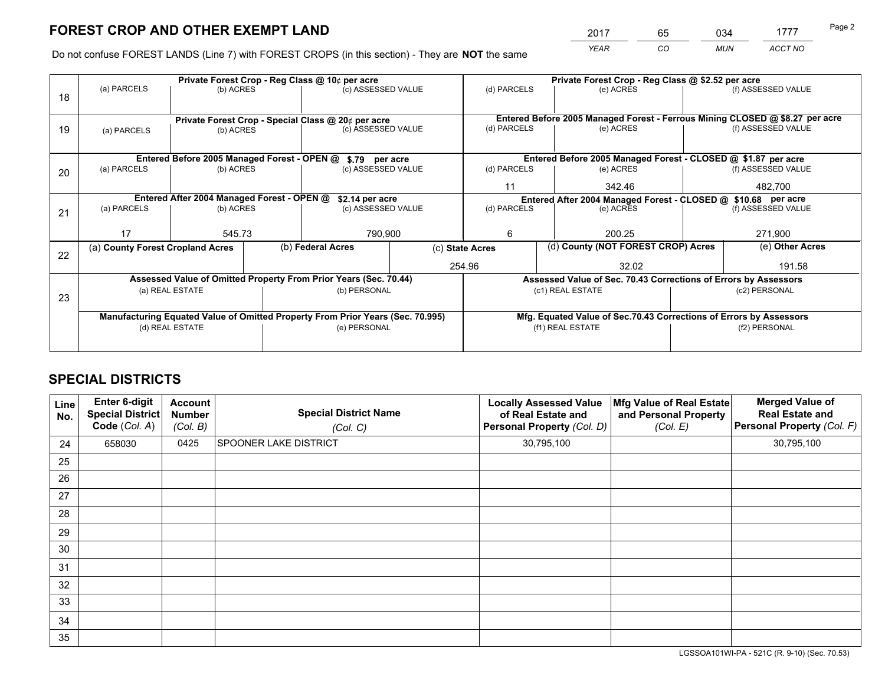# FOREST CROP AND OTHER EXEMPT LAND

| 2017 | 65 | 034 | 1777 |
|---|---|---|---|
| *YEAR* | *CO* | *MUN* | *ACCT NO* |

Do not confuse FOREST LANDS (Line 7) with FOREST CROPS (in this section) - They are **NOT** the same

| Line | Private Forest Crop - Reg Class @ 10¢ per acre | | | Private Forest Crop - Reg Class @ $2.52 per acre | | |
|---|---|---|---|---|---|---|
| 18 | (a) PARCELS | (b) ACRES | (c) ASSESSED VALUE | (d) PARCELS | (e) ACRES | (f) ASSESSED VALUE |
| | | | | | | |
| | **Private Forest Crop - Special Class @ 20¢ per acre** | | | **Entered Before 2005 Managed Forest - Ferrous Mining CLOSED @ $8.27 per acre** | | |
| 19 | (a) PARCELS | (b) ACRES | (c) ASSESSED VALUE | (d) PARCELS | (e) ACRES | (f) ASSESSED VALUE |
| | | | | | | |
| | **Entered Before 2005 Managed Forest - OPEN @ $.79 per acre** | | | **Entered Before 2005 Managed Forest - CLOSED @ $1.87 per acre** | | |
| 20 | (a) PARCELS | (b) ACRES | (c) ASSESSED VALUE | (d) PARCELS | (e) ACRES | (f) ASSESSED VALUE |
| | | | | 11 | 342.46 | 482,700 |
| | **Entered After 2004 Managed Forest - OPEN @ $2.14 per acre** | | | **Entered After 2004 Managed Forest - CLOSED @ $10.68 per acre** | | |
| 21 | (a) PARCELS | (b) ACRES | (c) ASSESSED VALUE | (d) PARCELS | (e) ACRES | (f) ASSESSED VALUE |
| | 17 | 545.73 | 790,900 | 6 | 200.25 | 271,900 |

| Line | (a) County Forest Cropland Acres | (b) Federal Acres | (c) State Acres | (d) County (NOT FOREST CROP) Acres | (e) Other Acres |
|---|---|---|---|---|---|
| 22 | | | 254.96 | 32.02 | 191.58 |

| Line | Assessed Value of Omitted Property From Prior Years (Sec. 70.44) | | Assessed Value of Sec. 70.43 Corrections of Errors by Assessors | |
|---|---|---|---|---|
| 23 | (a) REAL ESTATE | (b) PERSONAL | (c1) REAL ESTATE | (c2) PERSONAL |
| | | | | |
| | **Manufacturing Equated Value of Omitted Property From Prior Years (Sec. 70.995)** | | **Mfg. Equated Value of Sec.70.43 Corrections of Errors by Assessors** | |
| | (d) REAL ESTATE | (e) PERSONAL | (f1) REAL ESTATE | (f2) PERSONAL |
| | | | | |

# SPECIAL DISTRICTS

| Line No. | Enter 6-digit Special District Code (*Col. A*) | Account Number (*Col. B*) | Special District Name (*Col. C*) | Locally Assessed Value of Real Estate and Personal Property (*Col. D*) | Mfg Value of Real Estate and Personal Property (*Col. E*) | Merged Value of Real Estate and Personal Property (*Col. F*) |
|---|---|---|---|---|---|---|
| 24 | 658030 | 0425 | SPOONER LAKE DISTRICT | 30,795,100 | | 30,795,100 |
| 25 | | | | | | |
| 26 | | | | | | |
| 27 | | | | | | |
| 28 | | | | | | |
| 29 | | | | | | |
| 30 | | | | | | |
| 31 | | | | | | |
| 32 | | | | | | |
| 33 | | | | | | |
| 34 | | | | | | |
| 35 | | | | | | |

LGSSOA101WI-PA - 521C (R. 9-10) (Sec. 70.53)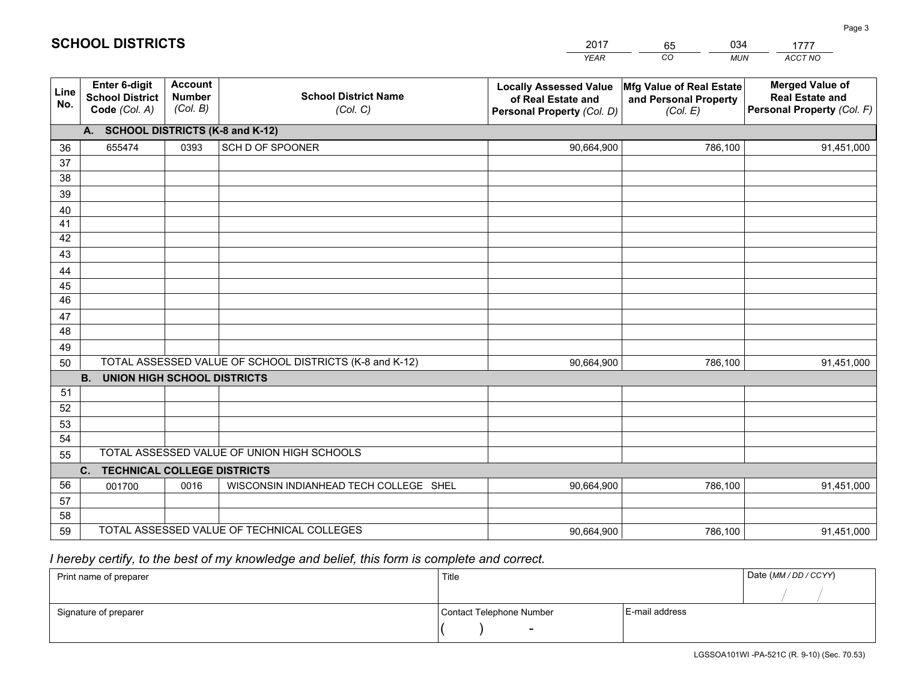# SCHOOL DISTRICTS

| 2017 | 65 | 034 | 1777 |
|---|---|---|---|
| *YEAR* | *CO* | *MUN* | *ACCT NO* |

| Line No. | Enter 6-digit School District Code *(Col. A)* | Account Number *(Col. B)* | School District Name *(Col. C)* | Locally Assessed Value of Real Estate and Personal Property *(Col. D)* | Mfg Value of Real Estate and Personal Property *(Col. E)* | Merged Value of Real Estate and Personal Property *(Col. F)* |
|---|---|---|---|---|---|---|
| **A. SCHOOL DISTRICTS (K-8 and K-12)** | | | | | | |
| 36 | 655474 | 0393 | SCH D OF SPOONER | 90,664,900 | 786,100 | 91,451,000 |
| 37 | | | | | | |
| 38 | | | | | | |
| 39 | | | | | | |
| 40 | | | | | | |
| 41 | | | | | | |
| 42 | | | | | | |
| 43 | | | | | | |
| 44 | | | | | | |
| 45 | | | | | | |
| 46 | | | | | | |
| 47 | | | | | | |
| 48 | | | | | | |
| 49 | | | | | | |
| 50 | TOTAL ASSESSED VALUE OF SCHOOL DISTRICTS (K-8 and K-12) | | | 90,664,900 | 786,100 | 91,451,000 |
| **B. UNION HIGH SCHOOL DISTRICTS** | | | | | | |
| 51 | | | | | | |
| 52 | | | | | | |
| 53 | | | | | | |
| 54 | | | | | | |
| 55 | TOTAL ASSESSED VALUE OF UNION HIGH SCHOOLS | | | | | |
| **C. TECHNICAL COLLEGE DISTRICTS** | | | | | | |
| 56 | 001700 | 0016 | WISCONSIN INDIANHEAD TECH COLLEGE SHEL | 90,664,900 | 786,100 | 91,451,000 |
| 57 | | | | | | |
| 58 | | | | | | |
| 59 | TOTAL ASSESSED VALUE OF TECHNICAL COLLEGES | | | 90,664,900 | 786,100 | 91,451,000 |

*I hereby certify, to the best of my knowledge and belief, this form is complete and correct.*

| Print name of preparer | Title | | Date *(MM / DD / CCYY)* |
|---|---|---|---|
| | | | / / |
| Signature of preparer | Contact Telephone Number | E-mail address | |
| | ( ) - | | |

LGSSOA101WI -PA-521C (R. 9-10) (Sec. 70.53)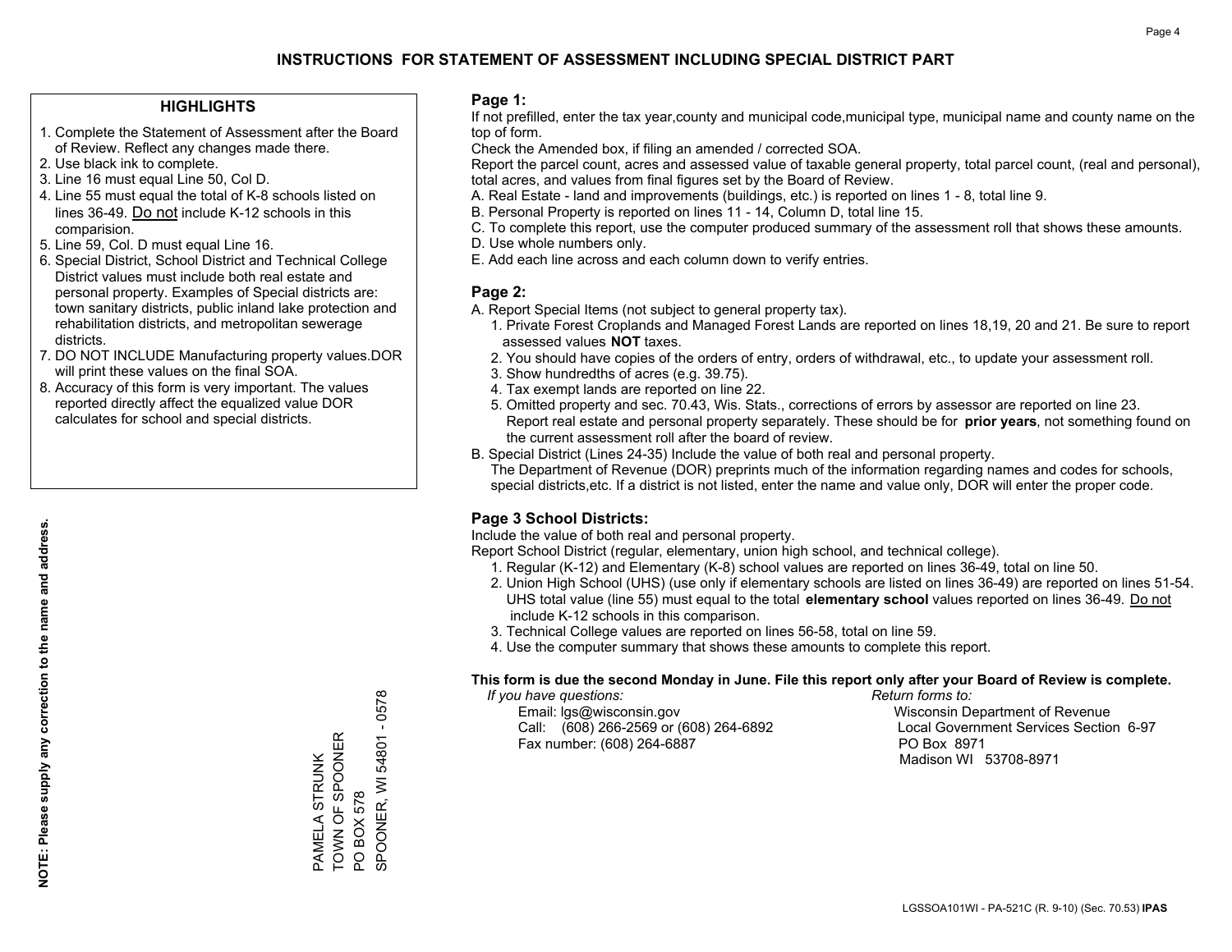# INSTRUCTIONS FOR STATEMENT OF ASSESSMENT INCLUDING SPECIAL DISTRICT PART

## HIGHLIGHTS

1. Complete the Statement of Assessment after the Board of Review. Reflect any changes made there.
2. Use black ink to complete.
3. Line 16 must equal Line 50, Col D.
4. Line 55 must equal the total of K-8 schools listed on lines 36-49. Do not include K-12 schools in this comparision.
5. Line 59, Col. D must equal Line 16.
6. Special District, School District and Technical College District values must include both real estate and personal property. Examples of Special districts are: town sanitary districts, public inland lake protection and rehabilitation districts, and metropolitan sewerage districts.
7. DO NOT INCLUDE Manufacturing property values.DOR will print these values on the final SOA.
8. Accuracy of this form is very important. The values reported directly affect the equalized value DOR calculates for school and special districts.

**NOTE: Please supply any correction to the name and address.**

PAMELA STRUNK
TOWN OF SPOONER
PO BOX 578
SPOONER, WI 54801 - 0578

## Page 1:

If not prefilled, enter the tax year,county and municipal code,municipal type, municipal name and county name on the top of form.

Check the Amended box, if filing an amended / corrected SOA.

Report the parcel count, acres and assessed value of taxable general property, total parcel count, (real and personal), total acres, and values from final figures set by the Board of Review.

A. Real Estate - land and improvements (buildings, etc.) is reported on lines 1 - 8, total line 9.
B. Personal Property is reported on lines 11 - 14, Column D, total line 15.
C. To complete this report, use the computer produced summary of the assessment roll that shows these amounts.
D. Use whole numbers only.
E. Add each line across and each column down to verify entries.

## Page 2:

A. Report Special Items (not subject to general property tax).
   1. Private Forest Croplands and Managed Forest Lands are reported on lines 18,19, 20 and 21. Be sure to report assessed values **NOT** taxes.
   2. You should have copies of the orders of entry, orders of withdrawal, etc., to update your assessment roll.
   3. Show hundredths of acres (e.g. 39.75).
   4. Tax exempt lands are reported on line 22.
   5. Omitted property and sec. 70.43, Wis. Stats., corrections of errors by assessor are reported on line 23. Report real estate and personal property separately. These should be for **prior years**, not something found on the current assessment roll after the board of review.

B. Special District (Lines 24-35) Include the value of both real and personal property.
   The Department of Revenue (DOR) preprints much of the information regarding names and codes for schools, special districts,etc. If a district is not listed, enter the name and value only, DOR will enter the proper code.

## Page 3 School Districts:

Include the value of both real and personal property.

Report School District (regular, elementary, union high school, and technical college).

1. Regular (K-12) and Elementary (K-8) school values are reported on lines 36-49, total on line 50.
2. Union High School (UHS) (use only if elementary schools are listed on lines 36-49) are reported on lines 51-54. UHS total value (line 55) must equal to the total **elementary school** values reported on lines 36-49. Do not include K-12 schools in this comparison.
3. Technical College values are reported on lines 56-58, total on line 59.
4. Use the computer summary that shows these amounts to complete this report.

**This form is due the second Monday in June. File this report only after your Board of Review is complete.**

*If you have questions:*
Email: lgs@wisconsin.gov
Call: (608) 266-2569 or (608) 264-6892
Fax number: (608) 264-6887

*Return forms to:*
Wisconsin Department of Revenue
Local Government Services Section 6-97
PO Box 8971
Madison WI 53708-8971

LGSSOA101WI - PA-521C (R. 9-10) (Sec. 70.53) **IPAS**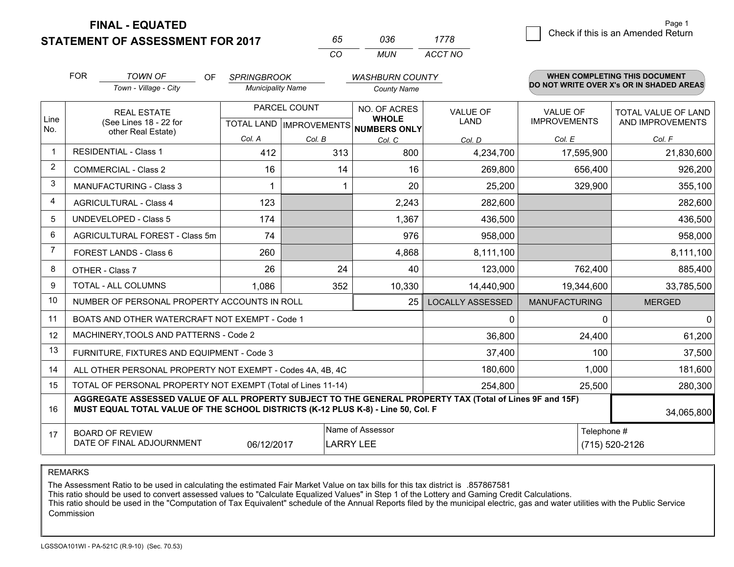# FINAL - EQUATED
## STATEMENT OF ASSESSMENT FOR 2017

| 65 | 036 | 1778 |
|---|---|---|
| CO | MUN | ACCT NO |

Page 1

☐ Check if this is an Amended Return

FOR *TOWN OF* (Town - Village - City) OF *SPRINGBROOK* (Municipality Name) *WASHBURN COUNTY* (County Name)

**WHEN COMPLETING THIS DOCUMENT DO NOT WRITE OVER X's OR IN SHADED AREAS**

| Line No. | REAL ESTATE (See Lines 18 - 22 for other Real Estate) | PARCEL COUNT TOTAL LAND Col. A | PARCEL COUNT IMPROVEMENTS Col. B | NO. OF ACRES WHOLE NUMBERS ONLY Col. C | VALUE OF LAND Col. D | VALUE OF IMPROVEMENTS Col. E | TOTAL VALUE OF LAND AND IMPROVEMENTS Col. F |
|---|---|---|---|---|---|---|---|
| 1 | RESIDENTIAL - Class 1 | 412 | 313 | 800 | 4,234,700 | 17,595,900 | 21,830,600 |
| 2 | COMMERCIAL - Class 2 | 16 | 14 | 16 | 269,800 | 656,400 | 926,200 |
| 3 | MANUFACTURING - Class 3 | 1 | 1 | 20 | 25,200 | 329,900 | 355,100 |
| 4 | AGRICULTURAL - Class 4 | 123 | | 2,243 | 282,600 | | 282,600 |
| 5 | UNDEVELOPED - Class 5 | 174 | | 1,367 | 436,500 | | 436,500 |
| 6 | AGRICULTURAL FOREST - Class 5m | 74 | | 976 | 958,000 | | 958,000 |
| 7 | FOREST LANDS - Class 6 | 260 | | 4,868 | 8,111,100 | | 8,111,100 |
| 8 | OTHER - Class 7 | 26 | 24 | 40 | 123,000 | 762,400 | 885,400 |
| 9 | TOTAL - ALL COLUMNS | 1,086 | 352 | 10,330 | 14,440,900 | 19,344,600 | 33,785,500 |
| 10 | NUMBER OF PERSONAL PROPERTY ACCOUNTS IN ROLL | | | 25 | LOCALLY ASSESSED | MANUFACTURING | MERGED |
| 11 | BOATS AND OTHER WATERCRAFT NOT EXEMPT - Code 1 | | | | 0 | 0 | 0 |
| 12 | MACHINERY,TOOLS AND PATTERNS - Code 2 | | | | 36,800 | 24,400 | 61,200 |
| 13 | FURNITURE, FIXTURES AND EQUIPMENT - Code 3 | | | | 37,400 | 100 | 37,500 |
| 14 | ALL OTHER PERSONAL PROPERTY NOT EXEMPT - Codes 4A, 4B, 4C | | | | 180,600 | 1,000 | 181,600 |
| 15 | TOTAL OF PERSONAL PROPERTY NOT EXEMPT (Total of Lines 11-14) | | | | 254,800 | 25,500 | 280,300 |
| 16 | **AGGREGATE ASSESSED VALUE OF ALL PROPERTY SUBJECT TO THE GENERAL PROPERTY TAX (Total of Lines 9F and 15F) MUST EQUAL TOTAL VALUE OF THE SCHOOL DISTRICTS (K-12 PLUS K-8) - Line 50, Col. F** | | | | | | 34,065,800 |
| 17 | BOARD OF REVIEW DATE OF FINAL ADJOURNMENT | 06/12/2017 | Name of Assessor: LARRY LEE | | | Telephone #: (715) 520-2126 | |

REMARKS

The Assessment Ratio to be used in calculating the estimated Fair Market Value on tax bills for this tax district is .857867581
This ratio should be used to convert assessed values to "Calculate Equalized Values" in Step 1 of the Lottery and Gaming Credit Calculations.
This ratio should be used in the "Computation of Tax Equivalent" schedule of the Annual Reports filed by the municipal electric, gas and water utilities with the Public Service Commission

LGSSOA101WI - PA-521C (R.9-10) (Sec. 70.53)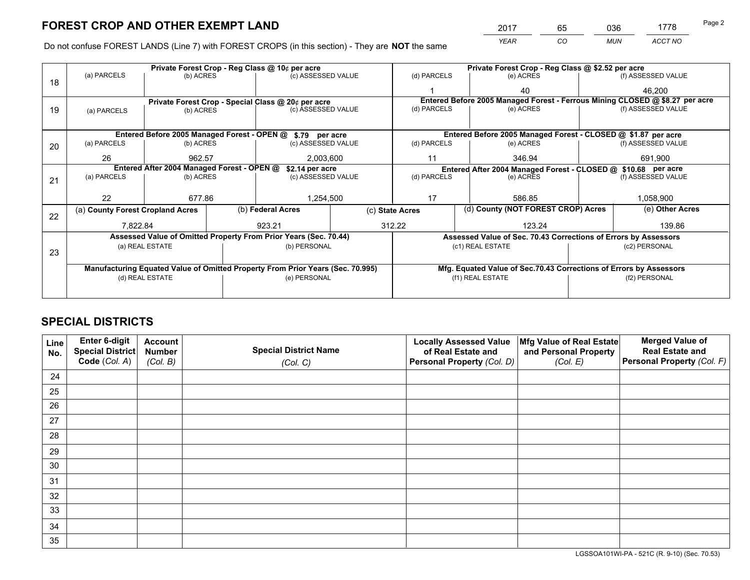# FOREST CROP AND OTHER EXEMPT LAND

| 2017 | 65 | 036 | 1778 |
|---|---|---|---|
| *YEAR* | *CO* | *MUN* | *ACCT NO* |

Do not confuse FOREST LANDS (Line 7) with FOREST CROPS (in this section) - They are **NOT** the same

| Line | Private Forest Crop - Reg Class @ 10¢ per acre | | | Private Forest Crop - Reg Class @ $2.52 per acre | | |
|---|---|---|---|---|---|---|
| | (a) PARCELS | (b) ACRES | (c) ASSESSED VALUE | (d) PARCELS | (e) ACRES | (f) ASSESSED VALUE |
| 18 | | | | 1 | 40 | 46,200 |
| | **Private Forest Crop - Special Class @ 20¢ per acre** | | | **Entered Before 2005 Managed Forest - Ferrous Mining CLOSED @ $8.27 per acre** | | |
| | (a) PARCELS | (b) ACRES | (c) ASSESSED VALUE | (d) PARCELS | (e) ACRES | (f) ASSESSED VALUE |
| 19 | | | | | | |
| | **Entered Before 2005 Managed Forest - OPEN @ $.79 per acre** | | | **Entered Before 2005 Managed Forest - CLOSED @ $1.87 per acre** | | |
| | (a) PARCELS | (b) ACRES | (c) ASSESSED VALUE | (d) PARCELS | (e) ACRES | (f) ASSESSED VALUE |
| 20 | 26 | 962.57 | 2,003,600 | 11 | 346.94 | 691,900 |
| | **Entered After 2004 Managed Forest - OPEN @ $2.14 per acre** | | | **Entered After 2004 Managed Forest - CLOSED @ $10.68 per acre** | | |
| | (a) PARCELS | (b) ACRES | (c) ASSESSED VALUE | (d) PARCELS | (e) ACRES | (f) ASSESSED VALUE |
| 21 | 22 | 677.86 | 1,254,500 | 17 | 586.85 | 1,058,900 |

| Line | (a) County Forest Cropland Acres | (b) Federal Acres | (c) State Acres | (d) County (NOT FOREST CROP) Acres | (e) Other Acres |
|---|---|---|---|---|---|
| 22 | 7,822.84 | 923.21 | 312.22 | 123.24 | 139.86 |

| Line | Assessed Value of Omitted Property From Prior Years (Sec. 70.44) | | Assessed Value of Sec. 70.43 Corrections of Errors by Assessors | |
|---|---|---|---|---|
| | (a) REAL ESTATE | (b) PERSONAL | (c1) REAL ESTATE | (c2) PERSONAL |
| 23 | | | | |
| | **Manufacturing Equated Value of Omitted Property From Prior Years (Sec. 70.995)** | | **Mfg. Equated Value of Sec.70.43 Corrections of Errors by Assessors** | |
| | (d) REAL ESTATE | (e) PERSONAL | (f1) REAL ESTATE | (f2) PERSONAL |
| | | | | |

# SPECIAL DISTRICTS

| Line No. | Enter 6-digit Special District Code (*Col. A*) | Account Number (*Col. B*) | Special District Name (*Col. C*) | Locally Assessed Value of Real Estate and Personal Property (*Col. D*) | Mfg Value of Real Estate and Personal Property (*Col. E*) | Merged Value of Real Estate and Personal Property (*Col. F*) |
|---|---|---|---|---|---|---|
| 24 | | | | | | |
| 25 | | | | | | |
| 26 | | | | | | |
| 27 | | | | | | |
| 28 | | | | | | |
| 29 | | | | | | |
| 30 | | | | | | |
| 31 | | | | | | |
| 32 | | | | | | |
| 33 | | | | | | |
| 34 | | | | | | |
| 35 | | | | | | |

LGSSOA101WI-PA - 521C (R. 9-10) (Sec. 70.53)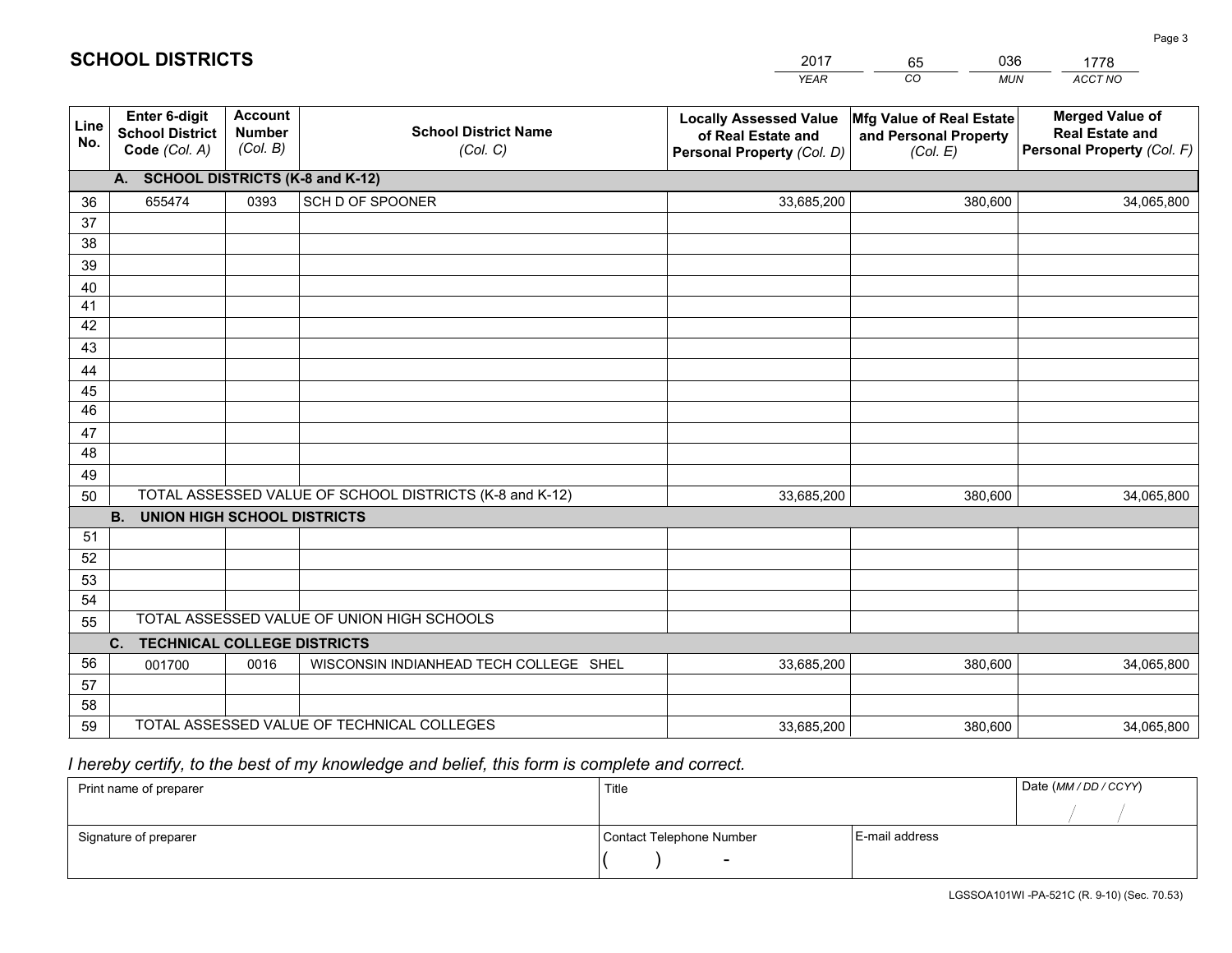# SCHOOL DISTRICTS

| 2017 | 65 | 036 | 1778 |
|---|---|---|---|
| *YEAR* | *CO* | *MUN* | *ACCT NO* |

| Line No. | Enter 6-digit School District Code *(Col. A)* | Account Number *(Col. B)* | School District Name *(Col. C)* | Locally Assessed Value of Real Estate and Personal Property *(Col. D)* | Mfg Value of Real Estate and Personal Property *(Col. E)* | Merged Value of Real Estate and Personal Property *(Col. F)* |
|---|---|---|---|---|---|---|
| | **A. SCHOOL DISTRICTS (K-8 and K-12)** | | | | | |
| 36 | 655474 | 0393 | SCH D OF SPOONER | 33,685,200 | 380,600 | 34,065,800 |
| 37 | | | | | | |
| 38 | | | | | | |
| 39 | | | | | | |
| 40 | | | | | | |
| 41 | | | | | | |
| 42 | | | | | | |
| 43 | | | | | | |
| 44 | | | | | | |
| 45 | | | | | | |
| 46 | | | | | | |
| 47 | | | | | | |
| 48 | | | | | | |
| 49 | | | | | | |
| 50 | TOTAL ASSESSED VALUE OF SCHOOL DISTRICTS (K-8 and K-12) | | | 33,685,200 | 380,600 | 34,065,800 |
| | **B. UNION HIGH SCHOOL DISTRICTS** | | | | | |
| 51 | | | | | | |
| 52 | | | | | | |
| 53 | | | | | | |
| 54 | | | | | | |
| 55 | TOTAL ASSESSED VALUE OF UNION HIGH SCHOOLS | | | | | |
| | **C. TECHNICAL COLLEGE DISTRICTS** | | | | | |
| 56 | 001700 | 0016 | WISCONSIN INDIANHEAD TECH COLLEGE SHEL | 33,685,200 | 380,600 | 34,065,800 |
| 57 | | | | | | |
| 58 | | | | | | |
| 59 | TOTAL ASSESSED VALUE OF TECHNICAL COLLEGES | | | 33,685,200 | 380,600 | 34,065,800 |

*I hereby certify, to the best of my knowledge and belief, this form is complete and correct.*

| Print name of preparer | Title | | Date *(MM / DD / CCYY)* |
|---|---|---|---|
| | | | / / |
| Signature of preparer | Contact Telephone Number | E-mail address | |
| | ( ) - | | |

LGSSOA101WI -PA-521C (R. 9-10) (Sec. 70.53)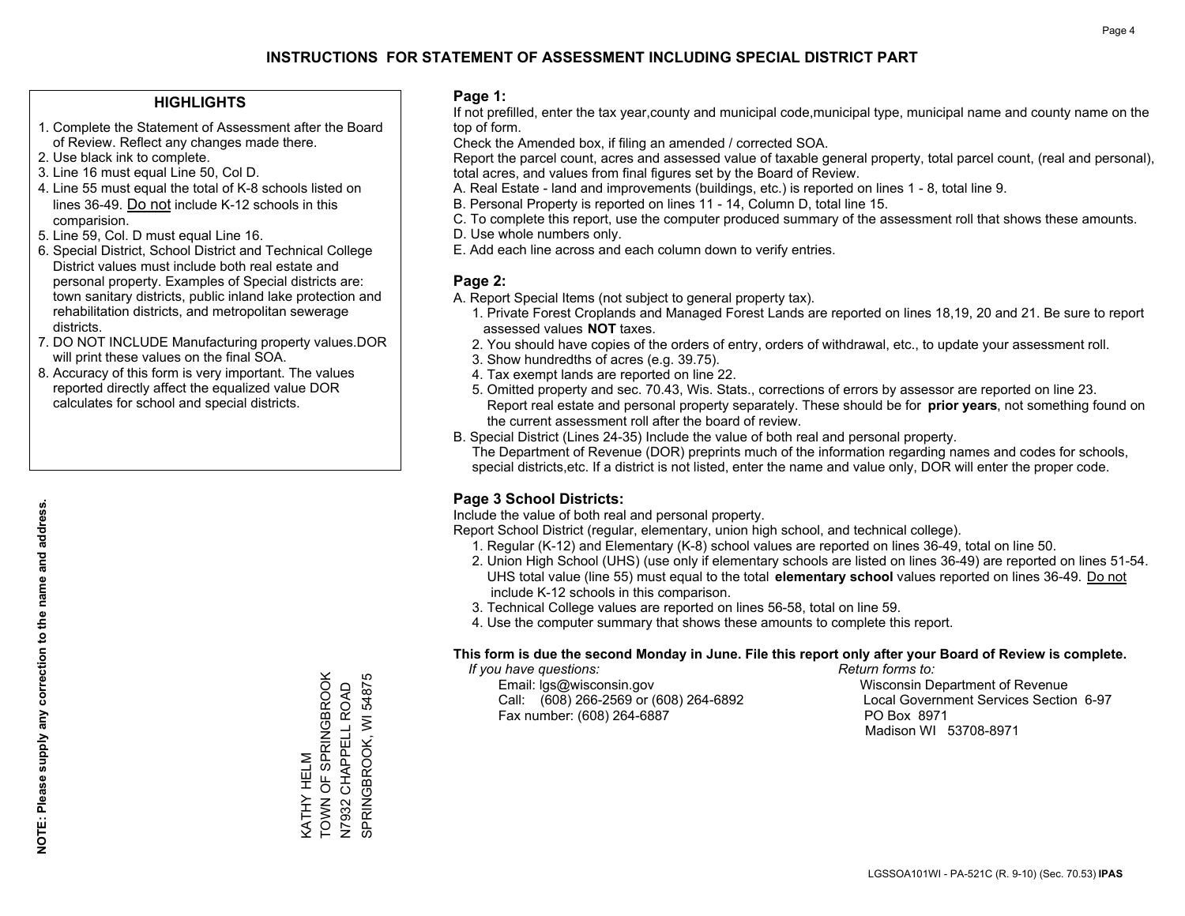# INSTRUCTIONS FOR STATEMENT OF ASSESSMENT INCLUDING SPECIAL DISTRICT PART

## HIGHLIGHTS

1. Complete the Statement of Assessment after the Board of Review. Reflect any changes made there.
2. Use black ink to complete.
3. Line 16 must equal Line 50, Col D.
4. Line 55 must equal the total of K-8 schools listed on lines 36-49. Do not include K-12 schools in this comparision.
5. Line 59, Col. D must equal Line 16.
6. Special District, School District and Technical College District values must include both real estate and personal property. Examples of Special districts are: town sanitary districts, public inland lake protection and rehabilitation districts, and metropolitan sewerage districts.
7. DO NOT INCLUDE Manufacturing property values.DOR will print these values on the final SOA.
8. Accuracy of this form is very important. The values reported directly affect the equalized value DOR calculates for school and special districts.

**NOTE: Please supply any correction to the name and address.**

KATHY HELM
TOWN OF SPRINGBROOK
N7932 CHAPPELL ROAD
SPRINGBROOK, WI 54875

## Page 1:

If not prefilled, enter the tax year,county and municipal code,municipal type, municipal name and county name on the top of form.

Check the Amended box, if filing an amended / corrected SOA.

Report the parcel count, acres and assessed value of taxable general property, total parcel count, (real and personal), total acres, and values from final figures set by the Board of Review.

A. Real Estate - land and improvements (buildings, etc.) is reported on lines 1 - 8, total line 9.
B. Personal Property is reported on lines 11 - 14, Column D, total line 15.
C. To complete this report, use the computer produced summary of the assessment roll that shows these amounts.
D. Use whole numbers only.
E. Add each line across and each column down to verify entries.

## Page 2:

A. Report Special Items (not subject to general property tax).
   1. Private Forest Croplands and Managed Forest Lands are reported on lines 18,19, 20 and 21. Be sure to report assessed values **NOT** taxes.
   2. You should have copies of the orders of entry, orders of withdrawal, etc., to update your assessment roll.
   3. Show hundredths of acres (e.g. 39.75).
   4. Tax exempt lands are reported on line 22.
   5. Omitted property and sec. 70.43, Wis. Stats., corrections of errors by assessor are reported on line 23. Report real estate and personal property separately. These should be for **prior years**, not something found on the current assessment roll after the board of review.
B. Special District (Lines 24-35) Include the value of both real and personal property.
   The Department of Revenue (DOR) preprints much of the information regarding names and codes for schools, special districts,etc. If a district is not listed, enter the name and value only, DOR will enter the proper code.

## Page 3 School Districts:

Include the value of both real and personal property.

Report School District (regular, elementary, union high school, and technical college).

1. Regular (K-12) and Elementary (K-8) school values are reported on lines 36-49, total on line 50.
2. Union High School (UHS) (use only if elementary schools are listed on lines 36-49) are reported on lines 51-54. UHS total value (line 55) must equal to the total **elementary school** values reported on lines 36-49. Do not include K-12 schools in this comparison.
3. Technical College values are reported on lines 56-58, total on line 59.
4. Use the computer summary that shows these amounts to complete this report.

**This form is due the second Monday in June. File this report only after your Board of Review is complete.**

*If you have questions:*
Email: lgs@wisconsin.gov
Call: (608) 266-2569 or (608) 264-6892
Fax number: (608) 264-6887

*Return forms to:*
Wisconsin Department of Revenue
Local Government Services Section 6-97
PO Box 8971
Madison WI 53708-8971

LGSSOA101WI - PA-521C (R. 9-10) (Sec. 70.53) **IPAS**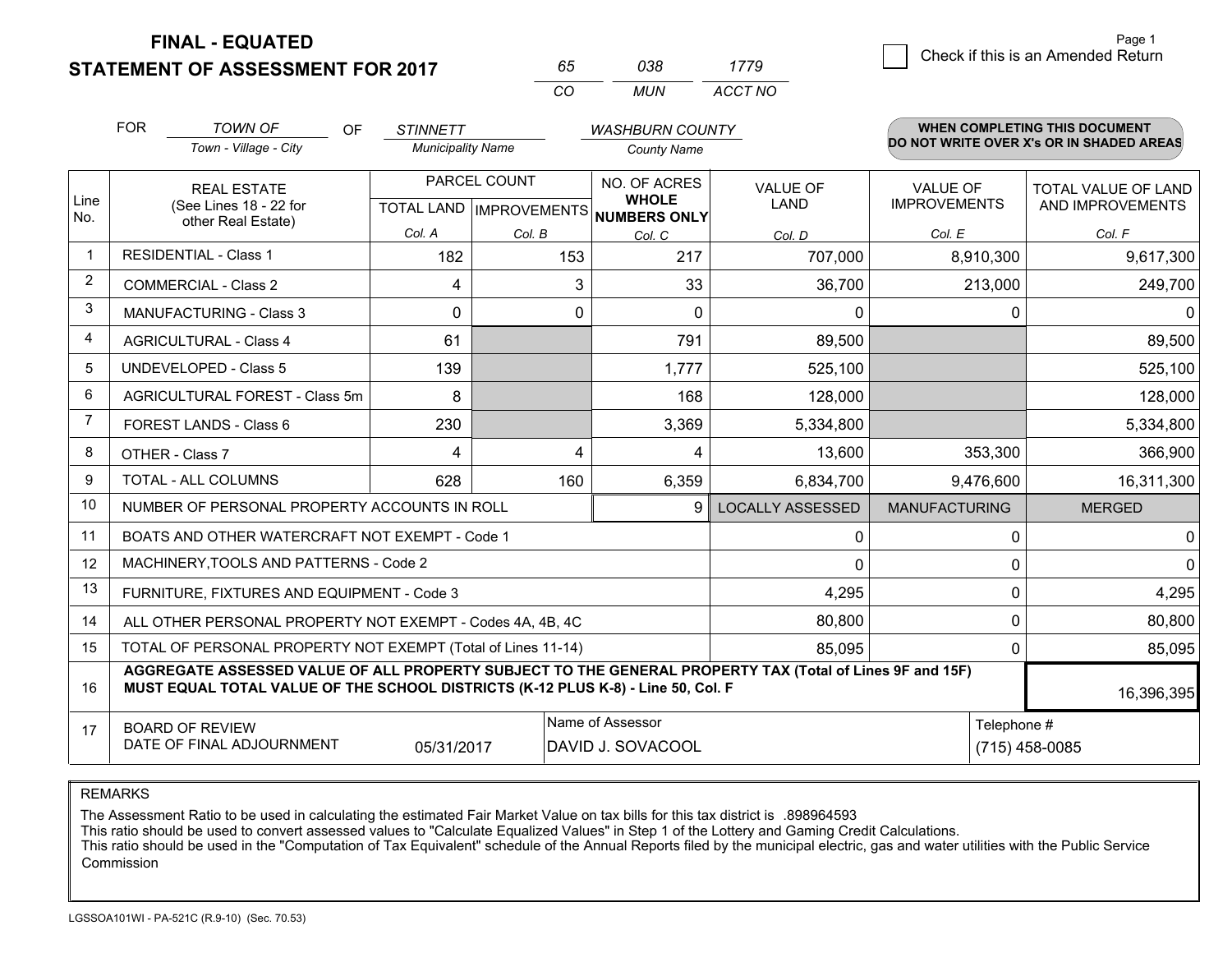# FINAL - EQUATED
## STATEMENT OF ASSESSMENT FOR 2017

| 65 | 038 | 1779 |
|---|---|---|
| CO | MUN | ACCT NO |

Page 1

☐ Check if this is an Amended Return

FOR *TOWN OF* (Town - Village - City) OF *STINNETT* (Municipality Name) *WASHBURN COUNTY* (County Name)

**WHEN COMPLETING THIS DOCUMENT DO NOT WRITE OVER X's OR IN SHADED AREAS**

| Line No. | REAL ESTATE (See Lines 18 - 22 for other Real Estate) | PARCEL COUNT TOTAL LAND Col. A | PARCEL COUNT IMPROVEMENTS Col. B | NO. OF ACRES WHOLE NUMBERS ONLY Col. C | VALUE OF LAND Col. D | VALUE OF IMPROVEMENTS Col. E | TOTAL VALUE OF LAND AND IMPROVEMENTS Col. F |
|---|---|---|---|---|---|---|---|
| 1 | RESIDENTIAL - Class 1 | 182 | 153 | 217 | 707,000 | 8,910,300 | 9,617,300 |
| 2 | COMMERCIAL - Class 2 | 4 | 3 | 33 | 36,700 | 213,000 | 249,700 |
| 3 | MANUFACTURING - Class 3 | 0 | 0 | 0 | 0 | 0 | 0 |
| 4 | AGRICULTURAL - Class 4 | 61 | | 791 | 89,500 | | 89,500 |
| 5 | UNDEVELOPED - Class 5 | 139 | | 1,777 | 525,100 | | 525,100 |
| 6 | AGRICULTURAL FOREST - Class 5m | 8 | | 168 | 128,000 | | 128,000 |
| 7 | FOREST LANDS - Class 6 | 230 | | 3,369 | 5,334,800 | | 5,334,800 |
| 8 | OTHER - Class 7 | 4 | 4 | 4 | 13,600 | 353,300 | 366,900 |
| 9 | TOTAL - ALL COLUMNS | 628 | 160 | 6,359 | 6,834,700 | 9,476,600 | 16,311,300 |
| 10 | NUMBER OF PERSONAL PROPERTY ACCOUNTS IN ROLL | | | 9 | LOCALLY ASSESSED | MANUFACTURING | MERGED |
| 11 | BOATS AND OTHER WATERCRAFT NOT EXEMPT - Code 1 | | | | 0 | 0 | 0 |
| 12 | MACHINERY,TOOLS AND PATTERNS - Code 2 | | | | 0 | 0 | 0 |
| 13 | FURNITURE, FIXTURES AND EQUIPMENT - Code 3 | | | | 4,295 | 0 | 4,295 |
| 14 | ALL OTHER PERSONAL PROPERTY NOT EXEMPT - Codes 4A, 4B, 4C | | | | 80,800 | 0 | 80,800 |
| 15 | TOTAL OF PERSONAL PROPERTY NOT EXEMPT (Total of Lines 11-14) | | | | 85,095 | 0 | 85,095 |
| 16 | **AGGREGATE ASSESSED VALUE OF ALL PROPERTY SUBJECT TO THE GENERAL PROPERTY TAX (Total of Lines 9F and 15F) MUST EQUAL TOTAL VALUE OF THE SCHOOL DISTRICTS (K-12 PLUS K-8) - Line 50, Col. F** | | | | | | 16,396,395 |
| 17 | BOARD OF REVIEW DATE OF FINAL ADJOURNMENT | 05/31/2017 | Name of Assessor: DAVID J. SOVACOOL | | | Telephone #: (715) 458-0085 | |

REMARKS

The Assessment Ratio to be used in calculating the estimated Fair Market Value on tax bills for this tax district is .898964593
This ratio should be used to convert assessed values to "Calculate Equalized Values" in Step 1 of the Lottery and Gaming Credit Calculations.
This ratio should be used in the "Computation of Tax Equivalent" schedule of the Annual Reports filed by the municipal electric, gas and water utilities with the Public Service Commission

LGSSOA101WI - PA-521C (R.9-10) (Sec. 70.53)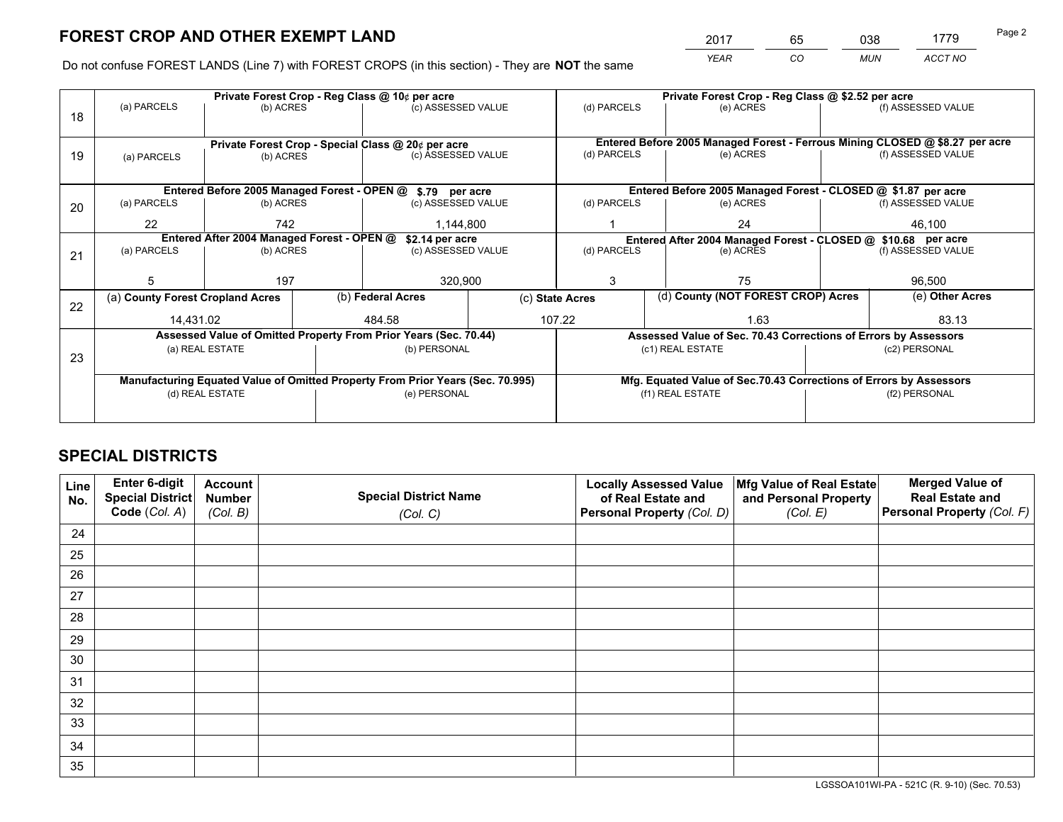# FOREST CROP AND OTHER EXEMPT LAND

| 2017 | 65 | 038 | 1779 |
|---|---|---|---|
| *YEAR* | *CO* | *MUN* | *ACCT NO* |

Do not confuse FOREST LANDS (Line 7) with FOREST CROPS (in this section) - They are **NOT** the same

| Line | | | | | | |
|---|---|---|---|---|---|---|
| 18 | Private Forest Crop - Reg Class @ 10¢ per acre | | | Private Forest Crop - Reg Class @ $2.52 per acre | | |
| | (a) PARCELS | (b) ACRES | (c) ASSESSED VALUE | (d) PARCELS | (e) ACRES | (f) ASSESSED VALUE |
| | | | | | | |
| 19 | Private Forest Crop - Special Class @ 20¢ per acre | | | Entered Before 2005 Managed Forest - Ferrous Mining CLOSED @ $8.27 per acre | | |
| | (a) PARCELS | (b) ACRES | (c) ASSESSED VALUE | (d) PARCELS | (e) ACRES | (f) ASSESSED VALUE |
| | | | | | | |
| 20 | Entered Before 2005 Managed Forest - OPEN @ $.79 per acre | | | Entered Before 2005 Managed Forest - CLOSED @ $1.87 per acre | | |
| | (a) PARCELS | (b) ACRES | (c) ASSESSED VALUE | (d) PARCELS | (e) ACRES | (f) ASSESSED VALUE |
| | 22 | 742 | 1,144,800 | 1 | 24 | 46,100 |
| 21 | Entered After 2004 Managed Forest - OPEN @ $2.14 per acre | | | Entered After 2004 Managed Forest - CLOSED @ $10.68 per acre | | |
| | (a) PARCELS | (b) ACRES | (c) ASSESSED VALUE | (d) PARCELS | (e) ACRES | (f) ASSESSED VALUE |
| | 5 | 197 | 320,900 | 3 | 75 | 96,500 |

| Line | (a) County Forest Cropland Acres | (b) Federal Acres | (c) State Acres | (d) County (NOT FOREST CROP) Acres | (e) Other Acres |
|---|---|---|---|---|---|
| 22 | 14,431.02 | 484.58 | 107.22 | 1.63 | 83.13 |

| Line | | | | |
|---|---|---|---|---|
| 23 | Assessed Value of Omitted Property From Prior Years (Sec. 70.44) | | Assessed Value of Sec. 70.43 Corrections of Errors by Assessors | |
| | (a) REAL ESTATE | (b) PERSONAL | (c1) REAL ESTATE | (c2) PERSONAL |
| | | | | |
| | Manufacturing Equated Value of Omitted Property From Prior Years (Sec. 70.995) | | Mfg. Equated Value of Sec.70.43 Corrections of Errors by Assessors | |
| | (d) REAL ESTATE | (e) PERSONAL | (f1) REAL ESTATE | (f2) PERSONAL |
| | | | | |

# SPECIAL DISTRICTS

| Line No. | Enter 6-digit Special District Code (*Col. A*) | Account Number (*Col. B*) | Special District Name (*Col. C*) | Locally Assessed Value of Real Estate and Personal Property (*Col. D*) | Mfg Value of Real Estate and Personal Property (*Col. E*) | Merged Value of Real Estate and Personal Property (*Col. F*) |
|---|---|---|---|---|---|---|
| 24 | | | | | | |
| 25 | | | | | | |
| 26 | | | | | | |
| 27 | | | | | | |
| 28 | | | | | | |
| 29 | | | | | | |
| 30 | | | | | | |
| 31 | | | | | | |
| 32 | | | | | | |
| 33 | | | | | | |
| 34 | | | | | | |
| 35 | | | | | | |

LGSSOA101WI-PA - 521C (R. 9-10) (Sec. 70.53)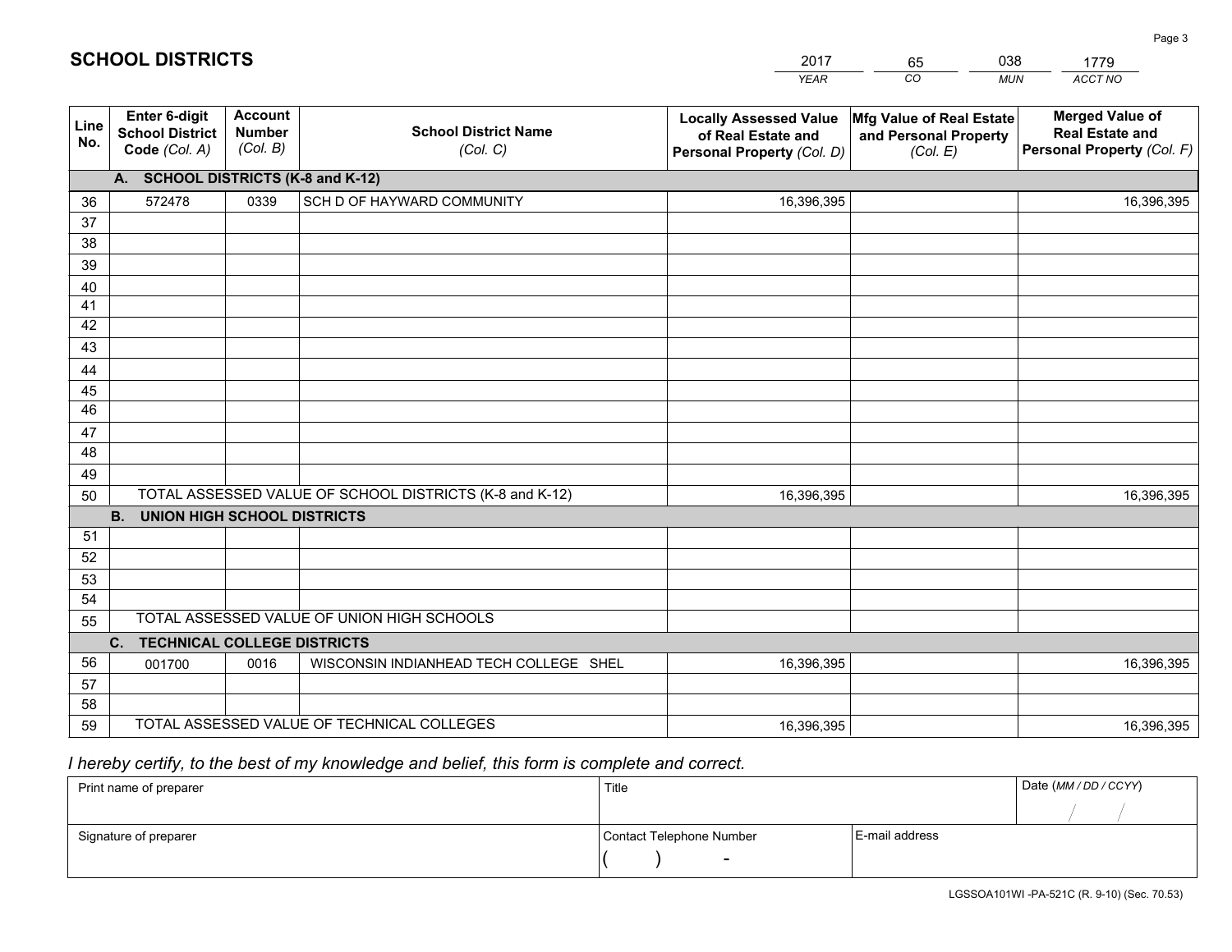# SCHOOL DISTRICTS

| 2017 | 65 | 038 | 1779 |
|---|---|---|---|
| *YEAR* | *CO* | *MUN* | *ACCT NO* |

| Line No. | Enter 6-digit School District Code *(Col. A)* | Account Number *(Col. B)* | School District Name *(Col. C)* | Locally Assessed Value of Real Estate and Personal Property *(Col. D)* | Mfg Value of Real Estate and Personal Property *(Col. E)* | Merged Value of Real Estate and Personal Property *(Col. F)* |
|---|---|---|---|---|---|---|
| | **A. SCHOOL DISTRICTS (K-8 and K-12)** | | | | | |
| 36 | 572478 | 0339 | SCH D OF HAYWARD COMMUNITY | 16,396,395 | | 16,396,395 |
| 37 | | | | | | |
| 38 | | | | | | |
| 39 | | | | | | |
| 40 | | | | | | |
| 41 | | | | | | |
| 42 | | | | | | |
| 43 | | | | | | |
| 44 | | | | | | |
| 45 | | | | | | |
| 46 | | | | | | |
| 47 | | | | | | |
| 48 | | | | | | |
| 49 | | | | | | |
| 50 | TOTAL ASSESSED VALUE OF SCHOOL DISTRICTS (K-8 and K-12) | | | 16,396,395 | | 16,396,395 |
| | **B. UNION HIGH SCHOOL DISTRICTS** | | | | | |
| 51 | | | | | | |
| 52 | | | | | | |
| 53 | | | | | | |
| 54 | | | | | | |
| 55 | TOTAL ASSESSED VALUE OF UNION HIGH SCHOOLS | | | | | |
| | **C. TECHNICAL COLLEGE DISTRICTS** | | | | | |
| 56 | 001700 | 0016 | WISCONSIN INDIANHEAD TECH COLLEGE SHEL | 16,396,395 | | 16,396,395 |
| 57 | | | | | | |
| 58 | | | | | | |
| 59 | TOTAL ASSESSED VALUE OF TECHNICAL COLLEGES | | | 16,396,395 | | 16,396,395 |

*I hereby certify, to the best of my knowledge and belief, this form is complete and correct.*

| Print name of preparer | Title | | Date *(MM / DD / CCYY)* |
|---|---|---|---|
| | | | / / |
| Signature of preparer | Contact Telephone Number | E-mail address | |
| | ( ) - | | |

LGSSOA101WI -PA-521C (R. 9-10) (Sec. 70.53)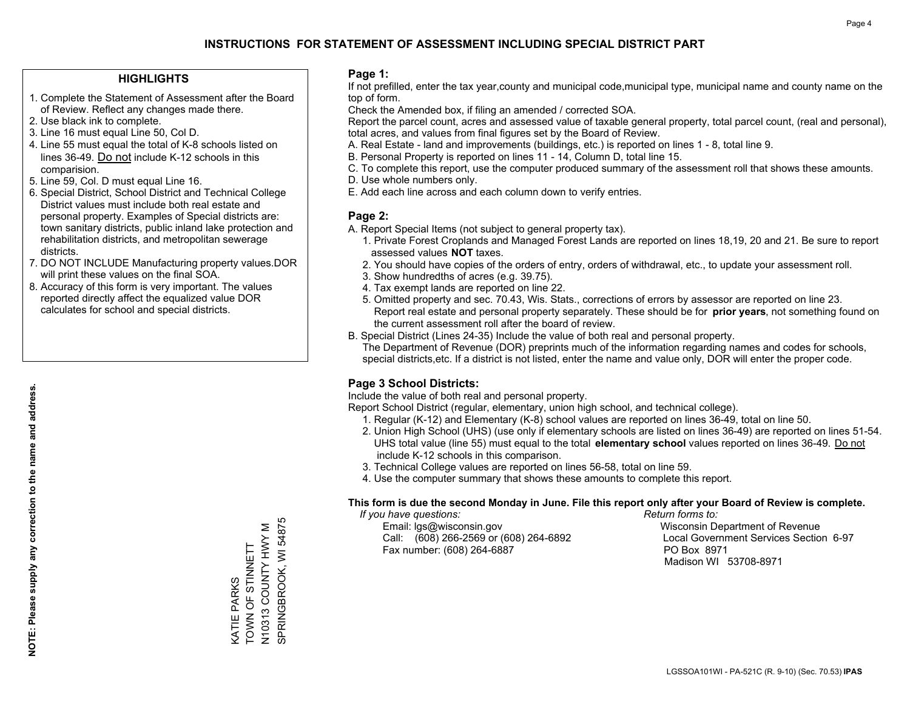# INSTRUCTIONS FOR STATEMENT OF ASSESSMENT INCLUDING SPECIAL DISTRICT PART

## HIGHLIGHTS

1. Complete the Statement of Assessment after the Board of Review. Reflect any changes made there.
2. Use black ink to complete.
3. Line 16 must equal Line 50, Col D.
4. Line 55 must equal the total of K-8 schools listed on lines 36-49. Do not include K-12 schools in this comparision.
5. Line 59, Col. D must equal Line 16.
6. Special District, School District and Technical College District values must include both real estate and personal property. Examples of Special districts are: town sanitary districts, public inland lake protection and rehabilitation districts, and metropolitan sewerage districts.
7. DO NOT INCLUDE Manufacturing property values.DOR will print these values on the final SOA.
8. Accuracy of this form is very important. The values reported directly affect the equalized value DOR calculates for school and special districts.

**NOTE: Please supply any correction to the name and address.**

KATIE PARKS
TOWN OF STINNETT
N10313 COUNTY HWY M
SPRINGBROOK, WI 54875

## Page 1:

If not prefilled, enter the tax year,county and municipal code,municipal type, municipal name and county name on the top of form.

Check the Amended box, if filing an amended / corrected SOA.

Report the parcel count, acres and assessed value of taxable general property, total parcel count, (real and personal), total acres, and values from final figures set by the Board of Review.

A. Real Estate - land and improvements (buildings, etc.) is reported on lines 1 - 8, total line 9.
B. Personal Property is reported on lines 11 - 14, Column D, total line 15.
C. To complete this report, use the computer produced summary of the assessment roll that shows these amounts.
D. Use whole numbers only.
E. Add each line across and each column down to verify entries.

## Page 2:

A. Report Special Items (not subject to general property tax).
   1. Private Forest Croplands and Managed Forest Lands are reported on lines 18,19, 20 and 21. Be sure to report assessed values **NOT** taxes.
   2. You should have copies of the orders of entry, orders of withdrawal, etc., to update your assessment roll.
   3. Show hundredths of acres (e.g. 39.75).
   4. Tax exempt lands are reported on line 22.
   5. Omitted property and sec. 70.43, Wis. Stats., corrections of errors by assessor are reported on line 23. Report real estate and personal property separately. These should be for **prior years**, not something found on the current assessment roll after the board of review.
B. Special District (Lines 24-35) Include the value of both real and personal property.
   The Department of Revenue (DOR) preprints much of the information regarding names and codes for schools, special districts,etc. If a district is not listed, enter the name and value only, DOR will enter the proper code.

## Page 3 School Districts:

Include the value of both real and personal property.

Report School District (regular, elementary, union high school, and technical college).

1. Regular (K-12) and Elementary (K-8) school values are reported on lines 36-49, total on line 50.
2. Union High School (UHS) (use only if elementary schools are listed on lines 36-49) are reported on lines 51-54. UHS total value (line 55) must equal to the total **elementary school** values reported on lines 36-49. Do not include K-12 schools in this comparison.
3. Technical College values are reported on lines 56-58, total on line 59.
4. Use the computer summary that shows these amounts to complete this report.

**This form is due the second Monday in June. File this report only after your Board of Review is complete.**

*If you have questions:*
Email: lgs@wisconsin.gov
Call: (608) 266-2569 or (608) 264-6892
Fax number: (608) 264-6887

*Return forms to:*
Wisconsin Department of Revenue
Local Government Services Section 6-97
PO Box 8971
Madison WI 53708-8971

LGSSOA101WI - PA-521C (R. 9-10) (Sec. 70.53) **IPAS**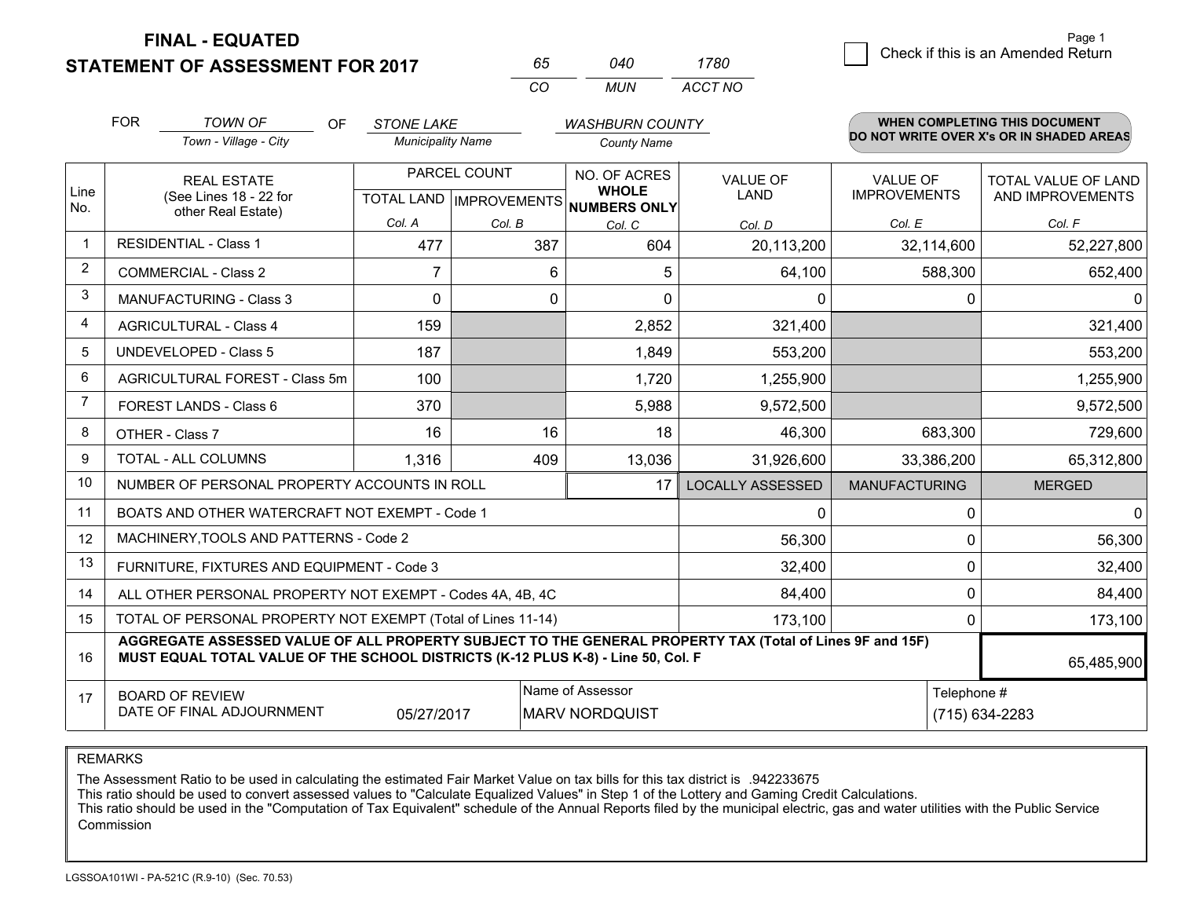**FINAL - EQUATED**

**STATEMENT OF ASSESSMENT FOR 2017**

| 65 | 040 | 1780 |
|---|---|---|
| CO | MUN | ACCT NO |

Page 1

☐ Check if this is an Amended Return

FOR *TOWN OF* (Town - Village - City) OF *STONE LAKE* (Municipality Name) *WASHBURN COUNTY* (County Name)

**WHEN COMPLETING THIS DOCUMENT DO NOT WRITE OVER X's OR IN SHADED AREAS**

| Line No. | REAL ESTATE (See Lines 18 - 22 for other Real Estate) | PARCEL COUNT TOTAL LAND Col. A | PARCEL COUNT IMPROVEMENTS Col. B | NO. OF ACRES WHOLE NUMBERS ONLY Col. C | VALUE OF LAND Col. D | VALUE OF IMPROVEMENTS Col. E | TOTAL VALUE OF LAND AND IMPROVEMENTS Col. F |
|---|---|---|---|---|---|---|---|
| 1 | RESIDENTIAL - Class 1 | 477 | 387 | 604 | 20,113,200 | 32,114,600 | 52,227,800 |
| 2 | COMMERCIAL - Class 2 | 7 | 6 | 5 | 64,100 | 588,300 | 652,400 |
| 3 | MANUFACTURING - Class 3 | 0 | 0 | 0 | 0 | 0 | 0 |
| 4 | AGRICULTURAL - Class 4 | 159 | | 2,852 | 321,400 | | 321,400 |
| 5 | UNDEVELOPED - Class 5 | 187 | | 1,849 | 553,200 | | 553,200 |
| 6 | AGRICULTURAL FOREST - Class 5m | 100 | | 1,720 | 1,255,900 | | 1,255,900 |
| 7 | FOREST LANDS - Class 6 | 370 | | 5,988 | 9,572,500 | | 9,572,500 |
| 8 | OTHER - Class 7 | 16 | 16 | 18 | 46,300 | 683,300 | 729,600 |
| 9 | TOTAL - ALL COLUMNS | 1,316 | 409 | 13,036 | 31,926,600 | 33,386,200 | 65,312,800 |
| 10 | NUMBER OF PERSONAL PROPERTY ACCOUNTS IN ROLL | | | 17 | LOCALLY ASSESSED | MANUFACTURING | MERGED |
| 11 | BOATS AND OTHER WATERCRAFT NOT EXEMPT - Code 1 | | | | 0 | 0 | 0 |
| 12 | MACHINERY,TOOLS AND PATTERNS - Code 2 | | | | 56,300 | 0 | 56,300 |
| 13 | FURNITURE, FIXTURES AND EQUIPMENT - Code 3 | | | | 32,400 | 0 | 32,400 |
| 14 | ALL OTHER PERSONAL PROPERTY NOT EXEMPT - Codes 4A, 4B, 4C | | | | 84,400 | 0 | 84,400 |
| 15 | TOTAL OF PERSONAL PROPERTY NOT EXEMPT (Total of Lines 11-14) | | | | 173,100 | 0 | 173,100 |
| 16 | **AGGREGATE ASSESSED VALUE OF ALL PROPERTY SUBJECT TO THE GENERAL PROPERTY TAX (Total of Lines 9F and 15F) MUST EQUAL TOTAL VALUE OF THE SCHOOL DISTRICTS (K-12 PLUS K-8) - Line 50, Col. F** | | | | | | 65,485,900 |
| 17 | BOARD OF REVIEW DATE OF FINAL ADJOURNMENT | 05/27/2017 | Name of Assessor | MARV NORDQUIST | | Telephone # | (715) 634-2283 |

REMARKS

The Assessment Ratio to be used in calculating the estimated Fair Market Value on tax bills for this tax district is .942233675
This ratio should be used to convert assessed values to "Calculate Equalized Values" in Step 1 of the Lottery and Gaming Credit Calculations.
This ratio should be used in the "Computation of Tax Equivalent" schedule of the Annual Reports filed by the municipal electric, gas and water utilities with the Public Service Commission

LGSSOA101WI - PA-521C (R.9-10) (Sec. 70.53)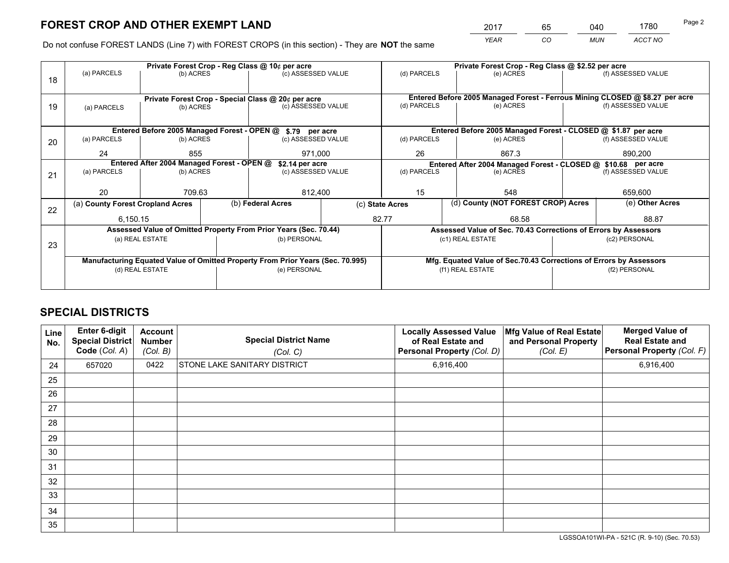# FOREST CROP AND OTHER EXEMPT LAND

| 2017 | 65 | 040 | 1780 |
|---|---|---|---|
| YEAR | CO | MUN | ACCT NO |

Do not confuse FOREST LANDS (Line 7) with FOREST CROPS (in this section) - They are **NOT** the same

| Line | Private Forest Crop - Reg Class @ 10¢ per acre | | | Private Forest Crop - Reg Class @ $2.52 per acre | | |
|---|---|---|---|---|---|---|
| 18 | (a) PARCELS | (b) ACRES | (c) ASSESSED VALUE | (d) PARCELS | (e) ACRES | (f) ASSESSED VALUE |
| | | | | | | |
| | **Private Forest Crop - Special Class @ 20¢ per acre** | | | **Entered Before 2005 Managed Forest - Ferrous Mining CLOSED @ $8.27 per acre** | | |
| 19 | (a) PARCELS | (b) ACRES | (c) ASSESSED VALUE | (d) PARCELS | (e) ACRES | (f) ASSESSED VALUE |
| | | | | | | |
| | **Entered Before 2005 Managed Forest - OPEN @ $.79 per acre** | | | **Entered Before 2005 Managed Forest - CLOSED @ $1.87 per acre** | | |
| 20 | (a) PARCELS | (b) ACRES | (c) ASSESSED VALUE | (d) PARCELS | (e) ACRES | (f) ASSESSED VALUE |
| | 24 | 855 | 971,000 | 26 | 867.3 | 890,200 |
| | **Entered After 2004 Managed Forest - OPEN @ $2.14 per acre** | | | **Entered After 2004 Managed Forest - CLOSED @ $10.68 per acre** | | |
| 21 | (a) PARCELS | (b) ACRES | (c) ASSESSED VALUE | (d) PARCELS | (e) ACRES | (f) ASSESSED VALUE |
| | 20 | 709.63 | 812,400 | 15 | 548 | 659,600 |

| Line | (a) County Forest Cropland Acres | (b) Federal Acres | (c) State Acres | (d) County (NOT FOREST CROP) Acres | (e) Other Acres |
|---|---|---|---|---|---|
| 22 | 6,150.15 | | 82.77 | 68.58 | 88.87 |

| Line | Assessed Value of Omitted Property From Prior Years (Sec. 70.44) | | Assessed Value of Sec. 70.43 Corrections of Errors by Assessors | |
|---|---|---|---|---|
| 23 | (a) REAL ESTATE | (b) PERSONAL | (c1) REAL ESTATE | (c2) PERSONAL |
| | | | | |
| | **Manufacturing Equated Value of Omitted Property From Prior Years (Sec. 70.995)** | | **Mfg. Equated Value of Sec.70.43 Corrections of Errors by Assessors** | |
| | (d) REAL ESTATE | (e) PERSONAL | (f1) REAL ESTATE | (f2) PERSONAL |
| | | | | |

# SPECIAL DISTRICTS

| Line No. | Enter 6-digit Special District Code (Col. A) | Account Number (Col. B) | Special District Name (Col. C) | Locally Assessed Value of Real Estate and Personal Property (Col. D) | Mfg Value of Real Estate and Personal Property (Col. E) | Merged Value of Real Estate and Personal Property (Col. F) |
|---|---|---|---|---|---|---|
| 24 | 657020 | 0422 | STONE LAKE SANITARY DISTRICT | 6,916,400 | | 6,916,400 |
| 25 | | | | | | |
| 26 | | | | | | |
| 27 | | | | | | |
| 28 | | | | | | |
| 29 | | | | | | |
| 30 | | | | | | |
| 31 | | | | | | |
| 32 | | | | | | |
| 33 | | | | | | |
| 34 | | | | | | |
| 35 | | | | | | |

LGSSOA101WI-PA - 521C (R. 9-10) (Sec. 70.53)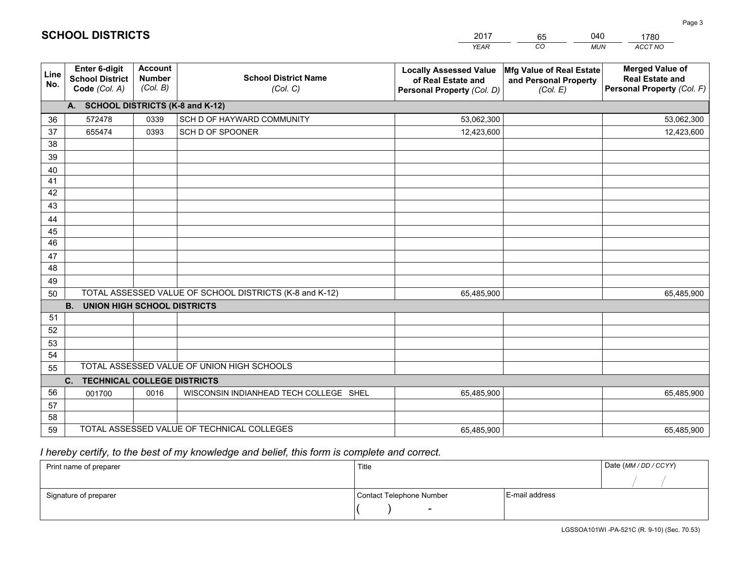# SCHOOL DISTRICTS

| 2017 | 65 | 040 | 1780 |
|---|---|---|---|
| *YEAR* | *CO* | *MUN* | *ACCT NO* |

| Line No. | Enter 6-digit School District Code *(Col. A)* | Account Number *(Col. B)* | School District Name *(Col. C)* | Locally Assessed Value of Real Estate and Personal Property *(Col. D)* | Mfg Value of Real Estate and Personal Property *(Col. E)* | Merged Value of Real Estate and Personal Property *(Col. F)* |
|---|---|---|---|---|---|---|
| **A. SCHOOL DISTRICTS (K-8 and K-12)** | | | | | | |
| 36 | 572478 | 0339 | SCH D OF HAYWARD COMMUNITY | 53,062,300 | | 53,062,300 |
| 37 | 655474 | 0393 | SCH D OF SPOONER | 12,423,600 | | 12,423,600 |
| 38 | | | | | | |
| 39 | | | | | | |
| 40 | | | | | | |
| 41 | | | | | | |
| 42 | | | | | | |
| 43 | | | | | | |
| 44 | | | | | | |
| 45 | | | | | | |
| 46 | | | | | | |
| 47 | | | | | | |
| 48 | | | | | | |
| 49 | | | | | | |
| 50 | TOTAL ASSESSED VALUE OF SCHOOL DISTRICTS (K-8 and K-12) | | | 65,485,900 | | 65,485,900 |
| **B. UNION HIGH SCHOOL DISTRICTS** | | | | | | |
| 51 | | | | | | |
| 52 | | | | | | |
| 53 | | | | | | |
| 54 | | | | | | |
| 55 | TOTAL ASSESSED VALUE OF UNION HIGH SCHOOLS | | | | | |
| **C. TECHNICAL COLLEGE DISTRICTS** | | | | | | |
| 56 | 001700 | 0016 | WISCONSIN INDIANHEAD TECH COLLEGE SHEL | 65,485,900 | | 65,485,900 |
| 57 | | | | | | |
| 58 | | | | | | |
| 59 | TOTAL ASSESSED VALUE OF TECHNICAL COLLEGES | | | 65,485,900 | | 65,485,900 |

*I hereby certify, to the best of my knowledge and belief, this form is complete and correct.*

| Print name of preparer | Title | | Date *(MM / DD / CCYY)* |
|---|---|---|---|
| | | | / / |
| Signature of preparer | Contact Telephone Number | E-mail address | |
| | ( ) - | | |

LGSSOA101WI -PA-521C (R. 9-10) (Sec. 70.53)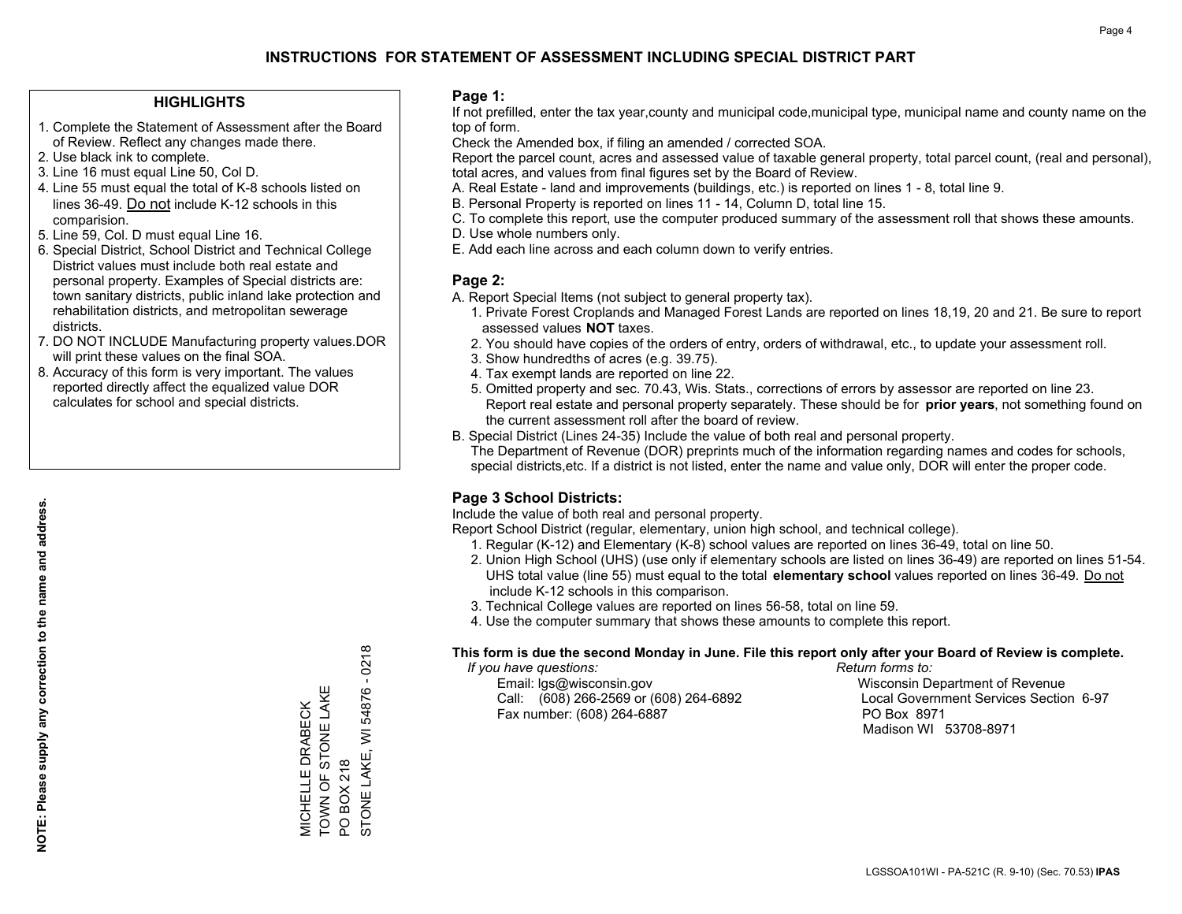# INSTRUCTIONS FOR STATEMENT OF ASSESSMENT INCLUDING SPECIAL DISTRICT PART

## HIGHLIGHTS

1. Complete the Statement of Assessment after the Board of Review. Reflect any changes made there.
2. Use black ink to complete.
3. Line 16 must equal Line 50, Col D.
4. Line 55 must equal the total of K-8 schools listed on lines 36-49. Do not include K-12 schools in this comparision.
5. Line 59, Col. D must equal Line 16.
6. Special District, School District and Technical College District values must include both real estate and personal property. Examples of Special districts are: town sanitary districts, public inland lake protection and rehabilitation districts, and metropolitan sewerage districts.
7. DO NOT INCLUDE Manufacturing property values.DOR will print these values on the final SOA.
8. Accuracy of this form is very important. The values reported directly affect the equalized value DOR calculates for school and special districts.

**NOTE: Please supply any correction to the name and address.**

MICHELLE DRABECK
TOWN OF STONE LAKE
PO BOX 218
STONE LAKE, WI 54876 - 0218

## Page 1:

If not prefilled, enter the tax year,county and municipal code,municipal type, municipal name and county name on the top of form.

Check the Amended box, if filing an amended / corrected SOA.

Report the parcel count, acres and assessed value of taxable general property, total parcel count, (real and personal), total acres, and values from final figures set by the Board of Review.

A. Real Estate - land and improvements (buildings, etc.) is reported on lines 1 - 8, total line 9.
B. Personal Property is reported on lines 11 - 14, Column D, total line 15.
C. To complete this report, use the computer produced summary of the assessment roll that shows these amounts.
D. Use whole numbers only.
E. Add each line across and each column down to verify entries.

## Page 2:

A. Report Special Items (not subject to general property tax).
   1. Private Forest Croplands and Managed Forest Lands are reported on lines 18,19, 20 and 21. Be sure to report assessed values **NOT** taxes.
   2. You should have copies of the orders of entry, orders of withdrawal, etc., to update your assessment roll.
   3. Show hundredths of acres (e.g. 39.75).
   4. Tax exempt lands are reported on line 22.
   5. Omitted property and sec. 70.43, Wis. Stats., corrections of errors by assessor are reported on line 23. Report real estate and personal property separately. These should be for **prior years**, not something found on the current assessment roll after the board of review.
B. Special District (Lines 24-35) Include the value of both real and personal property.
   The Department of Revenue (DOR) preprints much of the information regarding names and codes for schools, special districts,etc. If a district is not listed, enter the name and value only, DOR will enter the proper code.

## Page 3 School Districts:

Include the value of both real and personal property.

Report School District (regular, elementary, union high school, and technical college).

1. Regular (K-12) and Elementary (K-8) school values are reported on lines 36-49, total on line 50.
2. Union High School (UHS) (use only if elementary schools are listed on lines 36-49) are reported on lines 51-54. UHS total value (line 55) must equal to the total **elementary school** values reported on lines 36-49. Do not include K-12 schools in this comparison.
3. Technical College values are reported on lines 56-58, total on line 59.
4. Use the computer summary that shows these amounts to complete this report.

**This form is due the second Monday in June. File this report only after your Board of Review is complete.**

*If you have questions:*
Email: lgs@wisconsin.gov
Call: (608) 266-2569 or (608) 264-6892
Fax number: (608) 264-6887

*Return forms to:*
Wisconsin Department of Revenue
Local Government Services Section 6-97
PO Box 8971
Madison WI 53708-8971

LGSSOA101WI - PA-521C (R. 9-10) (Sec. 70.53) **IPAS**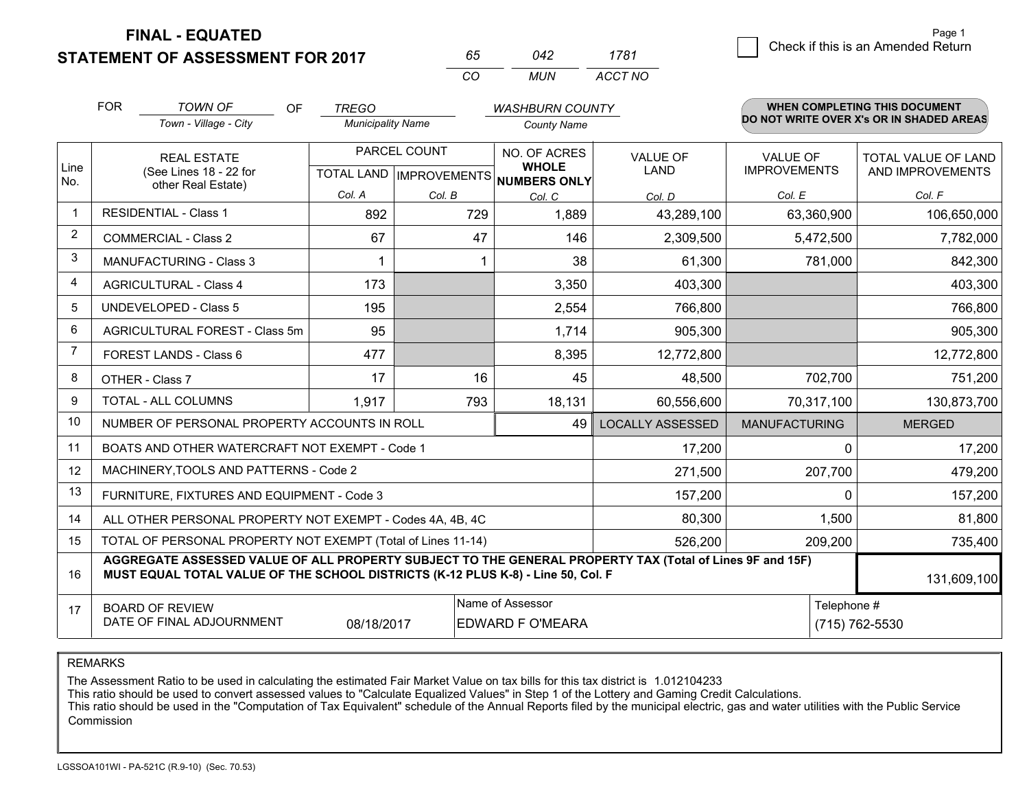**FINAL - EQUATED**
**STATEMENT OF ASSESSMENT FOR 2017**

| 65 | 042 | 1781 |
|---|---|---|
| CO | MUN | ACCT NO |

Page 1

☐ Check if this is an Amended Return

FOR *TOWN OF* (Town - Village - City) OF *TREGO* (Municipality Name) *WASHBURN COUNTY* (County Name)

**WHEN COMPLETING THIS DOCUMENT DO NOT WRITE OVER X's OR IN SHADED AREAS**

| Line No. | REAL ESTATE (See Lines 18 - 22 for other Real Estate) | PARCEL COUNT | | NO. OF ACRES WHOLE NUMBERS ONLY | VALUE OF LAND | VALUE OF IMPROVEMENTS | TOTAL VALUE OF LAND AND IMPROVEMENTS |
|---|---|---|---|---|---|---|---|
| | | TOTAL LAND | IMPROVEMENTS | | | | |
| | | Col. A | Col. B | Col. C | Col. D | Col. E | Col. F |
| 1 | RESIDENTIAL - Class 1 | 892 | 729 | 1,889 | 43,289,100 | 63,360,900 | 106,650,000 |
| 2 | COMMERCIAL - Class 2 | 67 | 47 | 146 | 2,309,500 | 5,472,500 | 7,782,000 |
| 3 | MANUFACTURING - Class 3 | 1 | 1 | 38 | 61,300 | 781,000 | 842,300 |
| 4 | AGRICULTURAL - Class 4 | 173 | | 3,350 | 403,300 | | 403,300 |
| 5 | UNDEVELOPED - Class 5 | 195 | | 2,554 | 766,800 | | 766,800 |
| 6 | AGRICULTURAL FOREST - Class 5m | 95 | | 1,714 | 905,300 | | 905,300 |
| 7 | FOREST LANDS - Class 6 | 477 | | 8,395 | 12,772,800 | | 12,772,800 |
| 8 | OTHER - Class 7 | 17 | 16 | 45 | 48,500 | 702,700 | 751,200 |
| 9 | TOTAL - ALL COLUMNS | 1,917 | 793 | 18,131 | 60,556,600 | 70,317,100 | 130,873,700 |
| 10 | NUMBER OF PERSONAL PROPERTY ACCOUNTS IN ROLL | | | 49 | LOCALLY ASSESSED | MANUFACTURING | MERGED |
| 11 | BOATS AND OTHER WATERCRAFT NOT EXEMPT - Code 1 | | | | 17,200 | 0 | 17,200 |
| 12 | MACHINERY,TOOLS AND PATTERNS - Code 2 | | | | 271,500 | 207,700 | 479,200 |
| 13 | FURNITURE, FIXTURES AND EQUIPMENT - Code 3 | | | | 157,200 | 0 | 157,200 |
| 14 | ALL OTHER PERSONAL PROPERTY NOT EXEMPT - Codes 4A, 4B, 4C | | | | 80,300 | 1,500 | 81,800 |
| 15 | TOTAL OF PERSONAL PROPERTY NOT EXEMPT (Total of Lines 11-14) | | | | 526,200 | 209,200 | 735,400 |
| 16 | **AGGREGATE ASSESSED VALUE OF ALL PROPERTY SUBJECT TO THE GENERAL PROPERTY TAX (Total of Lines 9F and 15F) MUST EQUAL TOTAL VALUE OF THE SCHOOL DISTRICTS (K-12 PLUS K-8) - Line 50, Col. F** | | | | | | 131,609,100 |
| 17 | BOARD OF REVIEW DATE OF FINAL ADJOURNMENT | 08/18/2017 | Name of Assessor: EDWARD F O'MEARA | | | Telephone #: (715) 762-5530 | |

REMARKS

The Assessment Ratio to be used in calculating the estimated Fair Market Value on tax bills for this tax district is 1.012104233
This ratio should be used to convert assessed values to "Calculate Equalized Values" in Step 1 of the Lottery and Gaming Credit Calculations.
This ratio should be used in the "Computation of Tax Equivalent" schedule of the Annual Reports filed by the municipal electric, gas and water utilities with the Public Service Commission

LGSSOA101WI - PA-521C (R.9-10) (Sec. 70.53)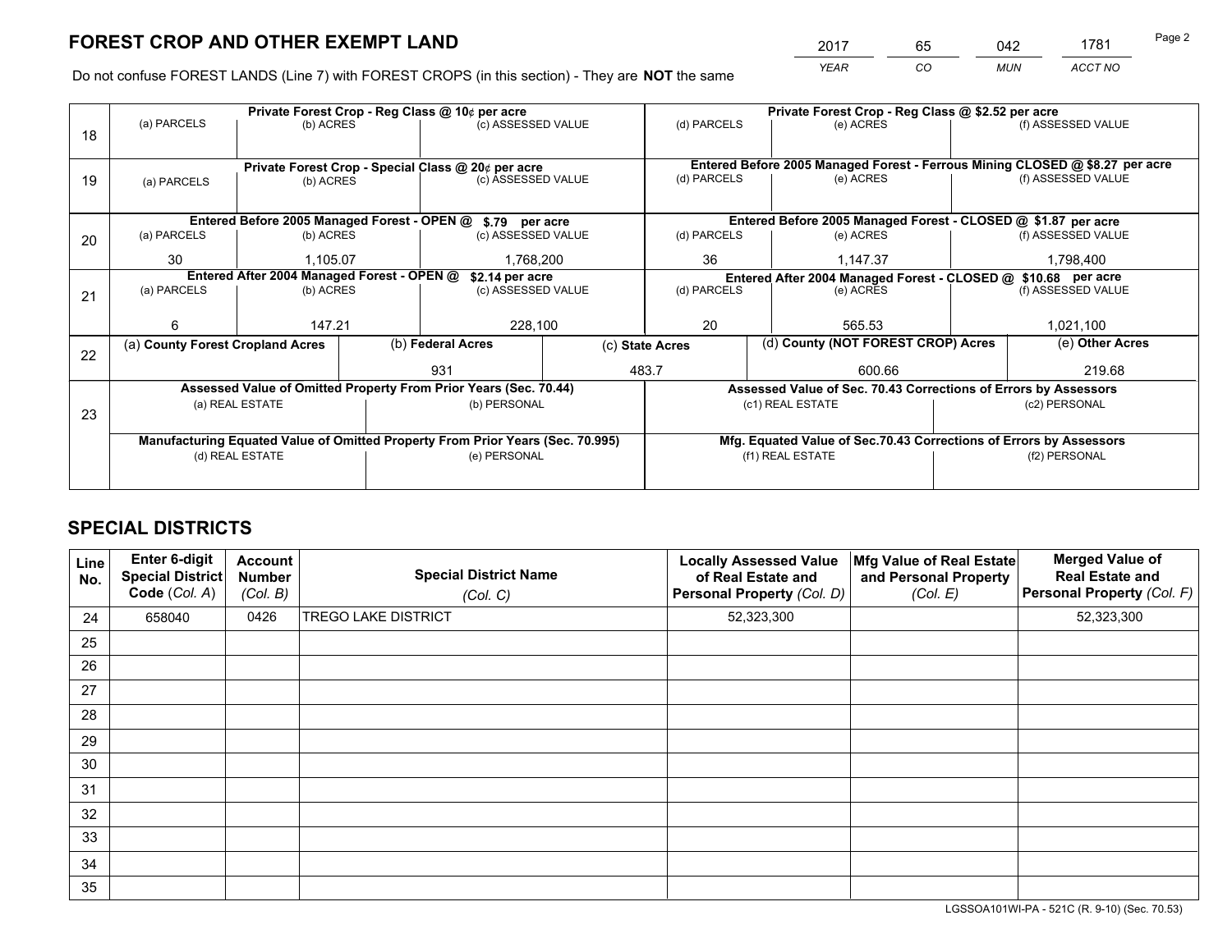# FOREST CROP AND OTHER EXEMPT LAND

| 2017 | 65 | 042 | 1781 |
|---|---|---|---|
| *YEAR* | *CO* | *MUN* | *ACCT NO* |

Do not confuse FOREST LANDS (Line 7) with FOREST CROPS (in this section) - They are **NOT** the same

| Line | | | | | | |
|---|---|---|---|---|---|---|
| 18 | **Private Forest Crop - Reg Class @ 10¢ per acre** | | | **Private Forest Crop - Reg Class @ $2.52 per acre** | | |
| | (a) PARCELS | (b) ACRES | (c) ASSESSED VALUE | (d) PARCELS | (e) ACRES | (f) ASSESSED VALUE |
| | | | | | | |
| 19 | **Private Forest Crop - Special Class @ 20¢ per acre** | | | **Entered Before 2005 Managed Forest - Ferrous Mining CLOSED @ $8.27 per acre** | | |
| | (a) PARCELS | (b) ACRES | (c) ASSESSED VALUE | (d) PARCELS | (e) ACRES | (f) ASSESSED VALUE |
| | | | | | | |
| 20 | **Entered Before 2005 Managed Forest - OPEN @ $.79 per acre** | | | **Entered Before 2005 Managed Forest - CLOSED @ $1.87 per acre** | | |
| | (a) PARCELS | (b) ACRES | (c) ASSESSED VALUE | (d) PARCELS | (e) ACRES | (f) ASSESSED VALUE |
| | 30 | 1,105.07 | 1,768,200 | 36 | 1,147.37 | 1,798,400 |
| 21 | **Entered After 2004 Managed Forest - OPEN @ $2.14 per acre** | | | **Entered After 2004 Managed Forest - CLOSED @ $10.68 per acre** | | |
| | (a) PARCELS | (b) ACRES | (c) ASSESSED VALUE | (d) PARCELS | (e) ACRES | (f) ASSESSED VALUE |
| | 6 | 147.21 | 228,100 | 20 | 565.53 | 1,021,100 |

| Line | (a) County Forest Cropland Acres | (b) Federal Acres | (c) State Acres | (d) County (NOT FOREST CROP) Acres | (e) Other Acres |
|---|---|---|---|---|---|
| 22 | | 931 | 483.7 | 600.66 | 219.68 |

| Line | | | | |
|---|---|---|---|---|
| 23 | **Assessed Value of Omitted Property From Prior Years (Sec. 70.44)** | | **Assessed Value of Sec. 70.43 Corrections of Errors by Assessors** | |
| | (a) REAL ESTATE | (b) PERSONAL | (c1) REAL ESTATE | (c2) PERSONAL |
| | | | | |
| | **Manufacturing Equated Value of Omitted Property From Prior Years (Sec. 70.995)** | | **Mfg. Equated Value of Sec.70.43 Corrections of Errors by Assessors** | |
| | (d) REAL ESTATE | (e) PERSONAL | (f1) REAL ESTATE | (f2) PERSONAL |
| | | | | |

# SPECIAL DISTRICTS

| Line No. | Enter 6-digit Special District Code (Col. A) | Account Number (Col. B) | Special District Name (Col. C) | Locally Assessed Value of Real Estate and Personal Property (Col. D) | Mfg Value of Real Estate and Personal Property (Col. E) | Merged Value of Real Estate and Personal Property (Col. F) |
|---|---|---|---|---|---|---|
| 24 | 658040 | 0426 | TREGO LAKE DISTRICT | 52,323,300 | | 52,323,300 |
| 25 | | | | | | |
| 26 | | | | | | |
| 27 | | | | | | |
| 28 | | | | | | |
| 29 | | | | | | |
| 30 | | | | | | |
| 31 | | | | | | |
| 32 | | | | | | |
| 33 | | | | | | |
| 34 | | | | | | |
| 35 | | | | | | |

LGSSOA101WI-PA - 521C (R. 9-10) (Sec. 70.53)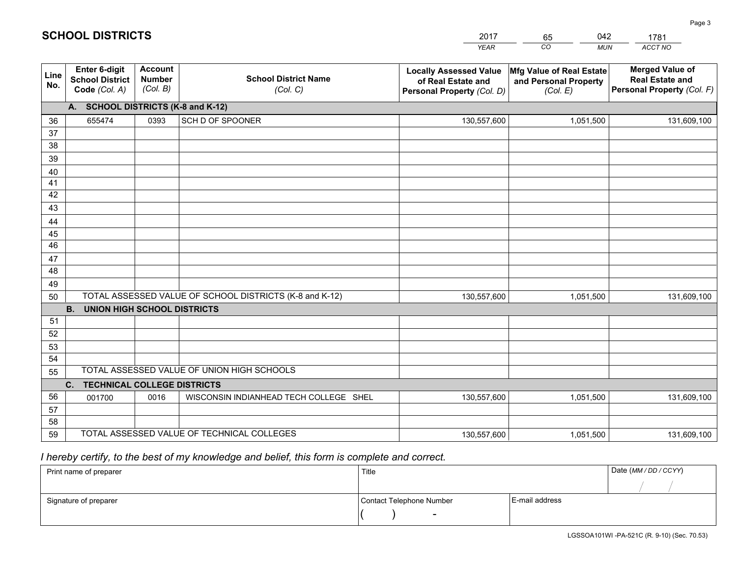## SCHOOL DISTRICTS

| 2017 | 65 | 042 | 1781 |
|---|---|---|---|
| *YEAR* | *CO* | *MUN* | *ACCT NO* |

| Line No. | Enter 6-digit School District Code *(Col. A)* | Account Number *(Col. B)* | School District Name *(Col. C)* | Locally Assessed Value of Real Estate and Personal Property *(Col. D)* | Mfg Value of Real Estate and Personal Property *(Col. E)* | Merged Value of Real Estate and Personal Property *(Col. F)* |
|---|---|---|---|---|---|---|
| **A.** | **SCHOOL DISTRICTS (K-8 and K-12)** | | | | | |
| 36 | 655474 | 0393 | SCH D OF SPOONER | 130,557,600 | 1,051,500 | 131,609,100 |
| 37 | | | | | | |
| 38 | | | | | | |
| 39 | | | | | | |
| 40 | | | | | | |
| 41 | | | | | | |
| 42 | | | | | | |
| 43 | | | | | | |
| 44 | | | | | | |
| 45 | | | | | | |
| 46 | | | | | | |
| 47 | | | | | | |
| 48 | | | | | | |
| 49 | | | | | | |
| 50 | TOTAL ASSESSED VALUE OF SCHOOL DISTRICTS (K-8 and K-12) | | | 130,557,600 | 1,051,500 | 131,609,100 |
| **B.** | **UNION HIGH SCHOOL DISTRICTS** | | | | | |
| 51 | | | | | | |
| 52 | | | | | | |
| 53 | | | | | | |
| 54 | | | | | | |
| 55 | TOTAL ASSESSED VALUE OF UNION HIGH SCHOOLS | | | | | |
| **C.** | **TECHNICAL COLLEGE DISTRICTS** | | | | | |
| 56 | 001700 | 0016 | WISCONSIN INDIANHEAD TECH COLLEGE SHEL | 130,557,600 | 1,051,500 | 131,609,100 |
| 57 | | | | | | |
| 58 | | | | | | |
| 59 | TOTAL ASSESSED VALUE OF TECHNICAL COLLEGES | | | 130,557,600 | 1,051,500 | 131,609,100 |

*I hereby certify, to the best of my knowledge and belief, this form is complete and correct.*

| Print name of preparer | Title | | Date *(MM / DD / CCYY)* |
|---|---|---|---|
| | | | / / |
| Signature of preparer | Contact Telephone Number | E-mail address | |
| | ( ) - | | |

LGSSOA101WI -PA-521C (R. 9-10) (Sec. 70.53)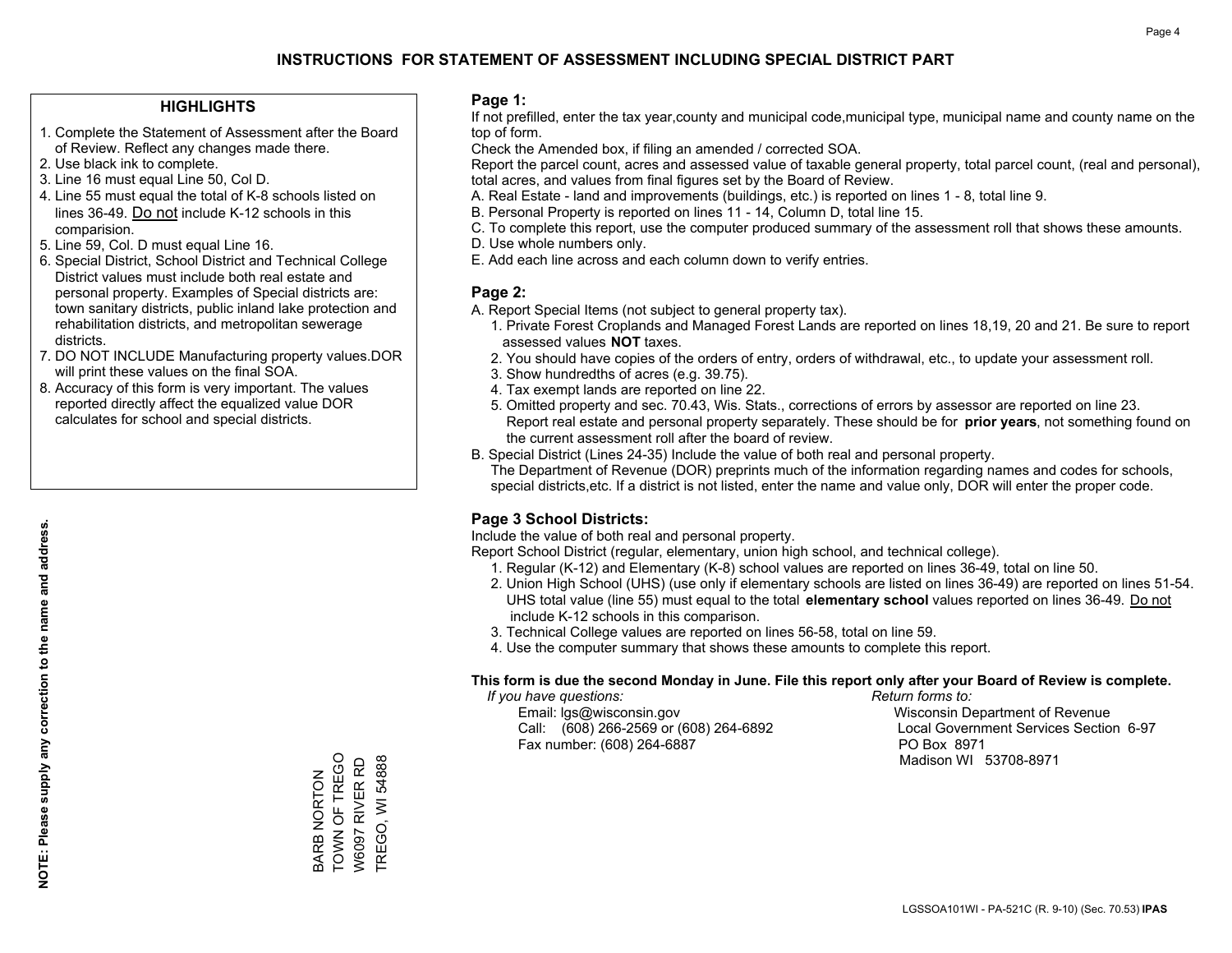# INSTRUCTIONS FOR STATEMENT OF ASSESSMENT INCLUDING SPECIAL DISTRICT PART

## HIGHLIGHTS

1. Complete the Statement of Assessment after the Board of Review. Reflect any changes made there.
2. Use black ink to complete.
3. Line 16 must equal Line 50, Col D.
4. Line 55 must equal the total of K-8 schools listed on lines 36-49. Do not include K-12 schools in this comparision.
5. Line 59, Col. D must equal Line 16.
6. Special District, School District and Technical College District values must include both real estate and personal property. Examples of Special districts are: town sanitary districts, public inland lake protection and rehabilitation districts, and metropolitan sewerage districts.
7. DO NOT INCLUDE Manufacturing property values.DOR will print these values on the final SOA.
8. Accuracy of this form is very important. The values reported directly affect the equalized value DOR calculates for school and special districts.

**NOTE: Please supply any correction to the name and address.**

BARB NORTON
TOWN OF TREGO
W6097 RIVER RD
TREGO, WI 54888

## Page 1:

If not prefilled, enter the tax year,county and municipal code,municipal type, municipal name and county name on the top of form.

Check the Amended box, if filing an amended / corrected SOA.

Report the parcel count, acres and assessed value of taxable general property, total parcel count, (real and personal), total acres, and values from final figures set by the Board of Review.

A. Real Estate - land and improvements (buildings, etc.) is reported on lines 1 - 8, total line 9.
B. Personal Property is reported on lines 11 - 14, Column D, total line 15.
C. To complete this report, use the computer produced summary of the assessment roll that shows these amounts.
D. Use whole numbers only.
E. Add each line across and each column down to verify entries.

## Page 2:

A. Report Special Items (not subject to general property tax).
   1. Private Forest Croplands and Managed Forest Lands are reported on lines 18,19, 20 and 21. Be sure to report assessed values **NOT** taxes.
   2. You should have copies of the orders of entry, orders of withdrawal, etc., to update your assessment roll.
   3. Show hundredths of acres (e.g. 39.75).
   4. Tax exempt lands are reported on line 22.
   5. Omitted property and sec. 70.43, Wis. Stats., corrections of errors by assessor are reported on line 23. Report real estate and personal property separately. These should be for **prior years**, not something found on the current assessment roll after the board of review.
B. Special District (Lines 24-35) Include the value of both real and personal property.
   The Department of Revenue (DOR) preprints much of the information regarding names and codes for schools, special districts,etc. If a district is not listed, enter the name and value only, DOR will enter the proper code.

## Page 3 School Districts:

Include the value of both real and personal property.

Report School District (regular, elementary, union high school, and technical college).

1. Regular (K-12) and Elementary (K-8) school values are reported on lines 36-49, total on line 50.
2. Union High School (UHS) (use only if elementary schools are listed on lines 36-49) are reported on lines 51-54. UHS total value (line 55) must equal to the total **elementary school** values reported on lines 36-49. Do not include K-12 schools in this comparison.
3. Technical College values are reported on lines 56-58, total on line 59.
4. Use the computer summary that shows these amounts to complete this report.

**This form is due the second Monday in June. File this report only after your Board of Review is complete.**

*If you have questions:*
Email: lgs@wisconsin.gov
Call: (608) 266-2569 or (608) 264-6892
Fax number: (608) 264-6887

*Return forms to:*
Wisconsin Department of Revenue
Local Government Services Section 6-97
PO Box 8971
Madison WI 53708-8971

LGSSOA101WI - PA-521C (R. 9-10) (Sec. 70.53) **IPAS**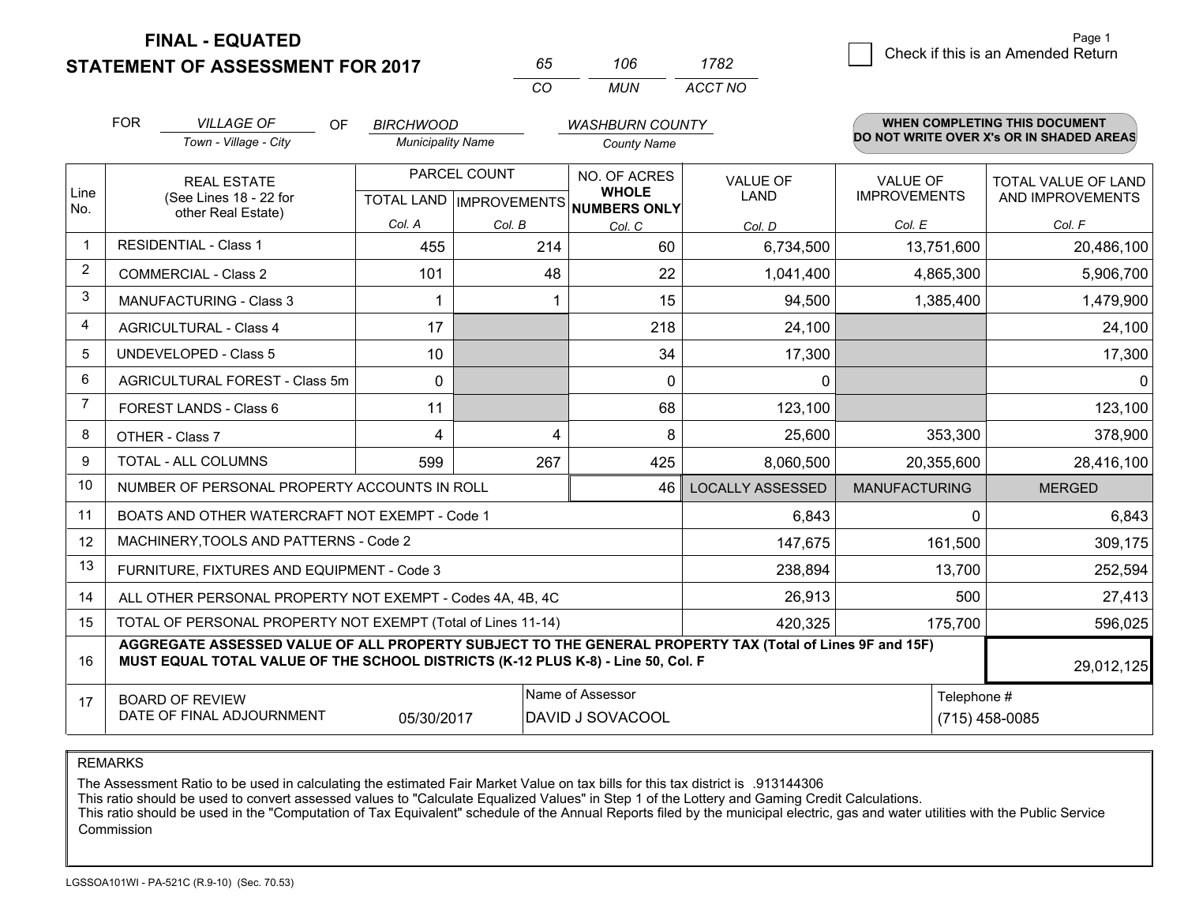**FINAL - EQUATED**

**STATEMENT OF ASSESSMENT FOR 2017**

| 65 | 106 | 1782 |
|---|---|---|
| CO | MUN | ACCT NO |

Page 1

☐ Check if this is an Amended Return

FOR *VILLAGE OF* (Town - Village - City) OF *BIRCHWOOD* (Municipality Name) *WASHBURN COUNTY* (County Name)

**WHEN COMPLETING THIS DOCUMENT DO NOT WRITE OVER X's OR IN SHADED AREAS**

| Line No. | REAL ESTATE (See Lines 18 - 22 for other Real Estate) | PARCEL COUNT TOTAL LAND Col. A | PARCEL COUNT IMPROVEMENTS Col. B | NO. OF ACRES WHOLE NUMBERS ONLY Col. C | VALUE OF LAND Col. D | VALUE OF IMPROVEMENTS Col. E | TOTAL VALUE OF LAND AND IMPROVEMENTS Col. F |
|---|---|---|---|---|---|---|---|
| 1 | RESIDENTIAL - Class 1 | 455 | 214 | 60 | 6,734,500 | 13,751,600 | 20,486,100 |
| 2 | COMMERCIAL - Class 2 | 101 | 48 | 22 | 1,041,400 | 4,865,300 | 5,906,700 |
| 3 | MANUFACTURING - Class 3 | 1 | 1 | 15 | 94,500 | 1,385,400 | 1,479,900 |
| 4 | AGRICULTURAL - Class 4 | 17 | | 218 | 24,100 | | 24,100 |
| 5 | UNDEVELOPED - Class 5 | 10 | | 34 | 17,300 | | 17,300 |
| 6 | AGRICULTURAL FOREST - Class 5m | 0 | | 0 | 0 | | 0 |
| 7 | FOREST LANDS - Class 6 | 11 | | 68 | 123,100 | | 123,100 |
| 8 | OTHER - Class 7 | 4 | 4 | 8 | 25,600 | 353,300 | 378,900 |
| 9 | TOTAL - ALL COLUMNS | 599 | 267 | 425 | 8,060,500 | 20,355,600 | 28,416,100 |
| 10 | NUMBER OF PERSONAL PROPERTY ACCOUNTS IN ROLL | | | 46 | LOCALLY ASSESSED | MANUFACTURING | MERGED |
| 11 | BOATS AND OTHER WATERCRAFT NOT EXEMPT - Code 1 | | | | 6,843 | 0 | 6,843 |
| 12 | MACHINERY,TOOLS AND PATTERNS - Code 2 | | | | 147,675 | 161,500 | 309,175 |
| 13 | FURNITURE, FIXTURES AND EQUIPMENT - Code 3 | | | | 238,894 | 13,700 | 252,594 |
| 14 | ALL OTHER PERSONAL PROPERTY NOT EXEMPT - Codes 4A, 4B, 4C | | | | 26,913 | 500 | 27,413 |
| 15 | TOTAL OF PERSONAL PROPERTY NOT EXEMPT (Total of Lines 11-14) | | | | 420,325 | 175,700 | 596,025 |
| 16 | **AGGREGATE ASSESSED VALUE OF ALL PROPERTY SUBJECT TO THE GENERAL PROPERTY TAX (Total of Lines 9F and 15F) MUST EQUAL TOTAL VALUE OF THE SCHOOL DISTRICTS (K-12 PLUS K-8) - Line 50, Col. F** | | | | | | 29,012,125 |
| 17 | BOARD OF REVIEW DATE OF FINAL ADJOURNMENT | 05/30/2017 | Name of Assessor: DAVID J SOVACOOL | | | Telephone #: (715) 458-0085 | |

REMARKS

The Assessment Ratio to be used in calculating the estimated Fair Market Value on tax bills for this tax district is .913144306
This ratio should be used to convert assessed values to "Calculate Equalized Values" in Step 1 of the Lottery and Gaming Credit Calculations.
This ratio should be used in the "Computation of Tax Equivalent" schedule of the Annual Reports filed by the municipal electric, gas and water utilities with the Public Service Commission

LGSSOA101WI - PA-521C (R.9-10) (Sec. 70.53)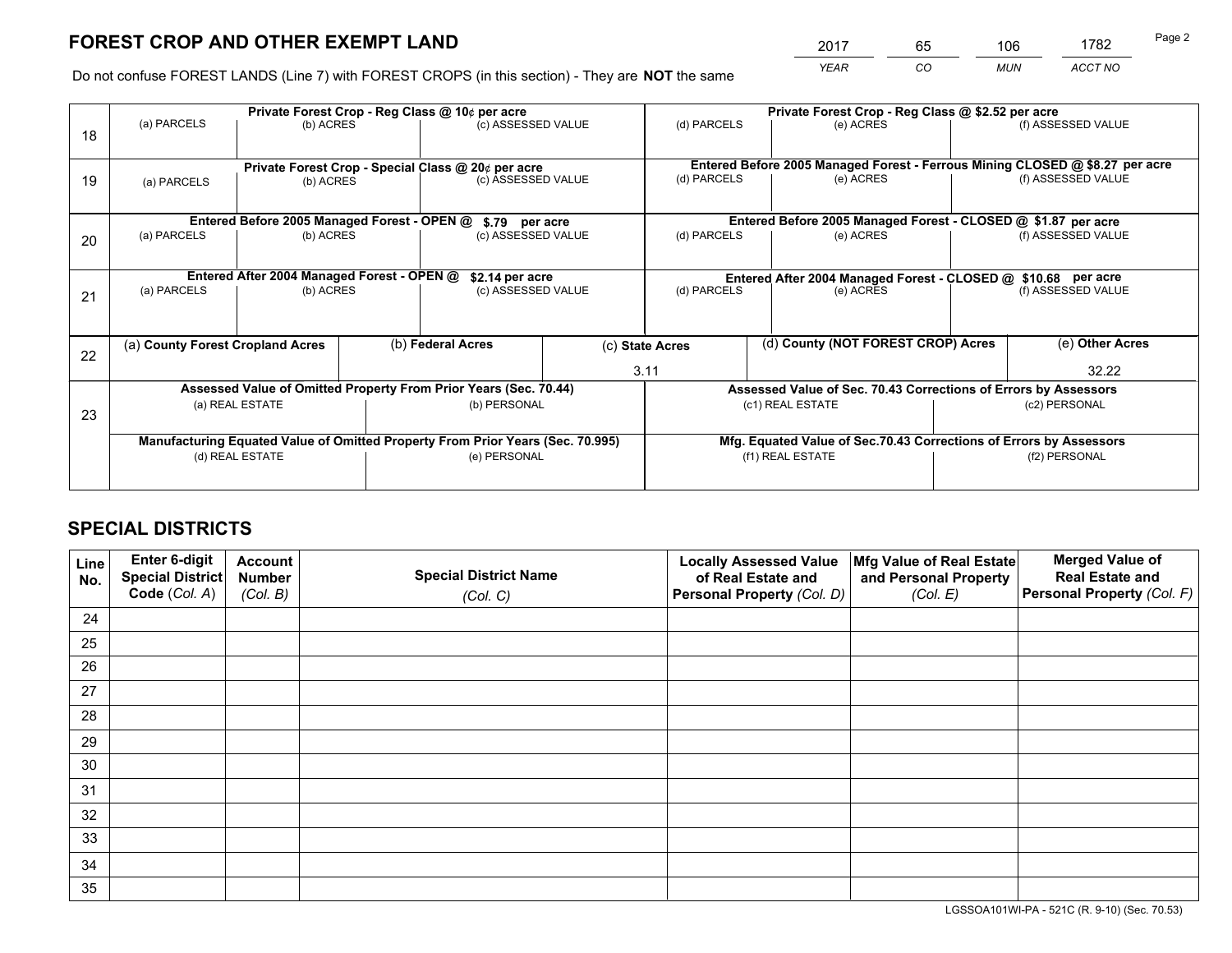# FOREST CROP AND OTHER EXEMPT LAND

| 2017 | 65 | 106 | 1782 |
|---|---|---|---|
| *YEAR* | *CO* | *MUN* | *ACCT NO* |

Do not confuse FOREST LANDS (Line 7) with FOREST CROPS (in this section) - They are **NOT** the same

| Line | Private Forest Crop - Reg Class @ 10¢ per acre | | | Private Forest Crop - Reg Class @ $2.52 per acre | | |
|---|---|---|---|---|---|---|
| 18 | (a) PARCELS | (b) ACRES | (c) ASSESSED VALUE | (d) PARCELS | (e) ACRES | (f) ASSESSED VALUE |
| | | | | | | |

| Line | Private Forest Crop - Special Class @ 20¢ per acre | | | Entered Before 2005 Managed Forest - Ferrous Mining CLOSED @ $8.27 per acre | | |
|---|---|---|---|---|---|---|
| 19 | (a) PARCELS | (b) ACRES | (c) ASSESSED VALUE | (d) PARCELS | (e) ACRES | (f) ASSESSED VALUE |
| | | | | | | |

| Line | Entered Before 2005 Managed Forest - OPEN @ $.79 per acre | | | Entered Before 2005 Managed Forest - CLOSED @ $1.87 per acre | | |
|---|---|---|---|---|---|---|
| 20 | (a) PARCELS | (b) ACRES | (c) ASSESSED VALUE | (d) PARCELS | (e) ACRES | (f) ASSESSED VALUE |
| | | | | | | |

| Line | Entered After 2004 Managed Forest - OPEN @ $2.14 per acre | | | Entered After 2004 Managed Forest - CLOSED @ $10.68 per acre | | |
|---|---|---|---|---|---|---|
| 21 | (a) PARCELS | (b) ACRES | (c) ASSESSED VALUE | (d) PARCELS | (e) ACRES | (f) ASSESSED VALUE |
| | | | | | | |

| Line | (a) County Forest Cropland Acres | (b) Federal Acres | (c) State Acres | (d) County (NOT FOREST CROP) Acres | (e) Other Acres |
|---|---|---|---|---|---|
| 22 | | | 3.11 | | 32.22 |

| Line | Assessed Value of Omitted Property From Prior Years (Sec. 70.44) | | Assessed Value of Sec. 70.43 Corrections of Errors by Assessors | |
|---|---|---|---|---|
| 23 | (a) REAL ESTATE | (b) PERSONAL | (c1) REAL ESTATE | (c2) PERSONAL |
| | | | | |
| | **Manufacturing Equated Value of Omitted Property From Prior Years (Sec. 70.995)** | | **Mfg. Equated Value of Sec.70.43 Corrections of Errors by Assessors** | |
| | (d) REAL ESTATE | (e) PERSONAL | (f1) REAL ESTATE | (f2) PERSONAL |
| | | | | |

# SPECIAL DISTRICTS

| Line No. | Enter 6-digit Special District Code (*Col. A*) | Account Number (*Col. B*) | Special District Name (*Col. C*) | Locally Assessed Value of Real Estate and Personal Property (*Col. D*) | Mfg Value of Real Estate and Personal Property (*Col. E*) | Merged Value of Real Estate and Personal Property (*Col. F*) |
|---|---|---|---|---|---|---|
| 24 | | | | | | |
| 25 | | | | | | |
| 26 | | | | | | |
| 27 | | | | | | |
| 28 | | | | | | |
| 29 | | | | | | |
| 30 | | | | | | |
| 31 | | | | | | |
| 32 | | | | | | |
| 33 | | | | | | |
| 34 | | | | | | |
| 35 | | | | | | |

LGSSOA101WI-PA - 521C (R. 9-10) (Sec. 70.53)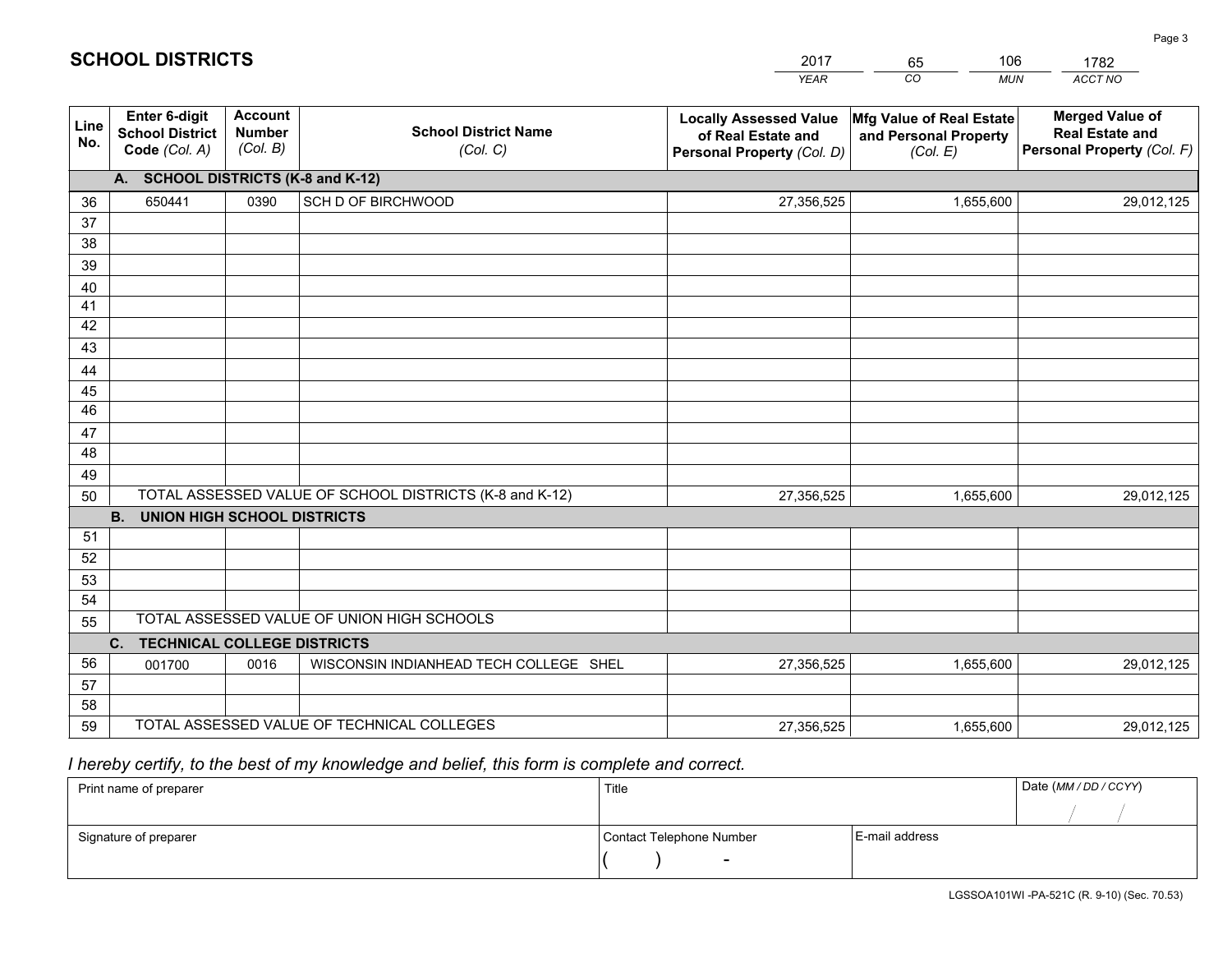# SCHOOL DISTRICTS

| 2017 | 65 | 106 | 1782 |
|---|---|---|---|
| *YEAR* | *CO* | *MUN* | *ACCT NO* |

| Line No. | Enter 6-digit School District Code *(Col. A)* | Account Number *(Col. B)* | School District Name *(Col. C)* | Locally Assessed Value of Real Estate and Personal Property *(Col. D)* | Mfg Value of Real Estate and Personal Property *(Col. E)* | Merged Value of Real Estate and Personal Property *(Col. F)* |
|---|---|---|---|---|---|---|
| | **A. SCHOOL DISTRICTS (K-8 and K-12)** | | | | | |
| 36 | 650441 | 0390 | SCH D OF BIRCHWOOD | 27,356,525 | 1,655,600 | 29,012,125 |
| 37 | | | | | | |
| 38 | | | | | | |
| 39 | | | | | | |
| 40 | | | | | | |
| 41 | | | | | | |
| 42 | | | | | | |
| 43 | | | | | | |
| 44 | | | | | | |
| 45 | | | | | | |
| 46 | | | | | | |
| 47 | | | | | | |
| 48 | | | | | | |
| 49 | | | | | | |
| 50 | TOTAL ASSESSED VALUE OF SCHOOL DISTRICTS (K-8 and K-12) | | | 27,356,525 | 1,655,600 | 29,012,125 |
| | **B. UNION HIGH SCHOOL DISTRICTS** | | | | | |
| 51 | | | | | | |
| 52 | | | | | | |
| 53 | | | | | | |
| 54 | | | | | | |
| 55 | TOTAL ASSESSED VALUE OF UNION HIGH SCHOOLS | | | | | |
| | **C. TECHNICAL COLLEGE DISTRICTS** | | | | | |
| 56 | 001700 | 0016 | WISCONSIN INDIANHEAD TECH COLLEGE SHEL | 27,356,525 | 1,655,600 | 29,012,125 |
| 57 | | | | | | |
| 58 | | | | | | |
| 59 | TOTAL ASSESSED VALUE OF TECHNICAL COLLEGES | | | 27,356,525 | 1,655,600 | 29,012,125 |

*I hereby certify, to the best of my knowledge and belief, this form is complete and correct.*

| Print name of preparer | Title | | Date *(MM / DD / CCYY)* |
|---|---|---|---|
| | | | / / |
| Signature of preparer | Contact Telephone Number | E-mail address | |
| | ( ) - | | |

LGSSOA101WI -PA-521C (R. 9-10) (Sec. 70.53)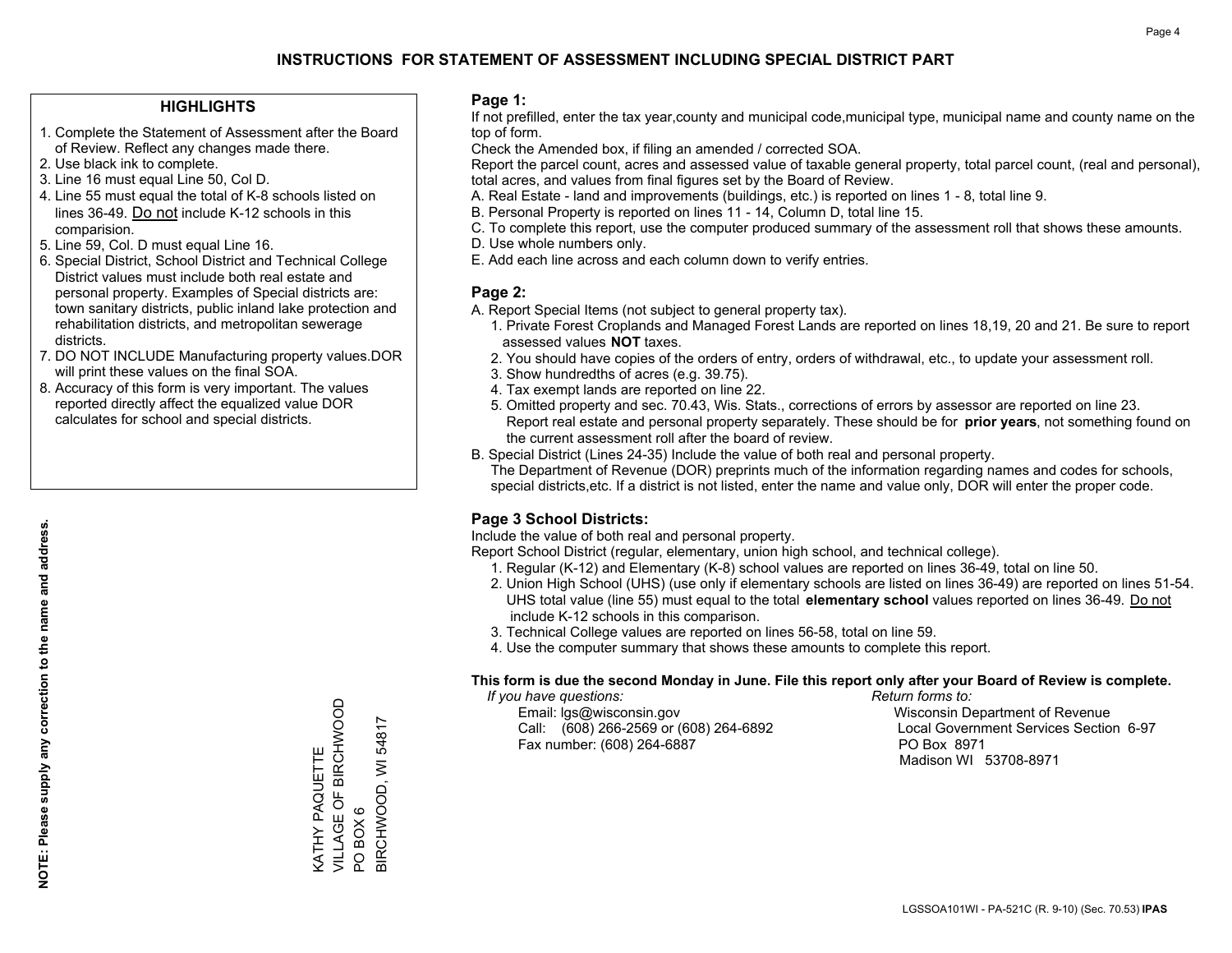# INSTRUCTIONS FOR STATEMENT OF ASSESSMENT INCLUDING SPECIAL DISTRICT PART

## HIGHLIGHTS

1. Complete the Statement of Assessment after the Board of Review. Reflect any changes made there.
2. Use black ink to complete.
3. Line 16 must equal Line 50, Col D.
4. Line 55 must equal the total of K-8 schools listed on lines 36-49. Do not include K-12 schools in this comparision.
5. Line 59, Col. D must equal Line 16.
6. Special District, School District and Technical College District values must include both real estate and personal property. Examples of Special districts are: town sanitary districts, public inland lake protection and rehabilitation districts, and metropolitan sewerage districts.
7. DO NOT INCLUDE Manufacturing property values.DOR will print these values on the final SOA.
8. Accuracy of this form is very important. The values reported directly affect the equalized value DOR calculates for school and special districts.

**NOTE: Please supply any correction to the name and address.**

KATHY PAQUETTE
VILLAGE OF BIRCHWOOD
PO BOX 6
BIRCHWOOD, WI 54817

## Page 1:

If not prefilled, enter the tax year,county and municipal code,municipal type, municipal name and county name on the top of form.

Check the Amended box, if filing an amended / corrected SOA.

Report the parcel count, acres and assessed value of taxable general property, total parcel count, (real and personal), total acres, and values from final figures set by the Board of Review.

A. Real Estate - land and improvements (buildings, etc.) is reported on lines 1 - 8, total line 9.
B. Personal Property is reported on lines 11 - 14, Column D, total line 15.
C. To complete this report, use the computer produced summary of the assessment roll that shows these amounts.
D. Use whole numbers only.
E. Add each line across and each column down to verify entries.

## Page 2:

A. Report Special Items (not subject to general property tax).
   1. Private Forest Croplands and Managed Forest Lands are reported on lines 18,19, 20 and 21. Be sure to report assessed values **NOT** taxes.
   2. You should have copies of the orders of entry, orders of withdrawal, etc., to update your assessment roll.
   3. Show hundredths of acres (e.g. 39.75).
   4. Tax exempt lands are reported on line 22.
   5. Omitted property and sec. 70.43, Wis. Stats., corrections of errors by assessor are reported on line 23. Report real estate and personal property separately. These should be for **prior years**, not something found on the current assessment roll after the board of review.

B. Special District (Lines 24-35) Include the value of both real and personal property.
   The Department of Revenue (DOR) preprints much of the information regarding names and codes for schools, special districts,etc. If a district is not listed, enter the name and value only, DOR will enter the proper code.

## Page 3 School Districts:

Include the value of both real and personal property.

Report School District (regular, elementary, union high school, and technical college).

1. Regular (K-12) and Elementary (K-8) school values are reported on lines 36-49, total on line 50.
2. Union High School (UHS) (use only if elementary schools are listed on lines 36-49) are reported on lines 51-54. UHS total value (line 55) must equal to the total **elementary school** values reported on lines 36-49. Do not include K-12 schools in this comparison.
3. Technical College values are reported on lines 56-58, total on line 59.
4. Use the computer summary that shows these amounts to complete this report.

**This form is due the second Monday in June. File this report only after your Board of Review is complete.**

*If you have questions:*
Email: lgs@wisconsin.gov
Call: (608) 266-2569 or (608) 264-6892
Fax number: (608) 264-6887

*Return forms to:*
Wisconsin Department of Revenue
Local Government Services Section 6-97
PO Box 8971
Madison WI 53708-8971

LGSSOA101WI - PA-521C (R. 9-10) (Sec. 70.53) **IPAS**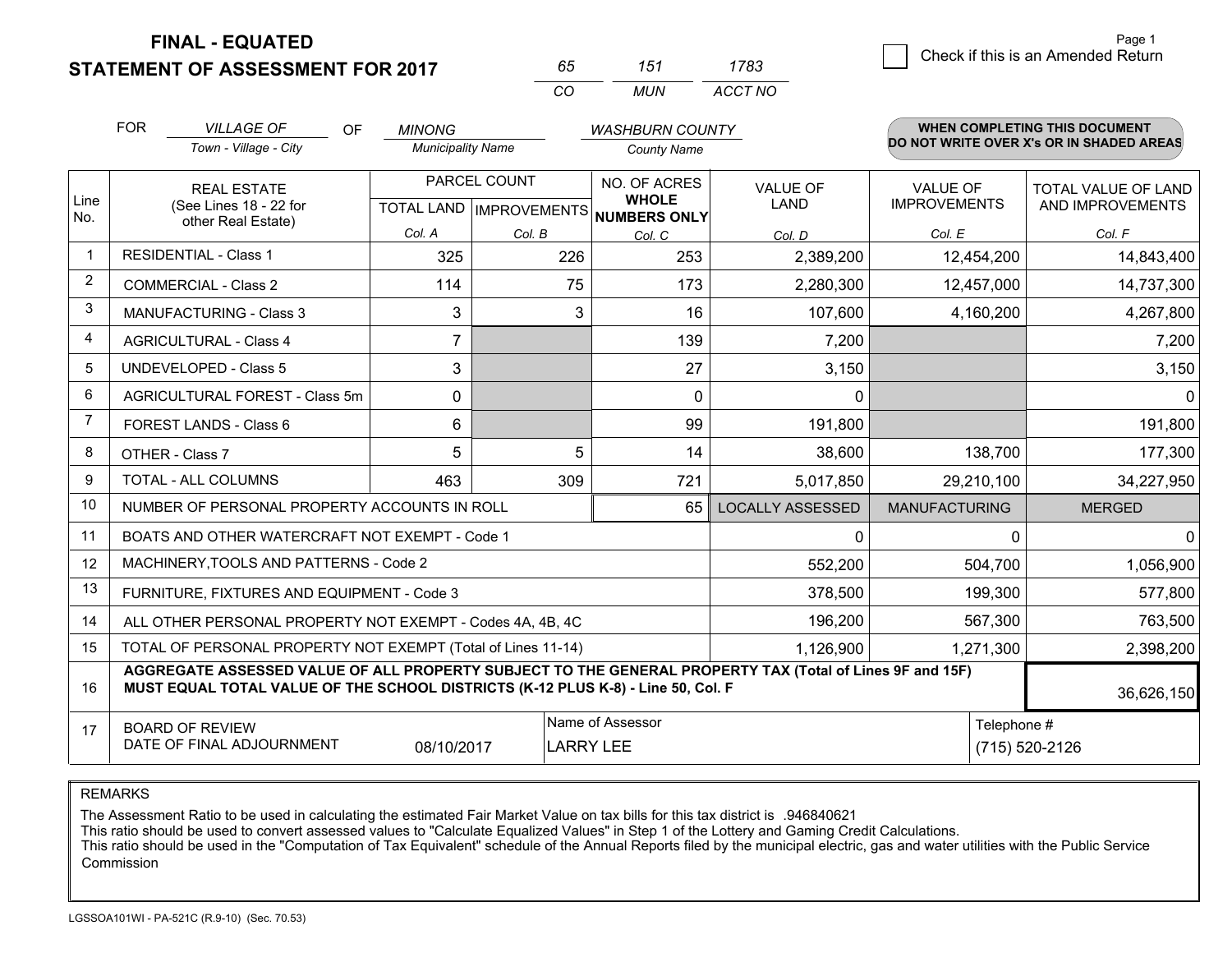# FINAL - EQUATED
# STATEMENT OF ASSESSMENT FOR 2017

| 65 | 151 | 1783 |
|---|---|---|
| CO | MUN | ACCT NO |

Page 1

☐ Check if this is an Amended Return

FOR *VILLAGE OF* (Town - Village - City) OF *MINONG* (Municipality Name) *WASHBURN COUNTY* (County Name)

**WHEN COMPLETING THIS DOCUMENT DO NOT WRITE OVER X's OR IN SHADED AREAS**

| Line No. | REAL ESTATE (See Lines 18 - 22 for other Real Estate) | PARCEL COUNT TOTAL LAND Col. A | PARCEL COUNT IMPROVEMENTS Col. B | NO. OF ACRES WHOLE NUMBERS ONLY Col. C | VALUE OF LAND Col. D | VALUE OF IMPROVEMENTS Col. E | TOTAL VALUE OF LAND AND IMPROVEMENTS Col. F |
|---|---|---|---|---|---|---|---|
| 1 | RESIDENTIAL - Class 1 | 325 | 226 | 253 | 2,389,200 | 12,454,200 | 14,843,400 |
| 2 | COMMERCIAL - Class 2 | 114 | 75 | 173 | 2,280,300 | 12,457,000 | 14,737,300 |
| 3 | MANUFACTURING - Class 3 | 3 | 3 | 16 | 107,600 | 4,160,200 | 4,267,800 |
| 4 | AGRICULTURAL - Class 4 | 7 | | 139 | 7,200 | | 7,200 |
| 5 | UNDEVELOPED - Class 5 | 3 | | 27 | 3,150 | | 3,150 |
| 6 | AGRICULTURAL FOREST - Class 5m | 0 | | 0 | 0 | | 0 |
| 7 | FOREST LANDS - Class 6 | 6 | | 99 | 191,800 | | 191,800 |
| 8 | OTHER - Class 7 | 5 | 5 | 14 | 38,600 | 138,700 | 177,300 |
| 9 | TOTAL - ALL COLUMNS | 463 | 309 | 721 | 5,017,850 | 29,210,100 | 34,227,950 |
| 10 | NUMBER OF PERSONAL PROPERTY ACCOUNTS IN ROLL | | | 65 | LOCALLY ASSESSED | MANUFACTURING | MERGED |
| 11 | BOATS AND OTHER WATERCRAFT NOT EXEMPT - Code 1 | | | | 0 | 0 | 0 |
| 12 | MACHINERY,TOOLS AND PATTERNS - Code 2 | | | | 552,200 | 504,700 | 1,056,900 |
| 13 | FURNITURE, FIXTURES AND EQUIPMENT - Code 3 | | | | 378,500 | 199,300 | 577,800 |
| 14 | ALL OTHER PERSONAL PROPERTY NOT EXEMPT - Codes 4A, 4B, 4C | | | | 196,200 | 567,300 | 763,500 |
| 15 | TOTAL OF PERSONAL PROPERTY NOT EXEMPT (Total of Lines 11-14) | | | | 1,126,900 | 1,271,300 | 2,398,200 |
| 16 | **AGGREGATE ASSESSED VALUE OF ALL PROPERTY SUBJECT TO THE GENERAL PROPERTY TAX (Total of Lines 9F and 15F) MUST EQUAL TOTAL VALUE OF THE SCHOOL DISTRICTS (K-12 PLUS K-8) - Line 50, Col. F** | | | | | | 36,626,150 |
| 17 | BOARD OF REVIEW DATE OF FINAL ADJOURNMENT | 08/10/2017 | Name of Assessor: LARRY LEE | | | Telephone #: (715) 520-2126 | |

REMARKS

The Assessment Ratio to be used in calculating the estimated Fair Market Value on tax bills for this tax district is .946840621
This ratio should be used to convert assessed values to "Calculate Equalized Values" in Step 1 of the Lottery and Gaming Credit Calculations.
This ratio should be used in the "Computation of Tax Equivalent" schedule of the Annual Reports filed by the municipal electric, gas and water utilities with the Public Service Commission

LGSSOA101WI - PA-521C (R.9-10) (Sec. 70.53)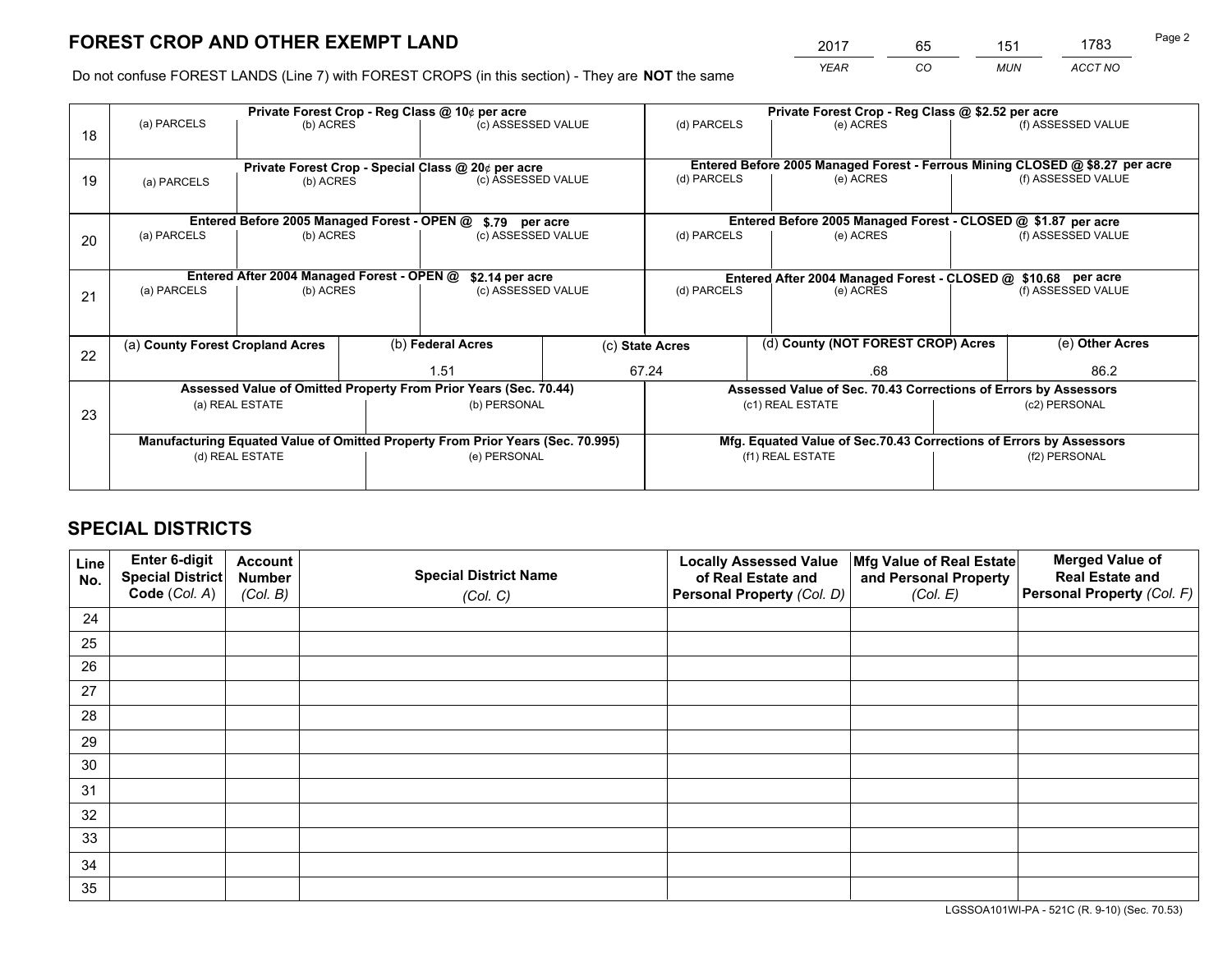# FOREST CROP AND OTHER EXEMPT LAND

| 2017 | 65 | 151 | 1783 |
|---|---|---|---|
| YEAR | CO | MUN | ACCT NO |

Do not confuse FOREST LANDS (Line 7) with FOREST CROPS (in this section) - They are **NOT** the same

| | Private Forest Crop - Reg Class @ 10¢ per acre | | | Private Forest Crop - Reg Class @ $2.52 per acre | | |
|---|---|---|---|---|---|---|
| 18 | (a) PARCELS | (b) ACRES | (c) ASSESSED VALUE | (d) PARCELS | (e) ACRES | (f) ASSESSED VALUE |
| | **Private Forest Crop - Special Class @ 20¢ per acre** | | | **Entered Before 2005 Managed Forest - Ferrous Mining CLOSED @ $8.27 per acre** | | |
| 19 | (a) PARCELS | (b) ACRES | (c) ASSESSED VALUE | (d) PARCELS | (e) ACRES | (f) ASSESSED VALUE |
| | **Entered Before 2005 Managed Forest - OPEN @ $.79 per acre** | | | **Entered Before 2005 Managed Forest - CLOSED @ $1.87 per acre** | | |
| 20 | (a) PARCELS | (b) ACRES | (c) ASSESSED VALUE | (d) PARCELS | (e) ACRES | (f) ASSESSED VALUE |
| | **Entered After 2004 Managed Forest - OPEN @ $2.14 per acre** | | | **Entered After 2004 Managed Forest - CLOSED @ $10.68 per acre** | | |
| 21 | (a) PARCELS | (b) ACRES | (c) ASSESSED VALUE | (d) PARCELS | (e) ACRES | (f) ASSESSED VALUE |

| | (a) County Forest Cropland Acres | (b) Federal Acres | (c) State Acres | (d) County (NOT FOREST CROP) Acres | (e) Other Acres |
|---|---|---|---|---|---|
| 22 | | 1.51 | 67.24 | .68 | 86.2 |

| | Assessed Value of Omitted Property From Prior Years (Sec. 70.44) | | Assessed Value of Sec. 70.43 Corrections of Errors by Assessors | |
|---|---|---|---|---|
| 23 | (a) REAL ESTATE | (b) PERSONAL | (c1) REAL ESTATE | (c2) PERSONAL |
| | **Manufacturing Equated Value of Omitted Property From Prior Years (Sec. 70.995)** | | **Mfg. Equated Value of Sec.70.43 Corrections of Errors by Assessors** | |
| | (d) REAL ESTATE | (e) PERSONAL | (f1) REAL ESTATE | (f2) PERSONAL |

# SPECIAL DISTRICTS

| Line No. | Enter 6-digit Special District Code (Col. A) | Account Number (Col. B) | Special District Name (Col. C) | Locally Assessed Value of Real Estate and Personal Property (Col. D) | Mfg Value of Real Estate and Personal Property (Col. E) | Merged Value of Real Estate and Personal Property (Col. F) |
|---|---|---|---|---|---|---|
| 24 | | | | | | |
| 25 | | | | | | |
| 26 | | | | | | |
| 27 | | | | | | |
| 28 | | | | | | |
| 29 | | | | | | |
| 30 | | | | | | |
| 31 | | | | | | |
| 32 | | | | | | |
| 33 | | | | | | |
| 34 | | | | | | |
| 35 | | | | | | |

LGSSOA101WI-PA - 521C (R. 9-10) (Sec. 70.53)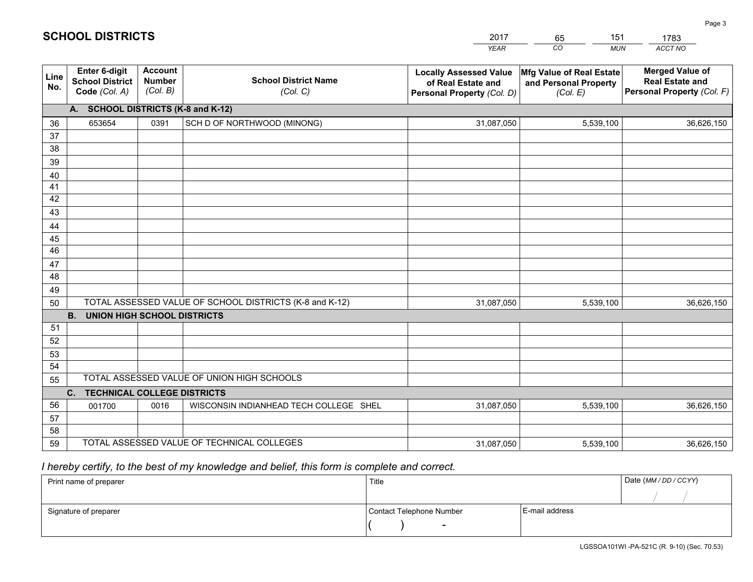# SCHOOL DISTRICTS

| 2017 | 65 | 151 | 1783 |
|---|---|---|---|
| *YEAR* | *CO* | *MUN* | *ACCT NO* |

| Line No. | Enter 6-digit School District Code *(Col. A)* | Account Number *(Col. B)* | School District Name *(Col. C)* | Locally Assessed Value of Real Estate and Personal Property *(Col. D)* | Mfg Value of Real Estate and Personal Property *(Col. E)* | Merged Value of Real Estate and Personal Property *(Col. F)* |
|---|---|---|---|---|---|---|
| | **A. SCHOOL DISTRICTS (K-8 and K-12)** | | | | | |
| 36 | 653654 | 0391 | SCH D OF NORTHWOOD (MINONG) | 31,087,050 | 5,539,100 | 36,626,150 |
| 37 | | | | | | |
| 38 | | | | | | |
| 39 | | | | | | |
| 40 | | | | | | |
| 41 | | | | | | |
| 42 | | | | | | |
| 43 | | | | | | |
| 44 | | | | | | |
| 45 | | | | | | |
| 46 | | | | | | |
| 47 | | | | | | |
| 48 | | | | | | |
| 49 | | | | | | |
| 50 | TOTAL ASSESSED VALUE OF SCHOOL DISTRICTS (K-8 and K-12) | | | 31,087,050 | 5,539,100 | 36,626,150 |
| | **B. UNION HIGH SCHOOL DISTRICTS** | | | | | |
| 51 | | | | | | |
| 52 | | | | | | |
| 53 | | | | | | |
| 54 | | | | | | |
| 55 | TOTAL ASSESSED VALUE OF UNION HIGH SCHOOLS | | | | | |
| | **C. TECHNICAL COLLEGE DISTRICTS** | | | | | |
| 56 | 001700 | 0016 | WISCONSIN INDIANHEAD TECH COLLEGE SHEL | 31,087,050 | 5,539,100 | 36,626,150 |
| 57 | | | | | | |
| 58 | | | | | | |
| 59 | TOTAL ASSESSED VALUE OF TECHNICAL COLLEGES | | | 31,087,050 | 5,539,100 | 36,626,150 |

*I hereby certify, to the best of my knowledge and belief, this form is complete and correct.*

| Print name of preparer | Title | | Date *(MM / DD / CCYY)* |
|---|---|---|---|
| | | | / / |
| Signature of preparer | Contact Telephone Number | E-mail address | |
| | ( ) - | | |

LGSSOA101WI -PA-521C (R. 9-10) (Sec. 70.53)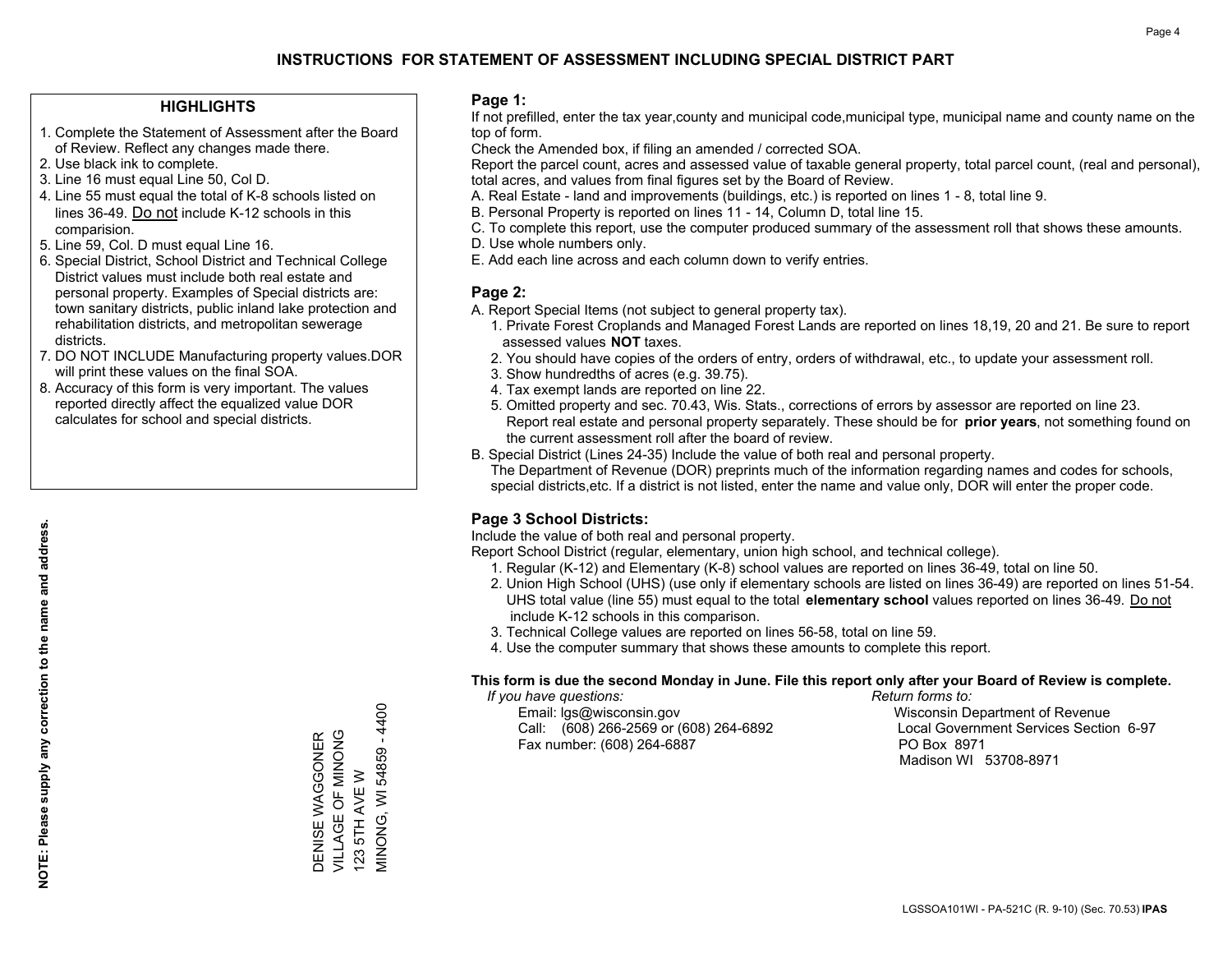# INSTRUCTIONS FOR STATEMENT OF ASSESSMENT INCLUDING SPECIAL DISTRICT PART

## HIGHLIGHTS

1. Complete the Statement of Assessment after the Board of Review. Reflect any changes made there.
2. Use black ink to complete.
3. Line 16 must equal Line 50, Col D.
4. Line 55 must equal the total of K-8 schools listed on lines 36-49. Do not include K-12 schools in this comparision.
5. Line 59, Col. D must equal Line 16.
6. Special District, School District and Technical College District values must include both real estate and personal property. Examples of Special districts are: town sanitary districts, public inland lake protection and rehabilitation districts, and metropolitan sewerage districts.
7. DO NOT INCLUDE Manufacturing property values.DOR will print these values on the final SOA.
8. Accuracy of this form is very important. The values reported directly affect the equalized value DOR calculates for school and special districts.

**NOTE: Please supply any correction to the name and address.**

DENISE WAGGONER
VILLAGE OF MINONG
123 5TH AVE W
MINONG, WI 54859 - 4400

## Page 1:

If not prefilled, enter the tax year,county and municipal code,municipal type, municipal name and county name on the top of form.

Check the Amended box, if filing an amended / corrected SOA.

Report the parcel count, acres and assessed value of taxable general property, total parcel count, (real and personal), total acres, and values from final figures set by the Board of Review.

A. Real Estate - land and improvements (buildings, etc.) is reported on lines 1 - 8, total line 9.
B. Personal Property is reported on lines 11 - 14, Column D, total line 15.
C. To complete this report, use the computer produced summary of the assessment roll that shows these amounts.
D. Use whole numbers only.
E. Add each line across and each column down to verify entries.

## Page 2:

A. Report Special Items (not subject to general property tax).
   1. Private Forest Croplands and Managed Forest Lands are reported on lines 18,19, 20 and 21. Be sure to report assessed values **NOT** taxes.
   2. You should have copies of the orders of entry, orders of withdrawal, etc., to update your assessment roll.
   3. Show hundredths of acres (e.g. 39.75).
   4. Tax exempt lands are reported on line 22.
   5. Omitted property and sec. 70.43, Wis. Stats., corrections of errors by assessor are reported on line 23. Report real estate and personal property separately. These should be for **prior years**, not something found on the current assessment roll after the board of review.
B. Special District (Lines 24-35) Include the value of both real and personal property.
   The Department of Revenue (DOR) preprints much of the information regarding names and codes for schools, special districts,etc. If a district is not listed, enter the name and value only, DOR will enter the proper code.

## Page 3 School Districts:

Include the value of both real and personal property.

Report School District (regular, elementary, union high school, and technical college).

1. Regular (K-12) and Elementary (K-8) school values are reported on lines 36-49, total on line 50.
2. Union High School (UHS) (use only if elementary schools are listed on lines 36-49) are reported on lines 51-54. UHS total value (line 55) must equal to the total **elementary school** values reported on lines 36-49. Do not include K-12 schools in this comparison.
3. Technical College values are reported on lines 56-58, total on line 59.
4. Use the computer summary that shows these amounts to complete this report.

**This form is due the second Monday in June. File this report only after your Board of Review is complete.**

*If you have questions:*
Email: lgs@wisconsin.gov
Call: (608) 266-2569 or (608) 264-6892
Fax number: (608) 264-6887

*Return forms to:*
Wisconsin Department of Revenue
Local Government Services Section 6-97
PO Box 8971
Madison WI 53708-8971

LGSSOA101WI - PA-521C (R. 9-10) (Sec. 70.53) **IPAS**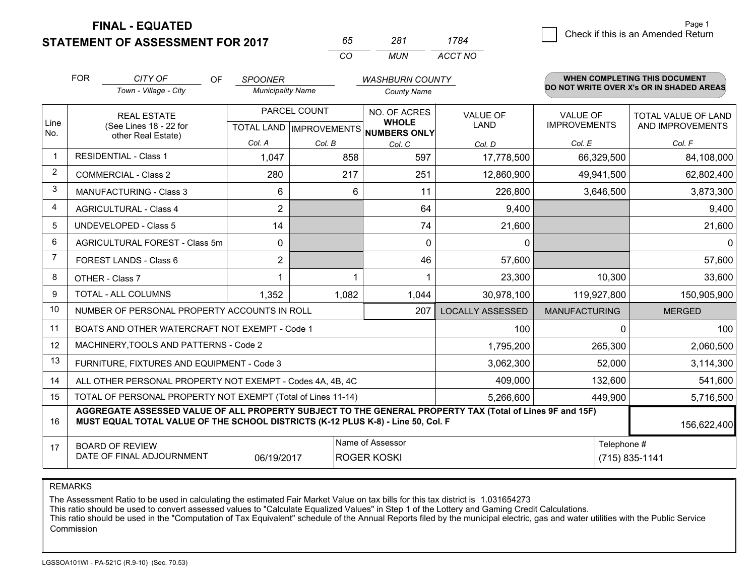# FINAL - EQUATED
# STATEMENT OF ASSESSMENT FOR 2017

| 65 | 281 | 1784 |
|---|---|---|
| CO | MUN | ACCT NO |

☐ Check if this is an Amended Return

FOR CITY OF (Town - Village - City) OF SPOONER (Municipality Name) WASHBURN COUNTY (County Name)

**WHEN COMPLETING THIS DOCUMENT DO NOT WRITE OVER X's OR IN SHADED AREAS**

| Line No. | REAL ESTATE (See Lines 18 - 22 for other Real Estate) | PARCEL COUNT TOTAL LAND Col. A | PARCEL COUNT IMPROVEMENTS Col. B | NO. OF ACRES WHOLE NUMBERS ONLY Col. C | VALUE OF LAND Col. D | VALUE OF IMPROVEMENTS Col. E | TOTAL VALUE OF LAND AND IMPROVEMENTS Col. F |
|---|---|---|---|---|---|---|---|
| 1 | RESIDENTIAL - Class 1 | 1,047 | 858 | 597 | 17,778,500 | 66,329,500 | 84,108,000 |
| 2 | COMMERCIAL - Class 2 | 280 | 217 | 251 | 12,860,900 | 49,941,500 | 62,802,400 |
| 3 | MANUFACTURING - Class 3 | 6 | 6 | 11 | 226,800 | 3,646,500 | 3,873,300 |
| 4 | AGRICULTURAL - Class 4 | 2 | | 64 | 9,400 | | 9,400 |
| 5 | UNDEVELOPED - Class 5 | 14 | | 74 | 21,600 | | 21,600 |
| 6 | AGRICULTURAL FOREST - Class 5m | 0 | | 0 | 0 | | 0 |
| 7 | FOREST LANDS - Class 6 | 2 | | 46 | 57,600 | | 57,600 |
| 8 | OTHER - Class 7 | 1 | 1 | 1 | 23,300 | 10,300 | 33,600 |
| 9 | TOTAL - ALL COLUMNS | 1,352 | 1,082 | 1,044 | 30,978,100 | 119,927,800 | 150,905,900 |
| 10 | NUMBER OF PERSONAL PROPERTY ACCOUNTS IN ROLL | | | 207 | LOCALLY ASSESSED | MANUFACTURING | MERGED |
| 11 | BOATS AND OTHER WATERCRAFT NOT EXEMPT - Code 1 | | | | 100 | 0 | 100 |
| 12 | MACHINERY,TOOLS AND PATTERNS - Code 2 | | | | 1,795,200 | 265,300 | 2,060,500 |
| 13 | FURNITURE, FIXTURES AND EQUIPMENT - Code 3 | | | | 3,062,300 | 52,000 | 3,114,300 |
| 14 | ALL OTHER PERSONAL PROPERTY NOT EXEMPT - Codes 4A, 4B, 4C | | | | 409,000 | 132,600 | 541,600 |
| 15 | TOTAL OF PERSONAL PROPERTY NOT EXEMPT (Total of Lines 11-14) | | | | 5,266,600 | 449,900 | 5,716,500 |
| 16 | **AGGREGATE ASSESSED VALUE OF ALL PROPERTY SUBJECT TO THE GENERAL PROPERTY TAX (Total of Lines 9F and 15F) MUST EQUAL TOTAL VALUE OF THE SCHOOL DISTRICTS (K-12 PLUS K-8) - Line 50, Col. F** | | | | | | 156,622,400 |
| 17 | BOARD OF REVIEW DATE OF FINAL ADJOURNMENT | 06/19/2017 | Name of Assessor: ROGER KOSKI | | | Telephone #: (715) 835-1141 | |

REMARKS

The Assessment Ratio to be used in calculating the estimated Fair Market Value on tax bills for this tax district is 1.031654273
This ratio should be used to convert assessed values to "Calculate Equalized Values" in Step 1 of the Lottery and Gaming Credit Calculations.
This ratio should be used in the "Computation of Tax Equivalent" schedule of the Annual Reports filed by the municipal electric, gas and water utilities with the Public Service Commission

LGSSOA101WI - PA-521C (R.9-10) (Sec. 70.53)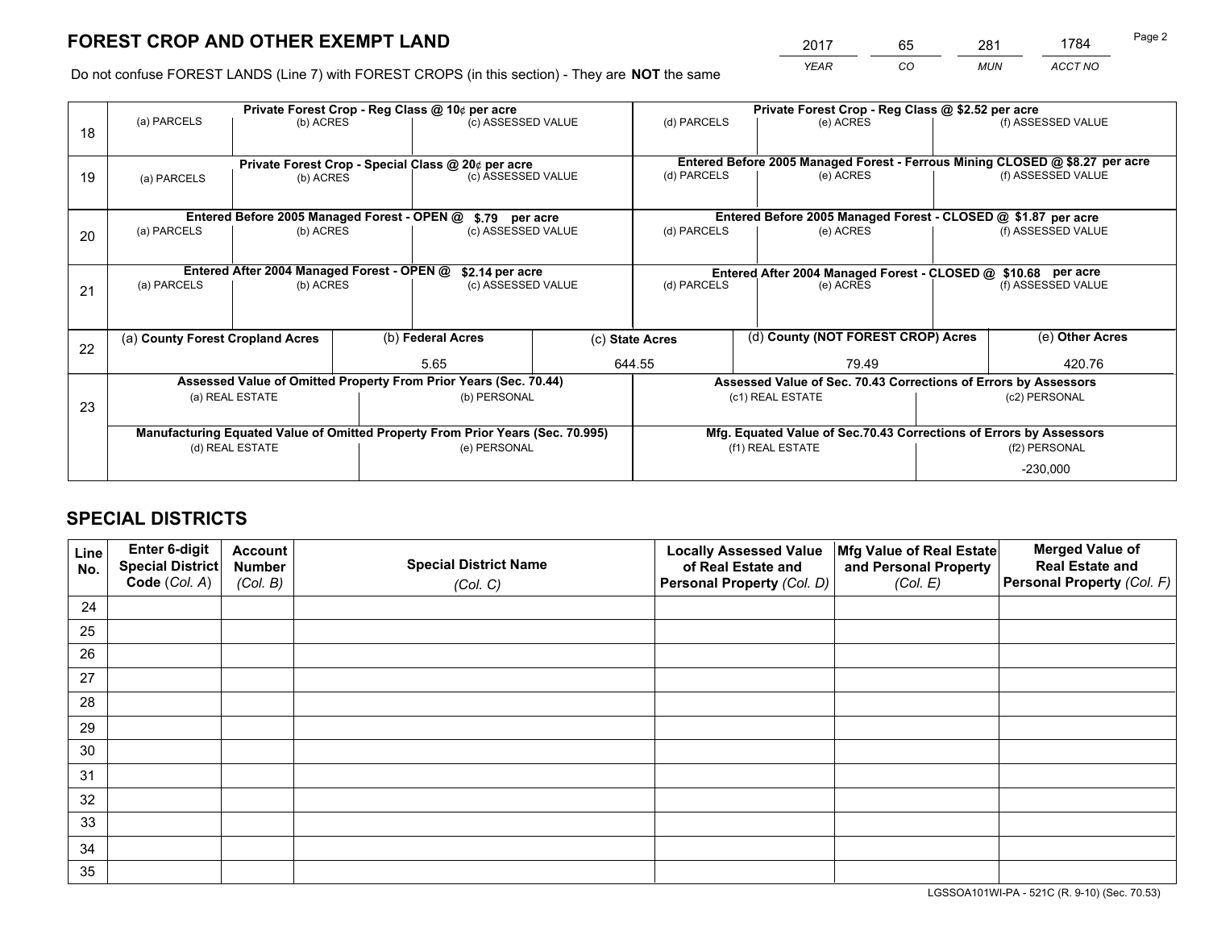# FOREST CROP AND OTHER EXEMPT LAND

| 2017 | 65 | 281 | 1784 |
|---|---|---|---|
| *YEAR* | *CO* | *MUN* | *ACCT NO* |

Do not confuse FOREST LANDS (Line 7) with FOREST CROPS (in this section) - They are **NOT** the same

| Line | Private Forest Crop - Reg Class @ 10¢ per acre | | | Private Forest Crop - Reg Class @ $2.52 per acre | | |
|---|---|---|---|---|---|---|
| | (a) PARCELS | (b) ACRES | (c) ASSESSED VALUE | (d) PARCELS | (e) ACRES | (f) ASSESSED VALUE |
| 18 | | | | | | |
| | **Private Forest Crop - Special Class @ 20¢ per acre** | | | **Entered Before 2005 Managed Forest - Ferrous Mining CLOSED @ $8.27 per acre** | | |
| | (a) PARCELS | (b) ACRES | (c) ASSESSED VALUE | (d) PARCELS | (e) ACRES | (f) ASSESSED VALUE |
| 19 | | | | | | |
| | **Entered Before 2005 Managed Forest - OPEN @ $.79 per acre** | | | **Entered Before 2005 Managed Forest - CLOSED @ $1.87 per acre** | | |
| | (a) PARCELS | (b) ACRES | (c) ASSESSED VALUE | (d) PARCELS | (e) ACRES | (f) ASSESSED VALUE |
| 20 | | | | | | |
| | **Entered After 2004 Managed Forest - OPEN @ $2.14 per acre** | | | **Entered After 2004 Managed Forest - CLOSED @ $10.68 per acre** | | |
| | (a) PARCELS | (b) ACRES | (c) ASSESSED VALUE | (d) PARCELS | (e) ACRES | (f) ASSESSED VALUE |
| 21 | | | | | | |

| Line | (a) County Forest Cropland Acres | (b) Federal Acres | (c) State Acres | (d) County (NOT FOREST CROP) Acres | (e) Other Acres |
|---|---|---|---|---|---|
| 22 | | 5.65 | 644.55 | 79.49 | 420.76 |

| Line | Assessed Value of Omitted Property From Prior Years (Sec. 70.44) | | Assessed Value of Sec. 70.43 Corrections of Errors by Assessors | |
|---|---|---|---|---|
| | (a) REAL ESTATE | (b) PERSONAL | (c1) REAL ESTATE | (c2) PERSONAL |
| 23 | | | | |
| | **Manufacturing Equated Value of Omitted Property From Prior Years (Sec. 70.995)** | | **Mfg. Equated Value of Sec.70.43 Corrections of Errors by Assessors** | |
| | (d) REAL ESTATE | (e) PERSONAL | (f1) REAL ESTATE | (f2) PERSONAL |
| | | | | -230,000 |

# SPECIAL DISTRICTS

| Line No. | Enter 6-digit Special District Code (*Col. A*) | Account Number (*Col. B*) | Special District Name (*Col. C*) | Locally Assessed Value of Real Estate and Personal Property (*Col. D*) | Mfg Value of Real Estate and Personal Property (*Col. E*) | Merged Value of Real Estate and Personal Property (*Col. F*) |
|---|---|---|---|---|---|---|
| 24 | | | | | | |
| 25 | | | | | | |
| 26 | | | | | | |
| 27 | | | | | | |
| 28 | | | | | | |
| 29 | | | | | | |
| 30 | | | | | | |
| 31 | | | | | | |
| 32 | | | | | | |
| 33 | | | | | | |
| 34 | | | | | | |
| 35 | | | | | | |

LGSSOA101WI-PA - 521C (R. 9-10) (Sec. 70.53)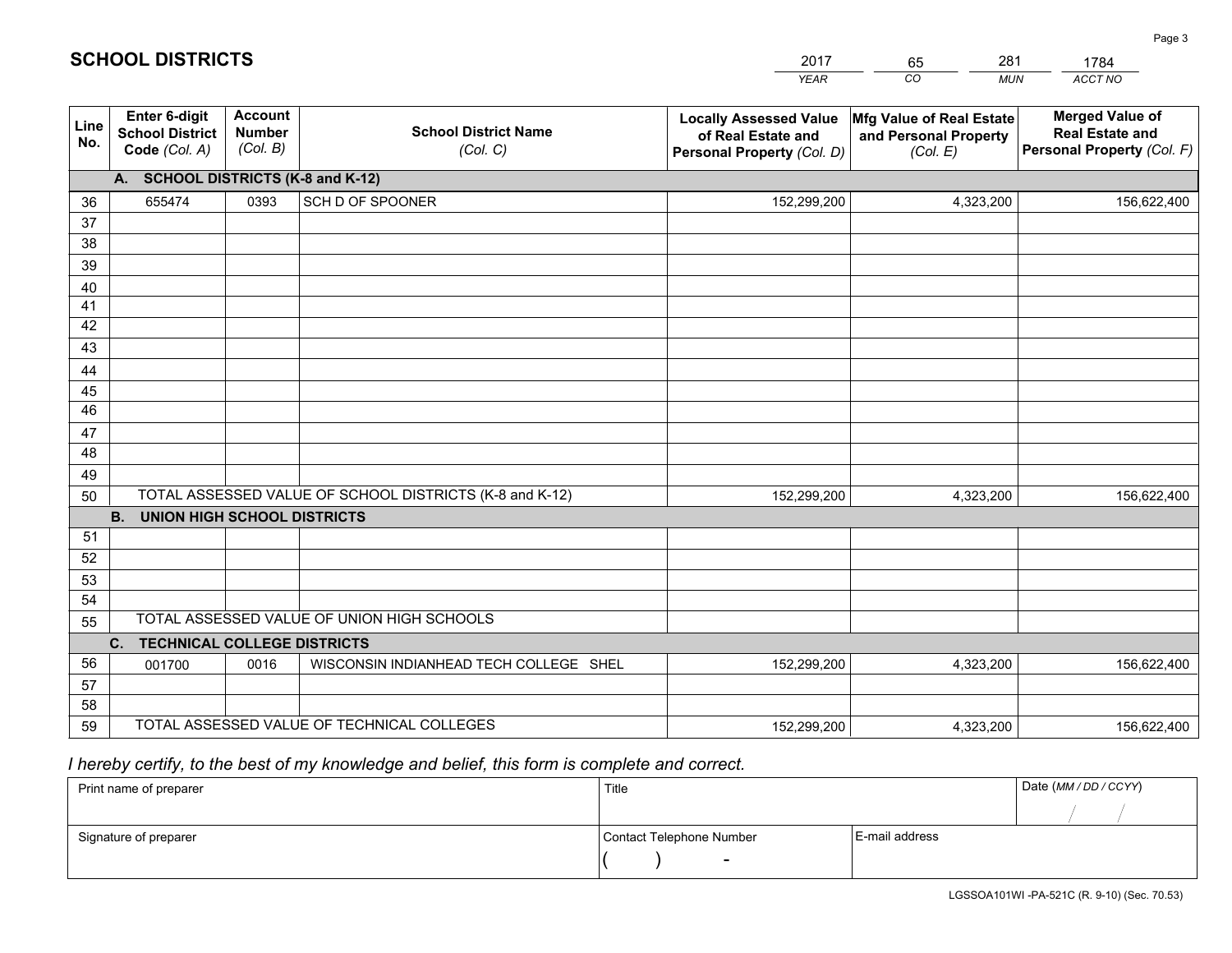# SCHOOL DISTRICTS

| 2017 | 65 | 281 | 1784 |
|---|---|---|---|
| *YEAR* | *CO* | *MUN* | *ACCT NO* |

| Line No. | Enter 6-digit School District Code *(Col. A)* | Account Number *(Col. B)* | School District Name *(Col. C)* | Locally Assessed Value of Real Estate and Personal Property *(Col. D)* | Mfg Value of Real Estate and Personal Property *(Col. E)* | Merged Value of Real Estate and Personal Property *(Col. F)* |
|---|---|---|---|---|---|---|
| | **A. SCHOOL DISTRICTS (K-8 and K-12)** | | | | | |
| 36 | 655474 | 0393 | SCH D OF SPOONER | 152,299,200 | 4,323,200 | 156,622,400 |
| 37 | | | | | | |
| 38 | | | | | | |
| 39 | | | | | | |
| 40 | | | | | | |
| 41 | | | | | | |
| 42 | | | | | | |
| 43 | | | | | | |
| 44 | | | | | | |
| 45 | | | | | | |
| 46 | | | | | | |
| 47 | | | | | | |
| 48 | | | | | | |
| 49 | | | | | | |
| 50 | TOTAL ASSESSED VALUE OF SCHOOL DISTRICTS (K-8 and K-12) | | | 152,299,200 | 4,323,200 | 156,622,400 |
| | **B. UNION HIGH SCHOOL DISTRICTS** | | | | | |
| 51 | | | | | | |
| 52 | | | | | | |
| 53 | | | | | | |
| 54 | | | | | | |
| 55 | TOTAL ASSESSED VALUE OF UNION HIGH SCHOOLS | | | | | |
| | **C. TECHNICAL COLLEGE DISTRICTS** | | | | | |
| 56 | 001700 | 0016 | WISCONSIN INDIANHEAD TECH COLLEGE SHEL | 152,299,200 | 4,323,200 | 156,622,400 |
| 57 | | | | | | |
| 58 | | | | | | |
| 59 | TOTAL ASSESSED VALUE OF TECHNICAL COLLEGES | | | 152,299,200 | 4,323,200 | 156,622,400 |

*I hereby certify, to the best of my knowledge and belief, this form is complete and correct.*

| Print name of preparer | Title | | Date *(MM / DD / CCYY)* |
|---|---|---|---|
| | | | / / |
| Signature of preparer | Contact Telephone Number | E-mail address | |
| | ( ) - | | |

LGSSOA101WI -PA-521C (R. 9-10) (Sec. 70.53)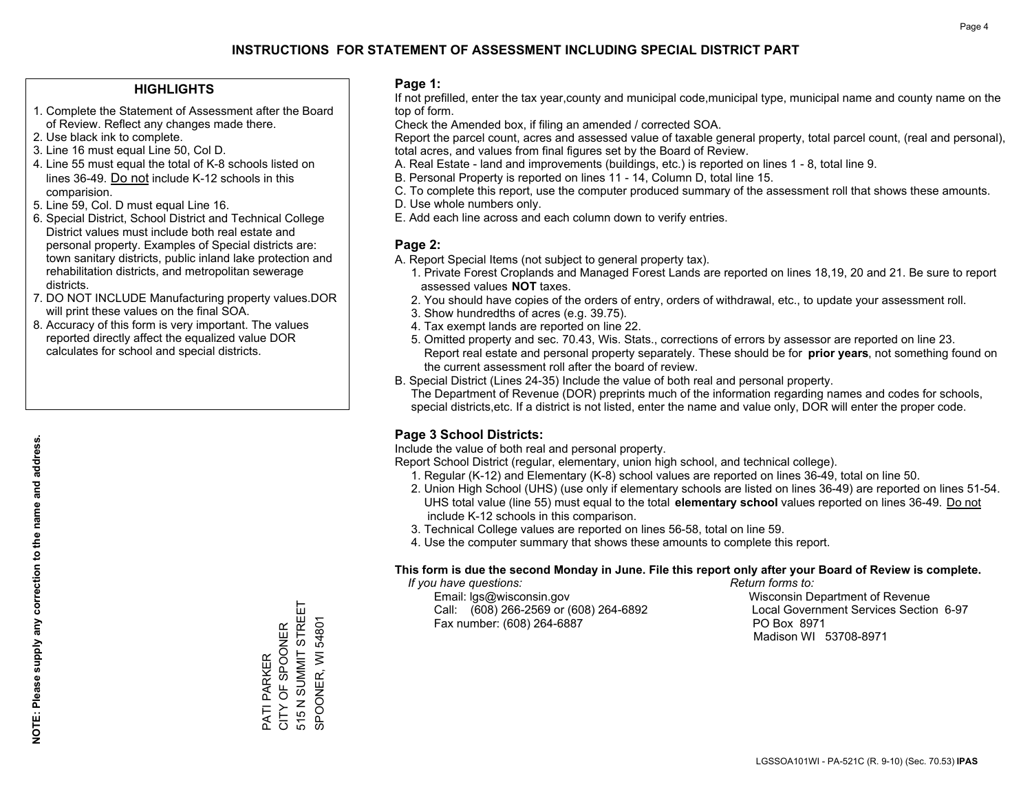# INSTRUCTIONS FOR STATEMENT OF ASSESSMENT INCLUDING SPECIAL DISTRICT PART

## HIGHLIGHTS

1. Complete the Statement of Assessment after the Board of Review. Reflect any changes made there.
2. Use black ink to complete.
3. Line 16 must equal Line 50, Col D.
4. Line 55 must equal the total of K-8 schools listed on lines 36-49. Do not include K-12 schools in this comparision.
5. Line 59, Col. D must equal Line 16.
6. Special District, School District and Technical College District values must include both real estate and personal property. Examples of Special districts are: town sanitary districts, public inland lake protection and rehabilitation districts, and metropolitan sewerage districts.
7. DO NOT INCLUDE Manufacturing property values.DOR will print these values on the final SOA.
8. Accuracy of this form is very important. The values reported directly affect the equalized value DOR calculates for school and special districts.

**NOTE: Please supply any correction to the name and address.**

PATI PARKER
CITY OF SPOONER
515 N SUMMIT STREET
SPOONER, WI 54801

## Page 1:

If not prefilled, enter the tax year,county and municipal code,municipal type, municipal name and county name on the top of form.

Check the Amended box, if filing an amended / corrected SOA.

Report the parcel count, acres and assessed value of taxable general property, total parcel count, (real and personal), total acres, and values from final figures set by the Board of Review.

A. Real Estate - land and improvements (buildings, etc.) is reported on lines 1 - 8, total line 9.
B. Personal Property is reported on lines 11 - 14, Column D, total line 15.
C. To complete this report, use the computer produced summary of the assessment roll that shows these amounts.
D. Use whole numbers only.
E. Add each line across and each column down to verify entries.

## Page 2:

A. Report Special Items (not subject to general property tax).
  1. Private Forest Croplands and Managed Forest Lands are reported on lines 18,19, 20 and 21. Be sure to report assessed values **NOT** taxes.
  2. You should have copies of the orders of entry, orders of withdrawal, etc., to update your assessment roll.
  3. Show hundredths of acres (e.g. 39.75).
  4. Tax exempt lands are reported on line 22.
  5. Omitted property and sec. 70.43, Wis. Stats., corrections of errors by assessor are reported on line 23. Report real estate and personal property separately. These should be for **prior years**, not something found on the current assessment roll after the board of review.

B. Special District (Lines 24-35) Include the value of both real and personal property.
The Department of Revenue (DOR) preprints much of the information regarding names and codes for schools, special districts,etc. If a district is not listed, enter the name and value only, DOR will enter the proper code.

## Page 3 School Districts:

Include the value of both real and personal property.

Report School District (regular, elementary, union high school, and technical college).
  1. Regular (K-12) and Elementary (K-8) school values are reported on lines 36-49, total on line 50.
  2. Union High School (UHS) (use only if elementary schools are listed on lines 36-49) are reported on lines 51-54. UHS total value (line 55) must equal to the total **elementary school** values reported on lines 36-49. Do not include K-12 schools in this comparison.
  3. Technical College values are reported on lines 56-58, total on line 59.
  4. Use the computer summary that shows these amounts to complete this report.

**This form is due the second Monday in June. File this report only after your Board of Review is complete.**

*If you have questions:*
Email: lgs@wisconsin.gov
Call: (608) 266-2569 or (608) 264-6892
Fax number: (608) 264-6887

*Return forms to:*
Wisconsin Department of Revenue
Local Government Services Section 6-97
PO Box 8971
Madison WI 53708-8971

LGSSOA101WI - PA-521C (R. 9-10) (Sec. 70.53) **IPAS**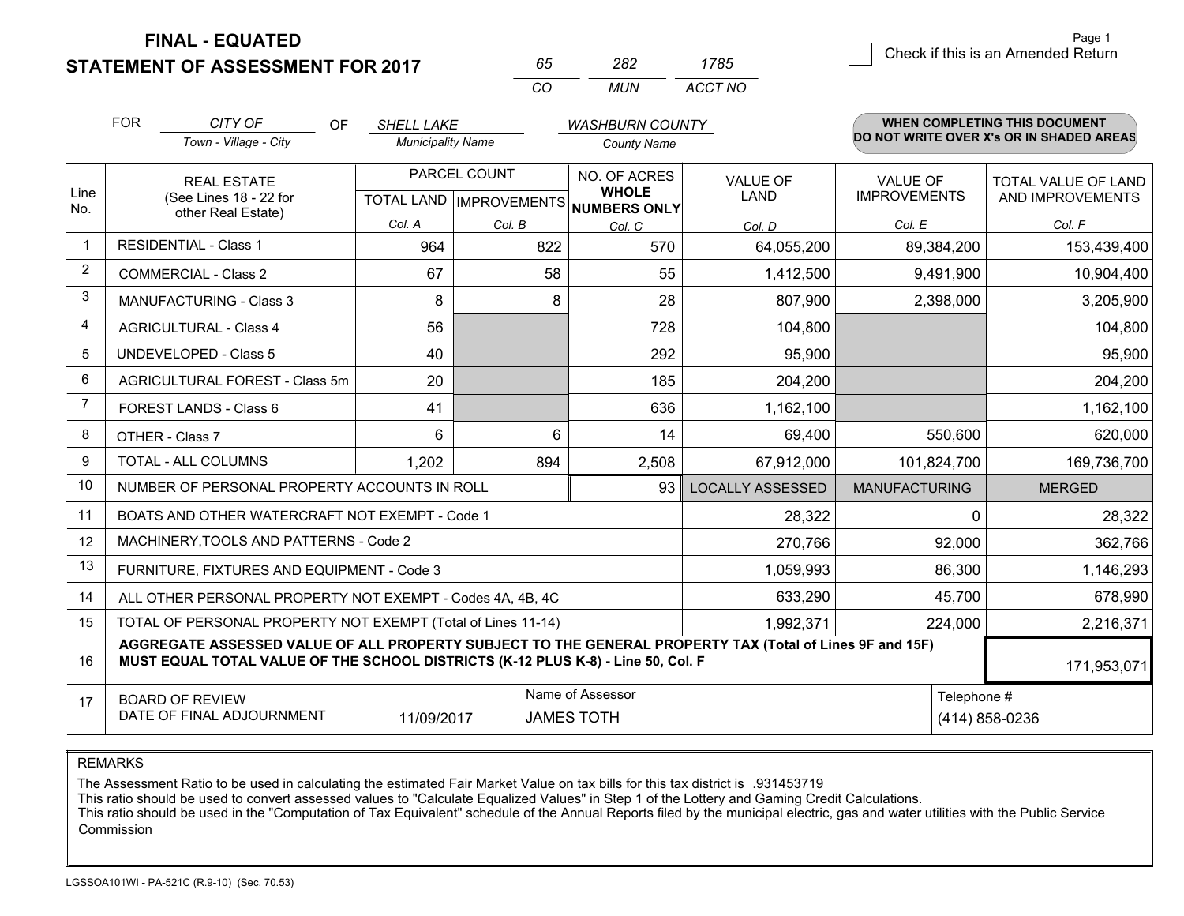**FINAL - EQUATED**
**STATEMENT OF ASSESSMENT FOR 2017**

| 65 | 282 | 1785 |
|---|---|---|
| CO | MUN | ACCT NO |

☐ Check if this is an Amended Return

FOR *CITY OF* (Town - Village - City) OF *SHELL LAKE* (Municipality Name) *WASHBURN COUNTY* (County Name)

**WHEN COMPLETING THIS DOCUMENT DO NOT WRITE OVER X's OR IN SHADED AREAS**

| Line No. | REAL ESTATE (See Lines 18 - 22 for other Real Estate) | PARCEL COUNT TOTAL LAND Col. A | PARCEL COUNT IMPROVEMENTS Col. B | NO. OF ACRES WHOLE NUMBERS ONLY Col. C | VALUE OF LAND Col. D | VALUE OF IMPROVEMENTS Col. E | TOTAL VALUE OF LAND AND IMPROVEMENTS Col. F |
|---|---|---|---|---|---|---|---|
| 1 | RESIDENTIAL - Class 1 | 964 | 822 | 570 | 64,055,200 | 89,384,200 | 153,439,400 |
| 2 | COMMERCIAL - Class 2 | 67 | 58 | 55 | 1,412,500 | 9,491,900 | 10,904,400 |
| 3 | MANUFACTURING - Class 3 | 8 | 8 | 28 | 807,900 | 2,398,000 | 3,205,900 |
| 4 | AGRICULTURAL - Class 4 | 56 | | 728 | 104,800 | | 104,800 |
| 5 | UNDEVELOPED - Class 5 | 40 | | 292 | 95,900 | | 95,900 |
| 6 | AGRICULTURAL FOREST - Class 5m | 20 | | 185 | 204,200 | | 204,200 |
| 7 | FOREST LANDS - Class 6 | 41 | | 636 | 1,162,100 | | 1,162,100 |
| 8 | OTHER - Class 7 | 6 | 6 | 14 | 69,400 | 550,600 | 620,000 |
| 9 | TOTAL - ALL COLUMNS | 1,202 | 894 | 2,508 | 67,912,000 | 101,824,700 | 169,736,700 |
| 10 | NUMBER OF PERSONAL PROPERTY ACCOUNTS IN ROLL | | | 93 | LOCALLY ASSESSED | MANUFACTURING | MERGED |
| 11 | BOATS AND OTHER WATERCRAFT NOT EXEMPT - Code 1 | | | | 28,322 | 0 | 28,322 |
| 12 | MACHINERY,TOOLS AND PATTERNS - Code 2 | | | | 270,766 | 92,000 | 362,766 |
| 13 | FURNITURE, FIXTURES AND EQUIPMENT - Code 3 | | | | 1,059,993 | 86,300 | 1,146,293 |
| 14 | ALL OTHER PERSONAL PROPERTY NOT EXEMPT - Codes 4A, 4B, 4C | | | | 633,290 | 45,700 | 678,990 |
| 15 | TOTAL OF PERSONAL PROPERTY NOT EXEMPT (Total of Lines 11-14) | | | | 1,992,371 | 224,000 | 2,216,371 |
| 16 | **AGGREGATE ASSESSED VALUE OF ALL PROPERTY SUBJECT TO THE GENERAL PROPERTY TAX (Total of Lines 9F and 15F) MUST EQUAL TOTAL VALUE OF THE SCHOOL DISTRICTS (K-12 PLUS K-8) - Line 50, Col. F** | | | | | | 171,953,071 |
| 17 | BOARD OF REVIEW DATE OF FINAL ADJOURNMENT | 11/09/2017 | Name of Assessor: JAMES TOTH | | | Telephone #: (414) 858-0236 | |

REMARKS

The Assessment Ratio to be used in calculating the estimated Fair Market Value on tax bills for this tax district is .931453719
This ratio should be used to convert assessed values to "Calculate Equalized Values" in Step 1 of the Lottery and Gaming Credit Calculations.
This ratio should be used in the "Computation of Tax Equivalent" schedule of the Annual Reports filed by the municipal electric, gas and water utilities with the Public Service Commission

LGSSOA101WI - PA-521C (R.9-10) (Sec. 70.53)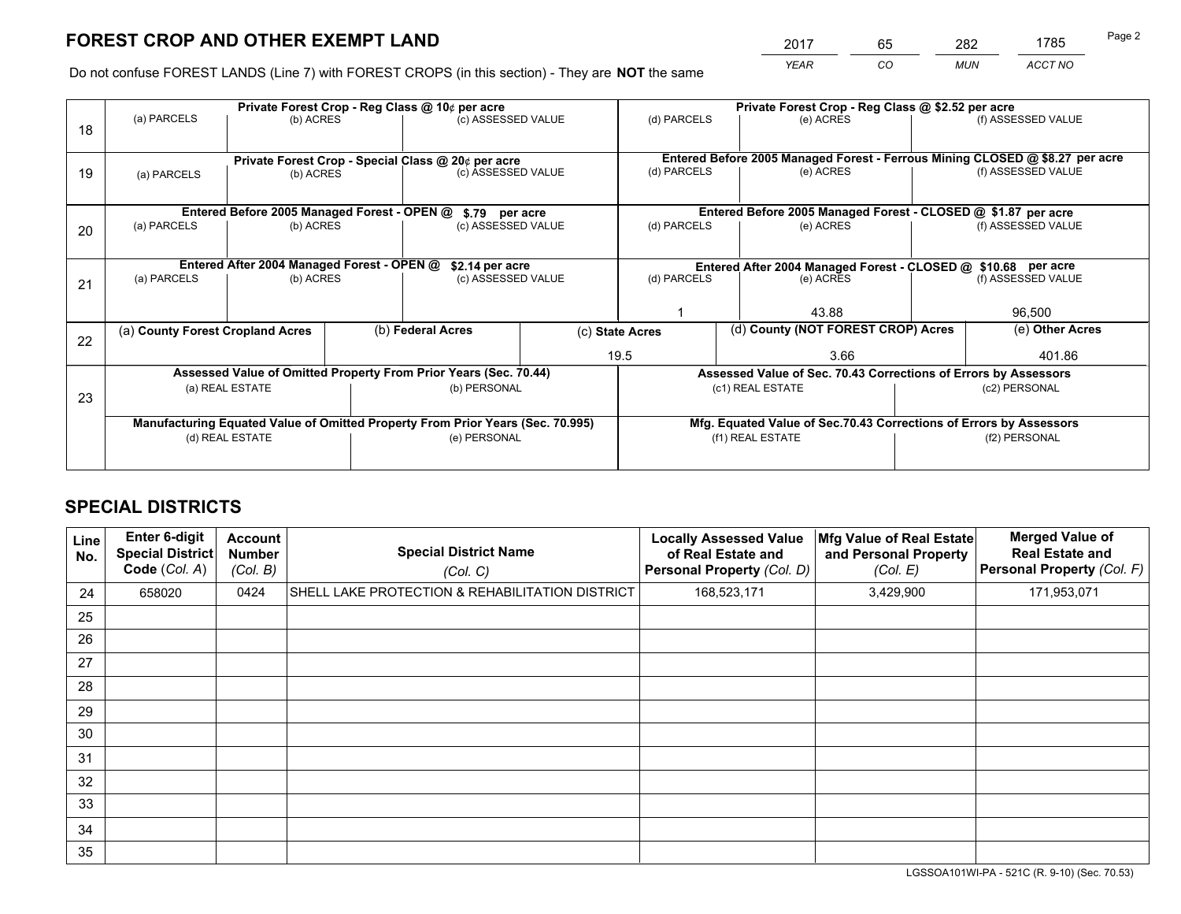# FOREST CROP AND OTHER EXEMPT LAND

| 2017 | 65 | 282 | 1785 |
|---|---|---|---|
| *YEAR* | *CO* | *MUN* | *ACCT NO* |

Do not confuse FOREST LANDS (Line 7) with FOREST CROPS (in this section) - They are **NOT** the same

| Line | Private Forest Crop - Reg Class @ 10¢ per acre | | | Private Forest Crop - Reg Class @ $2.52 per acre | | |
|---|---|---|---|---|---|---|
| 18 | (a) PARCELS | (b) ACRES | (c) ASSESSED VALUE | (d) PARCELS | (e) ACRES | (f) ASSESSED VALUE |
| | | | | | | |
| | **Private Forest Crop - Special Class @ 20¢ per acre** | | | **Entered Before 2005 Managed Forest - Ferrous Mining CLOSED @ $8.27 per acre** | | |
| 19 | (a) PARCELS | (b) ACRES | (c) ASSESSED VALUE | (d) PARCELS | (e) ACRES | (f) ASSESSED VALUE |
| | | | | | | |
| | **Entered Before 2005 Managed Forest - OPEN @ $.79 per acre** | | | **Entered Before 2005 Managed Forest - CLOSED @ $1.87 per acre** | | |
| 20 | (a) PARCELS | (b) ACRES | (c) ASSESSED VALUE | (d) PARCELS | (e) ACRES | (f) ASSESSED VALUE |
| | | | | | | |
| | **Entered After 2004 Managed Forest - OPEN @ $2.14 per acre** | | | **Entered After 2004 Managed Forest - CLOSED @ $10.68 per acre** | | |
| 21 | (a) PARCELS | (b) ACRES | (c) ASSESSED VALUE | (d) PARCELS | (e) ACRES | (f) ASSESSED VALUE |
| | | | | 1 | 43.88 | 96,500 |

| Line | (a) County Forest Cropland Acres | (b) Federal Acres | (c) State Acres | (d) County (NOT FOREST CROP) Acres | (e) Other Acres |
|---|---|---|---|---|---|
| 22 | | | 19.5 | 3.66 | 401.86 |

| Line | Assessed Value of Omitted Property From Prior Years (Sec. 70.44) | | Assessed Value of Sec. 70.43 Corrections of Errors by Assessors | |
|---|---|---|---|---|
| 23 | (a) REAL ESTATE | (b) PERSONAL | (c1) REAL ESTATE | (c2) PERSONAL |
| | | | | |
| | **Manufacturing Equated Value of Omitted Property From Prior Years (Sec. 70.995)** | | **Mfg. Equated Value of Sec.70.43 Corrections of Errors by Assessors** | |
| | (d) REAL ESTATE | (e) PERSONAL | (f1) REAL ESTATE | (f2) PERSONAL |
| | | | | |

# SPECIAL DISTRICTS

| Line No. | Enter 6-digit Special District Code (Col. A) | Account Number (Col. B) | Special District Name (Col. C) | Locally Assessed Value of Real Estate and Personal Property (Col. D) | Mfg Value of Real Estate and Personal Property (Col. E) | Merged Value of Real Estate and Personal Property (Col. F) |
|---|---|---|---|---|---|---|
| 24 | 658020 | 0424 | SHELL LAKE PROTECTION & REHABILITATION DISTRICT | 168,523,171 | 3,429,900 | 171,953,071 |
| 25 | | | | | | |
| 26 | | | | | | |
| 27 | | | | | | |
| 28 | | | | | | |
| 29 | | | | | | |
| 30 | | | | | | |
| 31 | | | | | | |
| 32 | | | | | | |
| 33 | | | | | | |
| 34 | | | | | | |
| 35 | | | | | | |

LGSSOA101WI-PA - 521C (R. 9-10) (Sec. 70.53)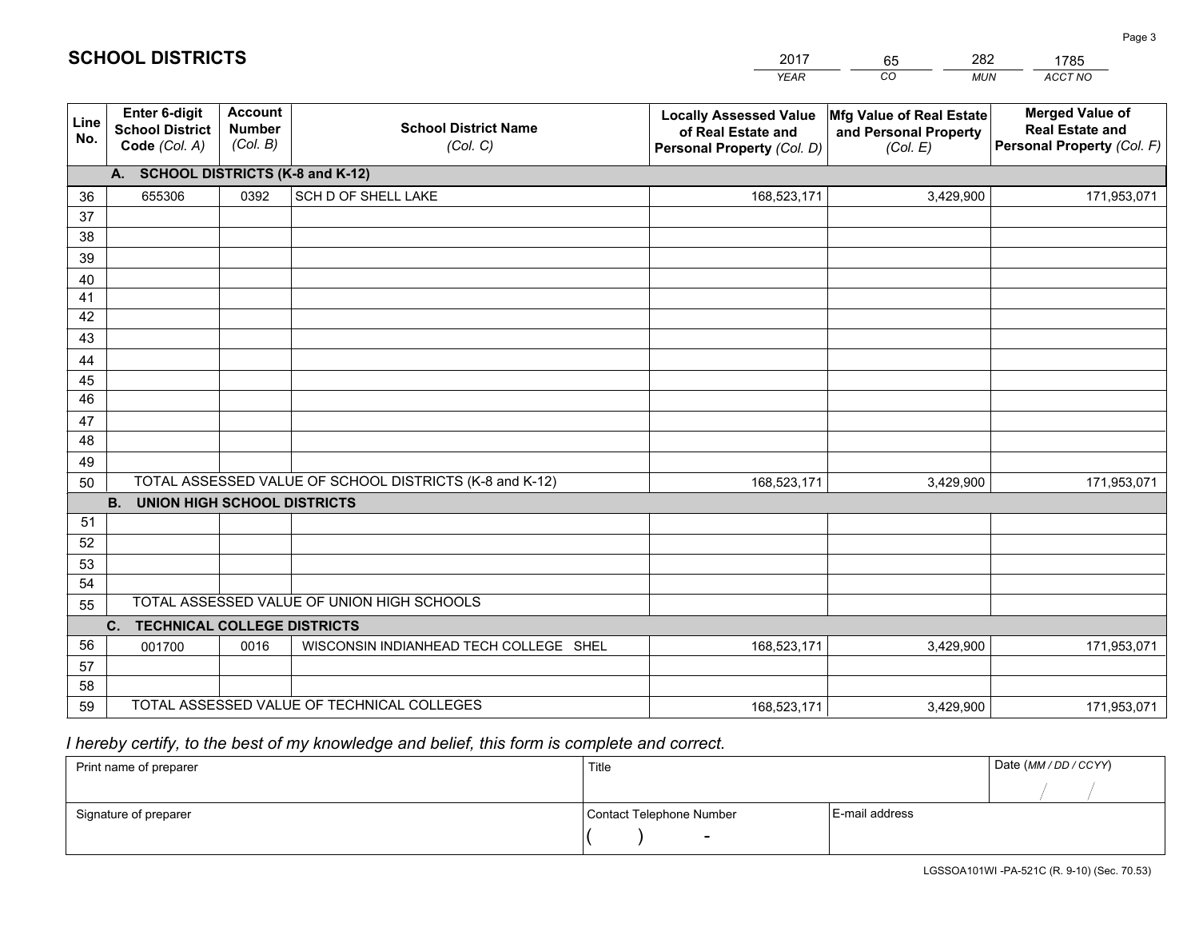# SCHOOL DISTRICTS

| 2017 | 65 | 282 | 1785 |
|---|---|---|---|
| *YEAR* | *CO* | *MUN* | *ACCT NO* |

| Line No. | Enter 6-digit School District Code *(Col. A)* | Account Number *(Col. B)* | School District Name *(Col. C)* | Locally Assessed Value of Real Estate and Personal Property *(Col. D)* | Mfg Value of Real Estate and Personal Property *(Col. E)* | Merged Value of Real Estate and Personal Property *(Col. F)* |
|---|---|---|---|---|---|---|
| | **A. SCHOOL DISTRICTS (K-8 and K-12)** | | | | | |
| 36 | 655306 | 0392 | SCH D OF SHELL LAKE | 168,523,171 | 3,429,900 | 171,953,071 |
| 37 | | | | | | |
| 38 | | | | | | |
| 39 | | | | | | |
| 40 | | | | | | |
| 41 | | | | | | |
| 42 | | | | | | |
| 43 | | | | | | |
| 44 | | | | | | |
| 45 | | | | | | |
| 46 | | | | | | |
| 47 | | | | | | |
| 48 | | | | | | |
| 49 | | | | | | |
| 50 | TOTAL ASSESSED VALUE OF SCHOOL DISTRICTS (K-8 and K-12) | | | 168,523,171 | 3,429,900 | 171,953,071 |
| | **B. UNION HIGH SCHOOL DISTRICTS** | | | | | |
| 51 | | | | | | |
| 52 | | | | | | |
| 53 | | | | | | |
| 54 | | | | | | |
| 55 | TOTAL ASSESSED VALUE OF UNION HIGH SCHOOLS | | | | | |
| | **C. TECHNICAL COLLEGE DISTRICTS** | | | | | |
| 56 | 001700 | 0016 | WISCONSIN INDIANHEAD TECH COLLEGE SHEL | 168,523,171 | 3,429,900 | 171,953,071 |
| 57 | | | | | | |
| 58 | | | | | | |
| 59 | TOTAL ASSESSED VALUE OF TECHNICAL COLLEGES | | | 168,523,171 | 3,429,900 | 171,953,071 |

*I hereby certify, to the best of my knowledge and belief, this form is complete and correct.*

| Print name of preparer | Title | | Date *(MM / DD / CCYY)* |
|---|---|---|---|
| | | | / / |
| Signature of preparer | Contact Telephone Number | E-mail address | |
| | ( ) - | | |

LGSSOA101WI -PA-521C (R. 9-10) (Sec. 70.53)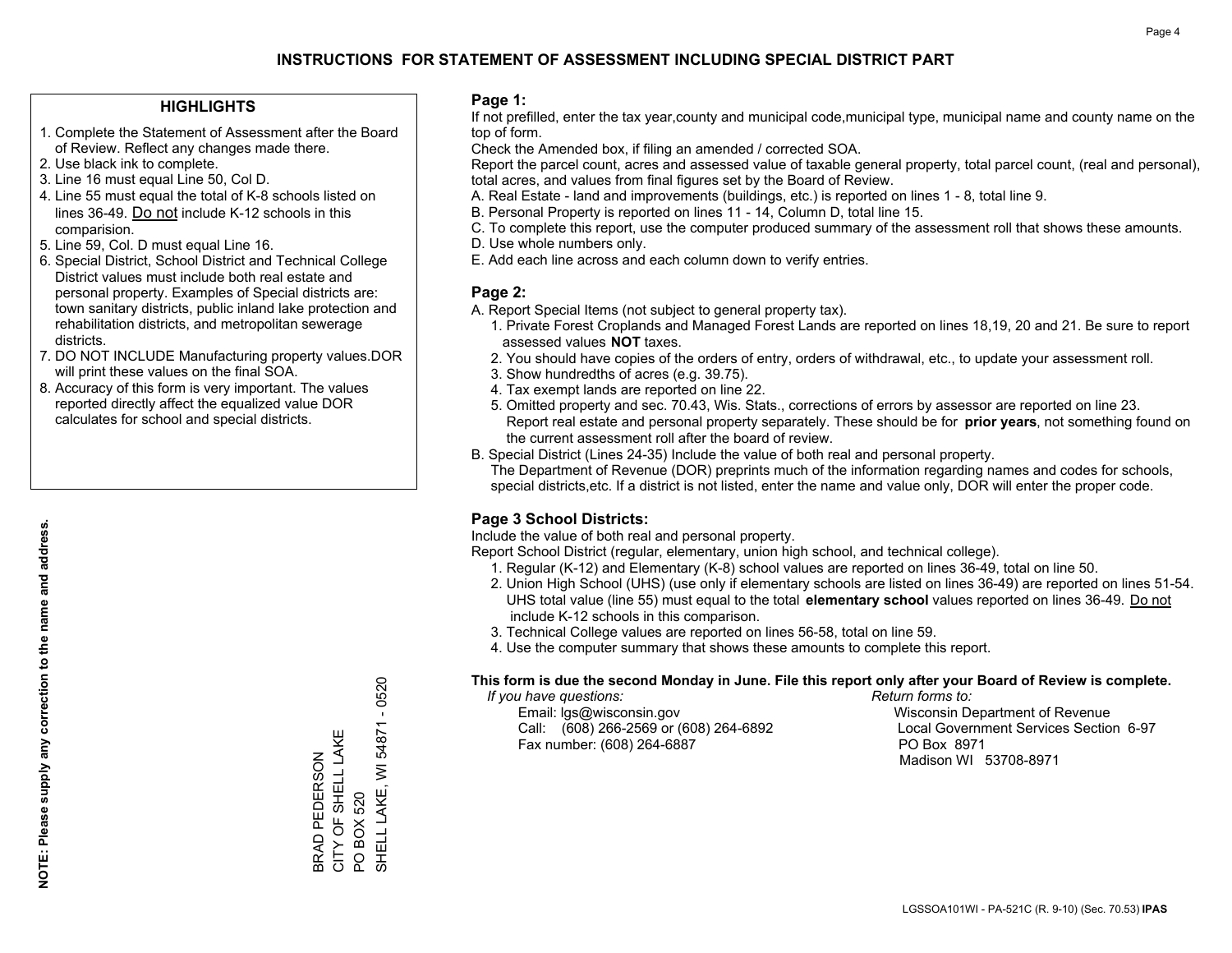# INSTRUCTIONS FOR STATEMENT OF ASSESSMENT INCLUDING SPECIAL DISTRICT PART

## HIGHLIGHTS

1. Complete the Statement of Assessment after the Board of Review. Reflect any changes made there.
2. Use black ink to complete.
3. Line 16 must equal Line 50, Col D.
4. Line 55 must equal the total of K-8 schools listed on lines 36-49. Do not include K-12 schools in this comparision.
5. Line 59, Col. D must equal Line 16.
6. Special District, School District and Technical College District values must include both real estate and personal property. Examples of Special districts are: town sanitary districts, public inland lake protection and rehabilitation districts, and metropolitan sewerage districts.
7. DO NOT INCLUDE Manufacturing property values.DOR will print these values on the final SOA.
8. Accuracy of this form is very important. The values reported directly affect the equalized value DOR calculates for school and special districts.

**NOTE: Please supply any correction to the name and address.**

BRAD PEDERSON
CITY OF SHELL LAKE
PO BOX 520
SHELL LAKE, WI 54871 - 0520

## Page 1:

If not prefilled, enter the tax year,county and municipal code,municipal type, municipal name and county name on the top of form.

Check the Amended box, if filing an amended / corrected SOA.

Report the parcel count, acres and assessed value of taxable general property, total parcel count, (real and personal), total acres, and values from final figures set by the Board of Review.

A. Real Estate - land and improvements (buildings, etc.) is reported on lines 1 - 8, total line 9.
B. Personal Property is reported on lines 11 - 14, Column D, total line 15.
C. To complete this report, use the computer produced summary of the assessment roll that shows these amounts.
D. Use whole numbers only.
E. Add each line across and each column down to verify entries.

## Page 2:

A. Report Special Items (not subject to general property tax).
   1. Private Forest Croplands and Managed Forest Lands are reported on lines 18,19, 20 and 21. Be sure to report assessed values **NOT** taxes.
   2. You should have copies of the orders of entry, orders of withdrawal, etc., to update your assessment roll.
   3. Show hundredths of acres (e.g. 39.75).
   4. Tax exempt lands are reported on line 22.
   5. Omitted property and sec. 70.43, Wis. Stats., corrections of errors by assessor are reported on line 23. Report real estate and personal property separately. These should be for **prior years**, not something found on the current assessment roll after the board of review.
B. Special District (Lines 24-35) Include the value of both real and personal property.
   The Department of Revenue (DOR) preprints much of the information regarding names and codes for schools, special districts,etc. If a district is not listed, enter the name and value only, DOR will enter the proper code.

## Page 3 School Districts:

Include the value of both real and personal property.

Report School District (regular, elementary, union high school, and technical college).

1. Regular (K-12) and Elementary (K-8) school values are reported on lines 36-49, total on line 50.
2. Union High School (UHS) (use only if elementary schools are listed on lines 36-49) are reported on lines 51-54. UHS total value (line 55) must equal to the total **elementary school** values reported on lines 36-49. Do not include K-12 schools in this comparison.
3. Technical College values are reported on lines 56-58, total on line 59.
4. Use the computer summary that shows these amounts to complete this report.

**This form is due the second Monday in June. File this report only after your Board of Review is complete.**

*If you have questions:*
Email: lgs@wisconsin.gov
Call: (608) 266-2569 or (608) 264-6892
Fax number: (608) 264-6887

*Return forms to:*
Wisconsin Department of Revenue
Local Government Services Section 6-97
PO Box 8971
Madison WI 53708-8971

LGSSOA101WI - PA-521C (R. 9-10) (Sec. 70.53) **IPAS**